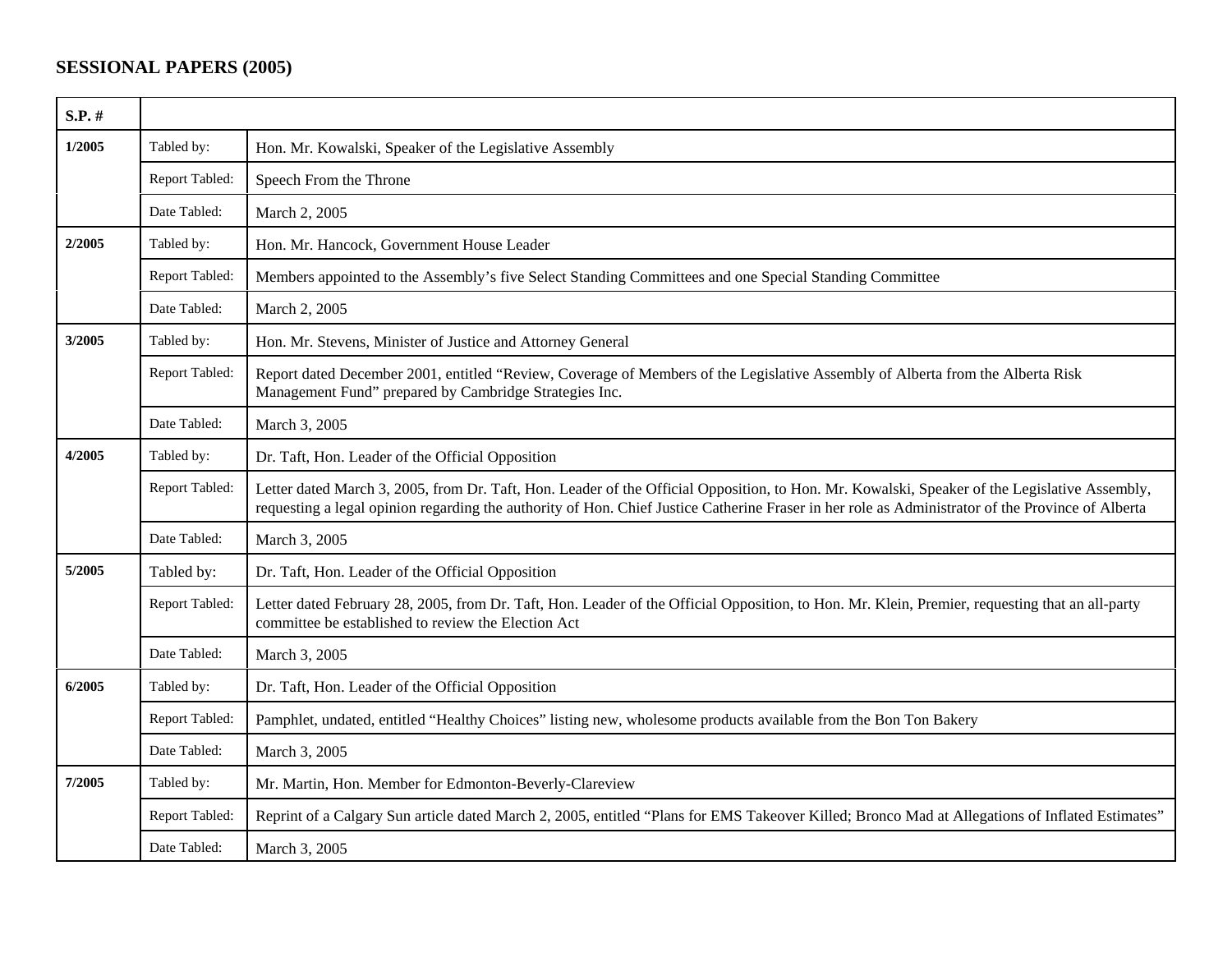## SESSIONAL PAPERS (2005)

| S.P. # | | |
|---|---|---|
| 1/2005 | Tabled by: | Hon. Mr. Kowalski, Speaker of the Legislative Assembly |
| | Report Tabled: | Speech From the Throne |
| | Date Tabled: | March 2, 2005 |
| 2/2005 | Tabled by: | Hon. Mr. Hancock, Government House Leader |
| | Report Tabled: | Members appointed to the Assembly's five Select Standing Committees and one Special Standing Committee |
| | Date Tabled: | March 2, 2005 |
| 3/2005 | Tabled by: | Hon. Mr. Stevens, Minister of Justice and Attorney General |
| | Report Tabled: | Report dated December 2001, entitled "Review, Coverage of Members of the Legislative Assembly of Alberta from the Alberta Risk Management Fund" prepared by Cambridge Strategies Inc. |
| | Date Tabled: | March 3, 2005 |
| 4/2005 | Tabled by: | Dr. Taft, Hon. Leader of the Official Opposition |
| | Report Tabled: | Letter dated March 3, 2005, from Dr. Taft, Hon. Leader of the Official Opposition, to Hon. Mr. Kowalski, Speaker of the Legislative Assembly, requesting a legal opinion regarding the authority of Hon. Chief Justice Catherine Fraser in her role as Administrator of the Province of Alberta |
| | Date Tabled: | March 3, 2005 |
| 5/2005 | Tabled by: | Dr. Taft, Hon. Leader of the Official Opposition |
| | Report Tabled: | Letter dated February 28, 2005, from Dr. Taft, Hon. Leader of the Official Opposition, to Hon. Mr. Klein, Premier, requesting that an all-party committee be established to review the Election Act |
| | Date Tabled: | March 3, 2005 |
| 6/2005 | Tabled by: | Dr. Taft, Hon. Leader of the Official Opposition |
| | Report Tabled: | Pamphlet, undated, entitled "Healthy Choices" listing new, wholesome products available from the Bon Ton Bakery |
| | Date Tabled: | March 3, 2005 |
| 7/2005 | Tabled by: | Mr. Martin, Hon. Member for Edmonton-Beverly-Clareview |
| | Report Tabled: | Reprint of a Calgary Sun article dated March 2, 2005, entitled "Plans for EMS Takeover Killed; Bronco Mad at Allegations of Inflated Estimates" |
| | Date Tabled: | March 3, 2005 |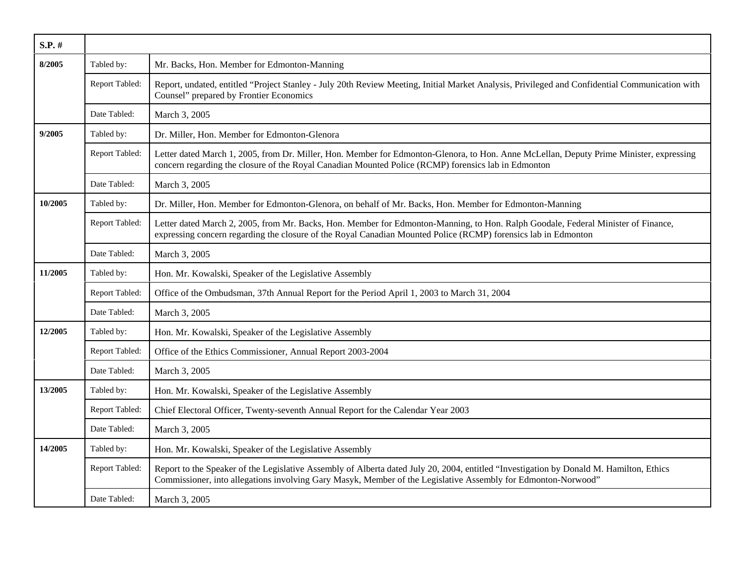| S.P. # | | |
|---|---|---|
| 8/2005 | Tabled by: | Mr. Backs, Hon. Member for Edmonton-Manning |
| | Report Tabled: | Report, undated, entitled "Project Stanley - July 20th Review Meeting, Initial Market Analysis, Privileged and Confidential Communication with Counsel" prepared by Frontier Economics |
| | Date Tabled: | March 3, 2005 |
| 9/2005 | Tabled by: | Dr. Miller, Hon. Member for Edmonton-Glenora |
| | Report Tabled: | Letter dated March 1, 2005, from Dr. Miller, Hon. Member for Edmonton-Glenora, to Hon. Anne McLellan, Deputy Prime Minister, expressing concern regarding the closure of the Royal Canadian Mounted Police (RCMP) forensics lab in Edmonton |
| | Date Tabled: | March 3, 2005 |
| 10/2005 | Tabled by: | Dr. Miller, Hon. Member for Edmonton-Glenora, on behalf of Mr. Backs, Hon. Member for Edmonton-Manning |
| | Report Tabled: | Letter dated March 2, 2005, from Mr. Backs, Hon. Member for Edmonton-Manning, to Hon. Ralph Goodale, Federal Minister of Finance, expressing concern regarding the closure of the Royal Canadian Mounted Police (RCMP) forensics lab in Edmonton |
| | Date Tabled: | March 3, 2005 |
| 11/2005 | Tabled by: | Hon. Mr. Kowalski, Speaker of the Legislative Assembly |
| | Report Tabled: | Office of the Ombudsman, 37th Annual Report for the Period April 1, 2003 to March 31, 2004 |
| | Date Tabled: | March 3, 2005 |
| 12/2005 | Tabled by: | Hon. Mr. Kowalski, Speaker of the Legislative Assembly |
| | Report Tabled: | Office of the Ethics Commissioner, Annual Report 2003-2004 |
| | Date Tabled: | March 3, 2005 |
| 13/2005 | Tabled by: | Hon. Mr. Kowalski, Speaker of the Legislative Assembly |
| | Report Tabled: | Chief Electoral Officer, Twenty-seventh Annual Report for the Calendar Year 2003 |
| | Date Tabled: | March 3, 2005 |
| 14/2005 | Tabled by: | Hon. Mr. Kowalski, Speaker of the Legislative Assembly |
| | Report Tabled: | Report to the Speaker of the Legislative Assembly of Alberta dated July 20, 2004, entitled "Investigation by Donald M. Hamilton, Ethics Commissioner, into allegations involving Gary Masyk, Member of the Legislative Assembly for Edmonton-Norwood" |
| | Date Tabled: | March 3, 2005 |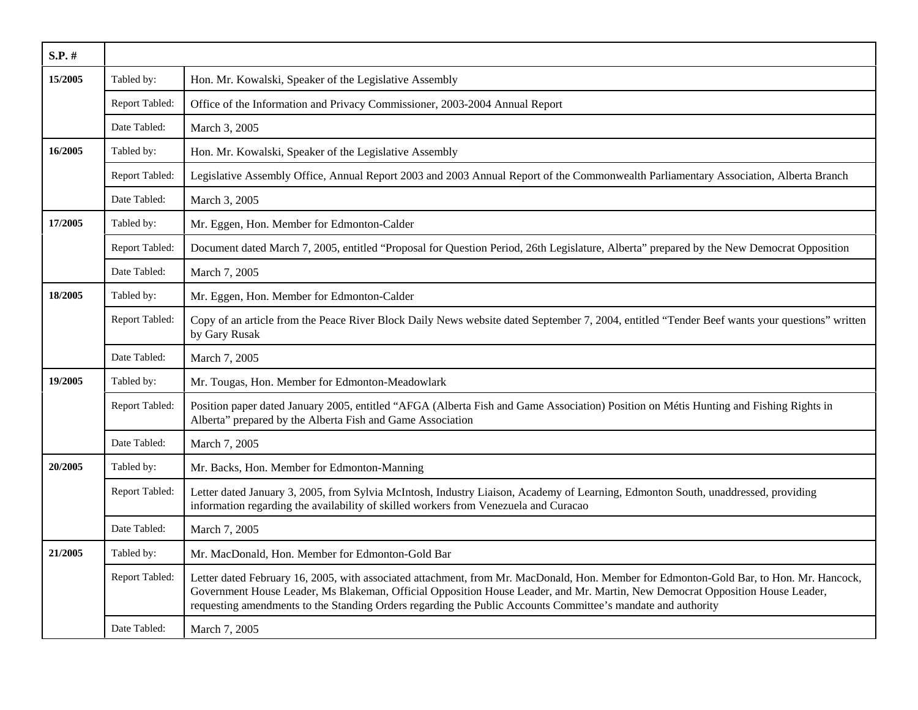| S.P. # | | |
|---|---|---|
| 15/2005 | Tabled by: | Hon. Mr. Kowalski, Speaker of the Legislative Assembly |
| | Report Tabled: | Office of the Information and Privacy Commissioner, 2003-2004 Annual Report |
| | Date Tabled: | March 3, 2005 |
| 16/2005 | Tabled by: | Hon. Mr. Kowalski, Speaker of the Legislative Assembly |
| | Report Tabled: | Legislative Assembly Office, Annual Report 2003 and 2003 Annual Report of the Commonwealth Parliamentary Association, Alberta Branch |
| | Date Tabled: | March 3, 2005 |
| 17/2005 | Tabled by: | Mr. Eggen, Hon. Member for Edmonton-Calder |
| | Report Tabled: | Document dated March 7, 2005, entitled "Proposal for Question Period, 26th Legislature, Alberta" prepared by the New Democrat Opposition |
| | Date Tabled: | March 7, 2005 |
| 18/2005 | Tabled by: | Mr. Eggen, Hon. Member for Edmonton-Calder |
| | Report Tabled: | Copy of an article from the Peace River Block Daily News website dated September 7, 2004, entitled "Tender Beef wants your questions" written by Gary Rusak |
| | Date Tabled: | March 7, 2005 |
| 19/2005 | Tabled by: | Mr. Tougas, Hon. Member for Edmonton-Meadowlark |
| | Report Tabled: | Position paper dated January 2005, entitled "AFGA (Alberta Fish and Game Association) Position on Métis Hunting and Fishing Rights in Alberta" prepared by the Alberta Fish and Game Association |
| | Date Tabled: | March 7, 2005 |
| 20/2005 | Tabled by: | Mr. Backs, Hon. Member for Edmonton-Manning |
| | Report Tabled: | Letter dated January 3, 2005, from Sylvia McIntosh, Industry Liaison, Academy of Learning, Edmonton South, unaddressed, providing information regarding the availability of skilled workers from Venezuela and Curacao |
| | Date Tabled: | March 7, 2005 |
| 21/2005 | Tabled by: | Mr. MacDonald, Hon. Member for Edmonton-Gold Bar |
| | Report Tabled: | Letter dated February 16, 2005, with associated attachment, from Mr. MacDonald, Hon. Member for Edmonton-Gold Bar, to Hon. Mr. Hancock, Government House Leader, Ms Blakeman, Official Opposition House Leader, and Mr. Martin, New Democrat Opposition House Leader, requesting amendments to the Standing Orders regarding the Public Accounts Committee's mandate and authority |
| | Date Tabled: | March 7, 2005 |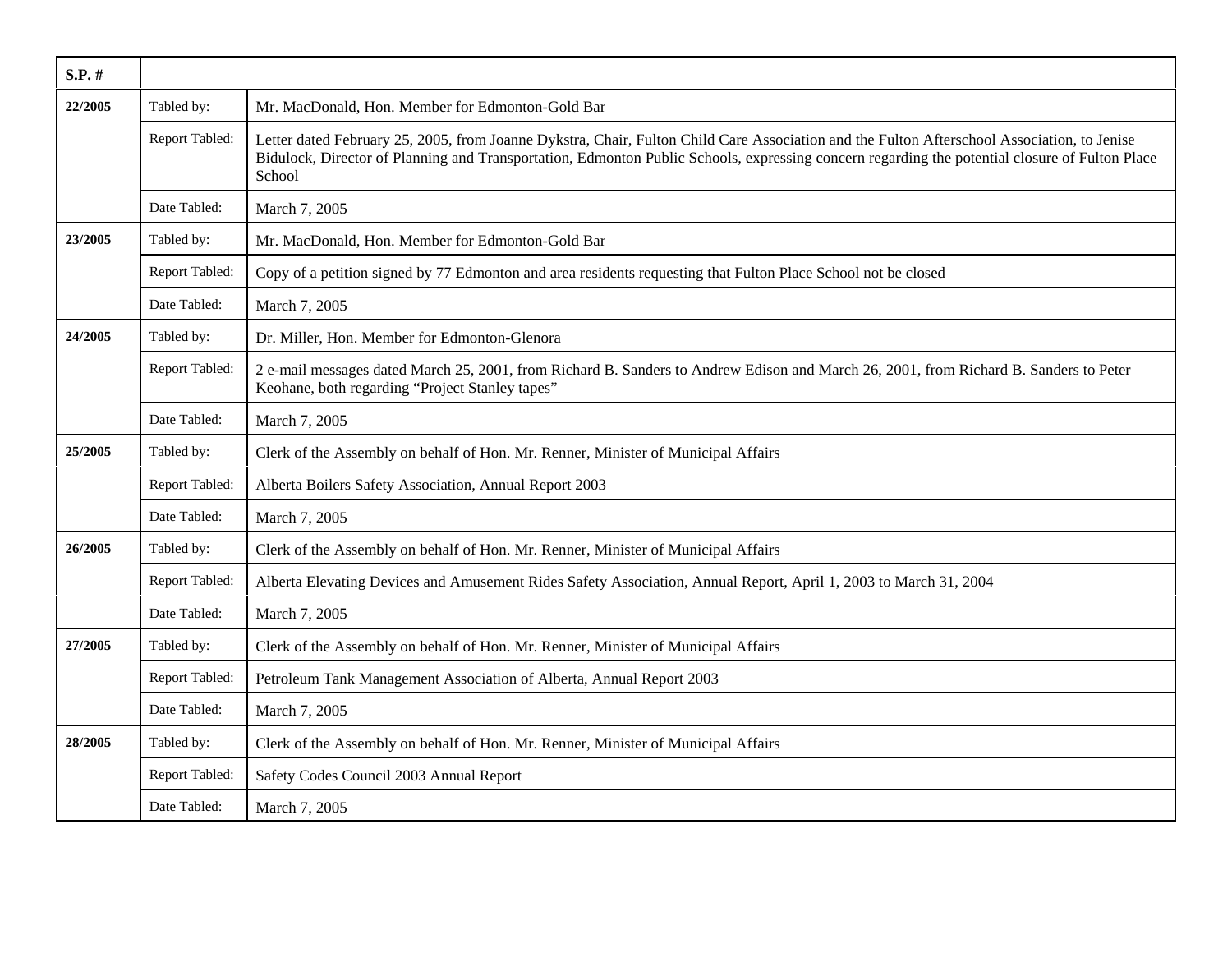| S.P. # | | |
|---|---|---|
| 22/2005 | Tabled by: | Mr. MacDonald, Hon. Member for Edmonton-Gold Bar |
| | Report Tabled: | Letter dated February 25, 2005, from Joanne Dykstra, Chair, Fulton Child Care Association and the Fulton Afterschool Association, to Jenise Bidulock, Director of Planning and Transportation, Edmonton Public Schools, expressing concern regarding the potential closure of Fulton Place School |
| | Date Tabled: | March 7, 2005 |
| 23/2005 | Tabled by: | Mr. MacDonald, Hon. Member for Edmonton-Gold Bar |
| | Report Tabled: | Copy of a petition signed by 77 Edmonton and area residents requesting that Fulton Place School not be closed |
| | Date Tabled: | March 7, 2005 |
| 24/2005 | Tabled by: | Dr. Miller, Hon. Member for Edmonton-Glenora |
| | Report Tabled: | 2 e-mail messages dated March 25, 2001, from Richard B. Sanders to Andrew Edison and March 26, 2001, from Richard B. Sanders to Peter Keohane, both regarding "Project Stanley tapes" |
| | Date Tabled: | March 7, 2005 |
| 25/2005 | Tabled by: | Clerk of the Assembly on behalf of Hon. Mr. Renner, Minister of Municipal Affairs |
| | Report Tabled: | Alberta Boilers Safety Association, Annual Report 2003 |
| | Date Tabled: | March 7, 2005 |
| 26/2005 | Tabled by: | Clerk of the Assembly on behalf of Hon. Mr. Renner, Minister of Municipal Affairs |
| | Report Tabled: | Alberta Elevating Devices and Amusement Rides Safety Association, Annual Report, April 1, 2003 to March 31, 2004 |
| | Date Tabled: | March 7, 2005 |
| 27/2005 | Tabled by: | Clerk of the Assembly on behalf of Hon. Mr. Renner, Minister of Municipal Affairs |
| | Report Tabled: | Petroleum Tank Management Association of Alberta, Annual Report 2003 |
| | Date Tabled: | March 7, 2005 |
| 28/2005 | Tabled by: | Clerk of the Assembly on behalf of Hon. Mr. Renner, Minister of Municipal Affairs |
| | Report Tabled: | Safety Codes Council 2003 Annual Report |
| | Date Tabled: | March 7, 2005 |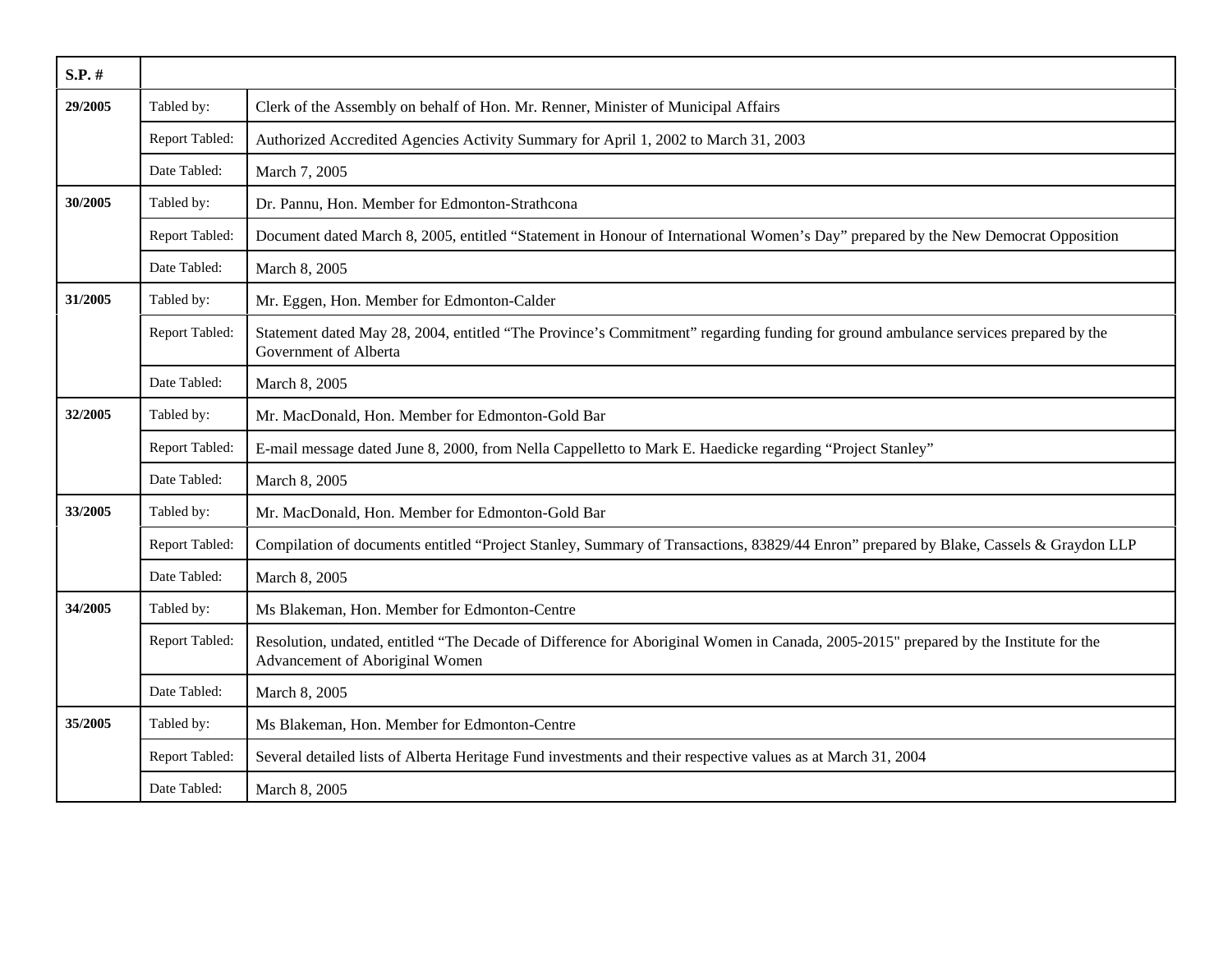| S.P. # | | |
|---|---|---|
| 29/2005 | Tabled by: | Clerk of the Assembly on behalf of Hon. Mr. Renner, Minister of Municipal Affairs |
| | Report Tabled: | Authorized Accredited Agencies Activity Summary for April 1, 2002 to March 31, 2003 |
| | Date Tabled: | March 7, 2005 |
| 30/2005 | Tabled by: | Dr. Pannu, Hon. Member for Edmonton-Strathcona |
| | Report Tabled: | Document dated March 8, 2005, entitled “Statement in Honour of International Women’s Day” prepared by the New Democrat Opposition |
| | Date Tabled: | March 8, 2005 |
| 31/2005 | Tabled by: | Mr. Eggen, Hon. Member for Edmonton-Calder |
| | Report Tabled: | Statement dated May 28, 2004, entitled “The Province’s Commitment” regarding funding for ground ambulance services prepared by the Government of Alberta |
| | Date Tabled: | March 8, 2005 |
| 32/2005 | Tabled by: | Mr. MacDonald, Hon. Member for Edmonton-Gold Bar |
| | Report Tabled: | E-mail message dated June 8, 2000, from Nella Cappelletto to Mark E. Haedicke regarding “Project Stanley” |
| | Date Tabled: | March 8, 2005 |
| 33/2005 | Tabled by: | Mr. MacDonald, Hon. Member for Edmonton-Gold Bar |
| | Report Tabled: | Compilation of documents entitled “Project Stanley, Summary of Transactions, 83829/44 Enron” prepared by Blake, Cassels & Graydon LLP |
| | Date Tabled: | March 8, 2005 |
| 34/2005 | Tabled by: | Ms Blakeman, Hon. Member for Edmonton-Centre |
| | Report Tabled: | Resolution, undated, entitled “The Decade of Difference for Aboriginal Women in Canada, 2005-2015" prepared by the Institute for the Advancement of Aboriginal Women |
| | Date Tabled: | March 8, 2005 |
| 35/2005 | Tabled by: | Ms Blakeman, Hon. Member for Edmonton-Centre |
| | Report Tabled: | Several detailed lists of Alberta Heritage Fund investments and their respective values as at March 31, 2004 |
| | Date Tabled: | March 8, 2005 |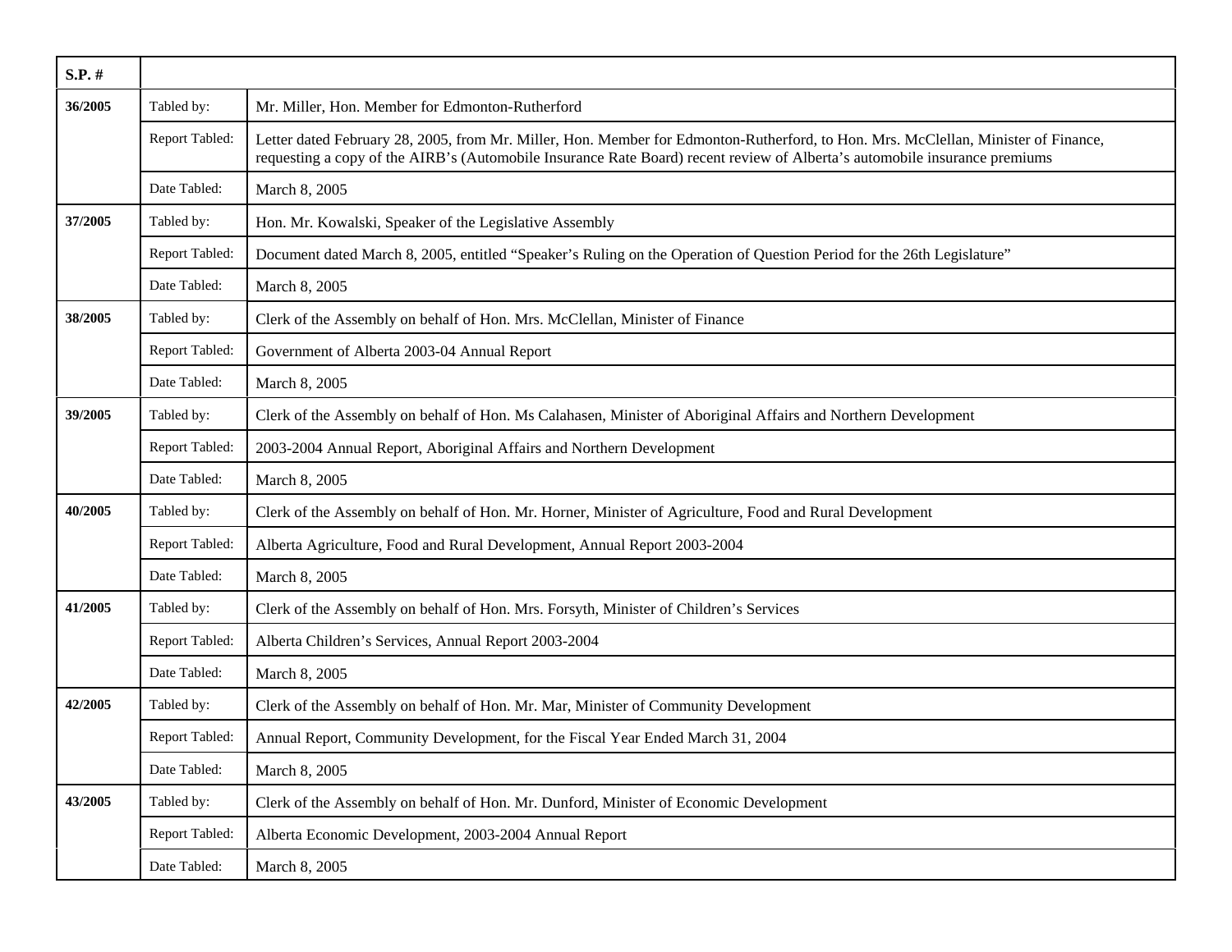| S.P. # | | |
|---|---|---|
| 36/2005 | Tabled by: | Mr. Miller, Hon. Member for Edmonton-Rutherford |
| | Report Tabled: | Letter dated February 28, 2005, from Mr. Miller, Hon. Member for Edmonton-Rutherford, to Hon. Mrs. McClellan, Minister of Finance, requesting a copy of the AIRB's (Automobile Insurance Rate Board) recent review of Alberta's automobile insurance premiums |
| | Date Tabled: | March 8, 2005 |
| 37/2005 | Tabled by: | Hon. Mr. Kowalski, Speaker of the Legislative Assembly |
| | Report Tabled: | Document dated March 8, 2005, entitled "Speaker's Ruling on the Operation of Question Period for the 26th Legislature" |
| | Date Tabled: | March 8, 2005 |
| 38/2005 | Tabled by: | Clerk of the Assembly on behalf of Hon. Mrs. McClellan, Minister of Finance |
| | Report Tabled: | Government of Alberta 2003-04 Annual Report |
| | Date Tabled: | March 8, 2005 |
| 39/2005 | Tabled by: | Clerk of the Assembly on behalf of Hon. Ms Calahasen, Minister of Aboriginal Affairs and Northern Development |
| | Report Tabled: | 2003-2004 Annual Report, Aboriginal Affairs and Northern Development |
| | Date Tabled: | March 8, 2005 |
| 40/2005 | Tabled by: | Clerk of the Assembly on behalf of Hon. Mr. Horner, Minister of Agriculture, Food and Rural Development |
| | Report Tabled: | Alberta Agriculture, Food and Rural Development, Annual Report 2003-2004 |
| | Date Tabled: | March 8, 2005 |
| 41/2005 | Tabled by: | Clerk of the Assembly on behalf of Hon. Mrs. Forsyth, Minister of Children's Services |
| | Report Tabled: | Alberta Children's Services, Annual Report 2003-2004 |
| | Date Tabled: | March 8, 2005 |
| 42/2005 | Tabled by: | Clerk of the Assembly on behalf of Hon. Mr. Mar, Minister of Community Development |
| | Report Tabled: | Annual Report, Community Development, for the Fiscal Year Ended March 31, 2004 |
| | Date Tabled: | March 8, 2005 |
| 43/2005 | Tabled by: | Clerk of the Assembly on behalf of Hon. Mr. Dunford, Minister of Economic Development |
| | Report Tabled: | Alberta Economic Development, 2003-2004 Annual Report |
| | Date Tabled: | March 8, 2005 |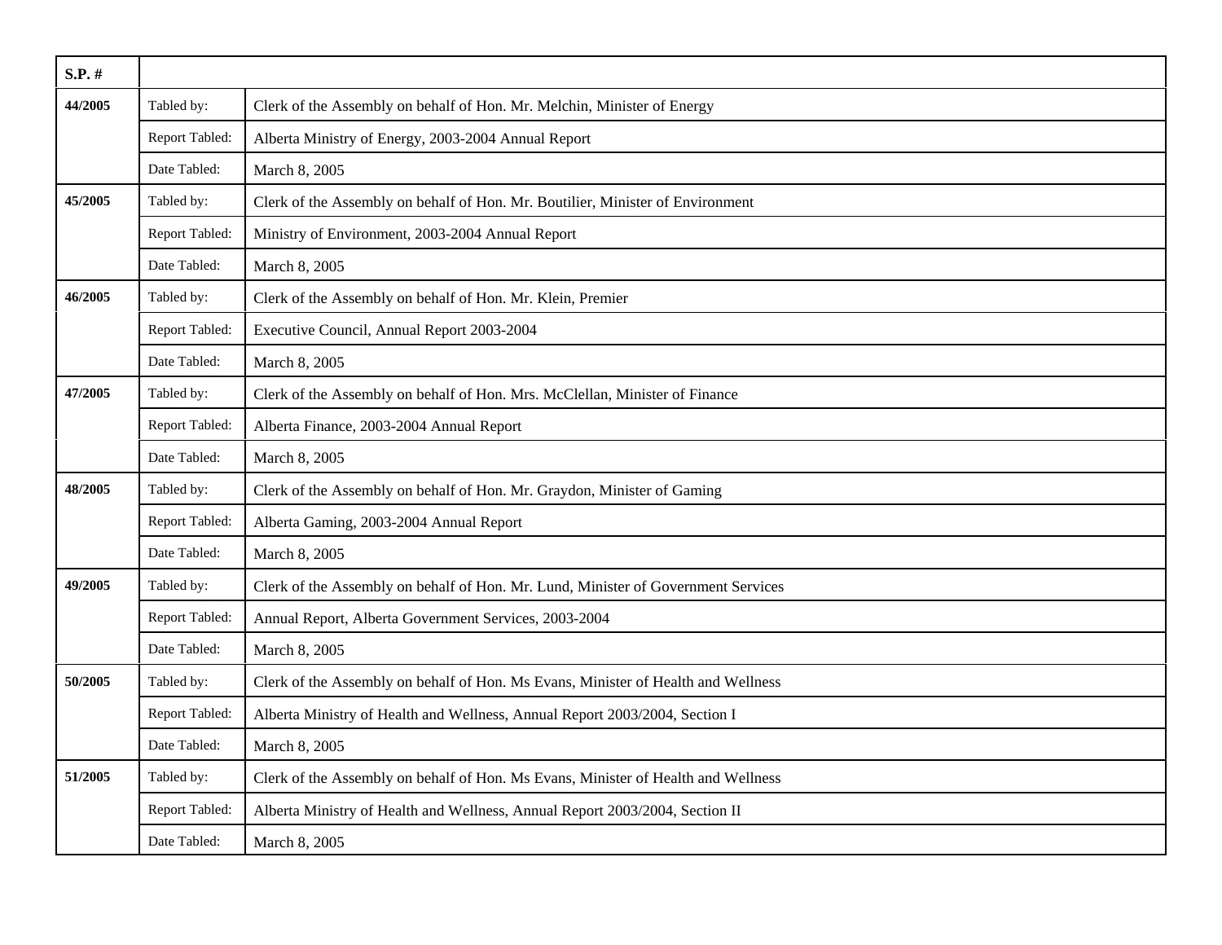| S.P. # | | |
|---|---|---|
| **44/2005** | Tabled by: | Clerk of the Assembly on behalf of Hon. Mr. Melchin, Minister of Energy |
| | Report Tabled: | Alberta Ministry of Energy, 2003-2004 Annual Report |
| | Date Tabled: | March 8, 2005 |
| **45/2005** | Tabled by: | Clerk of the Assembly on behalf of Hon. Mr. Boutilier, Minister of Environment |
| | Report Tabled: | Ministry of Environment, 2003-2004 Annual Report |
| | Date Tabled: | March 8, 2005 |
| **46/2005** | Tabled by: | Clerk of the Assembly on behalf of Hon. Mr. Klein, Premier |
| | Report Tabled: | Executive Council, Annual Report 2003-2004 |
| | Date Tabled: | March 8, 2005 |
| **47/2005** | Tabled by: | Clerk of the Assembly on behalf of Hon. Mrs. McClellan, Minister of Finance |
| | Report Tabled: | Alberta Finance, 2003-2004 Annual Report |
| | Date Tabled: | March 8, 2005 |
| **48/2005** | Tabled by: | Clerk of the Assembly on behalf of Hon. Mr. Graydon, Minister of Gaming |
| | Report Tabled: | Alberta Gaming, 2003-2004 Annual Report |
| | Date Tabled: | March 8, 2005 |
| **49/2005** | Tabled by: | Clerk of the Assembly on behalf of Hon. Mr. Lund, Minister of Government Services |
| | Report Tabled: | Annual Report, Alberta Government Services, 2003-2004 |
| | Date Tabled: | March 8, 2005 |
| **50/2005** | Tabled by: | Clerk of the Assembly on behalf of Hon. Ms Evans, Minister of Health and Wellness |
| | Report Tabled: | Alberta Ministry of Health and Wellness, Annual Report 2003/2004, Section I |
| | Date Tabled: | March 8, 2005 |
| **51/2005** | Tabled by: | Clerk of the Assembly on behalf of Hon. Ms Evans, Minister of Health and Wellness |
| | Report Tabled: | Alberta Ministry of Health and Wellness, Annual Report 2003/2004, Section II |
| | Date Tabled: | March 8, 2005 |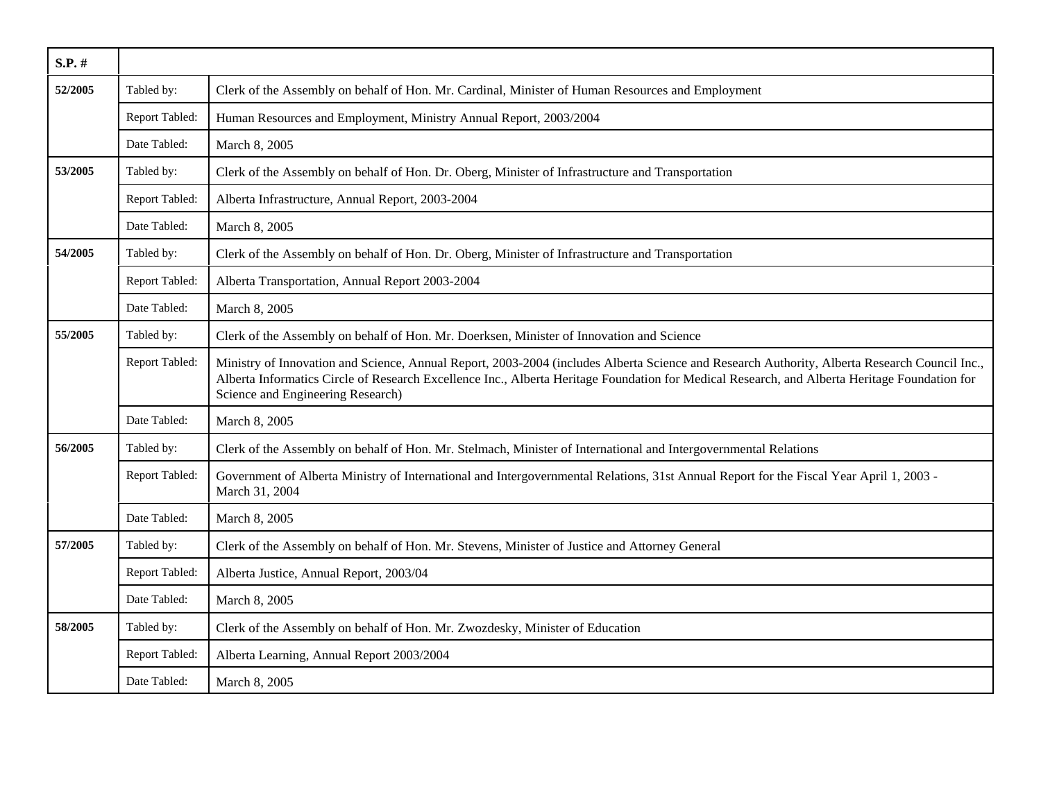| S.P. # | | |
|---|---|---|
| 52/2005 | Tabled by: | Clerk of the Assembly on behalf of Hon. Mr. Cardinal, Minister of Human Resources and Employment |
| | Report Tabled: | Human Resources and Employment, Ministry Annual Report, 2003/2004 |
| | Date Tabled: | March 8, 2005 |
| 53/2005 | Tabled by: | Clerk of the Assembly on behalf of Hon. Dr. Oberg, Minister of Infrastructure and Transportation |
| | Report Tabled: | Alberta Infrastructure, Annual Report, 2003-2004 |
| | Date Tabled: | March 8, 2005 |
| 54/2005 | Tabled by: | Clerk of the Assembly on behalf of Hon. Dr. Oberg, Minister of Infrastructure and Transportation |
| | Report Tabled: | Alberta Transportation, Annual Report 2003-2004 |
| | Date Tabled: | March 8, 2005 |
| 55/2005 | Tabled by: | Clerk of the Assembly on behalf of Hon. Mr. Doerksen, Minister of Innovation and Science |
| | Report Tabled: | Ministry of Innovation and Science, Annual Report, 2003-2004 (includes Alberta Science and Research Authority, Alberta Research Council Inc., Alberta Informatics Circle of Research Excellence Inc., Alberta Heritage Foundation for Medical Research, and Alberta Heritage Foundation for Science and Engineering Research) |
| | Date Tabled: | March 8, 2005 |
| 56/2005 | Tabled by: | Clerk of the Assembly on behalf of Hon. Mr. Stelmach, Minister of International and Intergovernmental Relations |
| | Report Tabled: | Government of Alberta Ministry of International and Intergovernmental Relations, 31st Annual Report for the Fiscal Year April 1, 2003 - March 31, 2004 |
| | Date Tabled: | March 8, 2005 |
| 57/2005 | Tabled by: | Clerk of the Assembly on behalf of Hon. Mr. Stevens, Minister of Justice and Attorney General |
| | Report Tabled: | Alberta Justice, Annual Report, 2003/04 |
| | Date Tabled: | March 8, 2005 |
| 58/2005 | Tabled by: | Clerk of the Assembly on behalf of Hon. Mr. Zwozdesky, Minister of Education |
| | Report Tabled: | Alberta Learning, Annual Report 2003/2004 |
| | Date Tabled: | March 8, 2005 |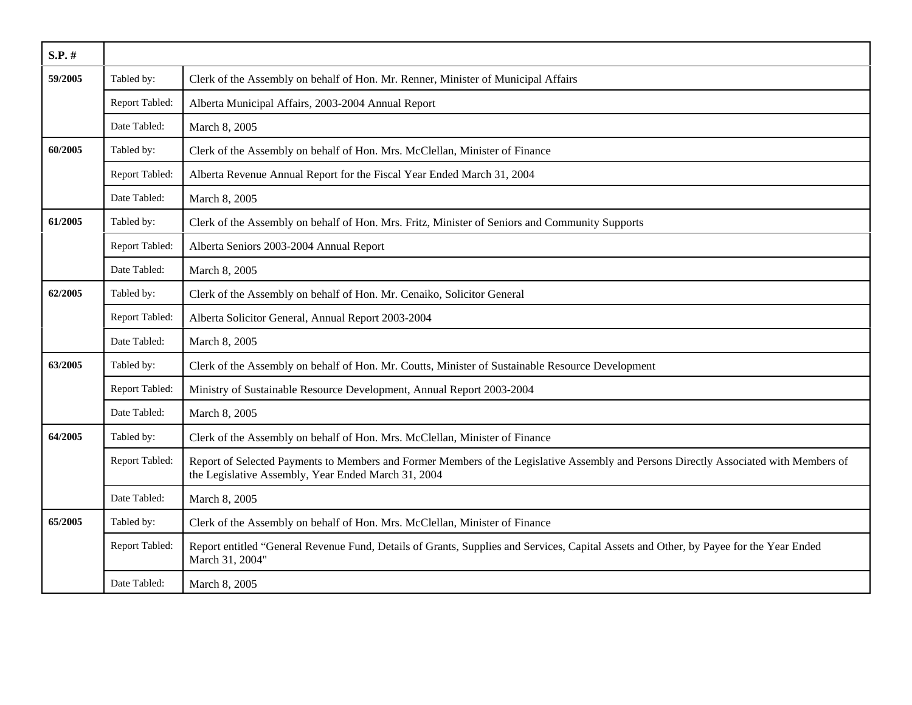| S.P. # | | |
| --- | --- | --- |
| **59/2005** | Tabled by: | Clerk of the Assembly on behalf of Hon. Mr. Renner, Minister of Municipal Affairs |
| | Report Tabled: | Alberta Municipal Affairs, 2003-2004 Annual Report |
| | Date Tabled: | March 8, 2005 |
| **60/2005** | Tabled by: | Clerk of the Assembly on behalf of Hon. Mrs. McClellan, Minister of Finance |
| | Report Tabled: | Alberta Revenue Annual Report for the Fiscal Year Ended March 31, 2004 |
| | Date Tabled: | March 8, 2005 |
| **61/2005** | Tabled by: | Clerk of the Assembly on behalf of Hon. Mrs. Fritz, Minister of Seniors and Community Supports |
| | Report Tabled: | Alberta Seniors 2003-2004 Annual Report |
| | Date Tabled: | March 8, 2005 |
| **62/2005** | Tabled by: | Clerk of the Assembly on behalf of Hon. Mr. Cenaiko, Solicitor General |
| | Report Tabled: | Alberta Solicitor General, Annual Report 2003-2004 |
| | Date Tabled: | March 8, 2005 |
| **63/2005** | Tabled by: | Clerk of the Assembly on behalf of Hon. Mr. Coutts, Minister of Sustainable Resource Development |
| | Report Tabled: | Ministry of Sustainable Resource Development, Annual Report 2003-2004 |
| | Date Tabled: | March 8, 2005 |
| **64/2005** | Tabled by: | Clerk of the Assembly on behalf of Hon. Mrs. McClellan, Minister of Finance |
| | Report Tabled: | Report of Selected Payments to Members and Former Members of the Legislative Assembly and Persons Directly Associated with Members of the Legislative Assembly, Year Ended March 31, 2004 |
| | Date Tabled: | March 8, 2005 |
| **65/2005** | Tabled by: | Clerk of the Assembly on behalf of Hon. Mrs. McClellan, Minister of Finance |
| | Report Tabled: | Report entitled "General Revenue Fund, Details of Grants, Supplies and Services, Capital Assets and Other, by Payee for the Year Ended March 31, 2004" |
| | Date Tabled: | March 8, 2005 |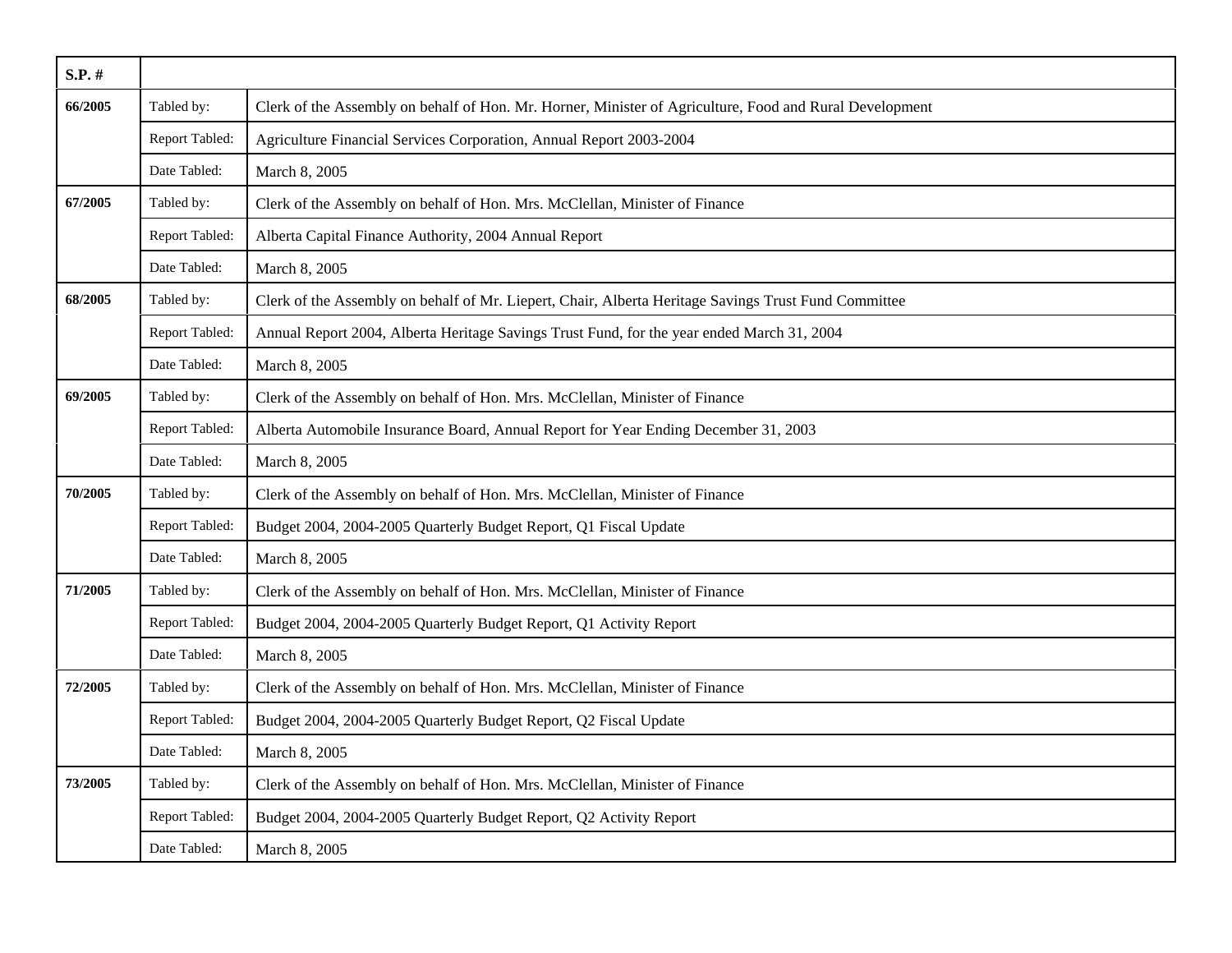| S.P. # | | |
|---|---|---|
| 66/2005 | Tabled by: | Clerk of the Assembly on behalf of Hon. Mr. Horner, Minister of Agriculture, Food and Rural Development |
| | Report Tabled: | Agriculture Financial Services Corporation, Annual Report 2003-2004 |
| | Date Tabled: | March 8, 2005 |
| 67/2005 | Tabled by: | Clerk of the Assembly on behalf of Hon. Mrs. McClellan, Minister of Finance |
| | Report Tabled: | Alberta Capital Finance Authority, 2004 Annual Report |
| | Date Tabled: | March 8, 2005 |
| 68/2005 | Tabled by: | Clerk of the Assembly on behalf of Mr. Liepert, Chair, Alberta Heritage Savings Trust Fund Committee |
| | Report Tabled: | Annual Report 2004, Alberta Heritage Savings Trust Fund, for the year ended March 31, 2004 |
| | Date Tabled: | March 8, 2005 |
| 69/2005 | Tabled by: | Clerk of the Assembly on behalf of Hon. Mrs. McClellan, Minister of Finance |
| | Report Tabled: | Alberta Automobile Insurance Board, Annual Report for Year Ending December 31, 2003 |
| | Date Tabled: | March 8, 2005 |
| 70/2005 | Tabled by: | Clerk of the Assembly on behalf of Hon. Mrs. McClellan, Minister of Finance |
| | Report Tabled: | Budget 2004, 2004-2005 Quarterly Budget Report, Q1 Fiscal Update |
| | Date Tabled: | March 8, 2005 |
| 71/2005 | Tabled by: | Clerk of the Assembly on behalf of Hon. Mrs. McClellan, Minister of Finance |
| | Report Tabled: | Budget 2004, 2004-2005 Quarterly Budget Report, Q1 Activity Report |
| | Date Tabled: | March 8, 2005 |
| 72/2005 | Tabled by: | Clerk of the Assembly on behalf of Hon. Mrs. McClellan, Minister of Finance |
| | Report Tabled: | Budget 2004, 2004-2005 Quarterly Budget Report, Q2 Fiscal Update |
| | Date Tabled: | March 8, 2005 |
| 73/2005 | Tabled by: | Clerk of the Assembly on behalf of Hon. Mrs. McClellan, Minister of Finance |
| | Report Tabled: | Budget 2004, 2004-2005 Quarterly Budget Report, Q2 Activity Report |
| | Date Tabled: | March 8, 2005 |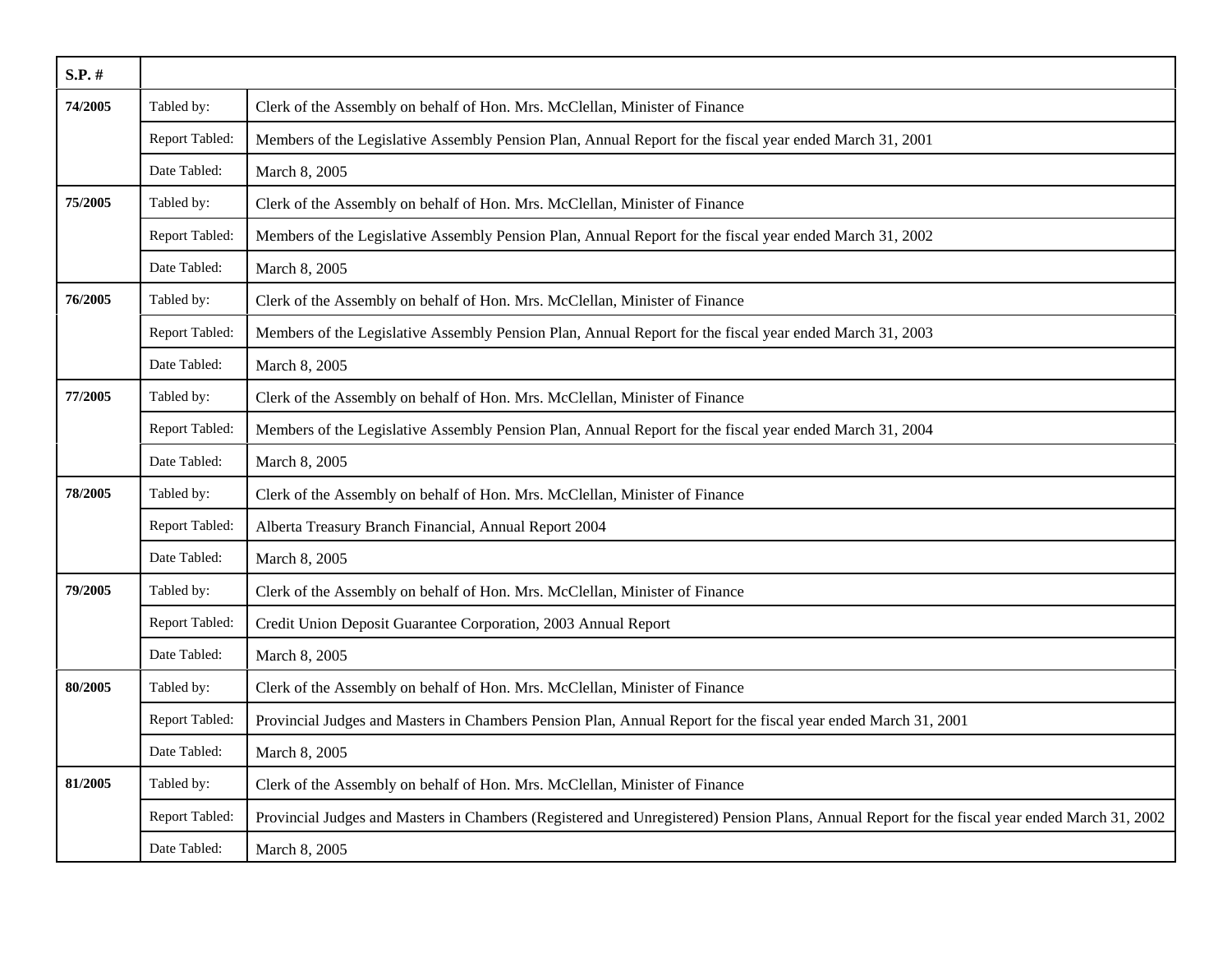| S.P. # | | |
|---|---|---|
| 74/2005 | Tabled by: | Clerk of the Assembly on behalf of Hon. Mrs. McClellan, Minister of Finance |
| | Report Tabled: | Members of the Legislative Assembly Pension Plan, Annual Report for the fiscal year ended March 31, 2001 |
| | Date Tabled: | March 8, 2005 |
| 75/2005 | Tabled by: | Clerk of the Assembly on behalf of Hon. Mrs. McClellan, Minister of Finance |
| | Report Tabled: | Members of the Legislative Assembly Pension Plan, Annual Report for the fiscal year ended March 31, 2002 |
| | Date Tabled: | March 8, 2005 |
| 76/2005 | Tabled by: | Clerk of the Assembly on behalf of Hon. Mrs. McClellan, Minister of Finance |
| | Report Tabled: | Members of the Legislative Assembly Pension Plan, Annual Report for the fiscal year ended March 31, 2003 |
| | Date Tabled: | March 8, 2005 |
| 77/2005 | Tabled by: | Clerk of the Assembly on behalf of Hon. Mrs. McClellan, Minister of Finance |
| | Report Tabled: | Members of the Legislative Assembly Pension Plan, Annual Report for the fiscal year ended March 31, 2004 |
| | Date Tabled: | March 8, 2005 |
| 78/2005 | Tabled by: | Clerk of the Assembly on behalf of Hon. Mrs. McClellan, Minister of Finance |
| | Report Tabled: | Alberta Treasury Branch Financial, Annual Report 2004 |
| | Date Tabled: | March 8, 2005 |
| 79/2005 | Tabled by: | Clerk of the Assembly on behalf of Hon. Mrs. McClellan, Minister of Finance |
| | Report Tabled: | Credit Union Deposit Guarantee Corporation, 2003 Annual Report |
| | Date Tabled: | March 8, 2005 |
| 80/2005 | Tabled by: | Clerk of the Assembly on behalf of Hon. Mrs. McClellan, Minister of Finance |
| | Report Tabled: | Provincial Judges and Masters in Chambers Pension Plan, Annual Report for the fiscal year ended March 31, 2001 |
| | Date Tabled: | March 8, 2005 |
| 81/2005 | Tabled by: | Clerk of the Assembly on behalf of Hon. Mrs. McClellan, Minister of Finance |
| | Report Tabled: | Provincial Judges and Masters in Chambers (Registered and Unregistered) Pension Plans, Annual Report for the fiscal year ended March 31, 2002 |
| | Date Tabled: | March 8, 2005 |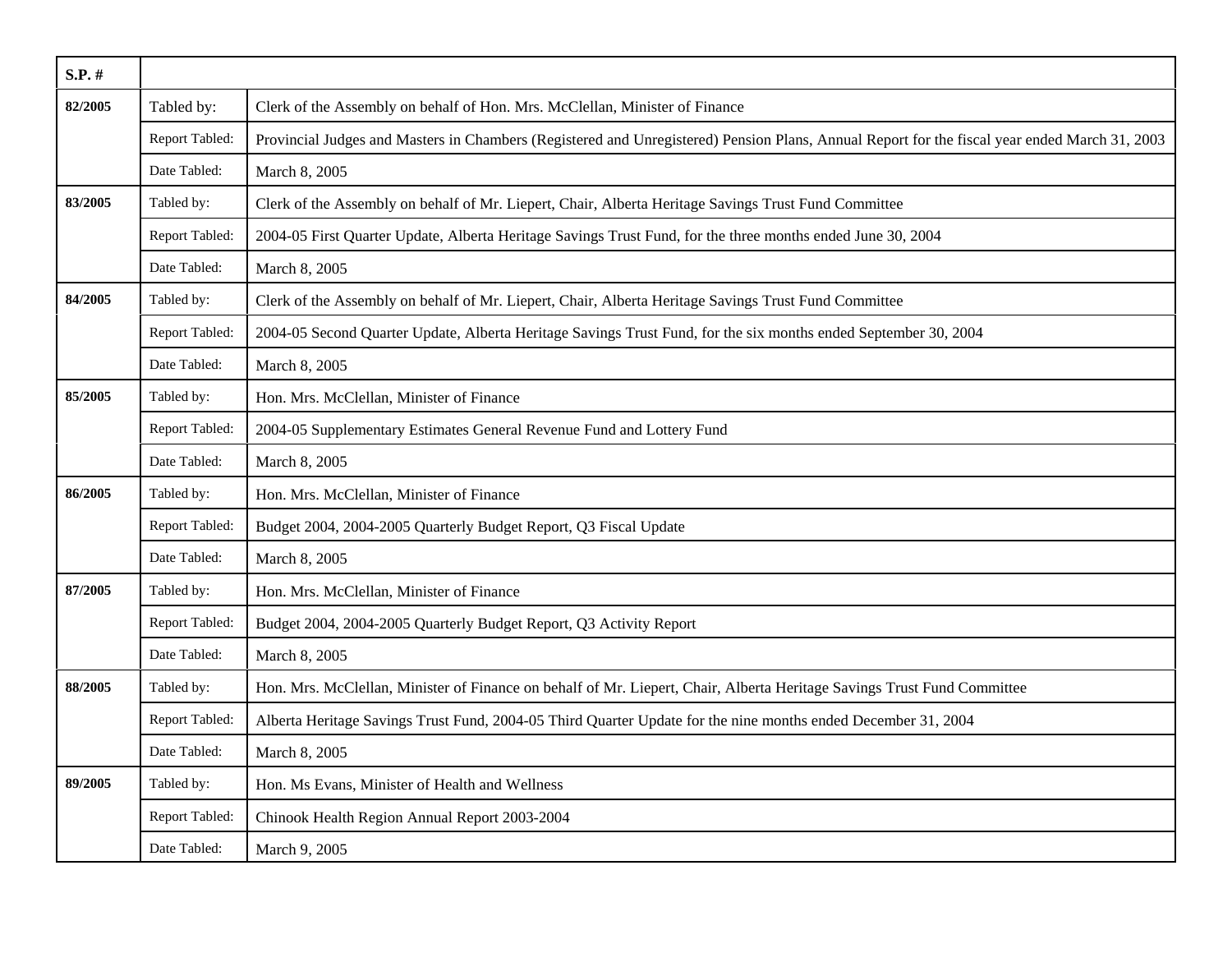| S.P. # | | |
|---|---|---|
| **82/2005** | Tabled by: | Clerk of the Assembly on behalf of Hon. Mrs. McClellan, Minister of Finance |
| | Report Tabled: | Provincial Judges and Masters in Chambers (Registered and Unregistered) Pension Plans, Annual Report for the fiscal year ended March 31, 2003 |
| | Date Tabled: | March 8, 2005 |
| **83/2005** | Tabled by: | Clerk of the Assembly on behalf of Mr. Liepert, Chair, Alberta Heritage Savings Trust Fund Committee |
| | Report Tabled: | 2004-05 First Quarter Update, Alberta Heritage Savings Trust Fund, for the three months ended June 30, 2004 |
| | Date Tabled: | March 8, 2005 |
| **84/2005** | Tabled by: | Clerk of the Assembly on behalf of Mr. Liepert, Chair, Alberta Heritage Savings Trust Fund Committee |
| | Report Tabled: | 2004-05 Second Quarter Update, Alberta Heritage Savings Trust Fund, for the six months ended September 30, 2004 |
| | Date Tabled: | March 8, 2005 |
| **85/2005** | Tabled by: | Hon. Mrs. McClellan, Minister of Finance |
| | Report Tabled: | 2004-05 Supplementary Estimates General Revenue Fund and Lottery Fund |
| | Date Tabled: | March 8, 2005 |
| **86/2005** | Tabled by: | Hon. Mrs. McClellan, Minister of Finance |
| | Report Tabled: | Budget 2004, 2004-2005 Quarterly Budget Report, Q3 Fiscal Update |
| | Date Tabled: | March 8, 2005 |
| **87/2005** | Tabled by: | Hon. Mrs. McClellan, Minister of Finance |
| | Report Tabled: | Budget 2004, 2004-2005 Quarterly Budget Report, Q3 Activity Report |
| | Date Tabled: | March 8, 2005 |
| **88/2005** | Tabled by: | Hon. Mrs. McClellan, Minister of Finance on behalf of Mr. Liepert, Chair, Alberta Heritage Savings Trust Fund Committee |
| | Report Tabled: | Alberta Heritage Savings Trust Fund, 2004-05 Third Quarter Update for the nine months ended December 31, 2004 |
| | Date Tabled: | March 8, 2005 |
| **89/2005** | Tabled by: | Hon. Ms Evans, Minister of Health and Wellness |
| | Report Tabled: | Chinook Health Region Annual Report 2003-2004 |
| | Date Tabled: | March 9, 2005 |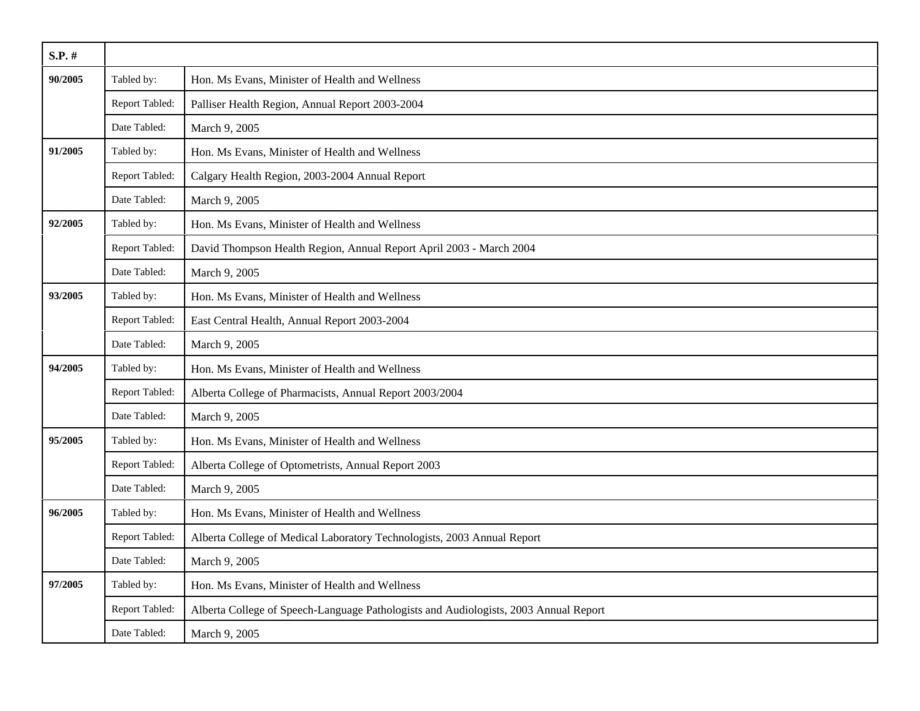| S.P. # | | |
|---|---|---|
| **90/2005** | Tabled by: | Hon. Ms Evans, Minister of Health and Wellness |
| | Report Tabled: | Palliser Health Region, Annual Report 2003-2004 |
| | Date Tabled: | March 9, 2005 |
| **91/2005** | Tabled by: | Hon. Ms Evans, Minister of Health and Wellness |
| | Report Tabled: | Calgary Health Region, 2003-2004 Annual Report |
| | Date Tabled: | March 9, 2005 |
| **92/2005** | Tabled by: | Hon. Ms Evans, Minister of Health and Wellness |
| | Report Tabled: | David Thompson Health Region, Annual Report April 2003 - March 2004 |
| | Date Tabled: | March 9, 2005 |
| **93/2005** | Tabled by: | Hon. Ms Evans, Minister of Health and Wellness |
| | Report Tabled: | East Central Health, Annual Report 2003-2004 |
| | Date Tabled: | March 9, 2005 |
| **94/2005** | Tabled by: | Hon. Ms Evans, Minister of Health and Wellness |
| | Report Tabled: | Alberta College of Pharmacists, Annual Report 2003/2004 |
| | Date Tabled: | March 9, 2005 |
| **95/2005** | Tabled by: | Hon. Ms Evans, Minister of Health and Wellness |
| | Report Tabled: | Alberta College of Optometrists, Annual Report 2003 |
| | Date Tabled: | March 9, 2005 |
| **96/2005** | Tabled by: | Hon. Ms Evans, Minister of Health and Wellness |
| | Report Tabled: | Alberta College of Medical Laboratory Technologists, 2003 Annual Report |
| | Date Tabled: | March 9, 2005 |
| **97/2005** | Tabled by: | Hon. Ms Evans, Minister of Health and Wellness |
| | Report Tabled: | Alberta College of Speech-Language Pathologists and Audiologists, 2003 Annual Report |
| | Date Tabled: | March 9, 2005 |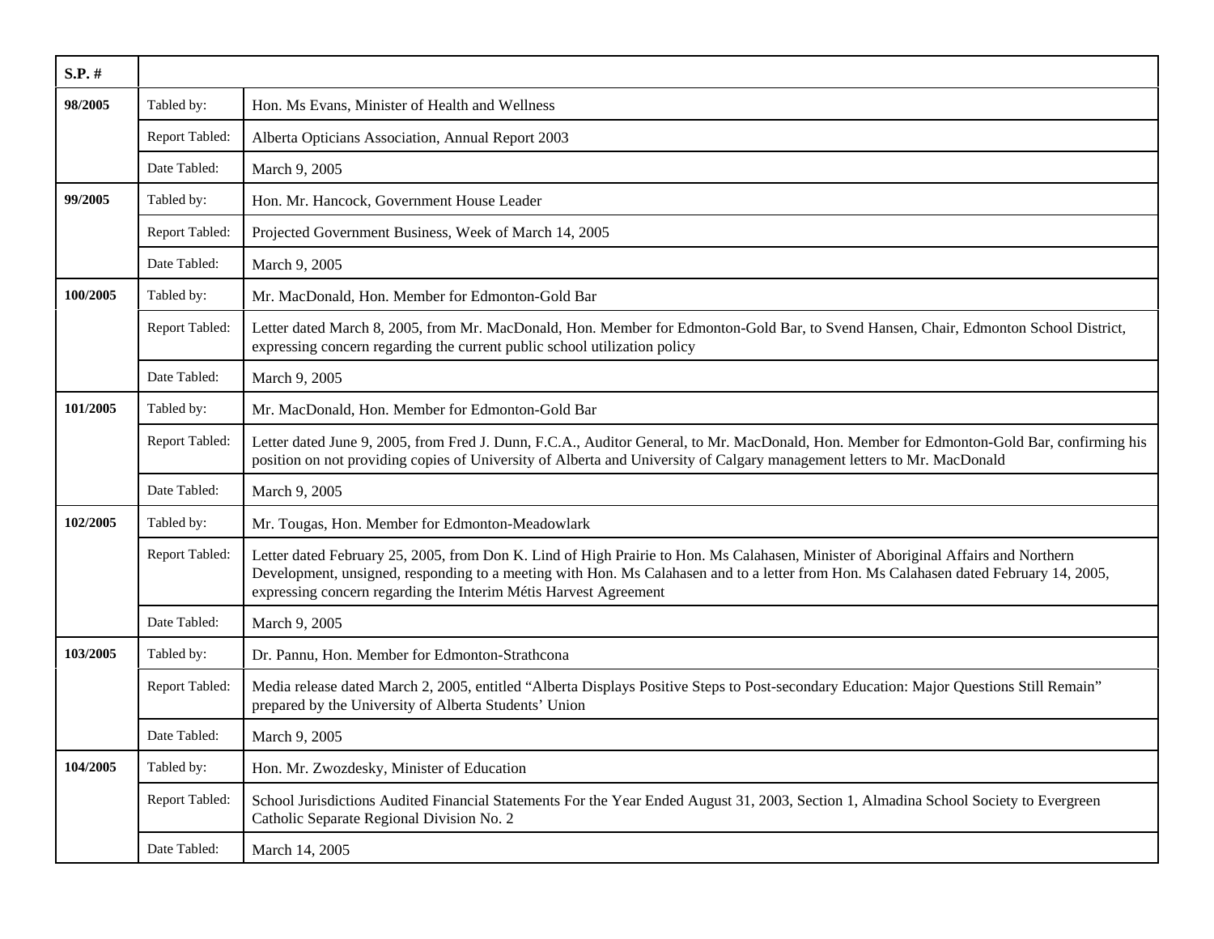| S.P. # | | |
|---|---|---|
| **98/2005** | Tabled by: | Hon. Ms Evans, Minister of Health and Wellness |
| | Report Tabled: | Alberta Opticians Association, Annual Report 2003 |
| | Date Tabled: | March 9, 2005 |
| **99/2005** | Tabled by: | Hon. Mr. Hancock, Government House Leader |
| | Report Tabled: | Projected Government Business, Week of March 14, 2005 |
| | Date Tabled: | March 9, 2005 |
| **100/2005** | Tabled by: | Mr. MacDonald, Hon. Member for Edmonton-Gold Bar |
| | Report Tabled: | Letter dated March 8, 2005, from Mr. MacDonald, Hon. Member for Edmonton-Gold Bar, to Svend Hansen, Chair, Edmonton School District, expressing concern regarding the current public school utilization policy |
| | Date Tabled: | March 9, 2005 |
| **101/2005** | Tabled by: | Mr. MacDonald, Hon. Member for Edmonton-Gold Bar |
| | Report Tabled: | Letter dated June 9, 2005, from Fred J. Dunn, F.C.A., Auditor General, to Mr. MacDonald, Hon. Member for Edmonton-Gold Bar, confirming his position on not providing copies of University of Alberta and University of Calgary management letters to Mr. MacDonald |
| | Date Tabled: | March 9, 2005 |
| **102/2005** | Tabled by: | Mr. Tougas, Hon. Member for Edmonton-Meadowlark |
| | Report Tabled: | Letter dated February 25, 2005, from Don K. Lind of High Prairie to Hon. Ms Calahasen, Minister of Aboriginal Affairs and Northern Development, unsigned, responding to a meeting with Hon. Ms Calahasen and to a letter from Hon. Ms Calahasen dated February 14, 2005, expressing concern regarding the Interim Métis Harvest Agreement |
| | Date Tabled: | March 9, 2005 |
| **103/2005** | Tabled by: | Dr. Pannu, Hon. Member for Edmonton-Strathcona |
| | Report Tabled: | Media release dated March 2, 2005, entitled "Alberta Displays Positive Steps to Post-secondary Education: Major Questions Still Remain" prepared by the University of Alberta Students' Union |
| | Date Tabled: | March 9, 2005 |
| **104/2005** | Tabled by: | Hon. Mr. Zwozdesky, Minister of Education |
| | Report Tabled: | School Jurisdictions Audited Financial Statements For the Year Ended August 31, 2003, Section 1, Almadina School Society to Evergreen Catholic Separate Regional Division No. 2 |
| | Date Tabled: | March 14, 2005 |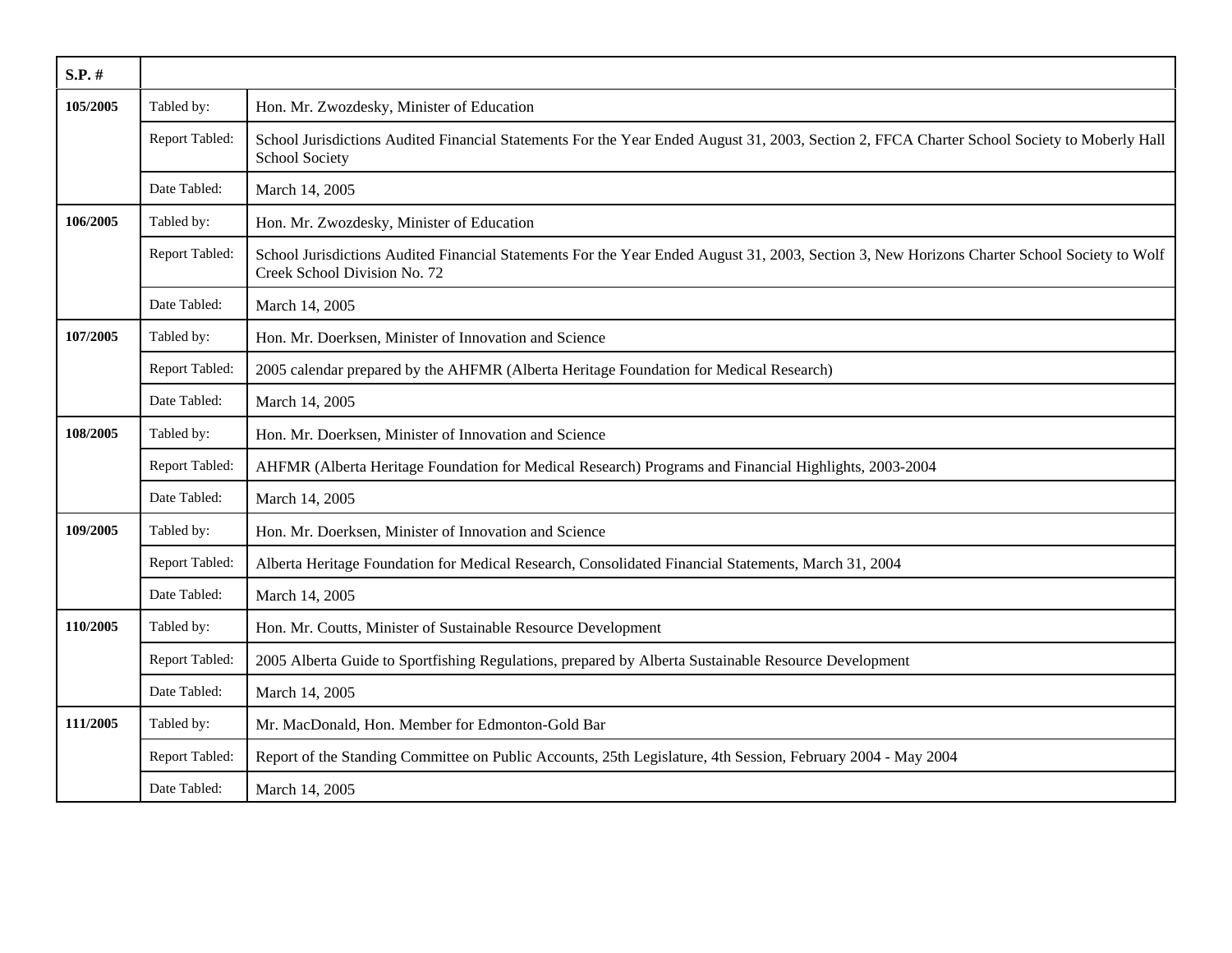| S.P. # | | |
|---|---|---|
| 105/2005 | Tabled by: | Hon. Mr. Zwozdesky, Minister of Education |
| | Report Tabled: | School Jurisdictions Audited Financial Statements For the Year Ended August 31, 2003, Section 2, FFCA Charter School Society to Moberly Hall School Society |
| | Date Tabled: | March 14, 2005 |
| 106/2005 | Tabled by: | Hon. Mr. Zwozdesky, Minister of Education |
| | Report Tabled: | School Jurisdictions Audited Financial Statements For the Year Ended August 31, 2003, Section 3, New Horizons Charter School Society to Wolf Creek School Division No. 72 |
| | Date Tabled: | March 14, 2005 |
| 107/2005 | Tabled by: | Hon. Mr. Doerksen, Minister of Innovation and Science |
| | Report Tabled: | 2005 calendar prepared by the AHFMR (Alberta Heritage Foundation for Medical Research) |
| | Date Tabled: | March 14, 2005 |
| 108/2005 | Tabled by: | Hon. Mr. Doerksen, Minister of Innovation and Science |
| | Report Tabled: | AHFMR (Alberta Heritage Foundation for Medical Research) Programs and Financial Highlights, 2003-2004 |
| | Date Tabled: | March 14, 2005 |
| 109/2005 | Tabled by: | Hon. Mr. Doerksen, Minister of Innovation and Science |
| | Report Tabled: | Alberta Heritage Foundation for Medical Research, Consolidated Financial Statements, March 31, 2004 |
| | Date Tabled: | March 14, 2005 |
| 110/2005 | Tabled by: | Hon. Mr. Coutts, Minister of Sustainable Resource Development |
| | Report Tabled: | 2005 Alberta Guide to Sportfishing Regulations, prepared by Alberta Sustainable Resource Development |
| | Date Tabled: | March 14, 2005 |
| 111/2005 | Tabled by: | Mr. MacDonald, Hon. Member for Edmonton-Gold Bar |
| | Report Tabled: | Report of the Standing Committee on Public Accounts, 25th Legislature, 4th Session, February 2004 - May 2004 |
| | Date Tabled: | March 14, 2005 |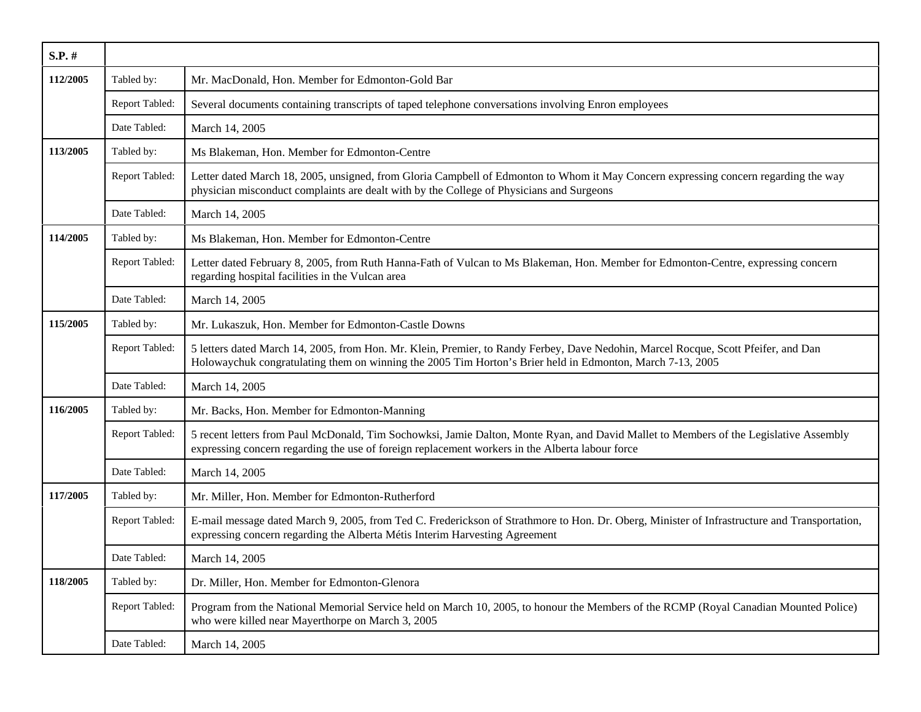| S.P. # | | |
|---|---|---|
| **112/2005** | Tabled by: | Mr. MacDonald, Hon. Member for Edmonton-Gold Bar |
| | Report Tabled: | Several documents containing transcripts of taped telephone conversations involving Enron employees |
| | Date Tabled: | March 14, 2005 |
| **113/2005** | Tabled by: | Ms Blakeman, Hon. Member for Edmonton-Centre |
| | Report Tabled: | Letter dated March 18, 2005, unsigned, from Gloria Campbell of Edmonton to Whom it May Concern expressing concern regarding the way physician misconduct complaints are dealt with by the College of Physicians and Surgeons |
| | Date Tabled: | March 14, 2005 |
| **114/2005** | Tabled by: | Ms Blakeman, Hon. Member for Edmonton-Centre |
| | Report Tabled: | Letter dated February 8, 2005, from Ruth Hanna-Fath of Vulcan to Ms Blakeman, Hon. Member for Edmonton-Centre, expressing concern regarding hospital facilities in the Vulcan area |
| | Date Tabled: | March 14, 2005 |
| **115/2005** | Tabled by: | Mr. Lukaszuk, Hon. Member for Edmonton-Castle Downs |
| | Report Tabled: | 5 letters dated March 14, 2005, from Hon. Mr. Klein, Premier, to Randy Ferbey, Dave Nedohin, Marcel Rocque, Scott Pfeifer, and Dan Holowaychuk congratulating them on winning the 2005 Tim Horton's Brier held in Edmonton, March 7-13, 2005 |
| | Date Tabled: | March 14, 2005 |
| **116/2005** | Tabled by: | Mr. Backs, Hon. Member for Edmonton-Manning |
| | Report Tabled: | 5 recent letters from Paul McDonald, Tim Sochowksi, Jamie Dalton, Monte Ryan, and David Mallet to Members of the Legislative Assembly expressing concern regarding the use of foreign replacement workers in the Alberta labour force |
| | Date Tabled: | March 14, 2005 |
| **117/2005** | Tabled by: | Mr. Miller, Hon. Member for Edmonton-Rutherford |
| | Report Tabled: | E-mail message dated March 9, 2005, from Ted C. Frederickson of Strathmore to Hon. Dr. Oberg, Minister of Infrastructure and Transportation, expressing concern regarding the Alberta Métis Interim Harvesting Agreement |
| | Date Tabled: | March 14, 2005 |
| **118/2005** | Tabled by: | Dr. Miller, Hon. Member for Edmonton-Glenora |
| | Report Tabled: | Program from the National Memorial Service held on March 10, 2005, to honour the Members of the RCMP (Royal Canadian Mounted Police) who were killed near Mayerthorpe on March 3, 2005 |
| | Date Tabled: | March 14, 2005 |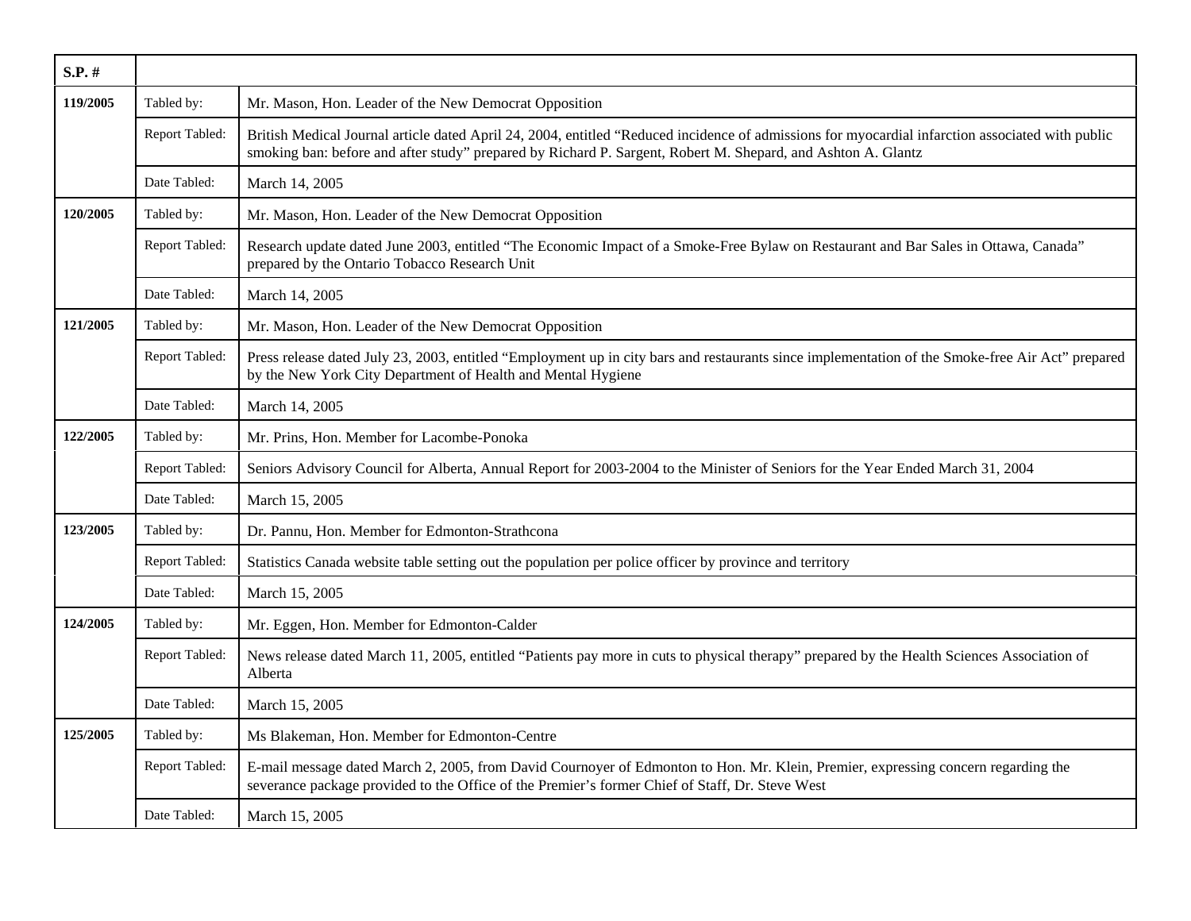| S.P. # | | |
|---|---|---|
| 119/2005 | Tabled by: | Mr. Mason, Hon. Leader of the New Democrat Opposition |
| | Report Tabled: | British Medical Journal article dated April 24, 2004, entitled “Reduced incidence of admissions for myocardial infarction associated with public smoking ban: before and after study” prepared by Richard P. Sargent, Robert M. Shepard, and Ashton A. Glantz |
| | Date Tabled: | March 14, 2005 |
| 120/2005 | Tabled by: | Mr. Mason, Hon. Leader of the New Democrat Opposition |
| | Report Tabled: | Research update dated June 2003, entitled “The Economic Impact of a Smoke-Free Bylaw on Restaurant and Bar Sales in Ottawa, Canada” prepared by the Ontario Tobacco Research Unit |
| | Date Tabled: | March 14, 2005 |
| 121/2005 | Tabled by: | Mr. Mason, Hon. Leader of the New Democrat Opposition |
| | Report Tabled: | Press release dated July 23, 2003, entitled “Employment up in city bars and restaurants since implementation of the Smoke-free Air Act” prepared by the New York City Department of Health and Mental Hygiene |
| | Date Tabled: | March 14, 2005 |
| 122/2005 | Tabled by: | Mr. Prins, Hon. Member for Lacombe-Ponoka |
| | Report Tabled: | Seniors Advisory Council for Alberta, Annual Report for 2003-2004 to the Minister of Seniors for the Year Ended March 31, 2004 |
| | Date Tabled: | March 15, 2005 |
| 123/2005 | Tabled by: | Dr. Pannu, Hon. Member for Edmonton-Strathcona |
| | Report Tabled: | Statistics Canada website table setting out the population per police officer by province and territory |
| | Date Tabled: | March 15, 2005 |
| 124/2005 | Tabled by: | Mr. Eggen, Hon. Member for Edmonton-Calder |
| | Report Tabled: | News release dated March 11, 2005, entitled “Patients pay more in cuts to physical therapy” prepared by the Health Sciences Association of Alberta |
| | Date Tabled: | March 15, 2005 |
| 125/2005 | Tabled by: | Ms Blakeman, Hon. Member for Edmonton-Centre |
| | Report Tabled: | E-mail message dated March 2, 2005, from David Cournoyer of Edmonton to Hon. Mr. Klein, Premier, expressing concern regarding the severance package provided to the Office of the Premier’s former Chief of Staff, Dr. Steve West |
| | Date Tabled: | March 15, 2005 |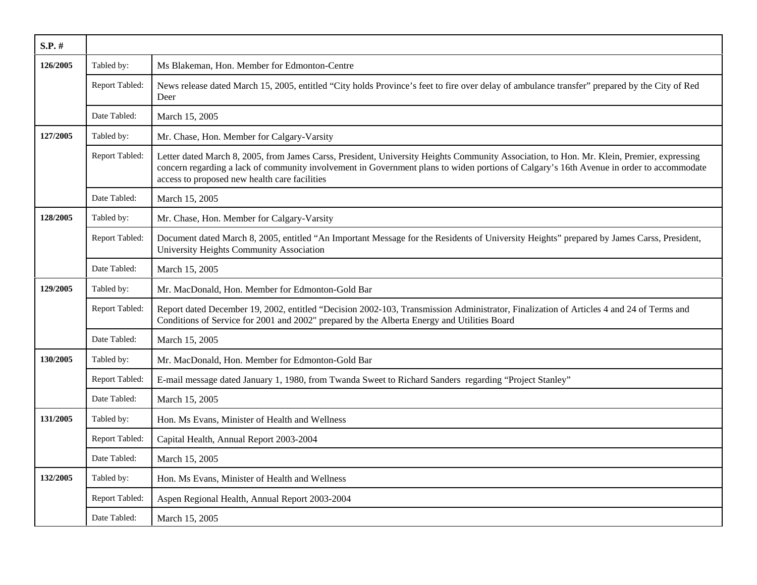| S.P. # | | |
|---|---|---|
| 126/2005 | Tabled by: | Ms Blakeman, Hon. Member for Edmonton-Centre |
| | Report Tabled: | News release dated March 15, 2005, entitled "City holds Province's feet to fire over delay of ambulance transfer" prepared by the City of Red Deer |
| | Date Tabled: | March 15, 2005 |
| 127/2005 | Tabled by: | Mr. Chase, Hon. Member for Calgary-Varsity |
| | Report Tabled: | Letter dated March 8, 2005, from James Carss, President, University Heights Community Association, to Hon. Mr. Klein, Premier, expressing concern regarding a lack of community involvement in Government plans to widen portions of Calgary's 16th Avenue in order to accommodate access to proposed new health care facilities |
| | Date Tabled: | March 15, 2005 |
| 128/2005 | Tabled by: | Mr. Chase, Hon. Member for Calgary-Varsity |
| | Report Tabled: | Document dated March 8, 2005, entitled "An Important Message for the Residents of University Heights" prepared by James Carss, President, University Heights Community Association |
| | Date Tabled: | March 15, 2005 |
| 129/2005 | Tabled by: | Mr. MacDonald, Hon. Member for Edmonton-Gold Bar |
| | Report Tabled: | Report dated December 19, 2002, entitled "Decision 2002-103, Transmission Administrator, Finalization of Articles 4 and 24 of Terms and Conditions of Service for 2001 and 2002" prepared by the Alberta Energy and Utilities Board |
| | Date Tabled: | March 15, 2005 |
| 130/2005 | Tabled by: | Mr. MacDonald, Hon. Member for Edmonton-Gold Bar |
| | Report Tabled: | E-mail message dated January 1, 1980, from Twanda Sweet to Richard Sanders regarding "Project Stanley" |
| | Date Tabled: | March 15, 2005 |
| 131/2005 | Tabled by: | Hon. Ms Evans, Minister of Health and Wellness |
| | Report Tabled: | Capital Health, Annual Report 2003-2004 |
| | Date Tabled: | March 15, 2005 |
| 132/2005 | Tabled by: | Hon. Ms Evans, Minister of Health and Wellness |
| | Report Tabled: | Aspen Regional Health, Annual Report 2003-2004 |
| | Date Tabled: | March 15, 2005 |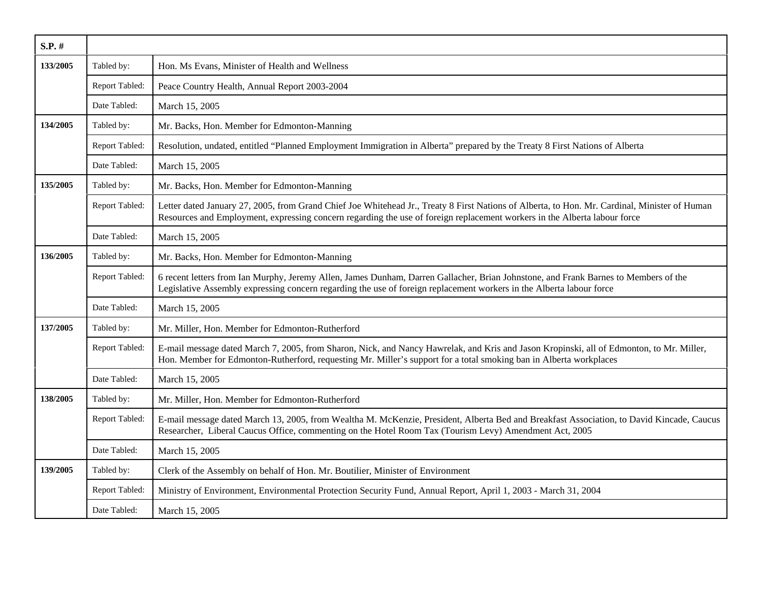| S.P. # | | |
|---|---|---|
| 133/2005 | Tabled by: | Hon. Ms Evans, Minister of Health and Wellness |
| | Report Tabled: | Peace Country Health, Annual Report 2003-2004 |
| | Date Tabled: | March 15, 2005 |
| 134/2005 | Tabled by: | Mr. Backs, Hon. Member for Edmonton-Manning |
| | Report Tabled: | Resolution, undated, entitled “Planned Employment Immigration in Alberta” prepared by the Treaty 8 First Nations of Alberta |
| | Date Tabled: | March 15, 2005 |
| 135/2005 | Tabled by: | Mr. Backs, Hon. Member for Edmonton-Manning |
| | Report Tabled: | Letter dated January 27, 2005, from Grand Chief Joe Whitehead Jr., Treaty 8 First Nations of Alberta, to Hon. Mr. Cardinal, Minister of Human Resources and Employment, expressing concern regarding the use of foreign replacement workers in the Alberta labour force |
| | Date Tabled: | March 15, 2005 |
| 136/2005 | Tabled by: | Mr. Backs, Hon. Member for Edmonton-Manning |
| | Report Tabled: | 6 recent letters from Ian Murphy, Jeremy Allen, James Dunham, Darren Gallacher, Brian Johnstone, and Frank Barnes to Members of the Legislative Assembly expressing concern regarding the use of foreign replacement workers in the Alberta labour force |
| | Date Tabled: | March 15, 2005 |
| 137/2005 | Tabled by: | Mr. Miller, Hon. Member for Edmonton-Rutherford |
| | Report Tabled: | E-mail message dated March 7, 2005, from Sharon, Nick, and Nancy Hawrelak, and Kris and Jason Kropinski, all of Edmonton, to Mr. Miller, Hon. Member for Edmonton-Rutherford, requesting Mr. Miller’s support for a total smoking ban in Alberta workplaces |
| | Date Tabled: | March 15, 2005 |
| 138/2005 | Tabled by: | Mr. Miller, Hon. Member for Edmonton-Rutherford |
| | Report Tabled: | E-mail message dated March 13, 2005, from Wealtha M. McKenzie, President, Alberta Bed and Breakfast Association, to David Kincade, Caucus Researcher, Liberal Caucus Office, commenting on the Hotel Room Tax (Tourism Levy) Amendment Act, 2005 |
| | Date Tabled: | March 15, 2005 |
| 139/2005 | Tabled by: | Clerk of the Assembly on behalf of Hon. Mr. Boutilier, Minister of Environment |
| | Report Tabled: | Ministry of Environment, Environmental Protection Security Fund, Annual Report, April 1, 2003 - March 31, 2004 |
| | Date Tabled: | March 15, 2005 |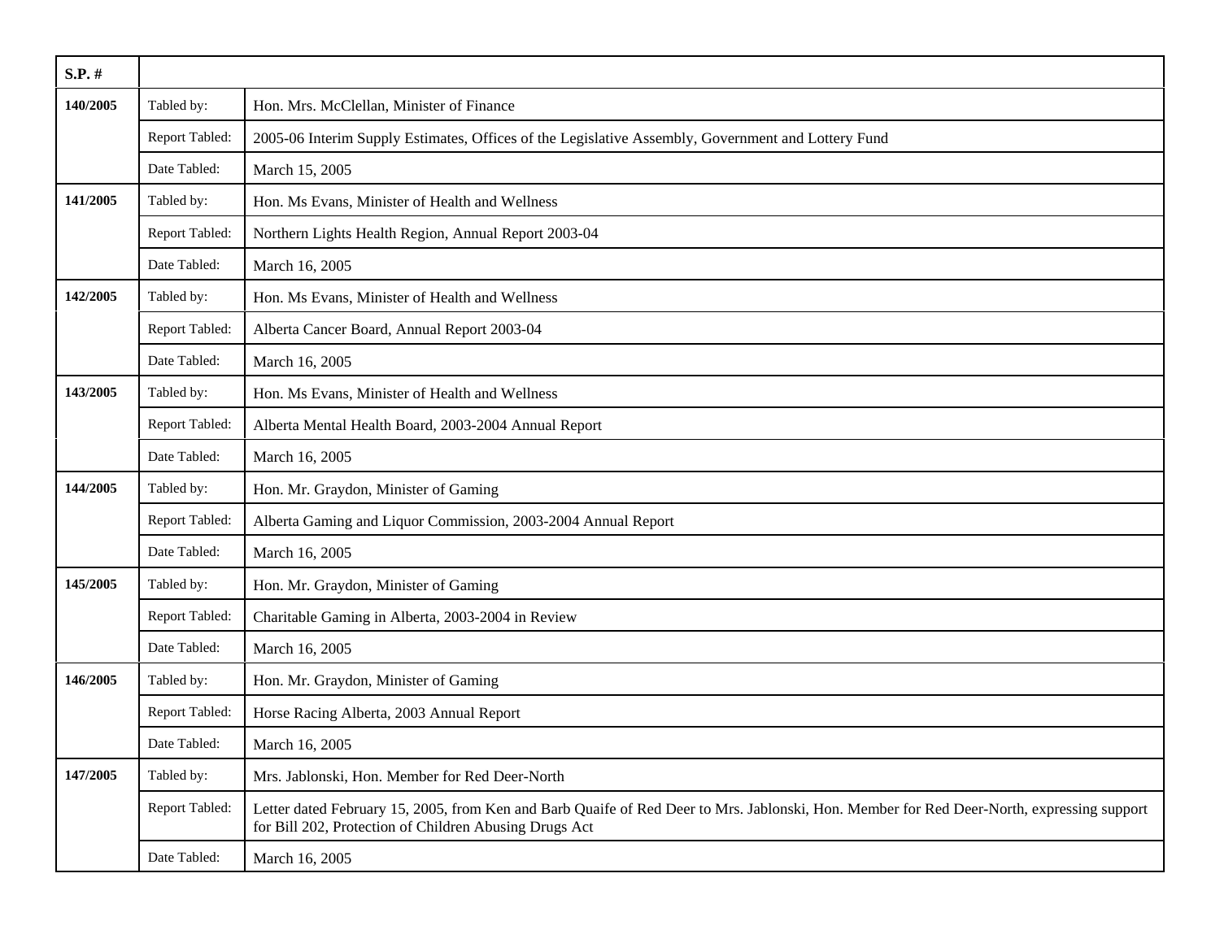| S.P. # | | |
|---|---|---|
| 140/2005 | Tabled by: | Hon. Mrs. McClellan, Minister of Finance |
| | Report Tabled: | 2005-06 Interim Supply Estimates, Offices of the Legislative Assembly, Government and Lottery Fund |
| | Date Tabled: | March 15, 2005 |
| 141/2005 | Tabled by: | Hon. Ms Evans, Minister of Health and Wellness |
| | Report Tabled: | Northern Lights Health Region, Annual Report 2003-04 |
| | Date Tabled: | March 16, 2005 |
| 142/2005 | Tabled by: | Hon. Ms Evans, Minister of Health and Wellness |
| | Report Tabled: | Alberta Cancer Board, Annual Report 2003-04 |
| | Date Tabled: | March 16, 2005 |
| 143/2005 | Tabled by: | Hon. Ms Evans, Minister of Health and Wellness |
| | Report Tabled: | Alberta Mental Health Board, 2003-2004 Annual Report |
| | Date Tabled: | March 16, 2005 |
| 144/2005 | Tabled by: | Hon. Mr. Graydon, Minister of Gaming |
| | Report Tabled: | Alberta Gaming and Liquor Commission, 2003-2004 Annual Report |
| | Date Tabled: | March 16, 2005 |
| 145/2005 | Tabled by: | Hon. Mr. Graydon, Minister of Gaming |
| | Report Tabled: | Charitable Gaming in Alberta, 2003-2004 in Review |
| | Date Tabled: | March 16, 2005 |
| 146/2005 | Tabled by: | Hon. Mr. Graydon, Minister of Gaming |
| | Report Tabled: | Horse Racing Alberta, 2003 Annual Report |
| | Date Tabled: | March 16, 2005 |
| 147/2005 | Tabled by: | Mrs. Jablonski, Hon. Member for Red Deer-North |
| | Report Tabled: | Letter dated February 15, 2005, from Ken and Barb Quaife of Red Deer to Mrs. Jablonski, Hon. Member for Red Deer-North, expressing support for Bill 202, Protection of Children Abusing Drugs Act |
| | Date Tabled: | March 16, 2005 |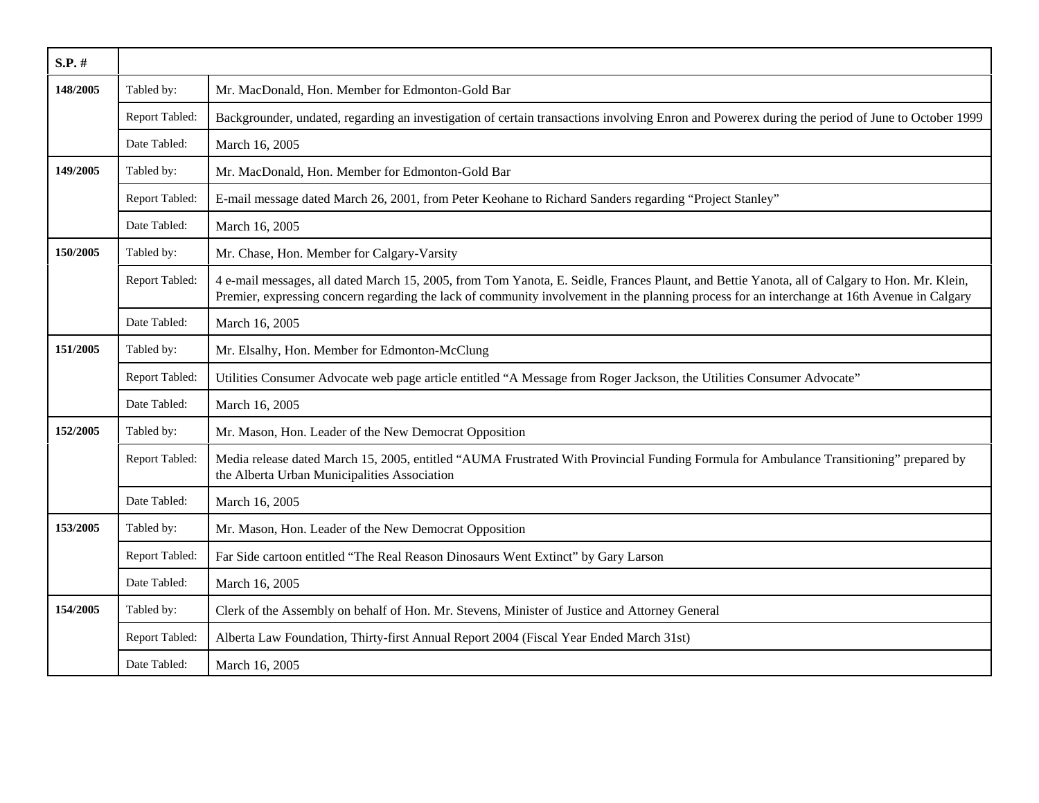| S.P. # | | |
|---|---|---|
| 148/2005 | Tabled by: | Mr. MacDonald, Hon. Member for Edmonton-Gold Bar |
| | Report Tabled: | Backgrounder, undated, regarding an investigation of certain transactions involving Enron and Powerex during the period of June to October 1999 |
| | Date Tabled: | March 16, 2005 |
| 149/2005 | Tabled by: | Mr. MacDonald, Hon. Member for Edmonton-Gold Bar |
| | Report Tabled: | E-mail message dated March 26, 2001, from Peter Keohane to Richard Sanders regarding “Project Stanley” |
| | Date Tabled: | March 16, 2005 |
| 150/2005 | Tabled by: | Mr. Chase, Hon. Member for Calgary-Varsity |
| | Report Tabled: | 4 e-mail messages, all dated March 15, 2005, from Tom Yanota, E. Seidle, Frances Plaunt, and Bettie Yanota, all of Calgary to Hon. Mr. Klein, Premier, expressing concern regarding the lack of community involvement in the planning process for an interchange at 16th Avenue in Calgary |
| | Date Tabled: | March 16, 2005 |
| 151/2005 | Tabled by: | Mr. Elsalhy, Hon. Member for Edmonton-McClung |
| | Report Tabled: | Utilities Consumer Advocate web page article entitled “A Message from Roger Jackson, the Utilities Consumer Advocate” |
| | Date Tabled: | March 16, 2005 |
| 152/2005 | Tabled by: | Mr. Mason, Hon. Leader of the New Democrat Opposition |
| | Report Tabled: | Media release dated March 15, 2005, entitled “AUMA Frustrated With Provincial Funding Formula for Ambulance Transitioning” prepared by the Alberta Urban Municipalities Association |
| | Date Tabled: | March 16, 2005 |
| 153/2005 | Tabled by: | Mr. Mason, Hon. Leader of the New Democrat Opposition |
| | Report Tabled: | Far Side cartoon entitled “The Real Reason Dinosaurs Went Extinct” by Gary Larson |
| | Date Tabled: | March 16, 2005 |
| 154/2005 | Tabled by: | Clerk of the Assembly on behalf of Hon. Mr. Stevens, Minister of Justice and Attorney General |
| | Report Tabled: | Alberta Law Foundation, Thirty-first Annual Report 2004 (Fiscal Year Ended March 31st) |
| | Date Tabled: | March 16, 2005 |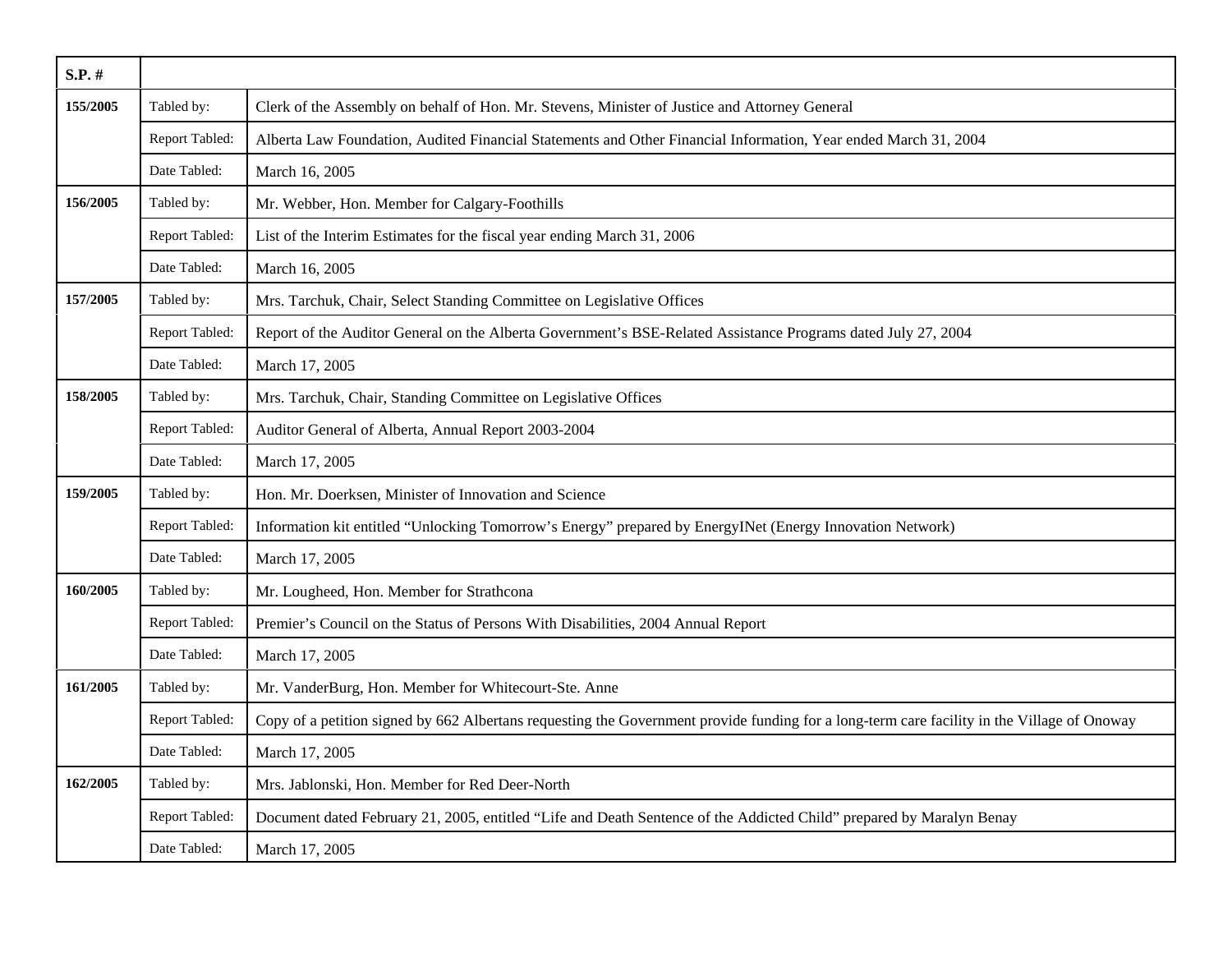| S.P. # | | |
|---|---|---|
| **155/2005** | Tabled by: | Clerk of the Assembly on behalf of Hon. Mr. Stevens, Minister of Justice and Attorney General |
| | Report Tabled: | Alberta Law Foundation, Audited Financial Statements and Other Financial Information, Year ended March 31, 2004 |
| | Date Tabled: | March 16, 2005 |
| **156/2005** | Tabled by: | Mr. Webber, Hon. Member for Calgary-Foothills |
| | Report Tabled: | List of the Interim Estimates for the fiscal year ending March 31, 2006 |
| | Date Tabled: | March 16, 2005 |
| **157/2005** | Tabled by: | Mrs. Tarchuk, Chair, Select Standing Committee on Legislative Offices |
| | Report Tabled: | Report of the Auditor General on the Alberta Government's BSE-Related Assistance Programs dated July 27, 2004 |
| | Date Tabled: | March 17, 2005 |
| **158/2005** | Tabled by: | Mrs. Tarchuk, Chair, Standing Committee on Legislative Offices |
| | Report Tabled: | Auditor General of Alberta, Annual Report 2003-2004 |
| | Date Tabled: | March 17, 2005 |
| **159/2005** | Tabled by: | Hon. Mr. Doerksen, Minister of Innovation and Science |
| | Report Tabled: | Information kit entitled "Unlocking Tomorrow's Energy" prepared by EnergyINet (Energy Innovation Network) |
| | Date Tabled: | March 17, 2005 |
| **160/2005** | Tabled by: | Mr. Lougheed, Hon. Member for Strathcona |
| | Report Tabled: | Premier's Council on the Status of Persons With Disabilities, 2004 Annual Report |
| | Date Tabled: | March 17, 2005 |
| **161/2005** | Tabled by: | Mr. VanderBurg, Hon. Member for Whitecourt-Ste. Anne |
| | Report Tabled: | Copy of a petition signed by 662 Albertans requesting the Government provide funding for a long-term care facility in the Village of Onoway |
| | Date Tabled: | March 17, 2005 |
| **162/2005** | Tabled by: | Mrs. Jablonski, Hon. Member for Red Deer-North |
| | Report Tabled: | Document dated February 21, 2005, entitled "Life and Death Sentence of the Addicted Child" prepared by Maralyn Benay |
| | Date Tabled: | March 17, 2005 |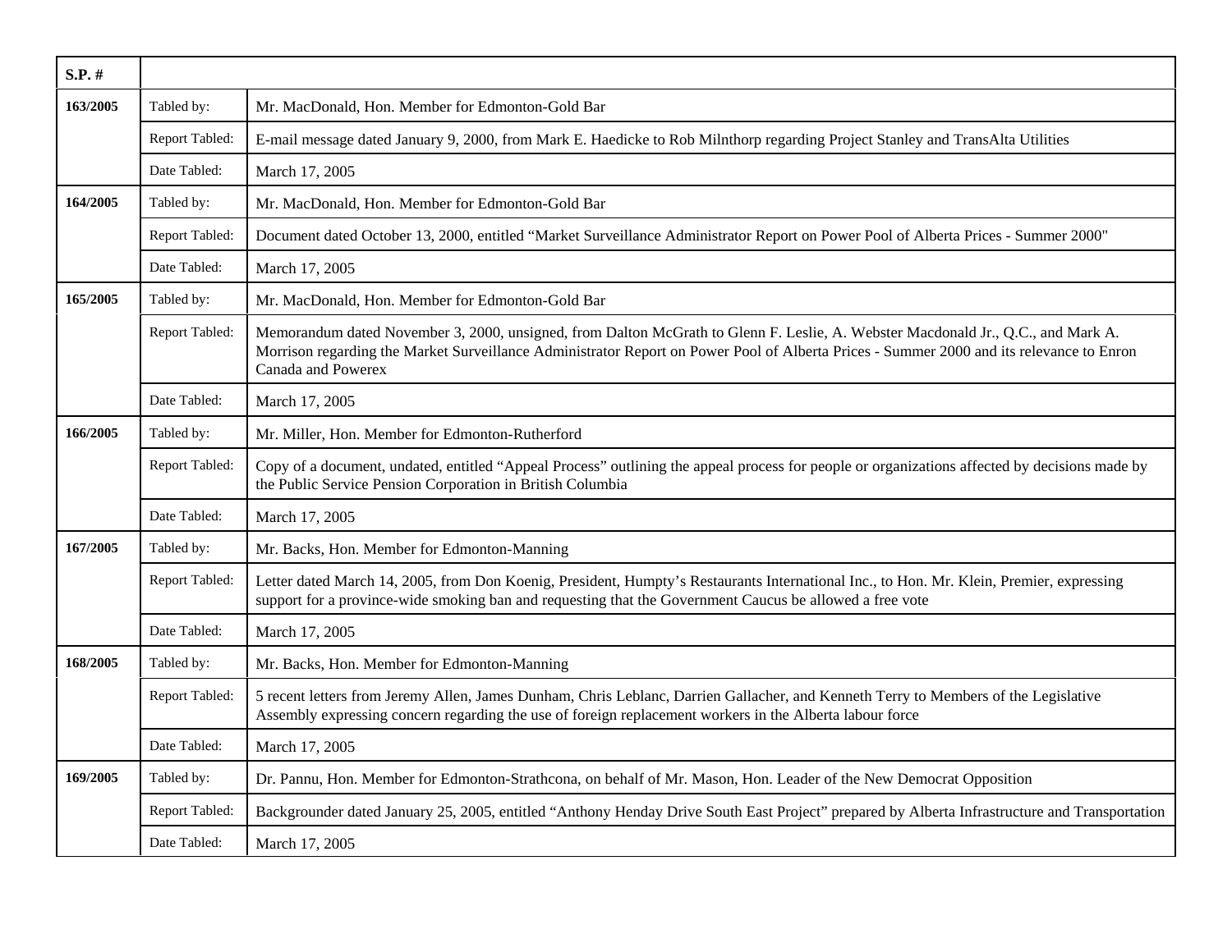| S.P. # | | |
|---|---|---|
| 163/2005 | Tabled by: | Mr. MacDonald, Hon. Member for Edmonton-Gold Bar |
| | Report Tabled: | E-mail message dated January 9, 2000, from Mark E. Haedicke to Rob Milnthorp regarding Project Stanley and TransAlta Utilities |
| | Date Tabled: | March 17, 2005 |
| 164/2005 | Tabled by: | Mr. MacDonald, Hon. Member for Edmonton-Gold Bar |
| | Report Tabled: | Document dated October 13, 2000, entitled “Market Surveillance Administrator Report on Power Pool of Alberta Prices - Summer 2000" |
| | Date Tabled: | March 17, 2005 |
| 165/2005 | Tabled by: | Mr. MacDonald, Hon. Member for Edmonton-Gold Bar |
| | Report Tabled: | Memorandum dated November 3, 2000, unsigned, from Dalton McGrath to Glenn F. Leslie, A. Webster Macdonald Jr., Q.C., and Mark A. Morrison regarding the Market Surveillance Administrator Report on Power Pool of Alberta Prices - Summer 2000 and its relevance to Enron Canada and Powerex |
| | Date Tabled: | March 17, 2005 |
| 166/2005 | Tabled by: | Mr. Miller, Hon. Member for Edmonton-Rutherford |
| | Report Tabled: | Copy of a document, undated, entitled “Appeal Process” outlining the appeal process for people or organizations affected by decisions made by the Public Service Pension Corporation in British Columbia |
| | Date Tabled: | March 17, 2005 |
| 167/2005 | Tabled by: | Mr. Backs, Hon. Member for Edmonton-Manning |
| | Report Tabled: | Letter dated March 14, 2005, from Don Koenig, President, Humpty’s Restaurants International Inc., to Hon. Mr. Klein, Premier, expressing support for a province-wide smoking ban and requesting that the Government Caucus be allowed a free vote |
| | Date Tabled: | March 17, 2005 |
| 168/2005 | Tabled by: | Mr. Backs, Hon. Member for Edmonton-Manning |
| | Report Tabled: | 5 recent letters from Jeremy Allen, James Dunham, Chris Leblanc, Darrien Gallacher, and Kenneth Terry to Members of the Legislative Assembly expressing concern regarding the use of foreign replacement workers in the Alberta labour force |
| | Date Tabled: | March 17, 2005 |
| 169/2005 | Tabled by: | Dr. Pannu, Hon. Member for Edmonton-Strathcona, on behalf of Mr. Mason, Hon. Leader of the New Democrat Opposition |
| | Report Tabled: | Backgrounder dated January 25, 2005, entitled “Anthony Henday Drive South East Project” prepared by Alberta Infrastructure and Transportation |
| | Date Tabled: | March 17, 2005 |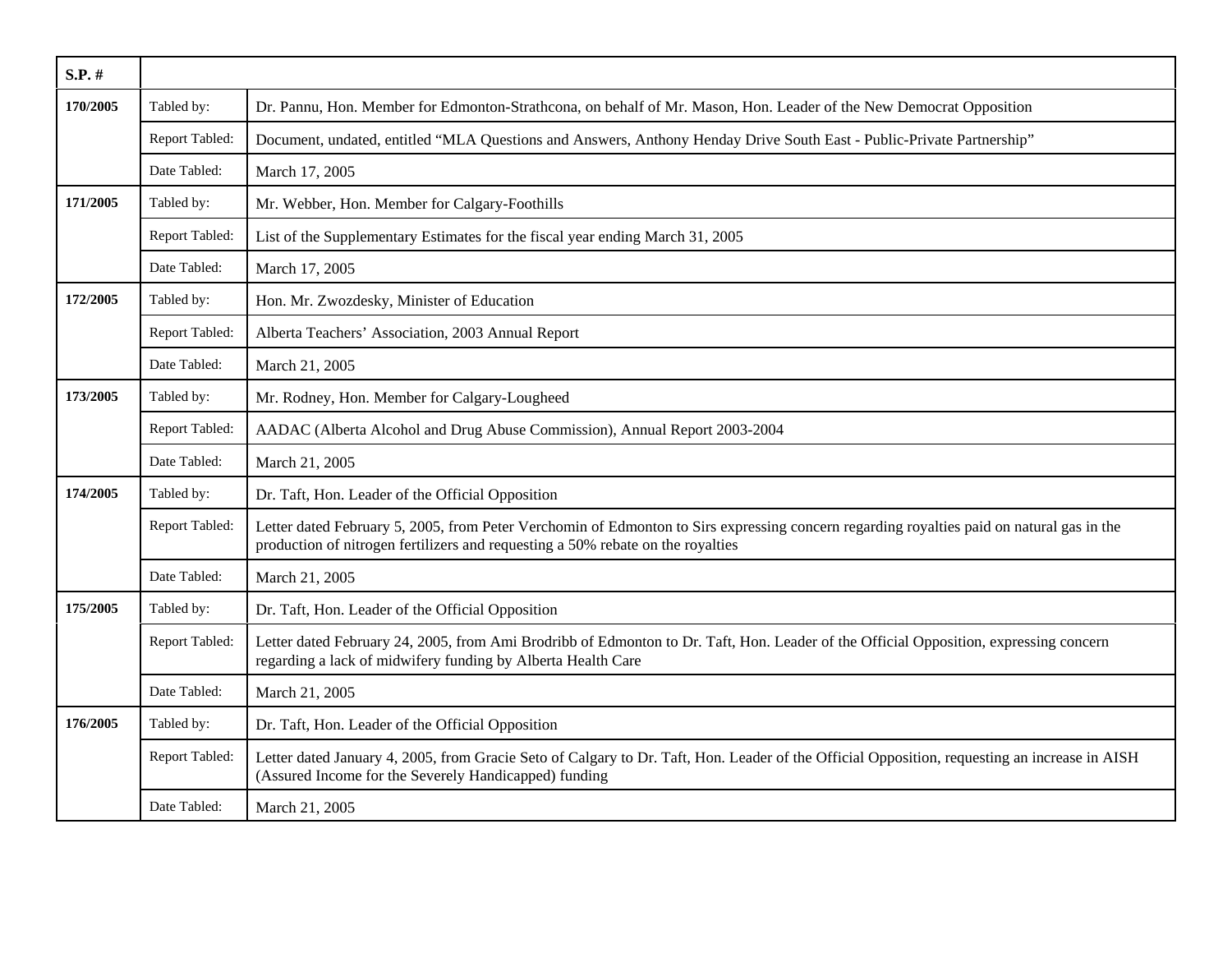| S.P. # | | |
|---|---|---|
| 170/2005 | Tabled by: | Dr. Pannu, Hon. Member for Edmonton-Strathcona, on behalf of Mr. Mason, Hon. Leader of the New Democrat Opposition |
| | Report Tabled: | Document, undated, entitled “MLA Questions and Answers, Anthony Henday Drive South East - Public-Private Partnership” |
| | Date Tabled: | March 17, 2005 |
| 171/2005 | Tabled by: | Mr. Webber, Hon. Member for Calgary-Foothills |
| | Report Tabled: | List of the Supplementary Estimates for the fiscal year ending March 31, 2005 |
| | Date Tabled: | March 17, 2005 |
| 172/2005 | Tabled by: | Hon. Mr. Zwozdesky, Minister of Education |
| | Report Tabled: | Alberta Teachers’ Association, 2003 Annual Report |
| | Date Tabled: | March 21, 2005 |
| 173/2005 | Tabled by: | Mr. Rodney, Hon. Member for Calgary-Lougheed |
| | Report Tabled: | AADAC (Alberta Alcohol and Drug Abuse Commission), Annual Report 2003-2004 |
| | Date Tabled: | March 21, 2005 |
| 174/2005 | Tabled by: | Dr. Taft, Hon. Leader of the Official Opposition |
| | Report Tabled: | Letter dated February 5, 2005, from Peter Verchomin of Edmonton to Sirs expressing concern regarding royalties paid on natural gas in the production of nitrogen fertilizers and requesting a 50% rebate on the royalties |
| | Date Tabled: | March 21, 2005 |
| 175/2005 | Tabled by: | Dr. Taft, Hon. Leader of the Official Opposition |
| | Report Tabled: | Letter dated February 24, 2005, from Ami Brodribb of Edmonton to Dr. Taft, Hon. Leader of the Official Opposition, expressing concern regarding a lack of midwifery funding by Alberta Health Care |
| | Date Tabled: | March 21, 2005 |
| 176/2005 | Tabled by: | Dr. Taft, Hon. Leader of the Official Opposition |
| | Report Tabled: | Letter dated January 4, 2005, from Gracie Seto of Calgary to Dr. Taft, Hon. Leader of the Official Opposition, requesting an increase in AISH (Assured Income for the Severely Handicapped) funding |
| | Date Tabled: | March 21, 2005 |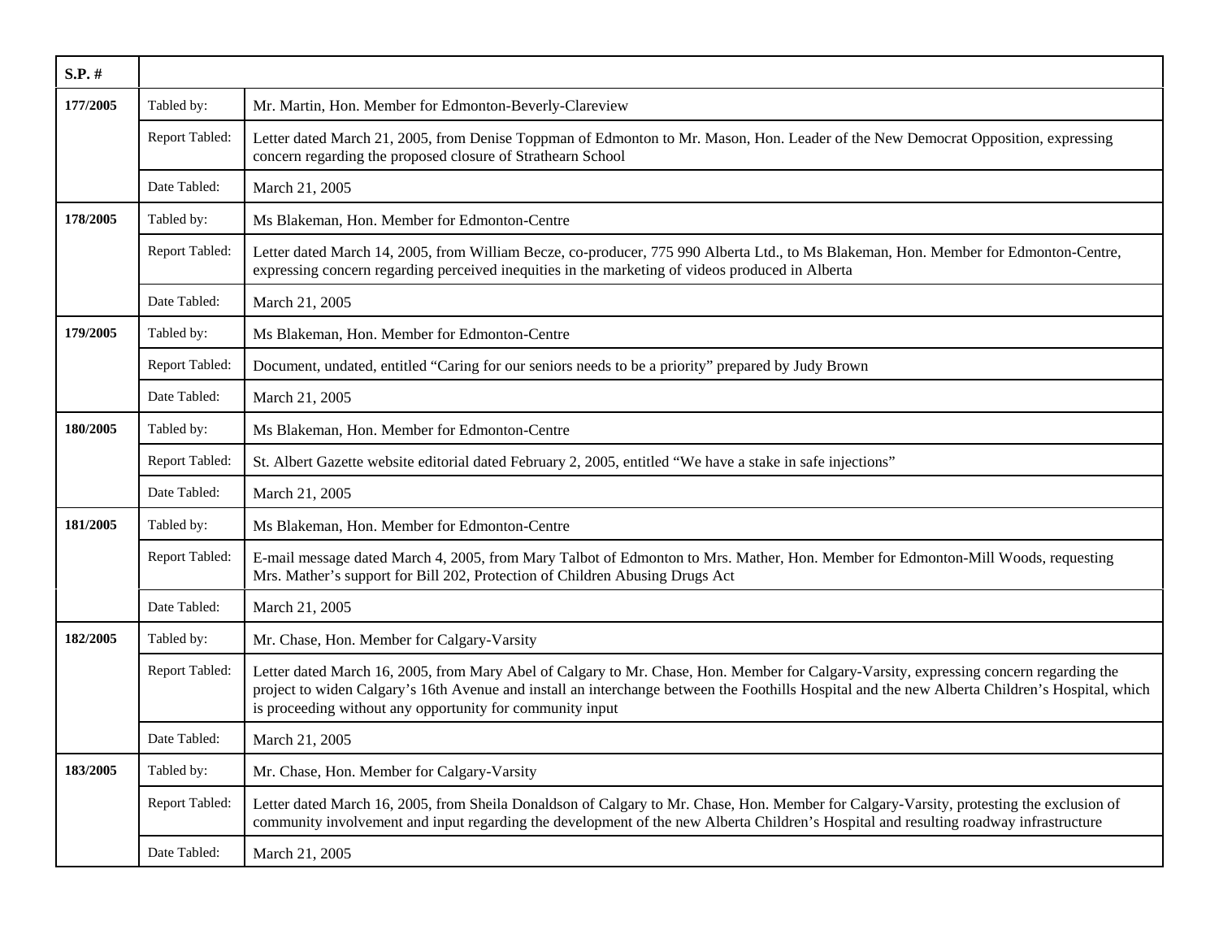| S.P. # | | |
|---|---|---|
| 177/2005 | Tabled by: | Mr. Martin, Hon. Member for Edmonton-Beverly-Clareview |
| | Report Tabled: | Letter dated March 21, 2005, from Denise Toppman of Edmonton to Mr. Mason, Hon. Leader of the New Democrat Opposition, expressing concern regarding the proposed closure of Strathearn School |
| | Date Tabled: | March 21, 2005 |
| 178/2005 | Tabled by: | Ms Blakeman, Hon. Member for Edmonton-Centre |
| | Report Tabled: | Letter dated March 14, 2005, from William Becze, co-producer, 775 990 Alberta Ltd., to Ms Blakeman, Hon. Member for Edmonton-Centre, expressing concern regarding perceived inequities in the marketing of videos produced in Alberta |
| | Date Tabled: | March 21, 2005 |
| 179/2005 | Tabled by: | Ms Blakeman, Hon. Member for Edmonton-Centre |
| | Report Tabled: | Document, undated, entitled “Caring for our seniors needs to be a priority” prepared by Judy Brown |
| | Date Tabled: | March 21, 2005 |
| 180/2005 | Tabled by: | Ms Blakeman, Hon. Member for Edmonton-Centre |
| | Report Tabled: | St. Albert Gazette website editorial dated February 2, 2005, entitled “We have a stake in safe injections” |
| | Date Tabled: | March 21, 2005 |
| 181/2005 | Tabled by: | Ms Blakeman, Hon. Member for Edmonton-Centre |
| | Report Tabled: | E-mail message dated March 4, 2005, from Mary Talbot of Edmonton to Mrs. Mather, Hon. Member for Edmonton-Mill Woods, requesting Mrs. Mather’s support for Bill 202, Protection of Children Abusing Drugs Act |
| | Date Tabled: | March 21, 2005 |
| 182/2005 | Tabled by: | Mr. Chase, Hon. Member for Calgary-Varsity |
| | Report Tabled: | Letter dated March 16, 2005, from Mary Abel of Calgary to Mr. Chase, Hon. Member for Calgary-Varsity, expressing concern regarding the project to widen Calgary’s 16th Avenue and install an interchange between the Foothills Hospital and the new Alberta Children’s Hospital, which is proceeding without any opportunity for community input |
| | Date Tabled: | March 21, 2005 |
| 183/2005 | Tabled by: | Mr. Chase, Hon. Member for Calgary-Varsity |
| | Report Tabled: | Letter dated March 16, 2005, from Sheila Donaldson of Calgary to Mr. Chase, Hon. Member for Calgary-Varsity, protesting the exclusion of community involvement and input regarding the development of the new Alberta Children’s Hospital and resulting roadway infrastructure |
| | Date Tabled: | March 21, 2005 |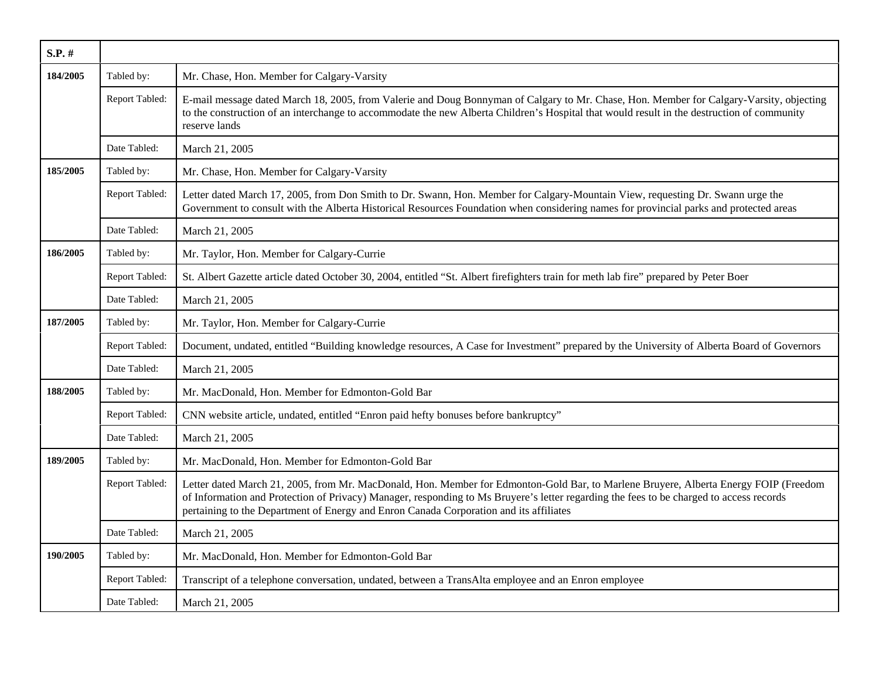| S.P. # | | |
|---|---|---|
| 184/2005 | Tabled by: | Mr. Chase, Hon. Member for Calgary-Varsity |
| | Report Tabled: | E-mail message dated March 18, 2005, from Valerie and Doug Bonnyman of Calgary to Mr. Chase, Hon. Member for Calgary-Varsity, objecting to the construction of an interchange to accommodate the new Alberta Children's Hospital that would result in the destruction of community reserve lands |
| | Date Tabled: | March 21, 2005 |
| 185/2005 | Tabled by: | Mr. Chase, Hon. Member for Calgary-Varsity |
| | Report Tabled: | Letter dated March 17, 2005, from Don Smith to Dr. Swann, Hon. Member for Calgary-Mountain View, requesting Dr. Swann urge the Government to consult with the Alberta Historical Resources Foundation when considering names for provincial parks and protected areas |
| | Date Tabled: | March 21, 2005 |
| 186/2005 | Tabled by: | Mr. Taylor, Hon. Member for Calgary-Currie |
| | Report Tabled: | St. Albert Gazette article dated October 30, 2004, entitled "St. Albert firefighters train for meth lab fire" prepared by Peter Boer |
| | Date Tabled: | March 21, 2005 |
| 187/2005 | Tabled by: | Mr. Taylor, Hon. Member for Calgary-Currie |
| | Report Tabled: | Document, undated, entitled "Building knowledge resources, A Case for Investment" prepared by the University of Alberta Board of Governors |
| | Date Tabled: | March 21, 2005 |
| 188/2005 | Tabled by: | Mr. MacDonald, Hon. Member for Edmonton-Gold Bar |
| | Report Tabled: | CNN website article, undated, entitled "Enron paid hefty bonuses before bankruptcy" |
| | Date Tabled: | March 21, 2005 |
| 189/2005 | Tabled by: | Mr. MacDonald, Hon. Member for Edmonton-Gold Bar |
| | Report Tabled: | Letter dated March 21, 2005, from Mr. MacDonald, Hon. Member for Edmonton-Gold Bar, to Marlene Bruyere, Alberta Energy FOIP (Freedom of Information and Protection of Privacy) Manager, responding to Ms Bruyere's letter regarding the fees to be charged to access records pertaining to the Department of Energy and Enron Canada Corporation and its affiliates |
| | Date Tabled: | March 21, 2005 |
| 190/2005 | Tabled by: | Mr. MacDonald, Hon. Member for Edmonton-Gold Bar |
| | Report Tabled: | Transcript of a telephone conversation, undated, between a TransAlta employee and an Enron employee |
| | Date Tabled: | March 21, 2005 |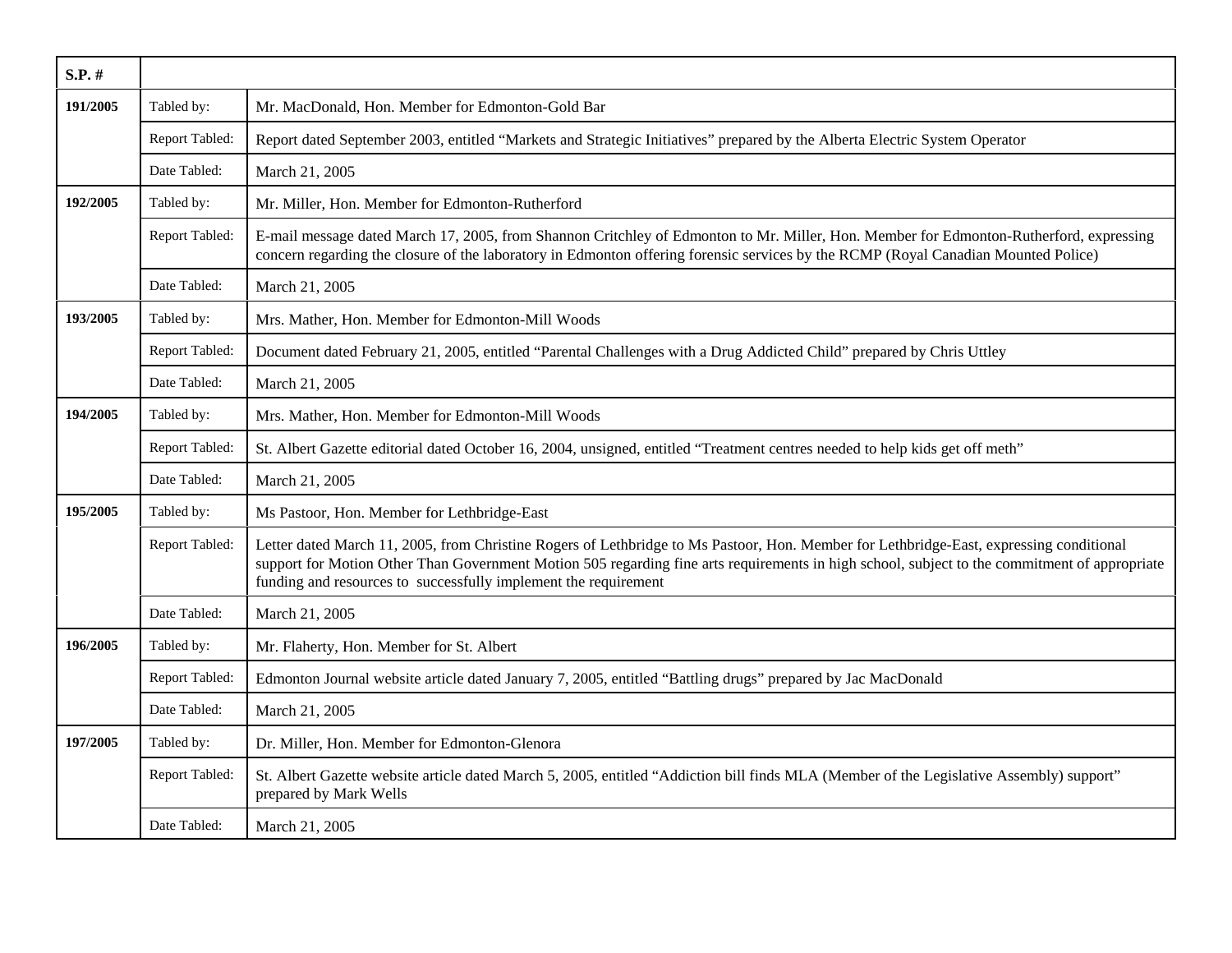| S.P. # | | |
|---|---|---|
| 191/2005 | Tabled by: | Mr. MacDonald, Hon. Member for Edmonton-Gold Bar |
| | Report Tabled: | Report dated September 2003, entitled “Markets and Strategic Initiatives” prepared by the Alberta Electric System Operator |
| | Date Tabled: | March 21, 2005 |
| 192/2005 | Tabled by: | Mr. Miller, Hon. Member for Edmonton-Rutherford |
| | Report Tabled: | E-mail message dated March 17, 2005, from Shannon Critchley of Edmonton to Mr. Miller, Hon. Member for Edmonton-Rutherford, expressing concern regarding the closure of the laboratory in Edmonton offering forensic services by the RCMP (Royal Canadian Mounted Police) |
| | Date Tabled: | March 21, 2005 |
| 193/2005 | Tabled by: | Mrs. Mather, Hon. Member for Edmonton-Mill Woods |
| | Report Tabled: | Document dated February 21, 2005, entitled “Parental Challenges with a Drug Addicted Child” prepared by Chris Uttley |
| | Date Tabled: | March 21, 2005 |
| 194/2005 | Tabled by: | Mrs. Mather, Hon. Member for Edmonton-Mill Woods |
| | Report Tabled: | St. Albert Gazette editorial dated October 16, 2004, unsigned, entitled “Treatment centres needed to help kids get off meth” |
| | Date Tabled: | March 21, 2005 |
| 195/2005 | Tabled by: | Ms Pastoor, Hon. Member for Lethbridge-East |
| | Report Tabled: | Letter dated March 11, 2005, from Christine Rogers of Lethbridge to Ms Pastoor, Hon. Member for Lethbridge-East, expressing conditional support for Motion Other Than Government Motion 505 regarding fine arts requirements in high school, subject to the commitment of appropriate funding and resources to successfully implement the requirement |
| | Date Tabled: | March 21, 2005 |
| 196/2005 | Tabled by: | Mr. Flaherty, Hon. Member for St. Albert |
| | Report Tabled: | Edmonton Journal website article dated January 7, 2005, entitled “Battling drugs” prepared by Jac MacDonald |
| | Date Tabled: | March 21, 2005 |
| 197/2005 | Tabled by: | Dr. Miller, Hon. Member for Edmonton-Glenora |
| | Report Tabled: | St. Albert Gazette website article dated March 5, 2005, entitled “Addiction bill finds MLA (Member of the Legislative Assembly) support” prepared by Mark Wells |
| | Date Tabled: | March 21, 2005 |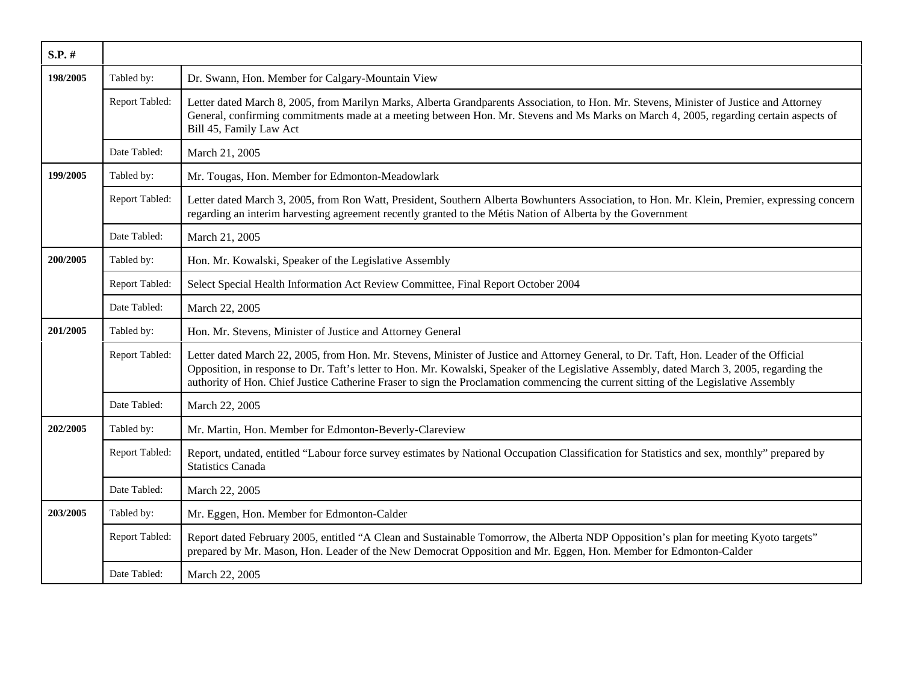| S.P. # | | |
|---|---|---|
| 198/2005 | Tabled by: | Dr. Swann, Hon. Member for Calgary-Mountain View |
| | Report Tabled: | Letter dated March 8, 2005, from Marilyn Marks, Alberta Grandparents Association, to Hon. Mr. Stevens, Minister of Justice and Attorney General, confirming commitments made at a meeting between Hon. Mr. Stevens and Ms Marks on March 4, 2005, regarding certain aspects of Bill 45, Family Law Act |
| | Date Tabled: | March 21, 2005 |
| 199/2005 | Tabled by: | Mr. Tougas, Hon. Member for Edmonton-Meadowlark |
| | Report Tabled: | Letter dated March 3, 2005, from Ron Watt, President, Southern Alberta Bowhunters Association, to Hon. Mr. Klein, Premier, expressing concern regarding an interim harvesting agreement recently granted to the Métis Nation of Alberta by the Government |
| | Date Tabled: | March 21, 2005 |
| 200/2005 | Tabled by: | Hon. Mr. Kowalski, Speaker of the Legislative Assembly |
| | Report Tabled: | Select Special Health Information Act Review Committee, Final Report October 2004 |
| | Date Tabled: | March 22, 2005 |
| 201/2005 | Tabled by: | Hon. Mr. Stevens, Minister of Justice and Attorney General |
| | Report Tabled: | Letter dated March 22, 2005, from Hon. Mr. Stevens, Minister of Justice and Attorney General, to Dr. Taft, Hon. Leader of the Official Opposition, in response to Dr. Taft's letter to Hon. Mr. Kowalski, Speaker of the Legislative Assembly, dated March 3, 2005, regarding the authority of Hon. Chief Justice Catherine Fraser to sign the Proclamation commencing the current sitting of the Legislative Assembly |
| | Date Tabled: | March 22, 2005 |
| 202/2005 | Tabled by: | Mr. Martin, Hon. Member for Edmonton-Beverly-Clareview |
| | Report Tabled: | Report, undated, entitled "Labour force survey estimates by National Occupation Classification for Statistics and sex, monthly" prepared by Statistics Canada |
| | Date Tabled: | March 22, 2005 |
| 203/2005 | Tabled by: | Mr. Eggen, Hon. Member for Edmonton-Calder |
| | Report Tabled: | Report dated February 2005, entitled "A Clean and Sustainable Tomorrow, the Alberta NDP Opposition's plan for meeting Kyoto targets" prepared by Mr. Mason, Hon. Leader of the New Democrat Opposition and Mr. Eggen, Hon. Member for Edmonton-Calder |
| | Date Tabled: | March 22, 2005 |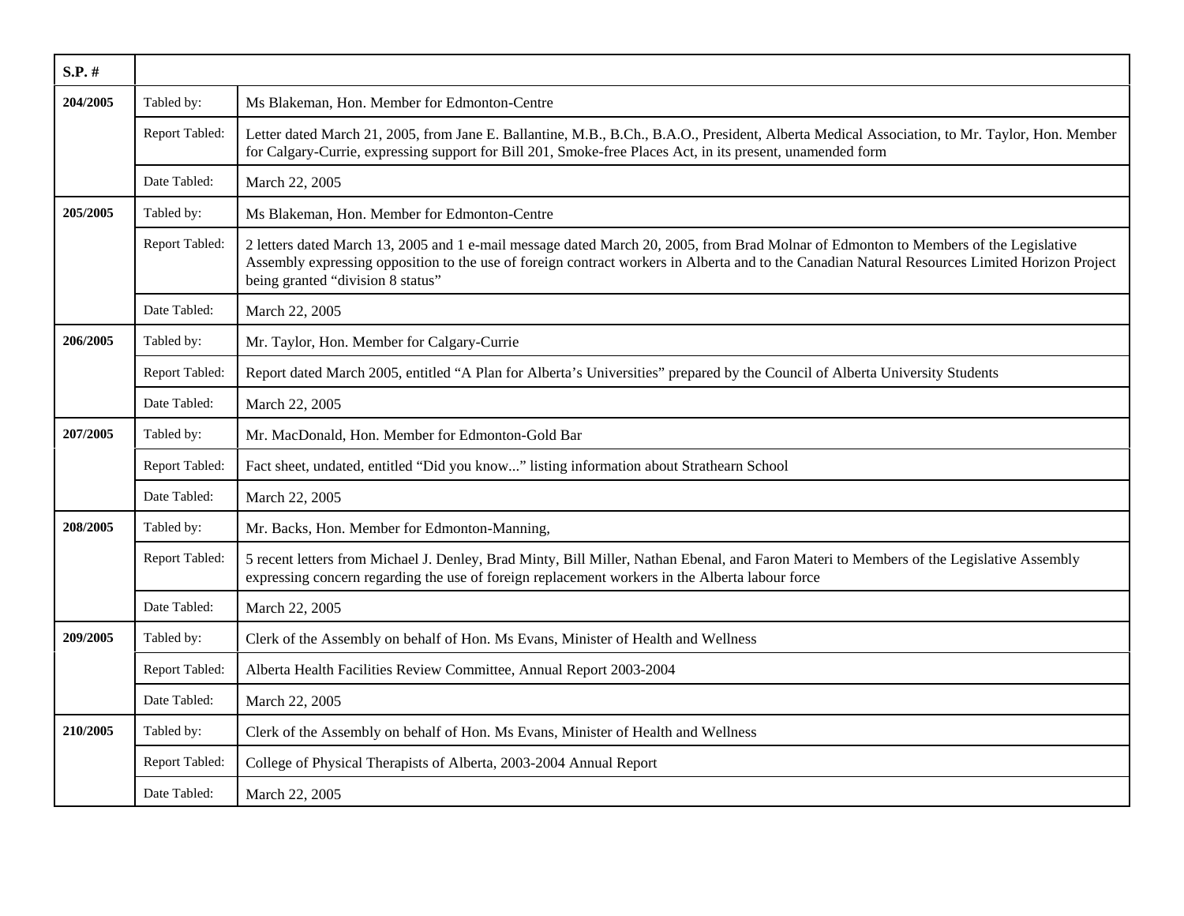| S.P. # | | |
|---|---|---|
| 204/2005 | Tabled by: | Ms Blakeman, Hon. Member for Edmonton-Centre |
| | Report Tabled: | Letter dated March 21, 2005, from Jane E. Ballantine, M.B., B.Ch., B.A.O., President, Alberta Medical Association, to Mr. Taylor, Hon. Member for Calgary-Currie, expressing support for Bill 201, Smoke-free Places Act, in its present, unamended form |
| | Date Tabled: | March 22, 2005 |
| 205/2005 | Tabled by: | Ms Blakeman, Hon. Member for Edmonton-Centre |
| | Report Tabled: | 2 letters dated March 13, 2005 and 1 e-mail message dated March 20, 2005, from Brad Molnar of Edmonton to Members of the Legislative Assembly expressing opposition to the use of foreign contract workers in Alberta and to the Canadian Natural Resources Limited Horizon Project being granted "division 8 status" |
| | Date Tabled: | March 22, 2005 |
| 206/2005 | Tabled by: | Mr. Taylor, Hon. Member for Calgary-Currie |
| | Report Tabled: | Report dated March 2005, entitled "A Plan for Alberta's Universities" prepared by the Council of Alberta University Students |
| | Date Tabled: | March 22, 2005 |
| 207/2005 | Tabled by: | Mr. MacDonald, Hon. Member for Edmonton-Gold Bar |
| | Report Tabled: | Fact sheet, undated, entitled "Did you know..." listing information about Strathearn School |
| | Date Tabled: | March 22, 2005 |
| 208/2005 | Tabled by: | Mr. Backs, Hon. Member for Edmonton-Manning, |
| | Report Tabled: | 5 recent letters from Michael J. Denley, Brad Minty, Bill Miller, Nathan Ebenal, and Faron Materi to Members of the Legislative Assembly expressing concern regarding the use of foreign replacement workers in the Alberta labour force |
| | Date Tabled: | March 22, 2005 |
| 209/2005 | Tabled by: | Clerk of the Assembly on behalf of Hon. Ms Evans, Minister of Health and Wellness |
| | Report Tabled: | Alberta Health Facilities Review Committee, Annual Report 2003-2004 |
| | Date Tabled: | March 22, 2005 |
| 210/2005 | Tabled by: | Clerk of the Assembly on behalf of Hon. Ms Evans, Minister of Health and Wellness |
| | Report Tabled: | College of Physical Therapists of Alberta, 2003-2004 Annual Report |
| | Date Tabled: | March 22, 2005 |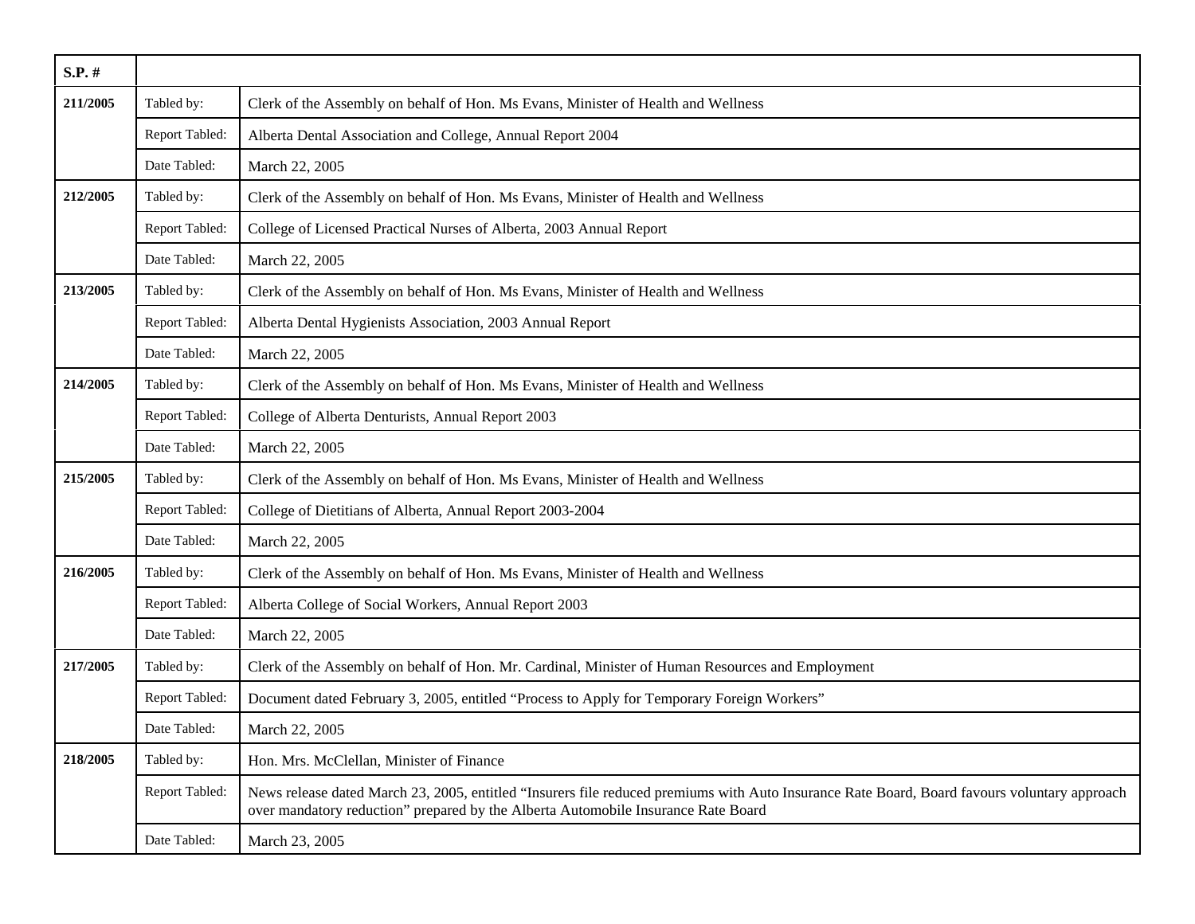| S.P. # | | |
|---|---|---|
| **211/2005** | Tabled by: | Clerk of the Assembly on behalf of Hon. Ms Evans, Minister of Health and Wellness |
| | Report Tabled: | Alberta Dental Association and College, Annual Report 2004 |
| | Date Tabled: | March 22, 2005 |
| **212/2005** | Tabled by: | Clerk of the Assembly on behalf of Hon. Ms Evans, Minister of Health and Wellness |
| | Report Tabled: | College of Licensed Practical Nurses of Alberta, 2003 Annual Report |
| | Date Tabled: | March 22, 2005 |
| **213/2005** | Tabled by: | Clerk of the Assembly on behalf of Hon. Ms Evans, Minister of Health and Wellness |
| | Report Tabled: | Alberta Dental Hygienists Association, 2003 Annual Report |
| | Date Tabled: | March 22, 2005 |
| **214/2005** | Tabled by: | Clerk of the Assembly on behalf of Hon. Ms Evans, Minister of Health and Wellness |
| | Report Tabled: | College of Alberta Denturists, Annual Report 2003 |
| | Date Tabled: | March 22, 2005 |
| **215/2005** | Tabled by: | Clerk of the Assembly on behalf of Hon. Ms Evans, Minister of Health and Wellness |
| | Report Tabled: | College of Dietitians of Alberta, Annual Report 2003-2004 |
| | Date Tabled: | March 22, 2005 |
| **216/2005** | Tabled by: | Clerk of the Assembly on behalf of Hon. Ms Evans, Minister of Health and Wellness |
| | Report Tabled: | Alberta College of Social Workers, Annual Report 2003 |
| | Date Tabled: | March 22, 2005 |
| **217/2005** | Tabled by: | Clerk of the Assembly on behalf of Hon. Mr. Cardinal, Minister of Human Resources and Employment |
| | Report Tabled: | Document dated February 3, 2005, entitled "Process to Apply for Temporary Foreign Workers" |
| | Date Tabled: | March 22, 2005 |
| **218/2005** | Tabled by: | Hon. Mrs. McClellan, Minister of Finance |
| | Report Tabled: | News release dated March 23, 2005, entitled "Insurers file reduced premiums with Auto Insurance Rate Board, Board favours voluntary approach over mandatory reduction" prepared by the Alberta Automobile Insurance Rate Board |
| | Date Tabled: | March 23, 2005 |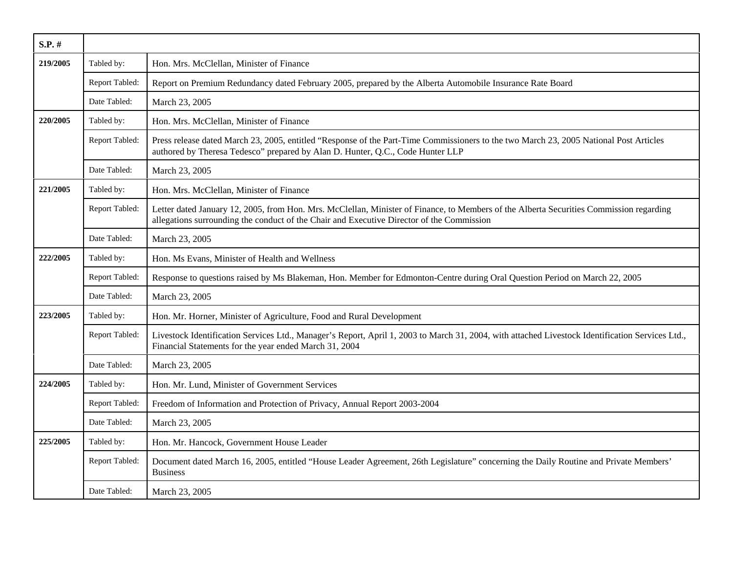| S.P. # | | |
|---|---|---|
| 219/2005 | Tabled by: | Hon. Mrs. McClellan, Minister of Finance |
| | Report Tabled: | Report on Premium Redundancy dated February 2005, prepared by the Alberta Automobile Insurance Rate Board |
| | Date Tabled: | March 23, 2005 |
| 220/2005 | Tabled by: | Hon. Mrs. McClellan, Minister of Finance |
| | Report Tabled: | Press release dated March 23, 2005, entitled “Response of the Part-Time Commissioners to the two March 23, 2005 National Post Articles authored by Theresa Tedesco” prepared by Alan D. Hunter, Q.C., Code Hunter LLP |
| | Date Tabled: | March 23, 2005 |
| 221/2005 | Tabled by: | Hon. Mrs. McClellan, Minister of Finance |
| | Report Tabled: | Letter dated January 12, 2005, from Hon. Mrs. McClellan, Minister of Finance, to Members of the Alberta Securities Commission regarding allegations surrounding the conduct of the Chair and Executive Director of the Commission |
| | Date Tabled: | March 23, 2005 |
| 222/2005 | Tabled by: | Hon. Ms Evans, Minister of Health and Wellness |
| | Report Tabled: | Response to questions raised by Ms Blakeman, Hon. Member for Edmonton-Centre during Oral Question Period on March 22, 2005 |
| | Date Tabled: | March 23, 2005 |
| 223/2005 | Tabled by: | Hon. Mr. Horner, Minister of Agriculture, Food and Rural Development |
| | Report Tabled: | Livestock Identification Services Ltd., Manager’s Report, April 1, 2003 to March 31, 2004, with attached Livestock Identification Services Ltd., Financial Statements for the year ended March 31, 2004 |
| | Date Tabled: | March 23, 2005 |
| 224/2005 | Tabled by: | Hon. Mr. Lund, Minister of Government Services |
| | Report Tabled: | Freedom of Information and Protection of Privacy, Annual Report 2003-2004 |
| | Date Tabled: | March 23, 2005 |
| 225/2005 | Tabled by: | Hon. Mr. Hancock, Government House Leader |
| | Report Tabled: | Document dated March 16, 2005, entitled “House Leader Agreement, 26th Legislature” concerning the Daily Routine and Private Members’ Business |
| | Date Tabled: | March 23, 2005 |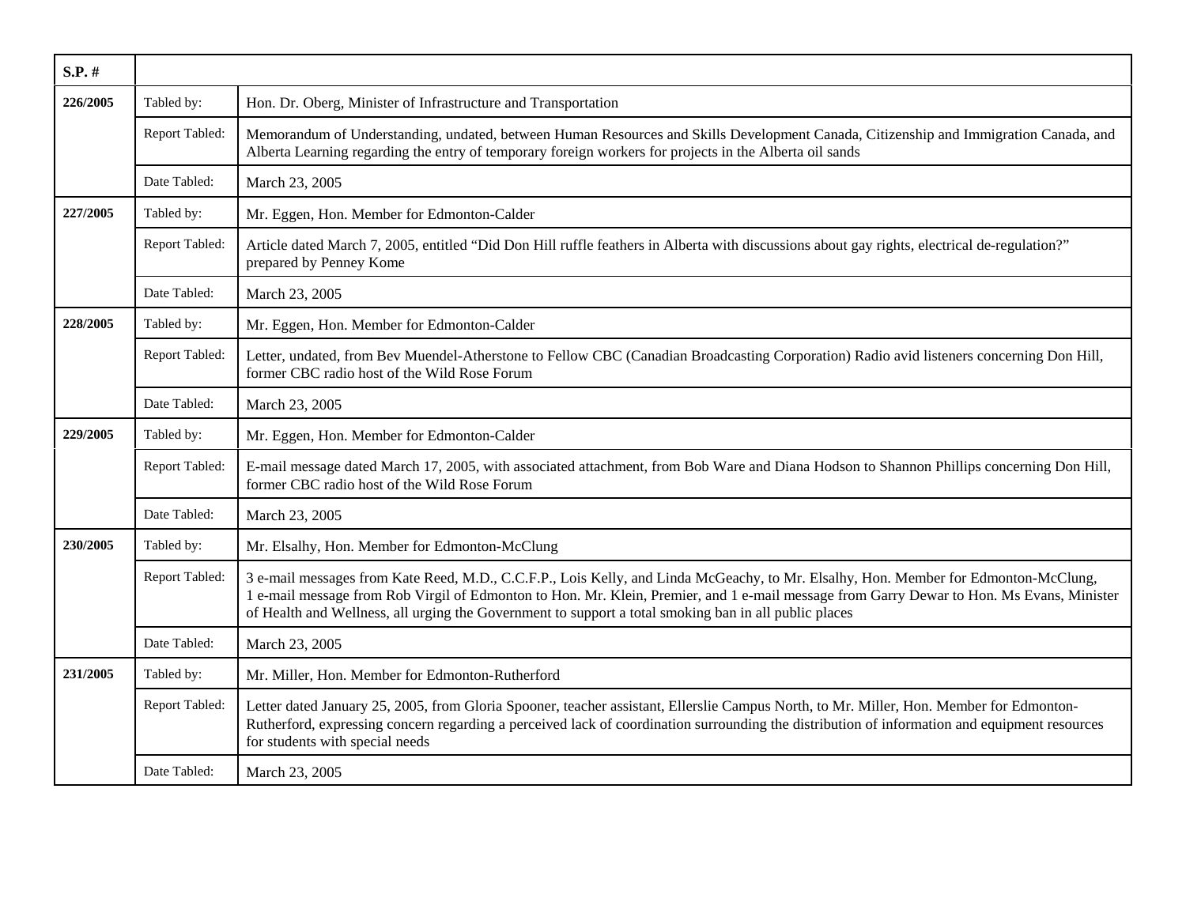| S.P. # | | |
|---|---|---|
| 226/2005 | Tabled by: | Hon. Dr. Oberg, Minister of Infrastructure and Transportation |
| | Report Tabled: | Memorandum of Understanding, undated, between Human Resources and Skills Development Canada, Citizenship and Immigration Canada, and Alberta Learning regarding the entry of temporary foreign workers for projects in the Alberta oil sands |
| | Date Tabled: | March 23, 2005 |
| 227/2005 | Tabled by: | Mr. Eggen, Hon. Member for Edmonton-Calder |
| | Report Tabled: | Article dated March 7, 2005, entitled "Did Don Hill ruffle feathers in Alberta with discussions about gay rights, electrical de-regulation?" prepared by Penney Kome |
| | Date Tabled: | March 23, 2005 |
| 228/2005 | Tabled by: | Mr. Eggen, Hon. Member for Edmonton-Calder |
| | Report Tabled: | Letter, undated, from Bev Muendel-Atherstone to Fellow CBC (Canadian Broadcasting Corporation) Radio avid listeners concerning Don Hill, former CBC radio host of the Wild Rose Forum |
| | Date Tabled: | March 23, 2005 |
| 229/2005 | Tabled by: | Mr. Eggen, Hon. Member for Edmonton-Calder |
| | Report Tabled: | E-mail message dated March 17, 2005, with associated attachment, from Bob Ware and Diana Hodson to Shannon Phillips concerning Don Hill, former CBC radio host of the Wild Rose Forum |
| | Date Tabled: | March 23, 2005 |
| 230/2005 | Tabled by: | Mr. Elsalhy, Hon. Member for Edmonton-McClung |
| | Report Tabled: | 3 e-mail messages from Kate Reed, M.D., C.C.F.P., Lois Kelly, and Linda McGeachy, to Mr. Elsalhy, Hon. Member for Edmonton-McClung, 1 e-mail message from Rob Virgil of Edmonton to Hon. Mr. Klein, Premier, and 1 e-mail message from Garry Dewar to Hon. Ms Evans, Minister of Health and Wellness, all urging the Government to support a total smoking ban in all public places |
| | Date Tabled: | March 23, 2005 |
| 231/2005 | Tabled by: | Mr. Miller, Hon. Member for Edmonton-Rutherford |
| | Report Tabled: | Letter dated January 25, 2005, from Gloria Spooner, teacher assistant, Ellerslie Campus North, to Mr. Miller, Hon. Member for Edmonton-Rutherford, expressing concern regarding a perceived lack of coordination surrounding the distribution of information and equipment resources for students with special needs |
| | Date Tabled: | March 23, 2005 |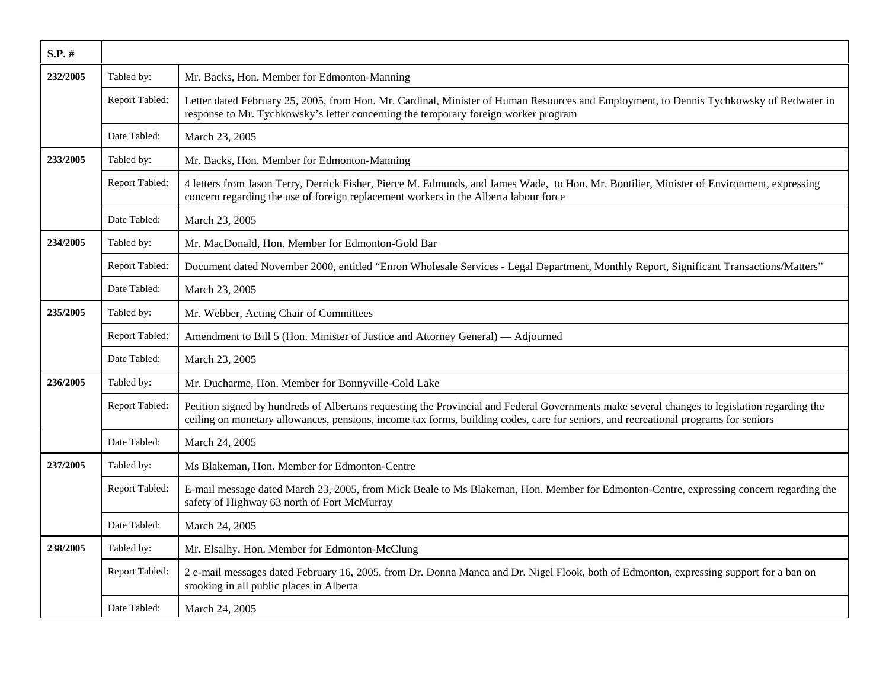| S.P. # | | |
|---|---|---|
| 232/2005 | Tabled by: | Mr. Backs, Hon. Member for Edmonton-Manning |
| | Report Tabled: | Letter dated February 25, 2005, from Hon. Mr. Cardinal, Minister of Human Resources and Employment, to Dennis Tychkowsky of Redwater in response to Mr. Tychkowsky's letter concerning the temporary foreign worker program |
| | Date Tabled: | March 23, 2005 |
| 233/2005 | Tabled by: | Mr. Backs, Hon. Member for Edmonton-Manning |
| | Report Tabled: | 4 letters from Jason Terry, Derrick Fisher, Pierce M. Edmunds, and James Wade, to Hon. Mr. Boutilier, Minister of Environment, expressing concern regarding the use of foreign replacement workers in the Alberta labour force |
| | Date Tabled: | March 23, 2005 |
| 234/2005 | Tabled by: | Mr. MacDonald, Hon. Member for Edmonton-Gold Bar |
| | Report Tabled: | Document dated November 2000, entitled "Enron Wholesale Services - Legal Department, Monthly Report, Significant Transactions/Matters" |
| | Date Tabled: | March 23, 2005 |
| 235/2005 | Tabled by: | Mr. Webber, Acting Chair of Committees |
| | Report Tabled: | Amendment to Bill 5 (Hon. Minister of Justice and Attorney General) — Adjourned |
| | Date Tabled: | March 23, 2005 |
| 236/2005 | Tabled by: | Mr. Ducharme, Hon. Member for Bonnyville-Cold Lake |
| | Report Tabled: | Petition signed by hundreds of Albertans requesting the Provincial and Federal Governments make several changes to legislation regarding the ceiling on monetary allowances, pensions, income tax forms, building codes, care for seniors, and recreational programs for seniors |
| | Date Tabled: | March 24, 2005 |
| 237/2005 | Tabled by: | Ms Blakeman, Hon. Member for Edmonton-Centre |
| | Report Tabled: | E-mail message dated March 23, 2005, from Mick Beale to Ms Blakeman, Hon. Member for Edmonton-Centre, expressing concern regarding the safety of Highway 63 north of Fort McMurray |
| | Date Tabled: | March 24, 2005 |
| 238/2005 | Tabled by: | Mr. Elsalhy, Hon. Member for Edmonton-McClung |
| | Report Tabled: | 2 e-mail messages dated February 16, 2005, from Dr. Donna Manca and Dr. Nigel Flook, both of Edmonton, expressing support for a ban on smoking in all public places in Alberta |
| | Date Tabled: | March 24, 2005 |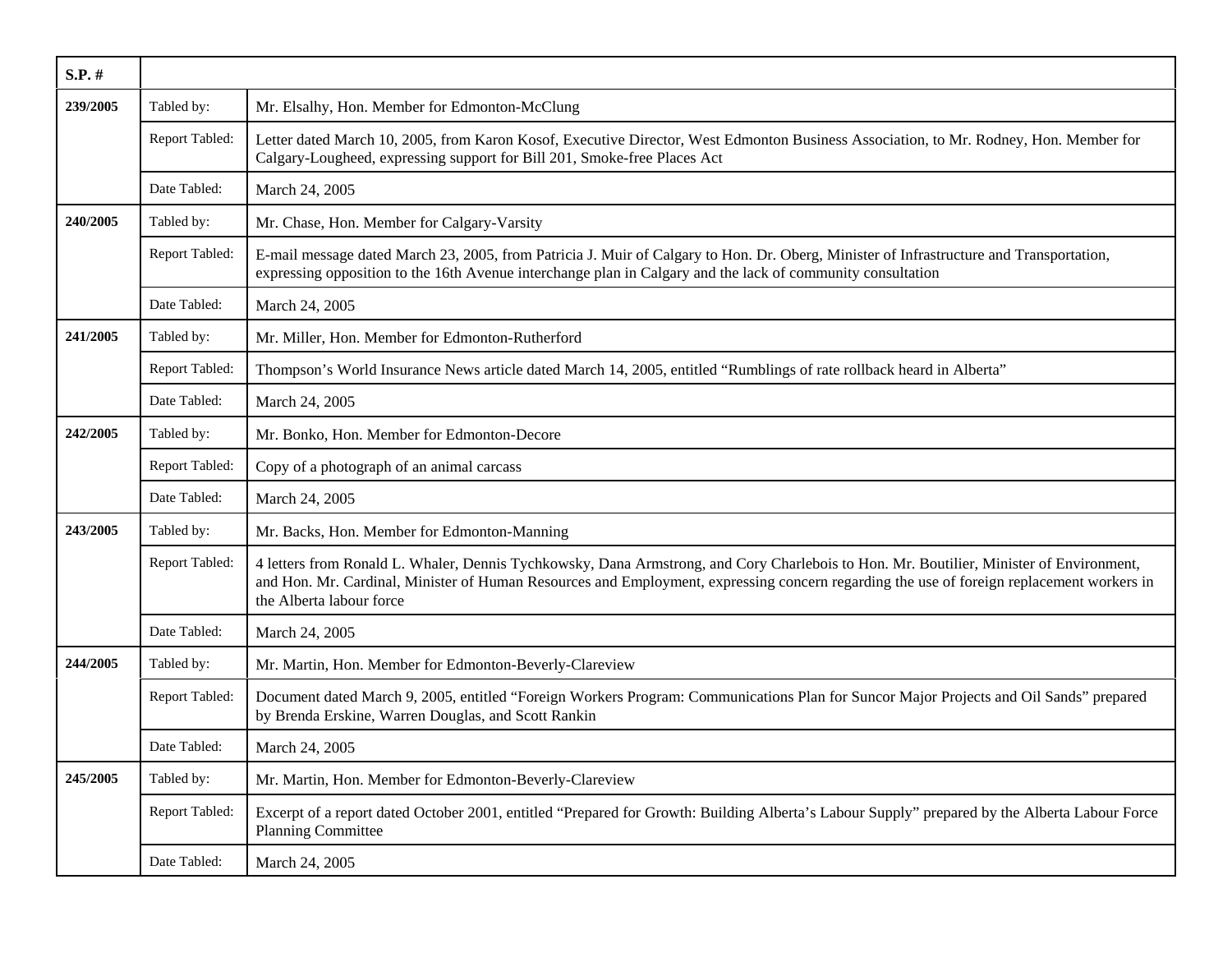| S.P. # | | |
|---|---|---|
| 239/2005 | Tabled by: | Mr. Elsalhy, Hon. Member for Edmonton-McClung |
| | Report Tabled: | Letter dated March 10, 2005, from Karon Kosof, Executive Director, West Edmonton Business Association, to Mr. Rodney, Hon. Member for Calgary-Lougheed, expressing support for Bill 201, Smoke-free Places Act |
| | Date Tabled: | March 24, 2005 |
| 240/2005 | Tabled by: | Mr. Chase, Hon. Member for Calgary-Varsity |
| | Report Tabled: | E-mail message dated March 23, 2005, from Patricia J. Muir of Calgary to Hon. Dr. Oberg, Minister of Infrastructure and Transportation, expressing opposition to the 16th Avenue interchange plan in Calgary and the lack of community consultation |
| | Date Tabled: | March 24, 2005 |
| 241/2005 | Tabled by: | Mr. Miller, Hon. Member for Edmonton-Rutherford |
| | Report Tabled: | Thompson's World Insurance News article dated March 14, 2005, entitled "Rumblings of rate rollback heard in Alberta" |
| | Date Tabled: | March 24, 2005 |
| 242/2005 | Tabled by: | Mr. Bonko, Hon. Member for Edmonton-Decore |
| | Report Tabled: | Copy of a photograph of an animal carcass |
| | Date Tabled: | March 24, 2005 |
| 243/2005 | Tabled by: | Mr. Backs, Hon. Member for Edmonton-Manning |
| | Report Tabled: | 4 letters from Ronald L. Whaler, Dennis Tychkowsky, Dana Armstrong, and Cory Charlebois to Hon. Mr. Boutilier, Minister of Environment, and Hon. Mr. Cardinal, Minister of Human Resources and Employment, expressing concern regarding the use of foreign replacement workers in the Alberta labour force |
| | Date Tabled: | March 24, 2005 |
| 244/2005 | Tabled by: | Mr. Martin, Hon. Member for Edmonton-Beverly-Clareview |
| | Report Tabled: | Document dated March 9, 2005, entitled "Foreign Workers Program: Communications Plan for Suncor Major Projects and Oil Sands" prepared by Brenda Erskine, Warren Douglas, and Scott Rankin |
| | Date Tabled: | March 24, 2005 |
| 245/2005 | Tabled by: | Mr. Martin, Hon. Member for Edmonton-Beverly-Clareview |
| | Report Tabled: | Excerpt of a report dated October 2001, entitled "Prepared for Growth: Building Alberta's Labour Supply" prepared by the Alberta Labour Force Planning Committee |
| | Date Tabled: | March 24, 2005 |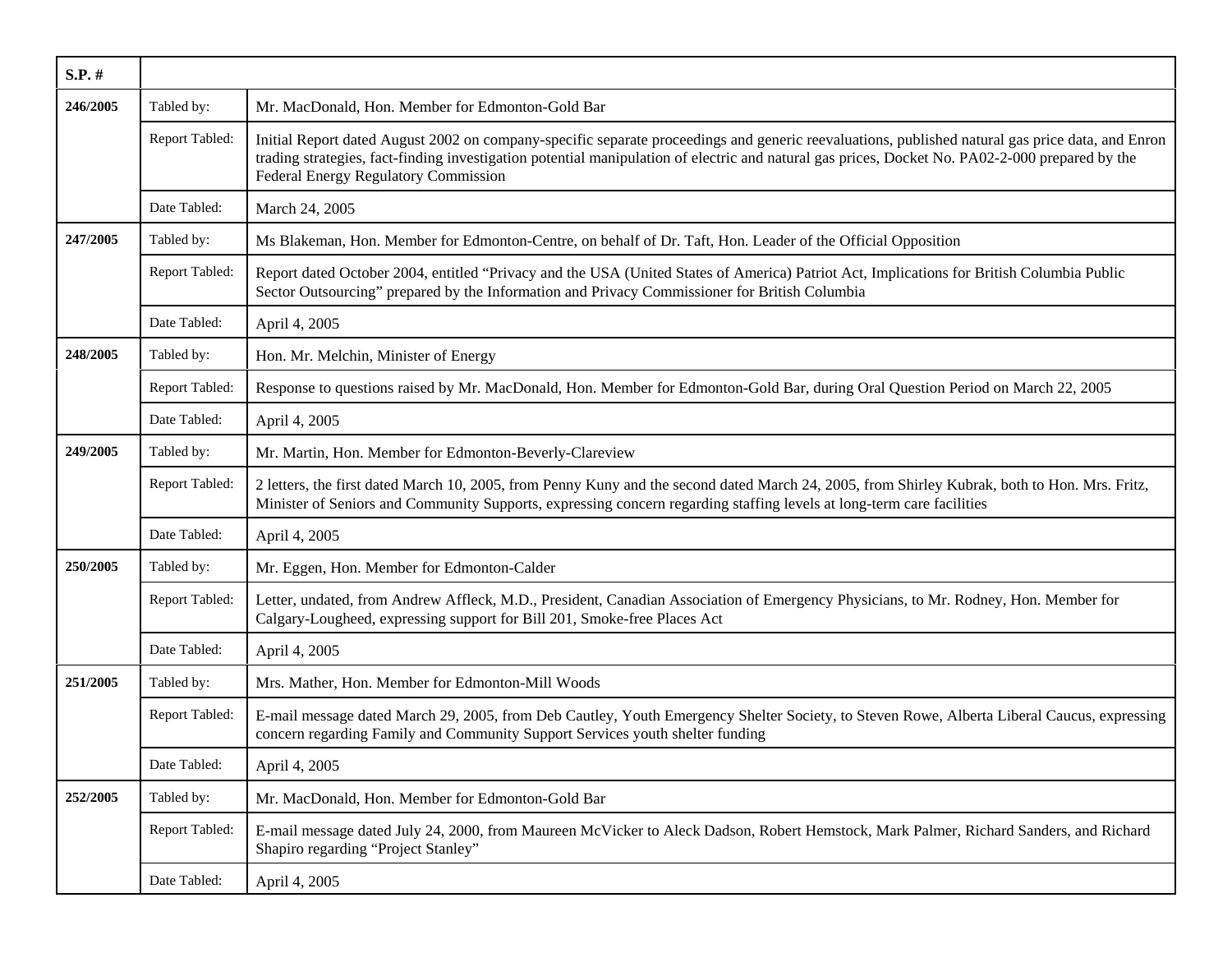| S.P. # | | |
|---|---|---|
| 246/2005 | Tabled by: | Mr. MacDonald, Hon. Member for Edmonton-Gold Bar |
| | Report Tabled: | Initial Report dated August 2002 on company-specific separate proceedings and generic reevaluations, published natural gas price data, and Enron trading strategies, fact-finding investigation potential manipulation of electric and natural gas prices, Docket No. PA02-2-000 prepared by the Federal Energy Regulatory Commission |
| | Date Tabled: | March 24, 2005 |
| 247/2005 | Tabled by: | Ms Blakeman, Hon. Member for Edmonton-Centre, on behalf of Dr. Taft, Hon. Leader of the Official Opposition |
| | Report Tabled: | Report dated October 2004, entitled "Privacy and the USA (United States of America) Patriot Act, Implications for British Columbia Public Sector Outsourcing" prepared by the Information and Privacy Commissioner for British Columbia |
| | Date Tabled: | April 4, 2005 |
| 248/2005 | Tabled by: | Hon. Mr. Melchin, Minister of Energy |
| | Report Tabled: | Response to questions raised by Mr. MacDonald, Hon. Member for Edmonton-Gold Bar, during Oral Question Period on March 22, 2005 |
| | Date Tabled: | April 4, 2005 |
| 249/2005 | Tabled by: | Mr. Martin, Hon. Member for Edmonton-Beverly-Clareview |
| | Report Tabled: | 2 letters, the first dated March 10, 2005, from Penny Kuny and the second dated March 24, 2005, from Shirley Kubrak, both to Hon. Mrs. Fritz, Minister of Seniors and Community Supports, expressing concern regarding staffing levels at long-term care facilities |
| | Date Tabled: | April 4, 2005 |
| 250/2005 | Tabled by: | Mr. Eggen, Hon. Member for Edmonton-Calder |
| | Report Tabled: | Letter, undated, from Andrew Affleck, M.D., President, Canadian Association of Emergency Physicians, to Mr. Rodney, Hon. Member for Calgary-Lougheed, expressing support for Bill 201, Smoke-free Places Act |
| | Date Tabled: | April 4, 2005 |
| 251/2005 | Tabled by: | Mrs. Mather, Hon. Member for Edmonton-Mill Woods |
| | Report Tabled: | E-mail message dated March 29, 2005, from Deb Cautley, Youth Emergency Shelter Society, to Steven Rowe, Alberta Liberal Caucus, expressing concern regarding Family and Community Support Services youth shelter funding |
| | Date Tabled: | April 4, 2005 |
| 252/2005 | Tabled by: | Mr. MacDonald, Hon. Member for Edmonton-Gold Bar |
| | Report Tabled: | E-mail message dated July 24, 2000, from Maureen McVicker to Aleck Dadson, Robert Hemstock, Mark Palmer, Richard Sanders, and Richard Shapiro regarding "Project Stanley" |
| | Date Tabled: | April 4, 2005 |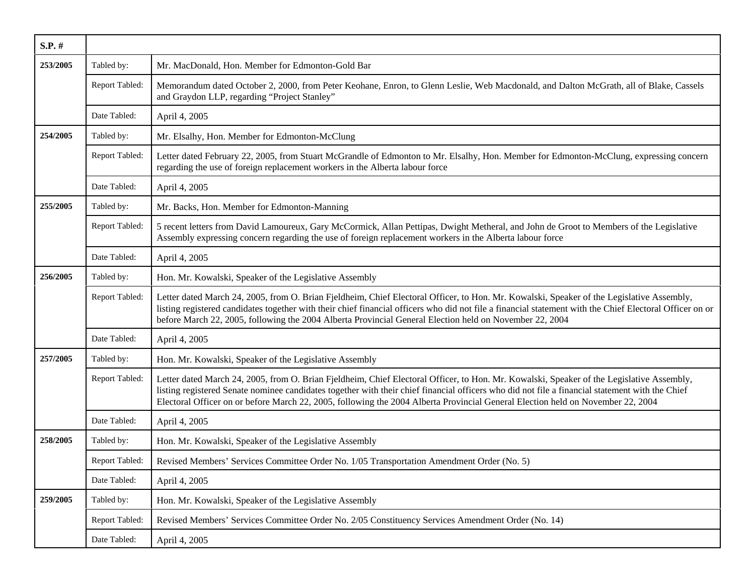| S.P. # | | |
|---|---|---|
| 253/2005 | Tabled by: | Mr. MacDonald, Hon. Member for Edmonton-Gold Bar |
| | Report Tabled: | Memorandum dated October 2, 2000, from Peter Keohane, Enron, to Glenn Leslie, Web Macdonald, and Dalton McGrath, all of Blake, Cassels and Graydon LLP, regarding "Project Stanley" |
| | Date Tabled: | April 4, 2005 |
| 254/2005 | Tabled by: | Mr. Elsalhy, Hon. Member for Edmonton-McClung |
| | Report Tabled: | Letter dated February 22, 2005, from Stuart McGrandle of Edmonton to Mr. Elsalhy, Hon. Member for Edmonton-McClung, expressing concern regarding the use of foreign replacement workers in the Alberta labour force |
| | Date Tabled: | April 4, 2005 |
| 255/2005 | Tabled by: | Mr. Backs, Hon. Member for Edmonton-Manning |
| | Report Tabled: | 5 recent letters from David Lamoureux, Gary McCormick, Allan Pettipas, Dwight Metheral, and John de Groot to Members of the Legislative Assembly expressing concern regarding the use of foreign replacement workers in the Alberta labour force |
| | Date Tabled: | April 4, 2005 |
| 256/2005 | Tabled by: | Hon. Mr. Kowalski, Speaker of the Legislative Assembly |
| | Report Tabled: | Letter dated March 24, 2005, from O. Brian Fjeldheim, Chief Electoral Officer, to Hon. Mr. Kowalski, Speaker of the Legislative Assembly, listing registered candidates together with their chief financial officers who did not file a financial statement with the Chief Electoral Officer on or before March 22, 2005, following the 2004 Alberta Provincial General Election held on November 22, 2004 |
| | Date Tabled: | April 4, 2005 |
| 257/2005 | Tabled by: | Hon. Mr. Kowalski, Speaker of the Legislative Assembly |
| | Report Tabled: | Letter dated March 24, 2005, from O. Brian Fjeldheim, Chief Electoral Officer, to Hon. Mr. Kowalski, Speaker of the Legislative Assembly, listing registered Senate nominee candidates together with their chief financial officers who did not file a financial statement with the Chief Electoral Officer on or before March 22, 2005, following the 2004 Alberta Provincial General Election held on November 22, 2004 |
| | Date Tabled: | April 4, 2005 |
| 258/2005 | Tabled by: | Hon. Mr. Kowalski, Speaker of the Legislative Assembly |
| | Report Tabled: | Revised Members' Services Committee Order No. 1/05 Transportation Amendment Order (No. 5) |
| | Date Tabled: | April 4, 2005 |
| 259/2005 | Tabled by: | Hon. Mr. Kowalski, Speaker of the Legislative Assembly |
| | Report Tabled: | Revised Members' Services Committee Order No. 2/05 Constituency Services Amendment Order (No. 14) |
| | Date Tabled: | April 4, 2005 |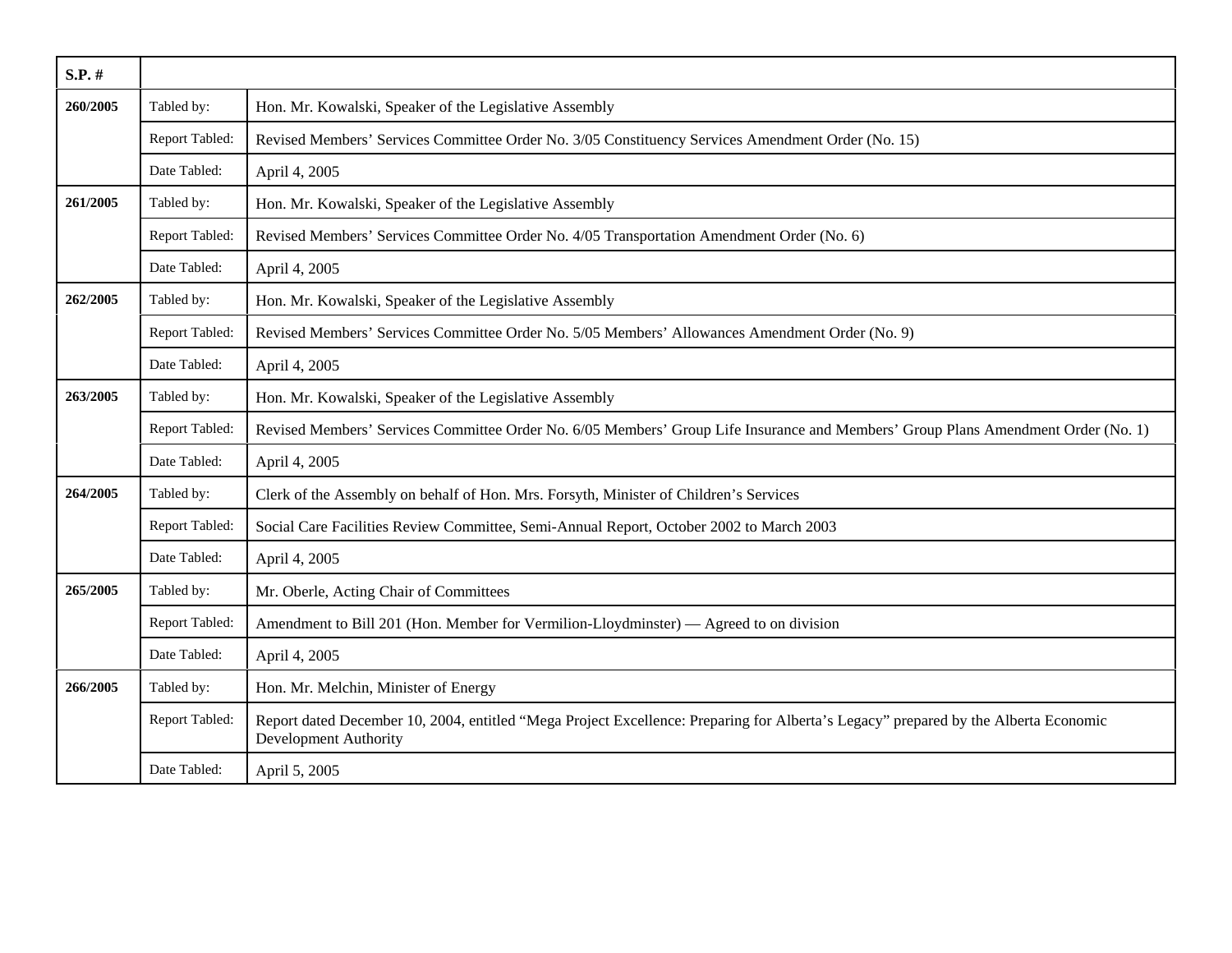| S.P. # | | |
|---|---|---|
| 260/2005 | Tabled by: | Hon. Mr. Kowalski, Speaker of the Legislative Assembly |
| | Report Tabled: | Revised Members’ Services Committee Order No. 3/05 Constituency Services Amendment Order (No. 15) |
| | Date Tabled: | April 4, 2005 |
| 261/2005 | Tabled by: | Hon. Mr. Kowalski, Speaker of the Legislative Assembly |
| | Report Tabled: | Revised Members’ Services Committee Order No. 4/05 Transportation Amendment Order (No. 6) |
| | Date Tabled: | April 4, 2005 |
| 262/2005 | Tabled by: | Hon. Mr. Kowalski, Speaker of the Legislative Assembly |
| | Report Tabled: | Revised Members’ Services Committee Order No. 5/05 Members’ Allowances Amendment Order (No. 9) |
| | Date Tabled: | April 4, 2005 |
| 263/2005 | Tabled by: | Hon. Mr. Kowalski, Speaker of the Legislative Assembly |
| | Report Tabled: | Revised Members’ Services Committee Order No. 6/05 Members’ Group Life Insurance and Members’ Group Plans Amendment Order (No. 1) |
| | Date Tabled: | April 4, 2005 |
| 264/2005 | Tabled by: | Clerk of the Assembly on behalf of Hon. Mrs. Forsyth, Minister of Children’s Services |
| | Report Tabled: | Social Care Facilities Review Committee, Semi-Annual Report, October 2002 to March 2003 |
| | Date Tabled: | April 4, 2005 |
| 265/2005 | Tabled by: | Mr. Oberle, Acting Chair of Committees |
| | Report Tabled: | Amendment to Bill 201 (Hon. Member for Vermilion-Lloydminster) — Agreed to on division |
| | Date Tabled: | April 4, 2005 |
| 266/2005 | Tabled by: | Hon. Mr. Melchin, Minister of Energy |
| | Report Tabled: | Report dated December 10, 2004, entitled “Mega Project Excellence: Preparing for Alberta’s Legacy” prepared by the Alberta Economic Development Authority |
| | Date Tabled: | April 5, 2005 |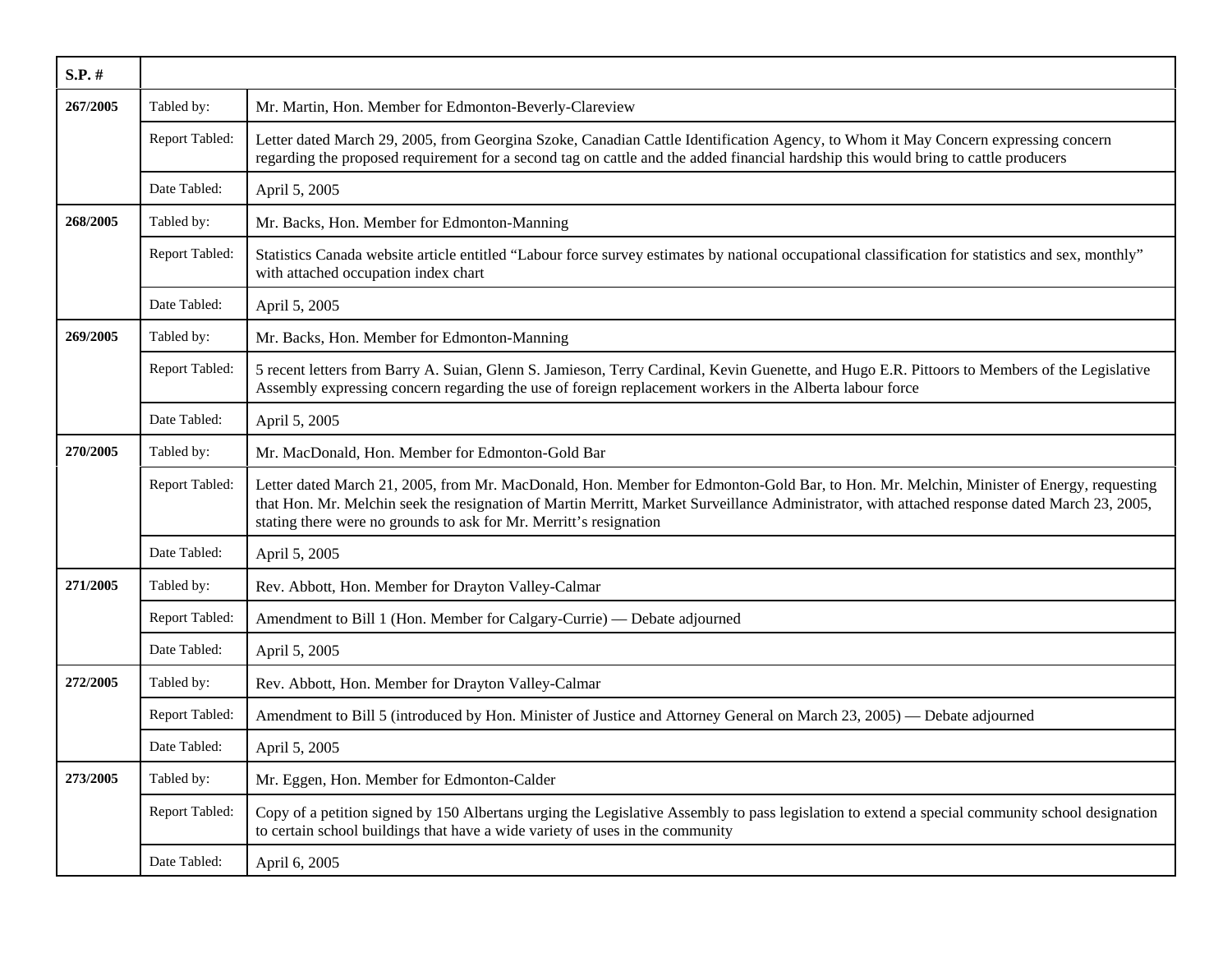| S.P. # | | |
|---|---|---|
| 267/2005 | Tabled by: | Mr. Martin, Hon. Member for Edmonton-Beverly-Clareview |
| | Report Tabled: | Letter dated March 29, 2005, from Georgina Szoke, Canadian Cattle Identification Agency, to Whom it May Concern expressing concern regarding the proposed requirement for a second tag on cattle and the added financial hardship this would bring to cattle producers |
| | Date Tabled: | April 5, 2005 |
| 268/2005 | Tabled by: | Mr. Backs, Hon. Member for Edmonton-Manning |
| | Report Tabled: | Statistics Canada website article entitled “Labour force survey estimates by national occupational classification for statistics and sex, monthly” with attached occupation index chart |
| | Date Tabled: | April 5, 2005 |
| 269/2005 | Tabled by: | Mr. Backs, Hon. Member for Edmonton-Manning |
| | Report Tabled: | 5 recent letters from Barry A. Suian, Glenn S. Jamieson, Terry Cardinal, Kevin Guenette, and Hugo E.R. Pittoors to Members of the Legislative Assembly expressing concern regarding the use of foreign replacement workers in the Alberta labour force |
| | Date Tabled: | April 5, 2005 |
| 270/2005 | Tabled by: | Mr. MacDonald, Hon. Member for Edmonton-Gold Bar |
| | Report Tabled: | Letter dated March 21, 2005, from Mr. MacDonald, Hon. Member for Edmonton-Gold Bar, to Hon. Mr. Melchin, Minister of Energy, requesting that Hon. Mr. Melchin seek the resignation of Martin Merritt, Market Surveillance Administrator, with attached response dated March 23, 2005, stating there were no grounds to ask for Mr. Merritt’s resignation |
| | Date Tabled: | April 5, 2005 |
| 271/2005 | Tabled by: | Rev. Abbott, Hon. Member for Drayton Valley-Calmar |
| | Report Tabled: | Amendment to Bill 1 (Hon. Member for Calgary-Currie) — Debate adjourned |
| | Date Tabled: | April 5, 2005 |
| 272/2005 | Tabled by: | Rev. Abbott, Hon. Member for Drayton Valley-Calmar |
| | Report Tabled: | Amendment to Bill 5 (introduced by Hon. Minister of Justice and Attorney General on March 23, 2005) — Debate adjourned |
| | Date Tabled: | April 5, 2005 |
| 273/2005 | Tabled by: | Mr. Eggen, Hon. Member for Edmonton-Calder |
| | Report Tabled: | Copy of a petition signed by 150 Albertans urging the Legislative Assembly to pass legislation to extend a special community school designation to certain school buildings that have a wide variety of uses in the community |
| | Date Tabled: | April 6, 2005 |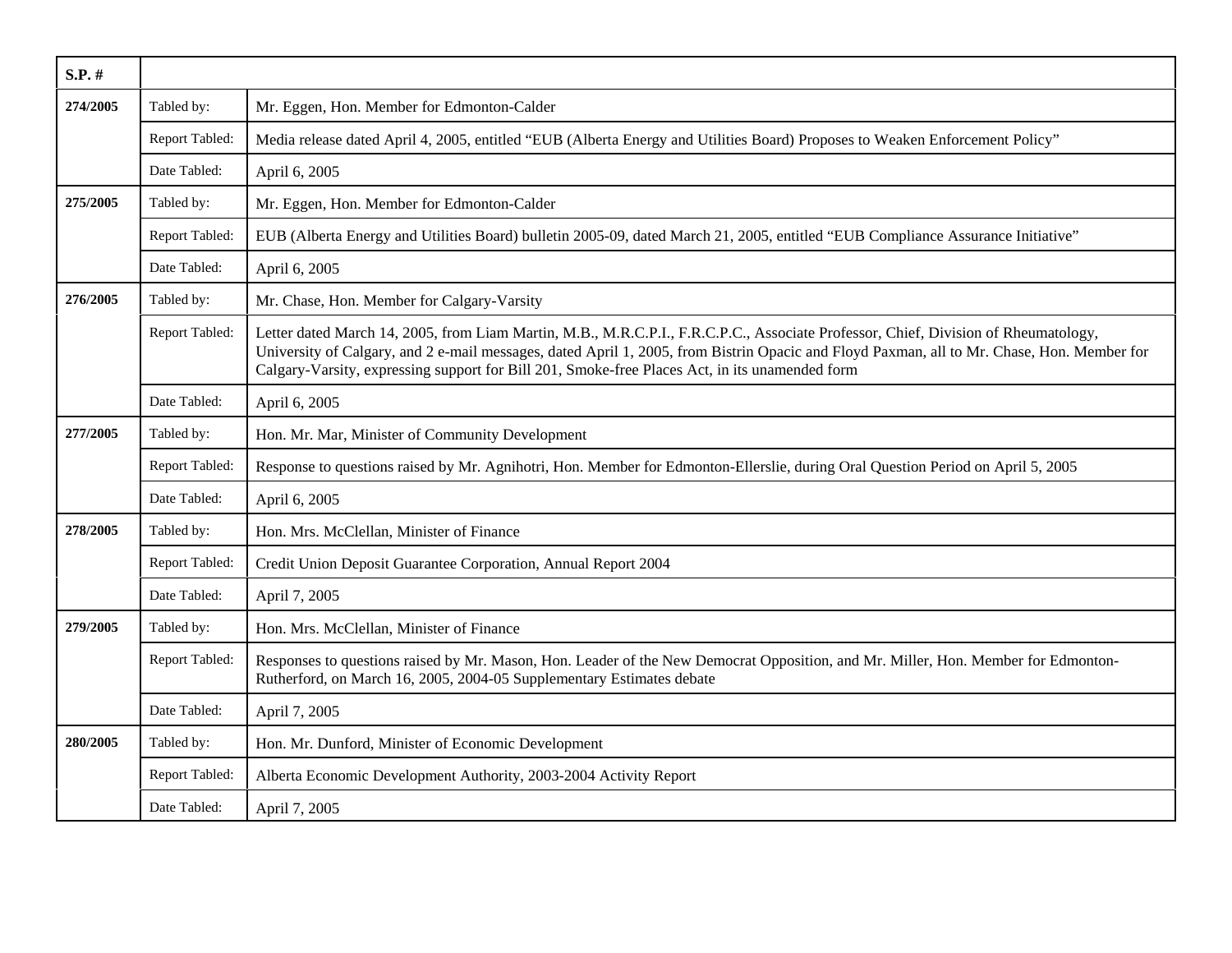| S.P. # | | |
|---|---|---|
| 274/2005 | Tabled by: | Mr. Eggen, Hon. Member for Edmonton-Calder |
| | Report Tabled: | Media release dated April 4, 2005, entitled "EUB (Alberta Energy and Utilities Board) Proposes to Weaken Enforcement Policy" |
| | Date Tabled: | April 6, 2005 |
| 275/2005 | Tabled by: | Mr. Eggen, Hon. Member for Edmonton-Calder |
| | Report Tabled: | EUB (Alberta Energy and Utilities Board) bulletin 2005-09, dated March 21, 2005, entitled "EUB Compliance Assurance Initiative" |
| | Date Tabled: | April 6, 2005 |
| 276/2005 | Tabled by: | Mr. Chase, Hon. Member for Calgary-Varsity |
| | Report Tabled: | Letter dated March 14, 2005, from Liam Martin, M.B., M.R.C.P.I., F.R.C.P.C., Associate Professor, Chief, Division of Rheumatology, University of Calgary, and 2 e-mail messages, dated April 1, 2005, from Bistrin Opacic and Floyd Paxman, all to Mr. Chase, Hon. Member for Calgary-Varsity, expressing support for Bill 201, Smoke-free Places Act, in its unamended form |
| | Date Tabled: | April 6, 2005 |
| 277/2005 | Tabled by: | Hon. Mr. Mar, Minister of Community Development |
| | Report Tabled: | Response to questions raised by Mr. Agnihotri, Hon. Member for Edmonton-Ellerslie, during Oral Question Period on April 5, 2005 |
| | Date Tabled: | April 6, 2005 |
| 278/2005 | Tabled by: | Hon. Mrs. McClellan, Minister of Finance |
| | Report Tabled: | Credit Union Deposit Guarantee Corporation, Annual Report 2004 |
| | Date Tabled: | April 7, 2005 |
| 279/2005 | Tabled by: | Hon. Mrs. McClellan, Minister of Finance |
| | Report Tabled: | Responses to questions raised by Mr. Mason, Hon. Leader of the New Democrat Opposition, and Mr. Miller, Hon. Member for Edmonton-Rutherford, on March 16, 2005, 2004-05 Supplementary Estimates debate |
| | Date Tabled: | April 7, 2005 |
| 280/2005 | Tabled by: | Hon. Mr. Dunford, Minister of Economic Development |
| | Report Tabled: | Alberta Economic Development Authority, 2003-2004 Activity Report |
| | Date Tabled: | April 7, 2005 |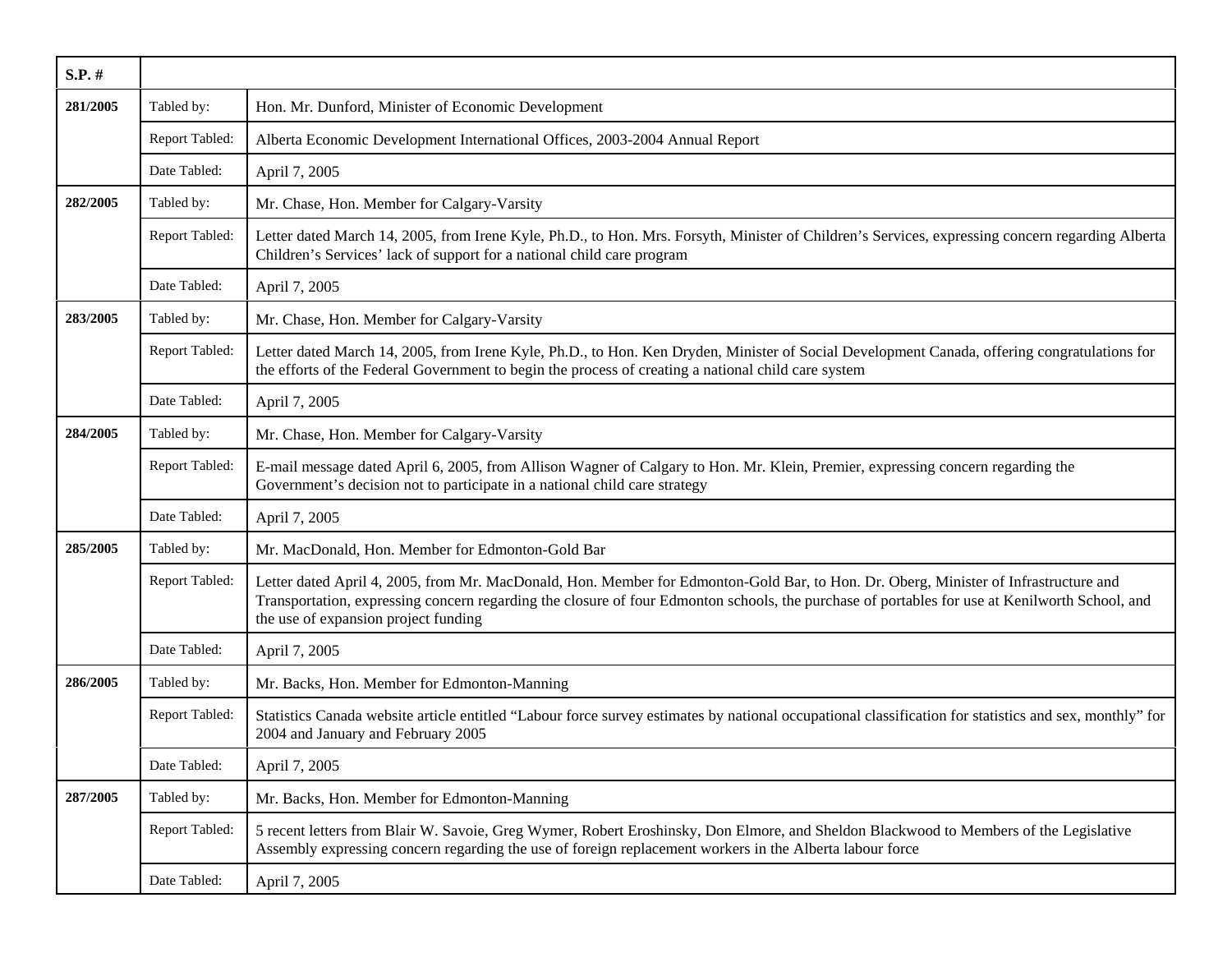| S.P. # | | |
|---|---|---|
| **281/2005** | Tabled by: | Hon. Mr. Dunford, Minister of Economic Development |
| | Report Tabled: | Alberta Economic Development International Offices, 2003-2004 Annual Report |
| | Date Tabled: | April 7, 2005 |
| **282/2005** | Tabled by: | Mr. Chase, Hon. Member for Calgary-Varsity |
| | Report Tabled: | Letter dated March 14, 2005, from Irene Kyle, Ph.D., to Hon. Mrs. Forsyth, Minister of Children's Services, expressing concern regarding Alberta Children's Services' lack of support for a national child care program |
| | Date Tabled: | April 7, 2005 |
| **283/2005** | Tabled by: | Mr. Chase, Hon. Member for Calgary-Varsity |
| | Report Tabled: | Letter dated March 14, 2005, from Irene Kyle, Ph.D., to Hon. Ken Dryden, Minister of Social Development Canada, offering congratulations for the efforts of the Federal Government to begin the process of creating a national child care system |
| | Date Tabled: | April 7, 2005 |
| **284/2005** | Tabled by: | Mr. Chase, Hon. Member for Calgary-Varsity |
| | Report Tabled: | E-mail message dated April 6, 2005, from Allison Wagner of Calgary to Hon. Mr. Klein, Premier, expressing concern regarding the Government's decision not to participate in a national child care strategy |
| | Date Tabled: | April 7, 2005 |
| **285/2005** | Tabled by: | Mr. MacDonald, Hon. Member for Edmonton-Gold Bar |
| | Report Tabled: | Letter dated April 4, 2005, from Mr. MacDonald, Hon. Member for Edmonton-Gold Bar, to Hon. Dr. Oberg, Minister of Infrastructure and Transportation, expressing concern regarding the closure of four Edmonton schools, the purchase of portables for use at Kenilworth School, and the use of expansion project funding |
| | Date Tabled: | April 7, 2005 |
| **286/2005** | Tabled by: | Mr. Backs, Hon. Member for Edmonton-Manning |
| | Report Tabled: | Statistics Canada website article entitled "Labour force survey estimates by national occupational classification for statistics and sex, monthly" for 2004 and January and February 2005 |
| | Date Tabled: | April 7, 2005 |
| **287/2005** | Tabled by: | Mr. Backs, Hon. Member for Edmonton-Manning |
| | Report Tabled: | 5 recent letters from Blair W. Savoie, Greg Wymer, Robert Eroshinsky, Don Elmore, and Sheldon Blackwood to Members of the Legislative Assembly expressing concern regarding the use of foreign replacement workers in the Alberta labour force |
| | Date Tabled: | April 7, 2005 |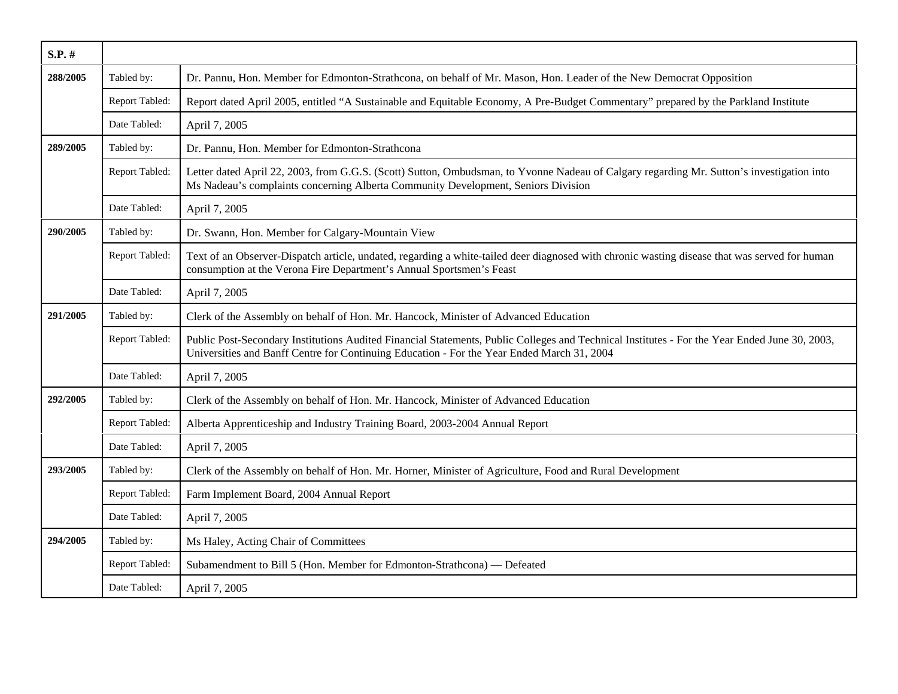| S.P. # | | |
|---|---|---|
| 288/2005 | Tabled by: | Dr. Pannu, Hon. Member for Edmonton-Strathcona, on behalf of Mr. Mason, Hon. Leader of the New Democrat Opposition |
| | Report Tabled: | Report dated April 2005, entitled “A Sustainable and Equitable Economy, A Pre-Budget Commentary” prepared by the Parkland Institute |
| | Date Tabled: | April 7, 2005 |
| 289/2005 | Tabled by: | Dr. Pannu, Hon. Member for Edmonton-Strathcona |
| | Report Tabled: | Letter dated April 22, 2003, from G.G.S. (Scott) Sutton, Ombudsman, to Yvonne Nadeau of Calgary regarding Mr. Sutton’s investigation into Ms Nadeau’s complaints concerning Alberta Community Development, Seniors Division |
| | Date Tabled: | April 7, 2005 |
| 290/2005 | Tabled by: | Dr. Swann, Hon. Member for Calgary-Mountain View |
| | Report Tabled: | Text of an Observer-Dispatch article, undated, regarding a white-tailed deer diagnosed with chronic wasting disease that was served for human consumption at the Verona Fire Department’s Annual Sportsmen’s Feast |
| | Date Tabled: | April 7, 2005 |
| 291/2005 | Tabled by: | Clerk of the Assembly on behalf of Hon. Mr. Hancock, Minister of Advanced Education |
| | Report Tabled: | Public Post-Secondary Institutions Audited Financial Statements, Public Colleges and Technical Institutes - For the Year Ended June 30, 2003, Universities and Banff Centre for Continuing Education - For the Year Ended March 31, 2004 |
| | Date Tabled: | April 7, 2005 |
| 292/2005 | Tabled by: | Clerk of the Assembly on behalf of Hon. Mr. Hancock, Minister of Advanced Education |
| | Report Tabled: | Alberta Apprenticeship and Industry Training Board, 2003-2004 Annual Report |
| | Date Tabled: | April 7, 2005 |
| 293/2005 | Tabled by: | Clerk of the Assembly on behalf of Hon. Mr. Horner, Minister of Agriculture, Food and Rural Development |
| | Report Tabled: | Farm Implement Board, 2004 Annual Report |
| | Date Tabled: | April 7, 2005 |
| 294/2005 | Tabled by: | Ms Haley, Acting Chair of Committees |
| | Report Tabled: | Subamendment to Bill 5 (Hon. Member for Edmonton-Strathcona) — Defeated |
| | Date Tabled: | April 7, 2005 |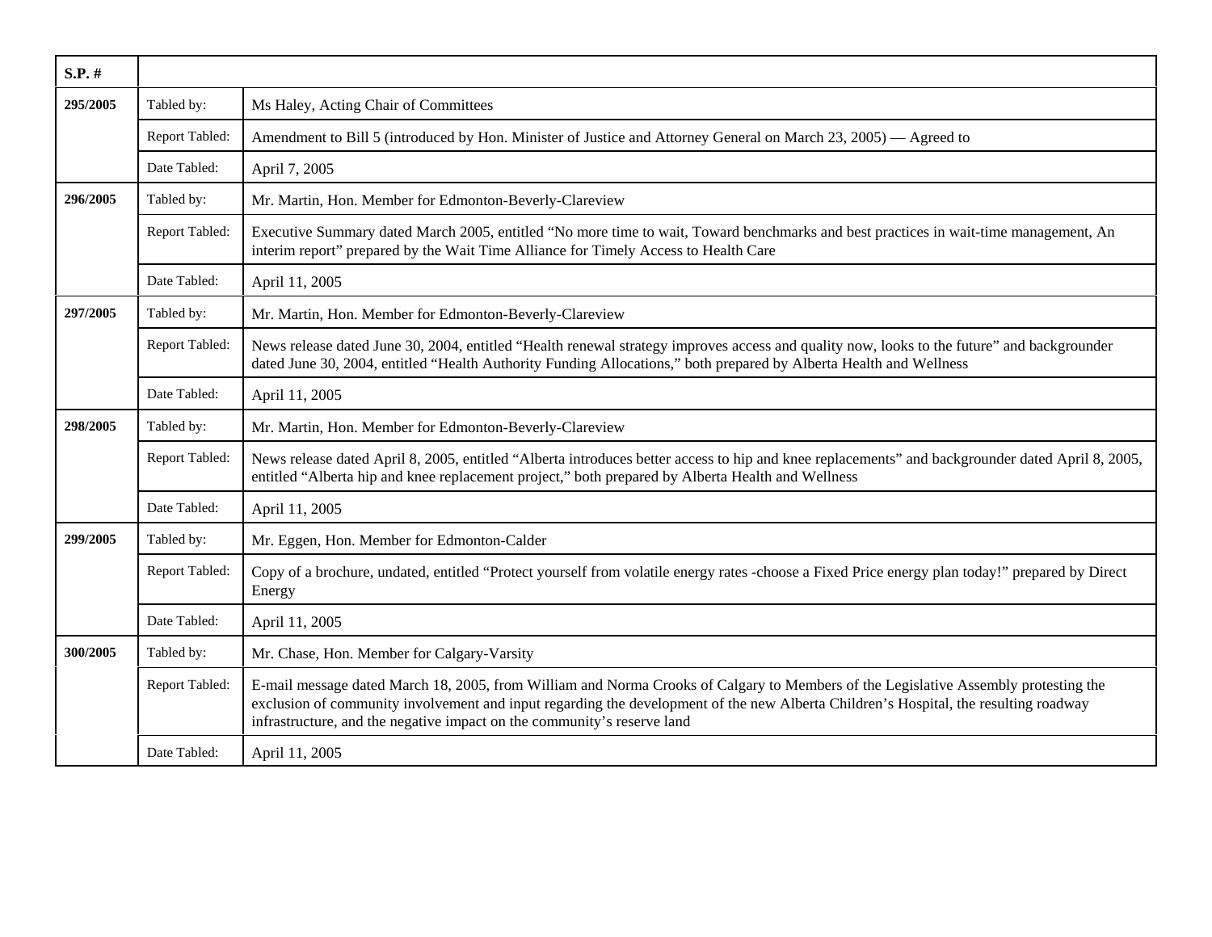| S.P. # | | |
|---|---|---|
| 295/2005 | Tabled by: | Ms Haley, Acting Chair of Committees |
| | Report Tabled: | Amendment to Bill 5 (introduced by Hon. Minister of Justice and Attorney General on March 23, 2005) — Agreed to |
| | Date Tabled: | April 7, 2005 |
| 296/2005 | Tabled by: | Mr. Martin, Hon. Member for Edmonton-Beverly-Clareview |
| | Report Tabled: | Executive Summary dated March 2005, entitled “No more time to wait, Toward benchmarks and best practices in wait-time management, An interim report” prepared by the Wait Time Alliance for Timely Access to Health Care |
| | Date Tabled: | April 11, 2005 |
| 297/2005 | Tabled by: | Mr. Martin, Hon. Member for Edmonton-Beverly-Clareview |
| | Report Tabled: | News release dated June 30, 2004, entitled “Health renewal strategy improves access and quality now, looks to the future” and backgrounder dated June 30, 2004, entitled “Health Authority Funding Allocations,” both prepared by Alberta Health and Wellness |
| | Date Tabled: | April 11, 2005 |
| 298/2005 | Tabled by: | Mr. Martin, Hon. Member for Edmonton-Beverly-Clareview |
| | Report Tabled: | News release dated April 8, 2005, entitled “Alberta introduces better access to hip and knee replacements” and backgrounder dated April 8, 2005, entitled “Alberta hip and knee replacement project,” both prepared by Alberta Health and Wellness |
| | Date Tabled: | April 11, 2005 |
| 299/2005 | Tabled by: | Mr. Eggen, Hon. Member for Edmonton-Calder |
| | Report Tabled: | Copy of a brochure, undated, entitled “Protect yourself from volatile energy rates -choose a Fixed Price energy plan today!” prepared by Direct Energy |
| | Date Tabled: | April 11, 2005 |
| 300/2005 | Tabled by: | Mr. Chase, Hon. Member for Calgary-Varsity |
| | Report Tabled: | E-mail message dated March 18, 2005, from William and Norma Crooks of Calgary to Members of the Legislative Assembly protesting the exclusion of community involvement and input regarding the development of the new Alberta Children’s Hospital, the resulting roadway infrastructure, and the negative impact on the community’s reserve land |
| | Date Tabled: | April 11, 2005 |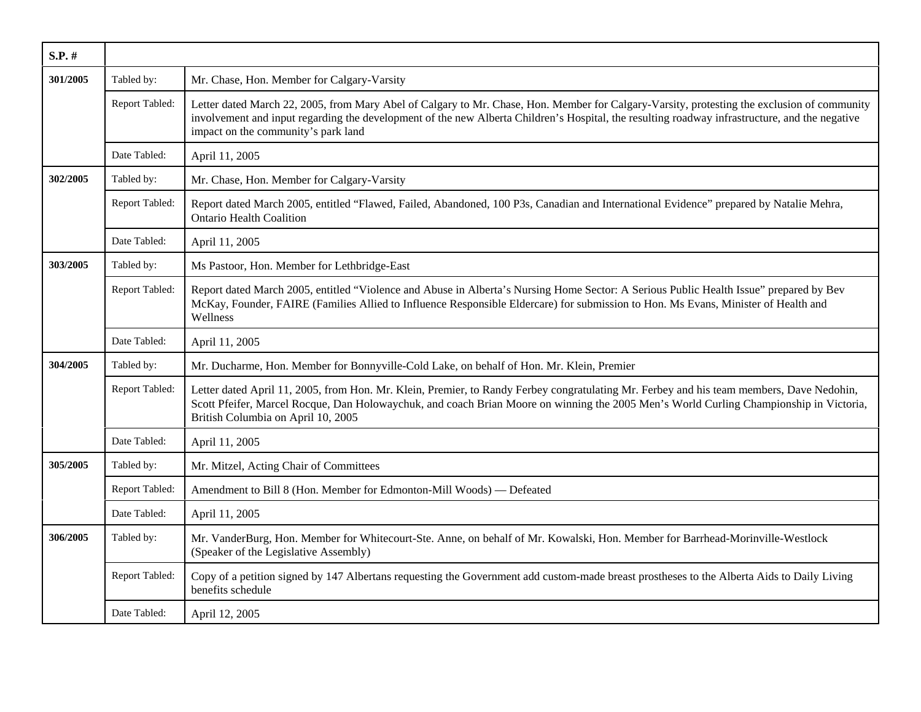| S.P. # | | |
|---|---|---|
| 301/2005 | Tabled by: | Mr. Chase, Hon. Member for Calgary-Varsity |
| | Report Tabled: | Letter dated March 22, 2005, from Mary Abel of Calgary to Mr. Chase, Hon. Member for Calgary-Varsity, protesting the exclusion of community involvement and input regarding the development of the new Alberta Children's Hospital, the resulting roadway infrastructure, and the negative impact on the community's park land |
| | Date Tabled: | April 11, 2005 |
| 302/2005 | Tabled by: | Mr. Chase, Hon. Member for Calgary-Varsity |
| | Report Tabled: | Report dated March 2005, entitled "Flawed, Failed, Abandoned, 100 P3s, Canadian and International Evidence" prepared by Natalie Mehra, Ontario Health Coalition |
| | Date Tabled: | April 11, 2005 |
| 303/2005 | Tabled by: | Ms Pastoor, Hon. Member for Lethbridge-East |
| | Report Tabled: | Report dated March 2005, entitled "Violence and Abuse in Alberta's Nursing Home Sector: A Serious Public Health Issue" prepared by Bev McKay, Founder, FAIRE (Families Allied to Influence Responsible Eldercare) for submission to Hon. Ms Evans, Minister of Health and Wellness |
| | Date Tabled: | April 11, 2005 |
| 304/2005 | Tabled by: | Mr. Ducharme, Hon. Member for Bonnyville-Cold Lake, on behalf of Hon. Mr. Klein, Premier |
| | Report Tabled: | Letter dated April 11, 2005, from Hon. Mr. Klein, Premier, to Randy Ferbey congratulating Mr. Ferbey and his team members, Dave Nedohin, Scott Pfeifer, Marcel Rocque, Dan Holowaychuk, and coach Brian Moore on winning the 2005 Men's World Curling Championship in Victoria, British Columbia on April 10, 2005 |
| | Date Tabled: | April 11, 2005 |
| 305/2005 | Tabled by: | Mr. Mitzel, Acting Chair of Committees |
| | Report Tabled: | Amendment to Bill 8 (Hon. Member for Edmonton-Mill Woods) — Defeated |
| | Date Tabled: | April 11, 2005 |
| 306/2005 | Tabled by: | Mr. VanderBurg, Hon. Member for Whitecourt-Ste. Anne, on behalf of Mr. Kowalski, Hon. Member for Barrhead-Morinville-Westlock (Speaker of the Legislative Assembly) |
| | Report Tabled: | Copy of a petition signed by 147 Albertans requesting the Government add custom-made breast prostheses to the Alberta Aids to Daily Living benefits schedule |
| | Date Tabled: | April 12, 2005 |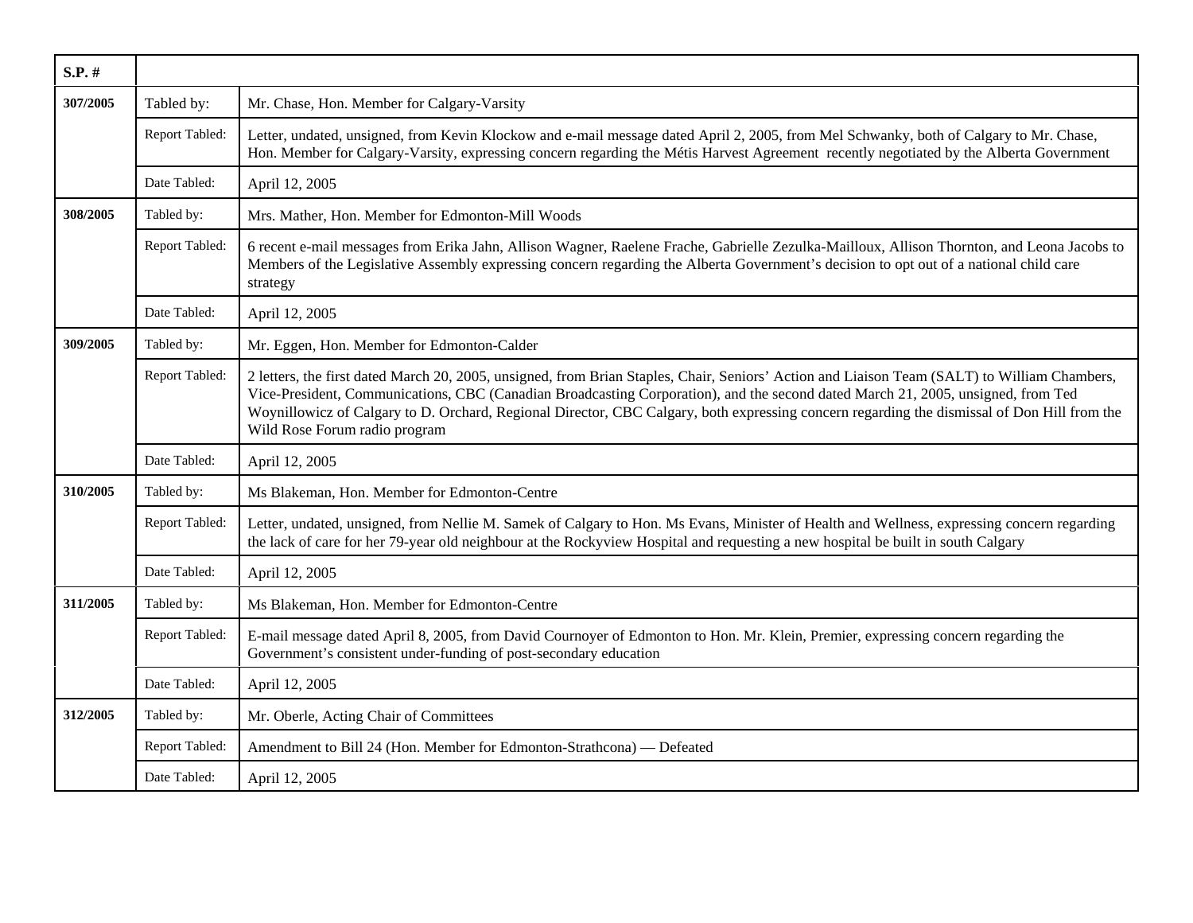| S.P. # | | |
|---|---|---|
| 307/2005 | Tabled by: | Mr. Chase, Hon. Member for Calgary-Varsity |
| | Report Tabled: | Letter, undated, unsigned, from Kevin Klockow and e-mail message dated April 2, 2005, from Mel Schwanky, both of Calgary to Mr. Chase, Hon. Member for Calgary-Varsity, expressing concern regarding the Métis Harvest Agreement recently negotiated by the Alberta Government |
| | Date Tabled: | April 12, 2005 |
| 308/2005 | Tabled by: | Mrs. Mather, Hon. Member for Edmonton-Mill Woods |
| | Report Tabled: | 6 recent e-mail messages from Erika Jahn, Allison Wagner, Raelene Frache, Gabrielle Zezulka-Mailloux, Allison Thornton, and Leona Jacobs to Members of the Legislative Assembly expressing concern regarding the Alberta Government's decision to opt out of a national child care strategy |
| | Date Tabled: | April 12, 2005 |
| 309/2005 | Tabled by: | Mr. Eggen, Hon. Member for Edmonton-Calder |
| | Report Tabled: | 2 letters, the first dated March 20, 2005, unsigned, from Brian Staples, Chair, Seniors' Action and Liaison Team (SALT) to William Chambers, Vice-President, Communications, CBC (Canadian Broadcasting Corporation), and the second dated March 21, 2005, unsigned, from Ted Woynillowicz of Calgary to D. Orchard, Regional Director, CBC Calgary, both expressing concern regarding the dismissal of Don Hill from the Wild Rose Forum radio program |
| | Date Tabled: | April 12, 2005 |
| 310/2005 | Tabled by: | Ms Blakeman, Hon. Member for Edmonton-Centre |
| | Report Tabled: | Letter, undated, unsigned, from Nellie M. Samek of Calgary to Hon. Ms Evans, Minister of Health and Wellness, expressing concern regarding the lack of care for her 79-year old neighbour at the Rockyview Hospital and requesting a new hospital be built in south Calgary |
| | Date Tabled: | April 12, 2005 |
| 311/2005 | Tabled by: | Ms Blakeman, Hon. Member for Edmonton-Centre |
| | Report Tabled: | E-mail message dated April 8, 2005, from David Cournoyer of Edmonton to Hon. Mr. Klein, Premier, expressing concern regarding the Government's consistent under-funding of post-secondary education |
| | Date Tabled: | April 12, 2005 |
| 312/2005 | Tabled by: | Mr. Oberle, Acting Chair of Committees |
| | Report Tabled: | Amendment to Bill 24 (Hon. Member for Edmonton-Strathcona) — Defeated |
| | Date Tabled: | April 12, 2005 |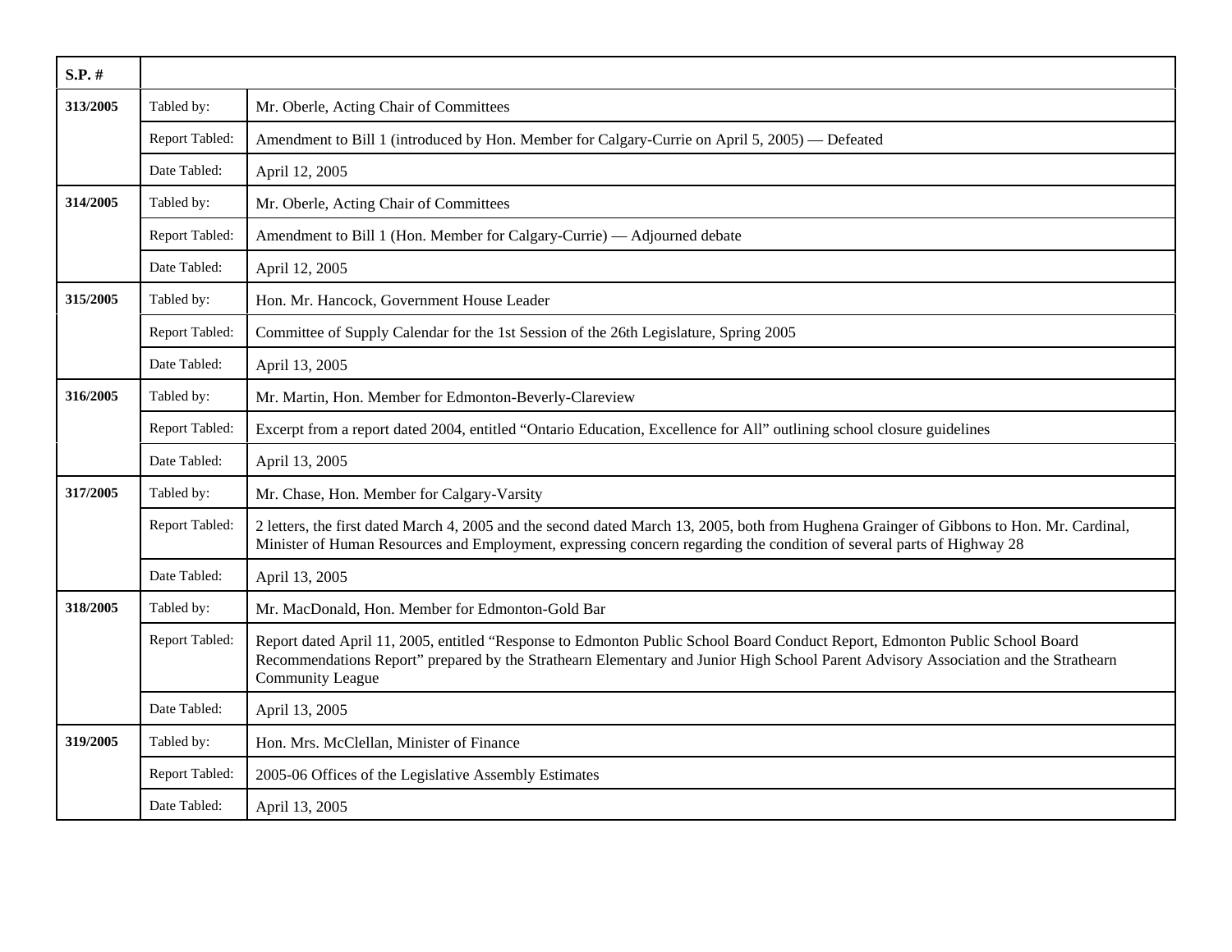| S.P. # | | |
|---|---|---|
| **313/2005** | Tabled by: | Mr. Oberle, Acting Chair of Committees |
| | Report Tabled: | Amendment to Bill 1 (introduced by Hon. Member for Calgary-Currie on April 5, 2005) — Defeated |
| | Date Tabled: | April 12, 2005 |
| **314/2005** | Tabled by: | Mr. Oberle, Acting Chair of Committees |
| | Report Tabled: | Amendment to Bill 1 (Hon. Member for Calgary-Currie) — Adjourned debate |
| | Date Tabled: | April 12, 2005 |
| **315/2005** | Tabled by: | Hon. Mr. Hancock, Government House Leader |
| | Report Tabled: | Committee of Supply Calendar for the 1st Session of the 26th Legislature, Spring 2005 |
| | Date Tabled: | April 13, 2005 |
| **316/2005** | Tabled by: | Mr. Martin, Hon. Member for Edmonton-Beverly-Clareview |
| | Report Tabled: | Excerpt from a report dated 2004, entitled "Ontario Education, Excellence for All" outlining school closure guidelines |
| | Date Tabled: | April 13, 2005 |
| **317/2005** | Tabled by: | Mr. Chase, Hon. Member for Calgary-Varsity |
| | Report Tabled: | 2 letters, the first dated March 4, 2005 and the second dated March 13, 2005, both from Hughena Grainger of Gibbons to Hon. Mr. Cardinal, Minister of Human Resources and Employment, expressing concern regarding the condition of several parts of Highway 28 |
| | Date Tabled: | April 13, 2005 |
| **318/2005** | Tabled by: | Mr. MacDonald, Hon. Member for Edmonton-Gold Bar |
| | Report Tabled: | Report dated April 11, 2005, entitled "Response to Edmonton Public School Board Conduct Report, Edmonton Public School Board Recommendations Report" prepared by the Strathearn Elementary and Junior High School Parent Advisory Association and the Strathearn Community League |
| | Date Tabled: | April 13, 2005 |
| **319/2005** | Tabled by: | Hon. Mrs. McClellan, Minister of Finance |
| | Report Tabled: | 2005-06 Offices of the Legislative Assembly Estimates |
| | Date Tabled: | April 13, 2005 |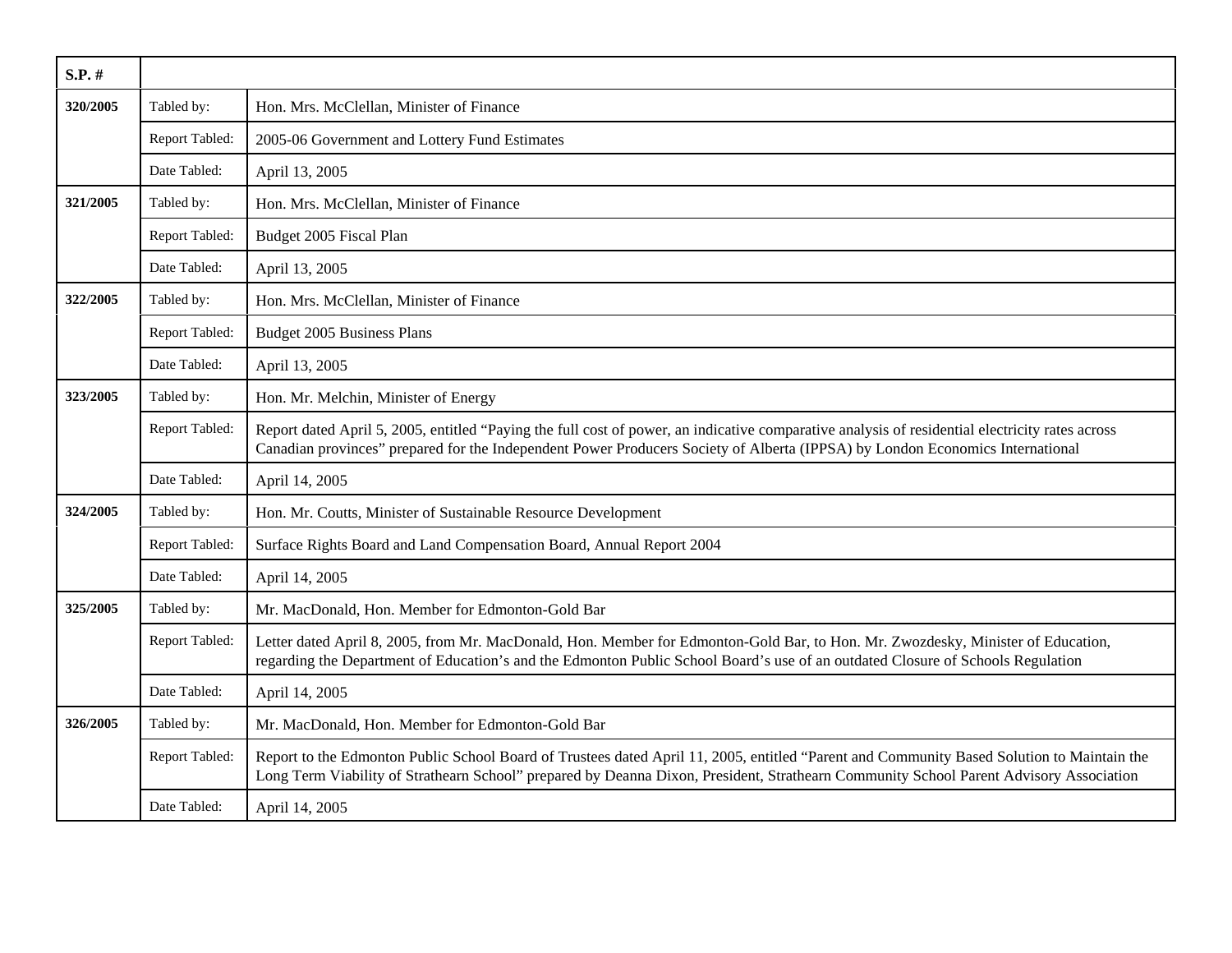| S.P. # | | |
|---|---|---|
| 320/2005 | Tabled by: | Hon. Mrs. McClellan, Minister of Finance |
| | Report Tabled: | 2005-06 Government and Lottery Fund Estimates |
| | Date Tabled: | April 13, 2005 |
| 321/2005 | Tabled by: | Hon. Mrs. McClellan, Minister of Finance |
| | Report Tabled: | Budget 2005 Fiscal Plan |
| | Date Tabled: | April 13, 2005 |
| 322/2005 | Tabled by: | Hon. Mrs. McClellan, Minister of Finance |
| | Report Tabled: | Budget 2005 Business Plans |
| | Date Tabled: | April 13, 2005 |
| 323/2005 | Tabled by: | Hon. Mr. Melchin, Minister of Energy |
| | Report Tabled: | Report dated April 5, 2005, entitled "Paying the full cost of power, an indicative comparative analysis of residential electricity rates across Canadian provinces" prepared for the Independent Power Producers Society of Alberta (IPPSA) by London Economics International |
| | Date Tabled: | April 14, 2005 |
| 324/2005 | Tabled by: | Hon. Mr. Coutts, Minister of Sustainable Resource Development |
| | Report Tabled: | Surface Rights Board and Land Compensation Board, Annual Report 2004 |
| | Date Tabled: | April 14, 2005 |
| 325/2005 | Tabled by: | Mr. MacDonald, Hon. Member for Edmonton-Gold Bar |
| | Report Tabled: | Letter dated April 8, 2005, from Mr. MacDonald, Hon. Member for Edmonton-Gold Bar, to Hon. Mr. Zwozdesky, Minister of Education, regarding the Department of Education's and the Edmonton Public School Board's use of an outdated Closure of Schools Regulation |
| | Date Tabled: | April 14, 2005 |
| 326/2005 | Tabled by: | Mr. MacDonald, Hon. Member for Edmonton-Gold Bar |
| | Report Tabled: | Report to the Edmonton Public School Board of Trustees dated April 11, 2005, entitled "Parent and Community Based Solution to Maintain the Long Term Viability of Strathearn School" prepared by Deanna Dixon, President, Strathearn Community School Parent Advisory Association |
| | Date Tabled: | April 14, 2005 |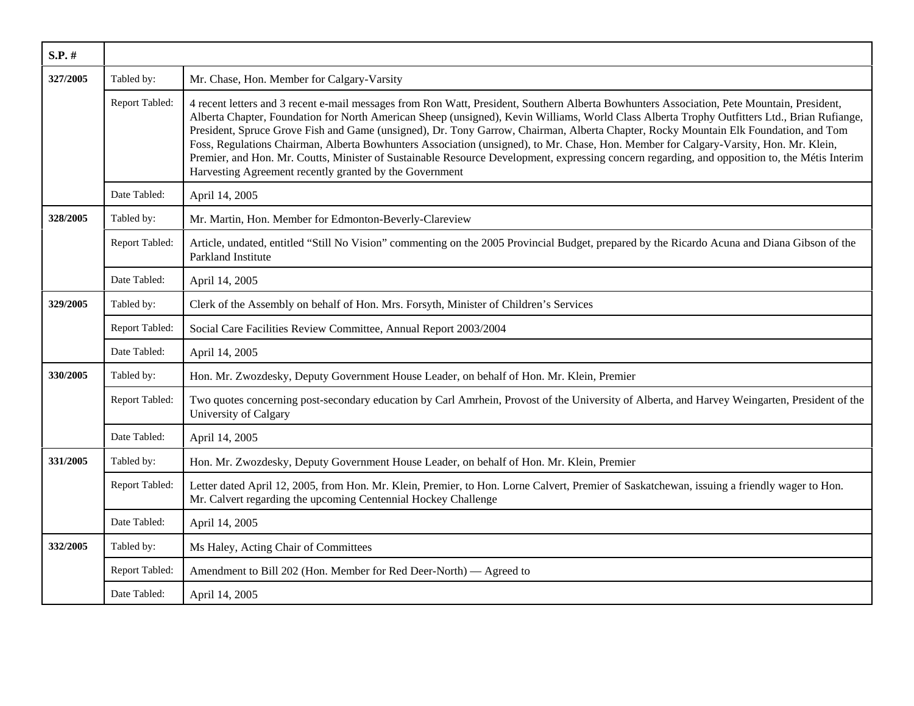| S.P. # | | |
|---|---|---|
| 327/2005 | Tabled by: | Mr. Chase, Hon. Member for Calgary-Varsity |
| | Report Tabled: | 4 recent letters and 3 recent e-mail messages from Ron Watt, President, Southern Alberta Bowhunters Association, Pete Mountain, President, Alberta Chapter, Foundation for North American Sheep (unsigned), Kevin Williams, World Class Alberta Trophy Outfitters Ltd., Brian Rufiange, President, Spruce Grove Fish and Game (unsigned), Dr. Tony Garrow, Chairman, Alberta Chapter, Rocky Mountain Elk Foundation, and Tom Foss, Regulations Chairman, Alberta Bowhunters Association (unsigned), to Mr. Chase, Hon. Member for Calgary-Varsity, Hon. Mr. Klein, Premier, and Hon. Mr. Coutts, Minister of Sustainable Resource Development, expressing concern regarding, and opposition to, the Métis Interim Harvesting Agreement recently granted by the Government |
| | Date Tabled: | April 14, 2005 |
| 328/2005 | Tabled by: | Mr. Martin, Hon. Member for Edmonton-Beverly-Clareview |
| | Report Tabled: | Article, undated, entitled "Still No Vision" commenting on the 2005 Provincial Budget, prepared by the Ricardo Acuna and Diana Gibson of the Parkland Institute |
| | Date Tabled: | April 14, 2005 |
| 329/2005 | Tabled by: | Clerk of the Assembly on behalf of Hon. Mrs. Forsyth, Minister of Children's Services |
| | Report Tabled: | Social Care Facilities Review Committee, Annual Report 2003/2004 |
| | Date Tabled: | April 14, 2005 |
| 330/2005 | Tabled by: | Hon. Mr. Zwozdesky, Deputy Government House Leader, on behalf of Hon. Mr. Klein, Premier |
| | Report Tabled: | Two quotes concerning post-secondary education by Carl Amrhein, Provost of the University of Alberta, and Harvey Weingarten, President of the University of Calgary |
| | Date Tabled: | April 14, 2005 |
| 331/2005 | Tabled by: | Hon. Mr. Zwozdesky, Deputy Government House Leader, on behalf of Hon. Mr. Klein, Premier |
| | Report Tabled: | Letter dated April 12, 2005, from Hon. Mr. Klein, Premier, to Hon. Lorne Calvert, Premier of Saskatchewan, issuing a friendly wager to Hon. Mr. Calvert regarding the upcoming Centennial Hockey Challenge |
| | Date Tabled: | April 14, 2005 |
| 332/2005 | Tabled by: | Ms Haley, Acting Chair of Committees |
| | Report Tabled: | Amendment to Bill 202 (Hon. Member for Red Deer-North) — Agreed to |
| | Date Tabled: | April 14, 2005 |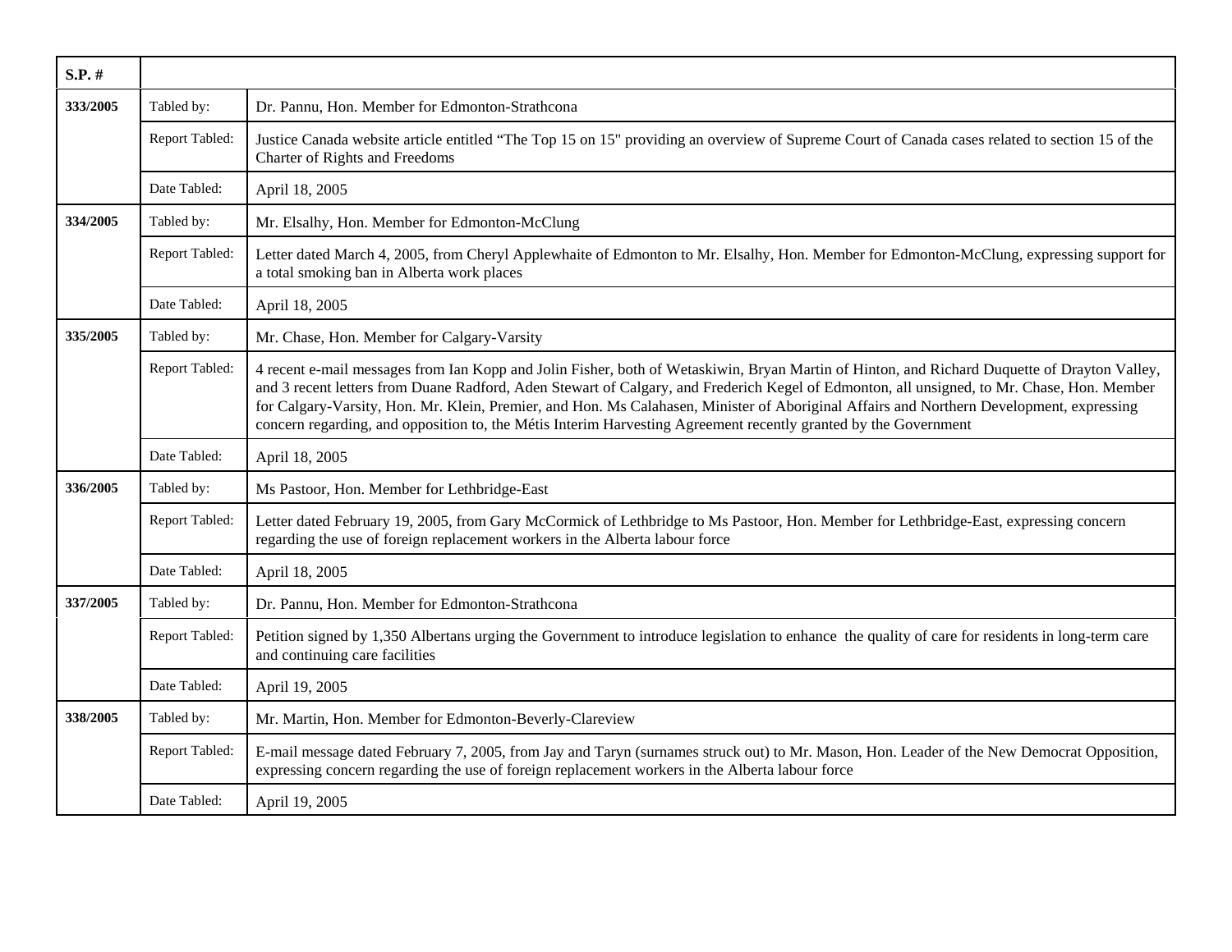| S.P. # | | |
|---|---|---|
| 333/2005 | Tabled by: | Dr. Pannu, Hon. Member for Edmonton-Strathcona |
| | Report Tabled: | Justice Canada website article entitled "The Top 15 on 15" providing an overview of Supreme Court of Canada cases related to section 15 of the Charter of Rights and Freedoms |
| | Date Tabled: | April 18, 2005 |
| 334/2005 | Tabled by: | Mr. Elsalhy, Hon. Member for Edmonton-McClung |
| | Report Tabled: | Letter dated March 4, 2005, from Cheryl Applewhaite of Edmonton to Mr. Elsalhy, Hon. Member for Edmonton-McClung, expressing support for a total smoking ban in Alberta work places |
| | Date Tabled: | April 18, 2005 |
| 335/2005 | Tabled by: | Mr. Chase, Hon. Member for Calgary-Varsity |
| | Report Tabled: | 4 recent e-mail messages from Ian Kopp and Jolin Fisher, both of Wetaskiwin, Bryan Martin of Hinton, and Richard Duquette of Drayton Valley, and 3 recent letters from Duane Radford, Aden Stewart of Calgary, and Frederich Kegel of Edmonton, all unsigned, to Mr. Chase, Hon. Member for Calgary-Varsity, Hon. Mr. Klein, Premier, and Hon. Ms Calahasen, Minister of Aboriginal Affairs and Northern Development, expressing concern regarding, and opposition to, the Métis Interim Harvesting Agreement recently granted by the Government |
| | Date Tabled: | April 18, 2005 |
| 336/2005 | Tabled by: | Ms Pastoor, Hon. Member for Lethbridge-East |
| | Report Tabled: | Letter dated February 19, 2005, from Gary McCormick of Lethbridge to Ms Pastoor, Hon. Member for Lethbridge-East, expressing concern regarding the use of foreign replacement workers in the Alberta labour force |
| | Date Tabled: | April 18, 2005 |
| 337/2005 | Tabled by: | Dr. Pannu, Hon. Member for Edmonton-Strathcona |
| | Report Tabled: | Petition signed by 1,350 Albertans urging the Government to introduce legislation to enhance the quality of care for residents in long-term care and continuing care facilities |
| | Date Tabled: | April 19, 2005 |
| 338/2005 | Tabled by: | Mr. Martin, Hon. Member for Edmonton-Beverly-Clareview |
| | Report Tabled: | E-mail message dated February 7, 2005, from Jay and Taryn (surnames struck out) to Mr. Mason, Hon. Leader of the New Democrat Opposition, expressing concern regarding the use of foreign replacement workers in the Alberta labour force |
| | Date Tabled: | April 19, 2005 |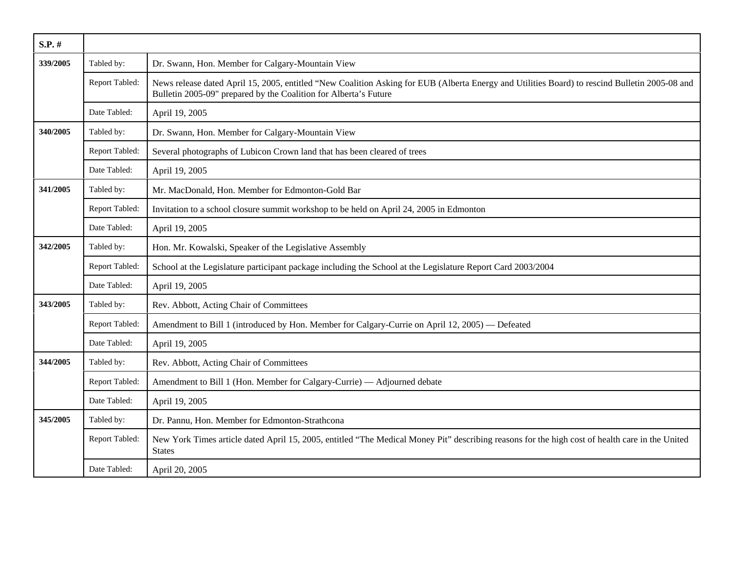| S.P. # | | |
|---|---|---|
| **339/2005** | Tabled by: | Dr. Swann, Hon. Member for Calgary-Mountain View |
| | Report Tabled: | News release dated April 15, 2005, entitled “New Coalition Asking for EUB (Alberta Energy and Utilities Board) to rescind Bulletin 2005-08 and Bulletin 2005-09" prepared by the Coalition for Alberta’s Future |
| | Date Tabled: | April 19, 2005 |
| **340/2005** | Tabled by: | Dr. Swann, Hon. Member for Calgary-Mountain View |
| | Report Tabled: | Several photographs of Lubicon Crown land that has been cleared of trees |
| | Date Tabled: | April 19, 2005 |
| **341/2005** | Tabled by: | Mr. MacDonald, Hon. Member for Edmonton-Gold Bar |
| | Report Tabled: | Invitation to a school closure summit workshop to be held on April 24, 2005 in Edmonton |
| | Date Tabled: | April 19, 2005 |
| **342/2005** | Tabled by: | Hon. Mr. Kowalski, Speaker of the Legislative Assembly |
| | Report Tabled: | School at the Legislature participant package including the School at the Legislature Report Card 2003/2004 |
| | Date Tabled: | April 19, 2005 |
| **343/2005** | Tabled by: | Rev. Abbott, Acting Chair of Committees |
| | Report Tabled: | Amendment to Bill 1 (introduced by Hon. Member for Calgary-Currie on April 12, 2005) — Defeated |
| | Date Tabled: | April 19, 2005 |
| **344/2005** | Tabled by: | Rev. Abbott, Acting Chair of Committees |
| | Report Tabled: | Amendment to Bill 1 (Hon. Member for Calgary-Currie) — Adjourned debate |
| | Date Tabled: | April 19, 2005 |
| **345/2005** | Tabled by: | Dr. Pannu, Hon. Member for Edmonton-Strathcona |
| | Report Tabled: | New York Times article dated April 15, 2005, entitled “The Medical Money Pit” describing reasons for the high cost of health care in the United States |
| | Date Tabled: | April 20, 2005 |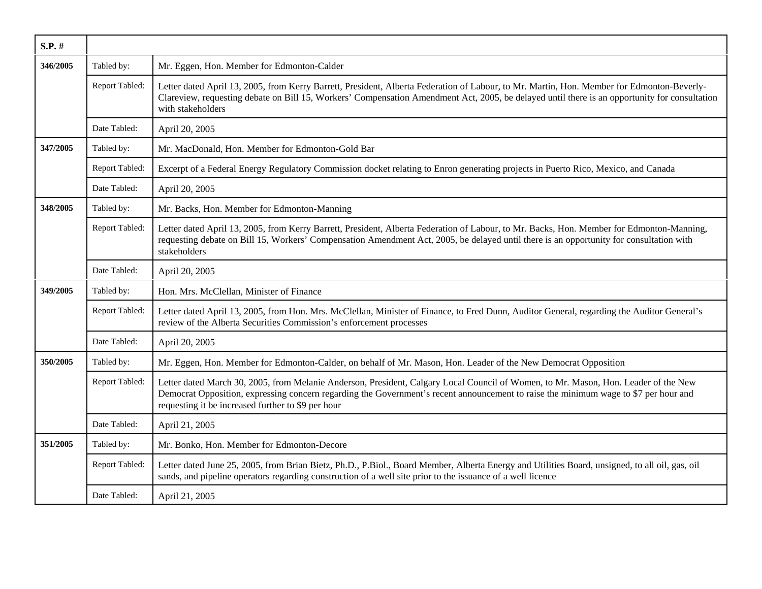| S.P. # | | |
|---|---|---|
| 346/2005 | Tabled by: | Mr. Eggen, Hon. Member for Edmonton-Calder |
| | Report Tabled: | Letter dated April 13, 2005, from Kerry Barrett, President, Alberta Federation of Labour, to Mr. Martin, Hon. Member for Edmonton-Beverly-Clareview, requesting debate on Bill 15, Workers' Compensation Amendment Act, 2005, be delayed until there is an opportunity for consultation with stakeholders |
| | Date Tabled: | April 20, 2005 |
| 347/2005 | Tabled by: | Mr. MacDonald, Hon. Member for Edmonton-Gold Bar |
| | Report Tabled: | Excerpt of a Federal Energy Regulatory Commission docket relating to Enron generating projects in Puerto Rico, Mexico, and Canada |
| | Date Tabled: | April 20, 2005 |
| 348/2005 | Tabled by: | Mr. Backs, Hon. Member for Edmonton-Manning |
| | Report Tabled: | Letter dated April 13, 2005, from Kerry Barrett, President, Alberta Federation of Labour, to Mr. Backs, Hon. Member for Edmonton-Manning, requesting debate on Bill 15, Workers' Compensation Amendment Act, 2005, be delayed until there is an opportunity for consultation with stakeholders |
| | Date Tabled: | April 20, 2005 |
| 349/2005 | Tabled by: | Hon. Mrs. McClellan, Minister of Finance |
| | Report Tabled: | Letter dated April 13, 2005, from Hon. Mrs. McClellan, Minister of Finance, to Fred Dunn, Auditor General, regarding the Auditor General's review of the Alberta Securities Commission's enforcement processes |
| | Date Tabled: | April 20, 2005 |
| 350/2005 | Tabled by: | Mr. Eggen, Hon. Member for Edmonton-Calder, on behalf of Mr. Mason, Hon. Leader of the New Democrat Opposition |
| | Report Tabled: | Letter dated March 30, 2005, from Melanie Anderson, President, Calgary Local Council of Women, to Mr. Mason, Hon. Leader of the New Democrat Opposition, expressing concern regarding the Government's recent announcement to raise the minimum wage to $7 per hour and requesting it be increased further to $9 per hour |
| | Date Tabled: | April 21, 2005 |
| 351/2005 | Tabled by: | Mr. Bonko, Hon. Member for Edmonton-Decore |
| | Report Tabled: | Letter dated June 25, 2005, from Brian Bietz, Ph.D., P.Biol., Board Member, Alberta Energy and Utilities Board, unsigned, to all oil, gas, oil sands, and pipeline operators regarding construction of a well site prior to the issuance of a well licence |
| | Date Tabled: | April 21, 2005 |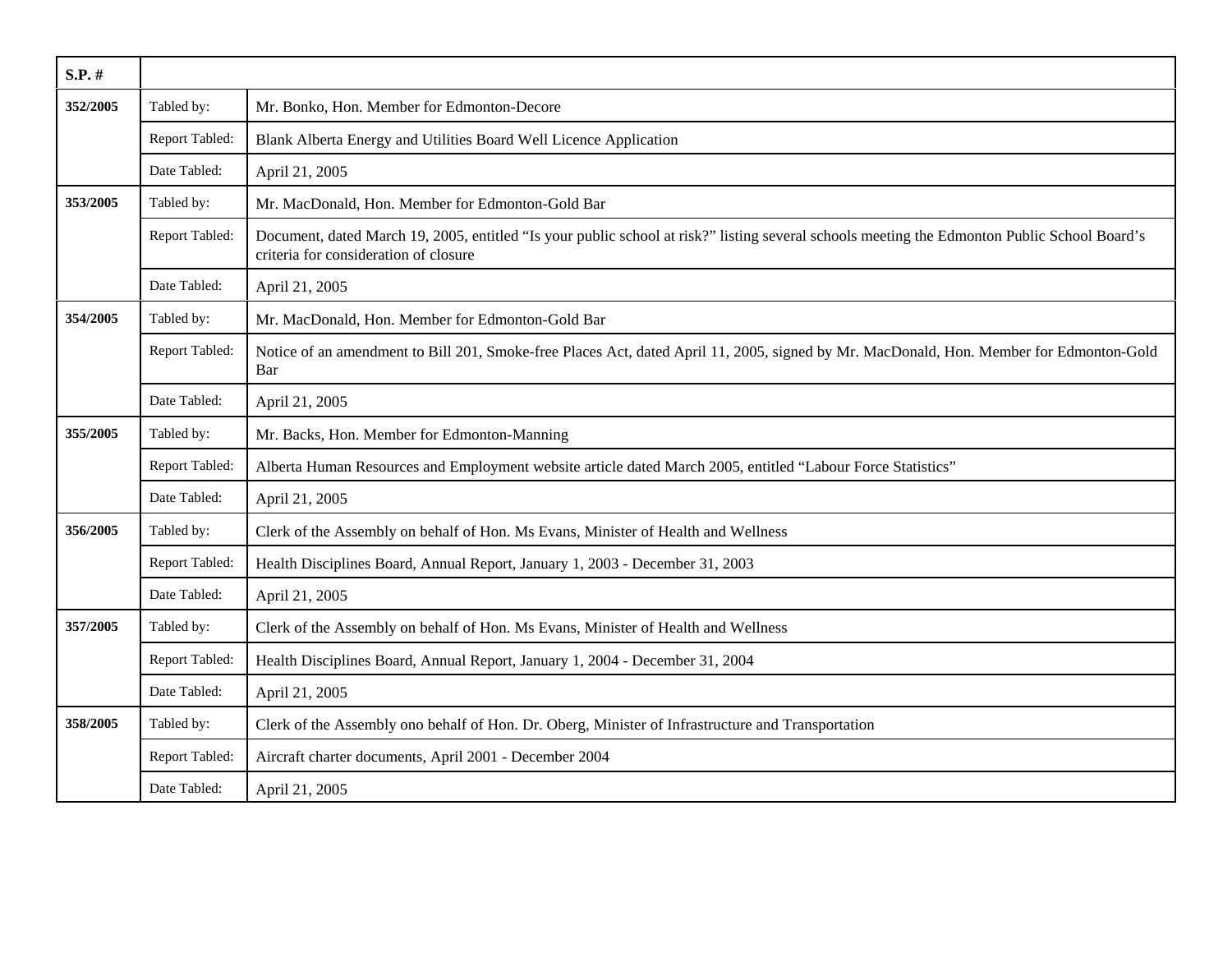| S.P. # | | |
|---|---|---|
| **352/2005** | Tabled by: | Mr. Bonko, Hon. Member for Edmonton-Decore |
| | Report Tabled: | Blank Alberta Energy and Utilities Board Well Licence Application |
| | Date Tabled: | April 21, 2005 |
| **353/2005** | Tabled by: | Mr. MacDonald, Hon. Member for Edmonton-Gold Bar |
| | Report Tabled: | Document, dated March 19, 2005, entitled “Is your public school at risk?” listing several schools meeting the Edmonton Public School Board’s criteria for consideration of closure |
| | Date Tabled: | April 21, 2005 |
| **354/2005** | Tabled by: | Mr. MacDonald, Hon. Member for Edmonton-Gold Bar |
| | Report Tabled: | Notice of an amendment to Bill 201, Smoke-free Places Act, dated April 11, 2005, signed by Mr. MacDonald, Hon. Member for Edmonton-Gold Bar |
| | Date Tabled: | April 21, 2005 |
| **355/2005** | Tabled by: | Mr. Backs, Hon. Member for Edmonton-Manning |
| | Report Tabled: | Alberta Human Resources and Employment website article dated March 2005, entitled “Labour Force Statistics” |
| | Date Tabled: | April 21, 2005 |
| **356/2005** | Tabled by: | Clerk of the Assembly on behalf of Hon. Ms Evans, Minister of Health and Wellness |
| | Report Tabled: | Health Disciplines Board, Annual Report, January 1, 2003 - December 31, 2003 |
| | Date Tabled: | April 21, 2005 |
| **357/2005** | Tabled by: | Clerk of the Assembly on behalf of Hon. Ms Evans, Minister of Health and Wellness |
| | Report Tabled: | Health Disciplines Board, Annual Report, January 1, 2004 - December 31, 2004 |
| | Date Tabled: | April 21, 2005 |
| **358/2005** | Tabled by: | Clerk of the Assembly ono behalf of Hon. Dr. Oberg, Minister of Infrastructure and Transportation |
| | Report Tabled: | Aircraft charter documents, April 2001 - December 2004 |
| | Date Tabled: | April 21, 2005 |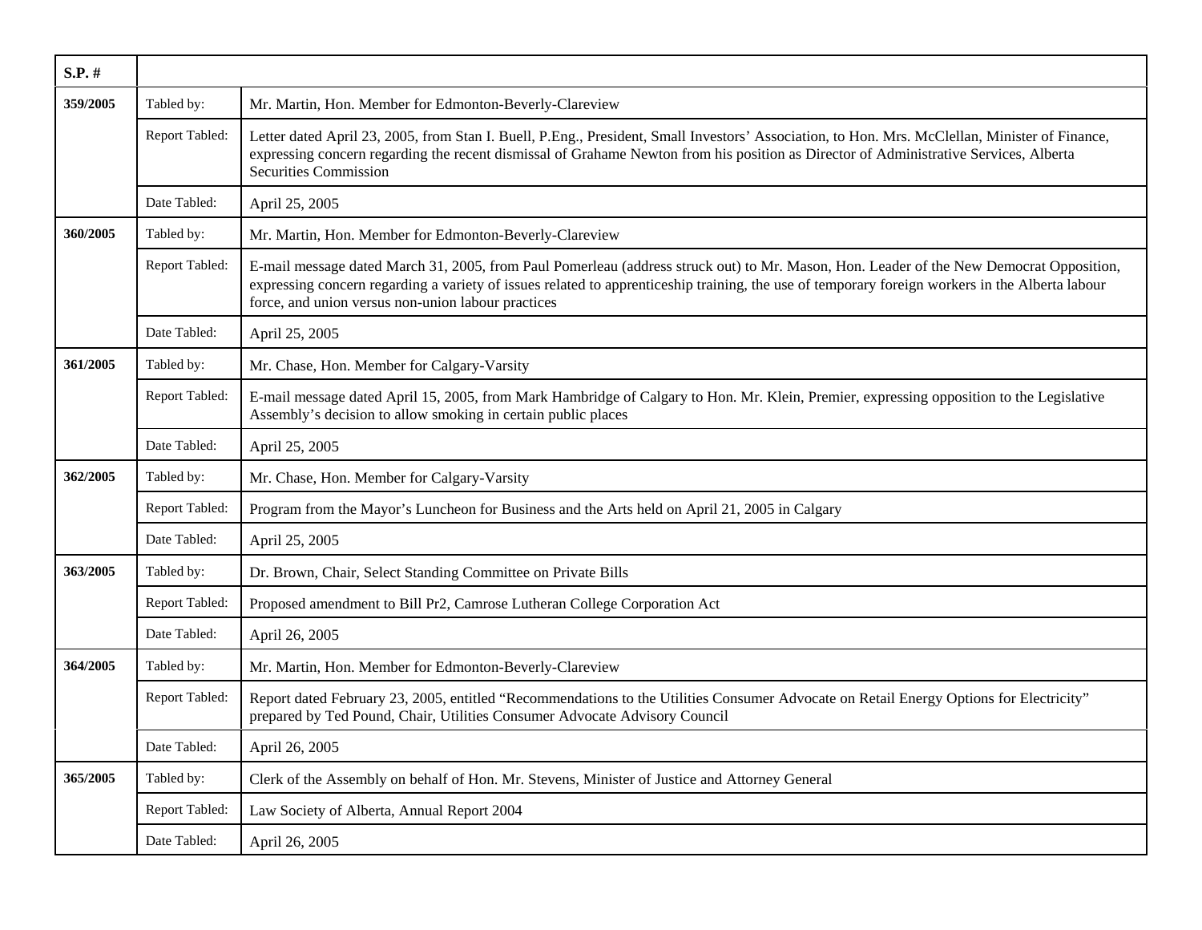| S.P. # | | |
|---|---|---|
| 359/2005 | Tabled by: | Mr. Martin, Hon. Member for Edmonton-Beverly-Clareview |
| | Report Tabled: | Letter dated April 23, 2005, from Stan I. Buell, P.Eng., President, Small Investors' Association, to Hon. Mrs. McClellan, Minister of Finance, expressing concern regarding the recent dismissal of Grahame Newton from his position as Director of Administrative Services, Alberta Securities Commission |
| | Date Tabled: | April 25, 2005 |
| 360/2005 | Tabled by: | Mr. Martin, Hon. Member for Edmonton-Beverly-Clareview |
| | Report Tabled: | E-mail message dated March 31, 2005, from Paul Pomerleau (address struck out) to Mr. Mason, Hon. Leader of the New Democrat Opposition, expressing concern regarding a variety of issues related to apprenticeship training, the use of temporary foreign workers in the Alberta labour force, and union versus non-union labour practices |
| | Date Tabled: | April 25, 2005 |
| 361/2005 | Tabled by: | Mr. Chase, Hon. Member for Calgary-Varsity |
| | Report Tabled: | E-mail message dated April 15, 2005, from Mark Hambridge of Calgary to Hon. Mr. Klein, Premier, expressing opposition to the Legislative Assembly's decision to allow smoking in certain public places |
| | Date Tabled: | April 25, 2005 |
| 362/2005 | Tabled by: | Mr. Chase, Hon. Member for Calgary-Varsity |
| | Report Tabled: | Program from the Mayor's Luncheon for Business and the Arts held on April 21, 2005 in Calgary |
| | Date Tabled: | April 25, 2005 |
| 363/2005 | Tabled by: | Dr. Brown, Chair, Select Standing Committee on Private Bills |
| | Report Tabled: | Proposed amendment to Bill Pr2, Camrose Lutheran College Corporation Act |
| | Date Tabled: | April 26, 2005 |
| 364/2005 | Tabled by: | Mr. Martin, Hon. Member for Edmonton-Beverly-Clareview |
| | Report Tabled: | Report dated February 23, 2005, entitled "Recommendations to the Utilities Consumer Advocate on Retail Energy Options for Electricity" prepared by Ted Pound, Chair, Utilities Consumer Advocate Advisory Council |
| | Date Tabled: | April 26, 2005 |
| 365/2005 | Tabled by: | Clerk of the Assembly on behalf of Hon. Mr. Stevens, Minister of Justice and Attorney General |
| | Report Tabled: | Law Society of Alberta, Annual Report 2004 |
| | Date Tabled: | April 26, 2005 |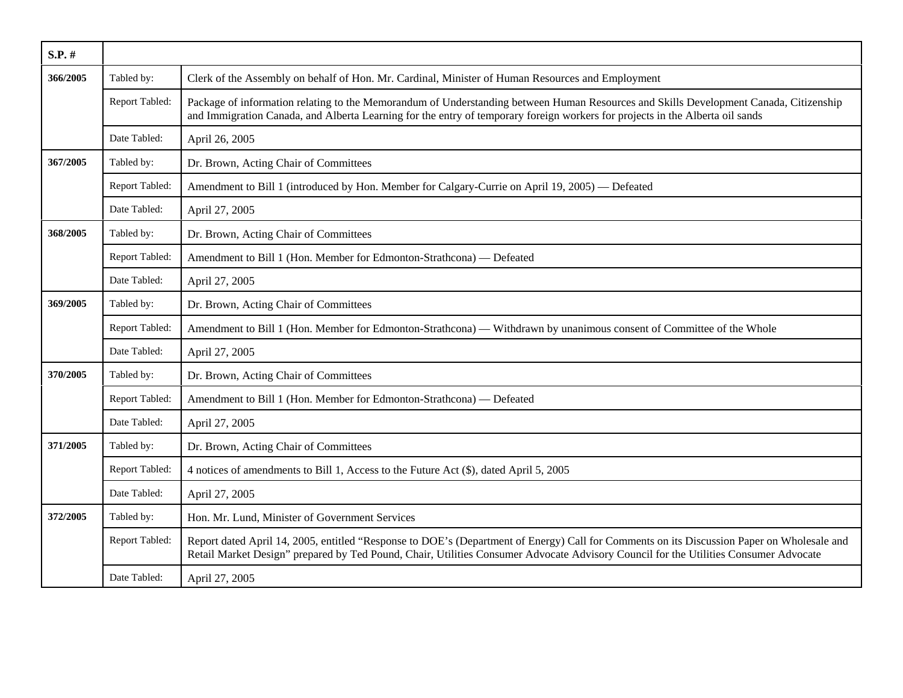| S.P. # | | |
|---|---|---|
| 366/2005 | Tabled by: | Clerk of the Assembly on behalf of Hon. Mr. Cardinal, Minister of Human Resources and Employment |
| | Report Tabled: | Package of information relating to the Memorandum of Understanding between Human Resources and Skills Development Canada, Citizenship and Immigration Canada, and Alberta Learning for the entry of temporary foreign workers for projects in the Alberta oil sands |
| | Date Tabled: | April 26, 2005 |
| 367/2005 | Tabled by: | Dr. Brown, Acting Chair of Committees |
| | Report Tabled: | Amendment to Bill 1 (introduced by Hon. Member for Calgary-Currie on April 19, 2005) — Defeated |
| | Date Tabled: | April 27, 2005 |
| 368/2005 | Tabled by: | Dr. Brown, Acting Chair of Committees |
| | Report Tabled: | Amendment to Bill 1 (Hon. Member for Edmonton-Strathcona) — Defeated |
| | Date Tabled: | April 27, 2005 |
| 369/2005 | Tabled by: | Dr. Brown, Acting Chair of Committees |
| | Report Tabled: | Amendment to Bill 1 (Hon. Member for Edmonton-Strathcona) — Withdrawn by unanimous consent of Committee of the Whole |
| | Date Tabled: | April 27, 2005 |
| 370/2005 | Tabled by: | Dr. Brown, Acting Chair of Committees |
| | Report Tabled: | Amendment to Bill 1 (Hon. Member for Edmonton-Strathcona) — Defeated |
| | Date Tabled: | April 27, 2005 |
| 371/2005 | Tabled by: | Dr. Brown, Acting Chair of Committees |
| | Report Tabled: | 4 notices of amendments to Bill 1, Access to the Future Act ($), dated April 5, 2005 |
| | Date Tabled: | April 27, 2005 |
| 372/2005 | Tabled by: | Hon. Mr. Lund, Minister of Government Services |
| | Report Tabled: | Report dated April 14, 2005, entitled "Response to DOE's (Department of Energy) Call for Comments on its Discussion Paper on Wholesale and Retail Market Design" prepared by Ted Pound, Chair, Utilities Consumer Advocate Advisory Council for the Utilities Consumer Advocate |
| | Date Tabled: | April 27, 2005 |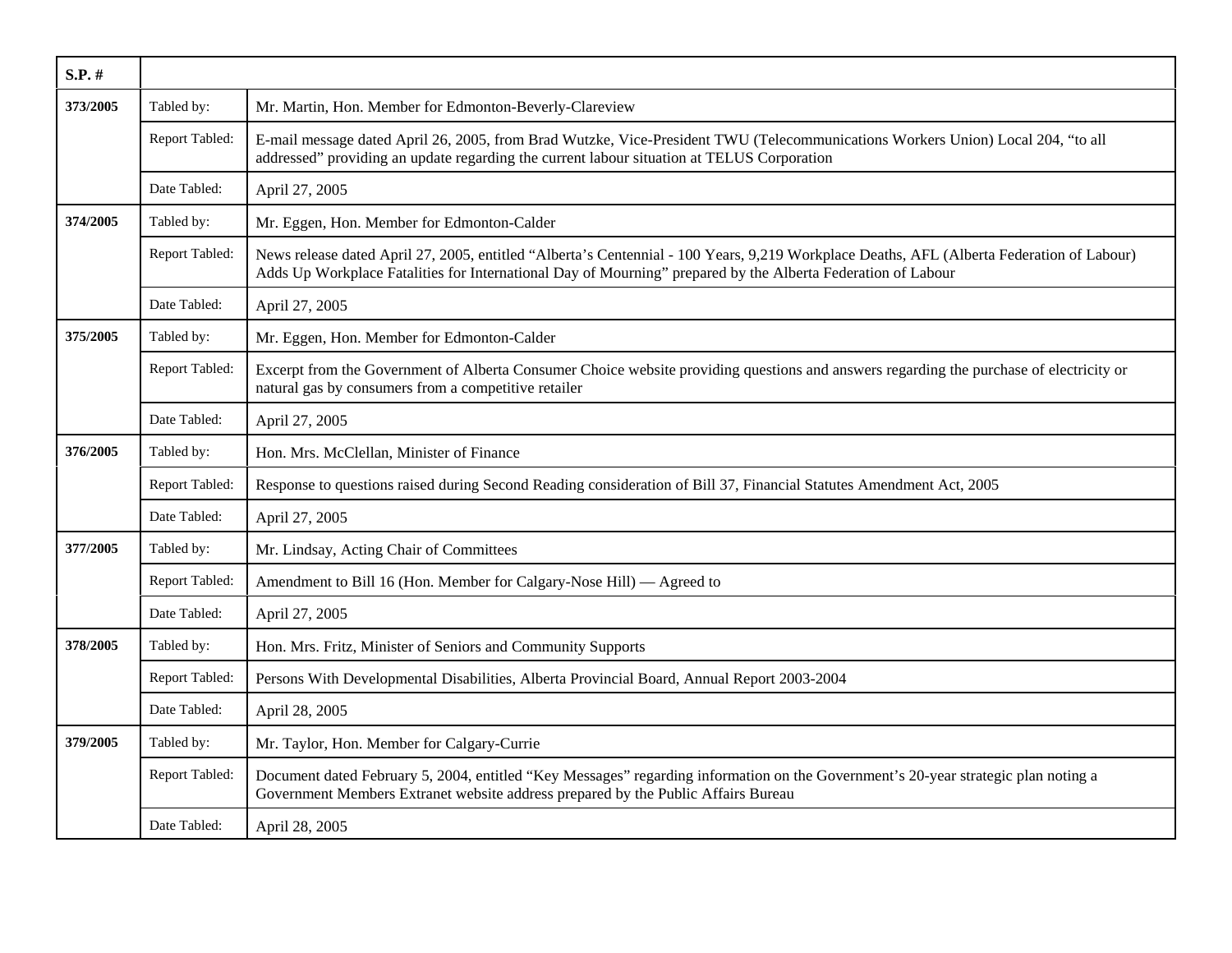| S.P. # | | |
|---|---|---|
| 373/2005 | Tabled by: | Mr. Martin, Hon. Member for Edmonton-Beverly-Clareview |
| | Report Tabled: | E-mail message dated April 26, 2005, from Brad Wutzke, Vice-President TWU (Telecommunications Workers Union) Local 204, "to all addressed" providing an update regarding the current labour situation at TELUS Corporation |
| | Date Tabled: | April 27, 2005 |
| 374/2005 | Tabled by: | Mr. Eggen, Hon. Member for Edmonton-Calder |
| | Report Tabled: | News release dated April 27, 2005, entitled "Alberta's Centennial - 100 Years, 9,219 Workplace Deaths, AFL (Alberta Federation of Labour) Adds Up Workplace Fatalities for International Day of Mourning" prepared by the Alberta Federation of Labour |
| | Date Tabled: | April 27, 2005 |
| 375/2005 | Tabled by: | Mr. Eggen, Hon. Member for Edmonton-Calder |
| | Report Tabled: | Excerpt from the Government of Alberta Consumer Choice website providing questions and answers regarding the purchase of electricity or natural gas by consumers from a competitive retailer |
| | Date Tabled: | April 27, 2005 |
| 376/2005 | Tabled by: | Hon. Mrs. McClellan, Minister of Finance |
| | Report Tabled: | Response to questions raised during Second Reading consideration of Bill 37, Financial Statutes Amendment Act, 2005 |
| | Date Tabled: | April 27, 2005 |
| 377/2005 | Tabled by: | Mr. Lindsay, Acting Chair of Committees |
| | Report Tabled: | Amendment to Bill 16 (Hon. Member for Calgary-Nose Hill) — Agreed to |
| | Date Tabled: | April 27, 2005 |
| 378/2005 | Tabled by: | Hon. Mrs. Fritz, Minister of Seniors and Community Supports |
| | Report Tabled: | Persons With Developmental Disabilities, Alberta Provincial Board, Annual Report 2003-2004 |
| | Date Tabled: | April 28, 2005 |
| 379/2005 | Tabled by: | Mr. Taylor, Hon. Member for Calgary-Currie |
| | Report Tabled: | Document dated February 5, 2004, entitled "Key Messages" regarding information on the Government's 20-year strategic plan noting a Government Members Extranet website address prepared by the Public Affairs Bureau |
| | Date Tabled: | April 28, 2005 |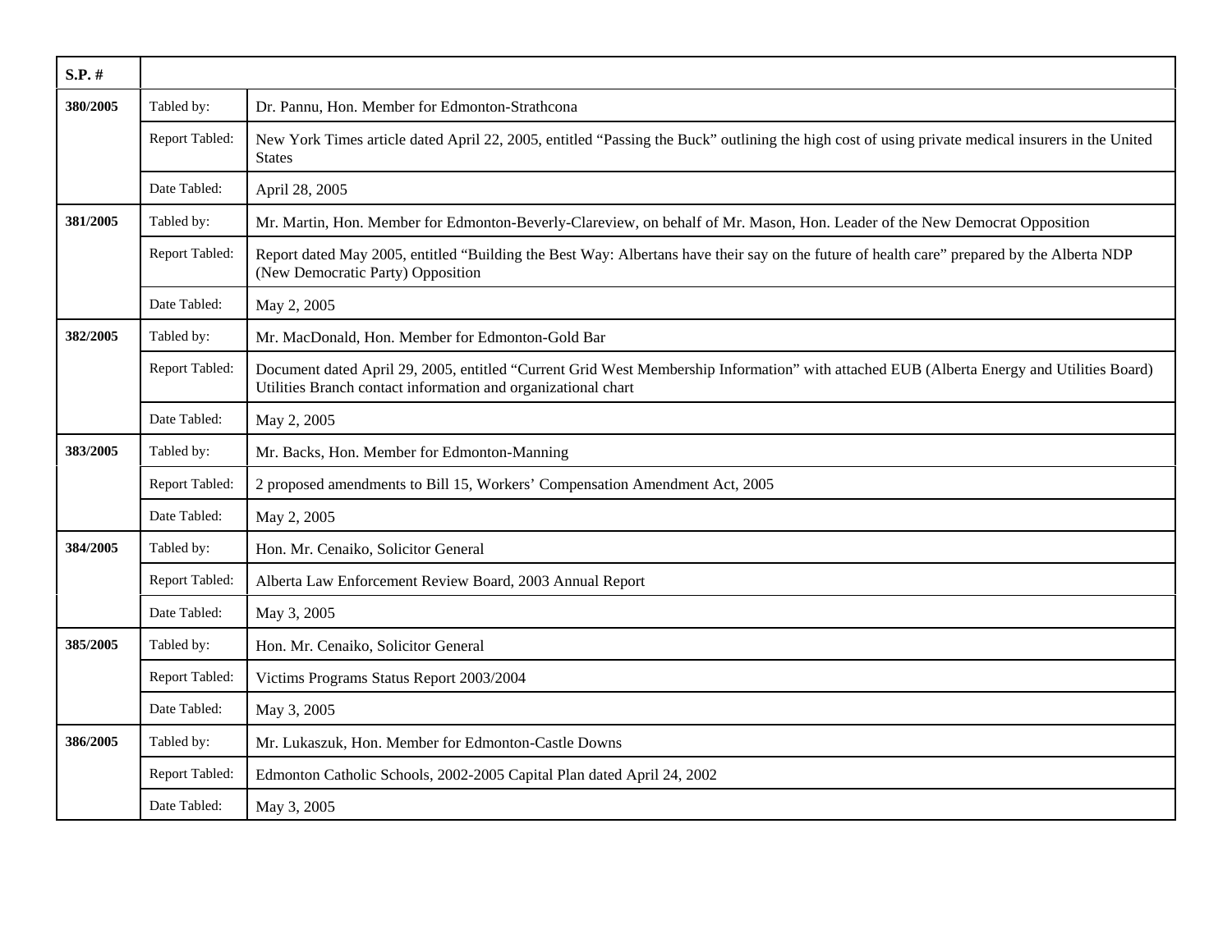| S.P. # | | |
|---|---|---|
| **380/2005** | Tabled by: | Dr. Pannu, Hon. Member for Edmonton-Strathcona |
| | Report Tabled: | New York Times article dated April 22, 2005, entitled “Passing the Buck” outlining the high cost of using private medical insurers in the United States |
| | Date Tabled: | April 28, 2005 |
| **381/2005** | Tabled by: | Mr. Martin, Hon. Member for Edmonton-Beverly-Clareview, on behalf of Mr. Mason, Hon. Leader of the New Democrat Opposition |
| | Report Tabled: | Report dated May 2005, entitled “Building the Best Way: Albertans have their say on the future of health care” prepared by the Alberta NDP (New Democratic Party) Opposition |
| | Date Tabled: | May 2, 2005 |
| **382/2005** | Tabled by: | Mr. MacDonald, Hon. Member for Edmonton-Gold Bar |
| | Report Tabled: | Document dated April 29, 2005, entitled “Current Grid West Membership Information” with attached EUB (Alberta Energy and Utilities Board) Utilities Branch contact information and organizational chart |
| | Date Tabled: | May 2, 2005 |
| **383/2005** | Tabled by: | Mr. Backs, Hon. Member for Edmonton-Manning |
| | Report Tabled: | 2 proposed amendments to Bill 15, Workers’ Compensation Amendment Act, 2005 |
| | Date Tabled: | May 2, 2005 |
| **384/2005** | Tabled by: | Hon. Mr. Cenaiko, Solicitor General |
| | Report Tabled: | Alberta Law Enforcement Review Board, 2003 Annual Report |
| | Date Tabled: | May 3, 2005 |
| **385/2005** | Tabled by: | Hon. Mr. Cenaiko, Solicitor General |
| | Report Tabled: | Victims Programs Status Report 2003/2004 |
| | Date Tabled: | May 3, 2005 |
| **386/2005** | Tabled by: | Mr. Lukaszuk, Hon. Member for Edmonton-Castle Downs |
| | Report Tabled: | Edmonton Catholic Schools, 2002-2005 Capital Plan dated April 24, 2002 |
| | Date Tabled: | May 3, 2005 |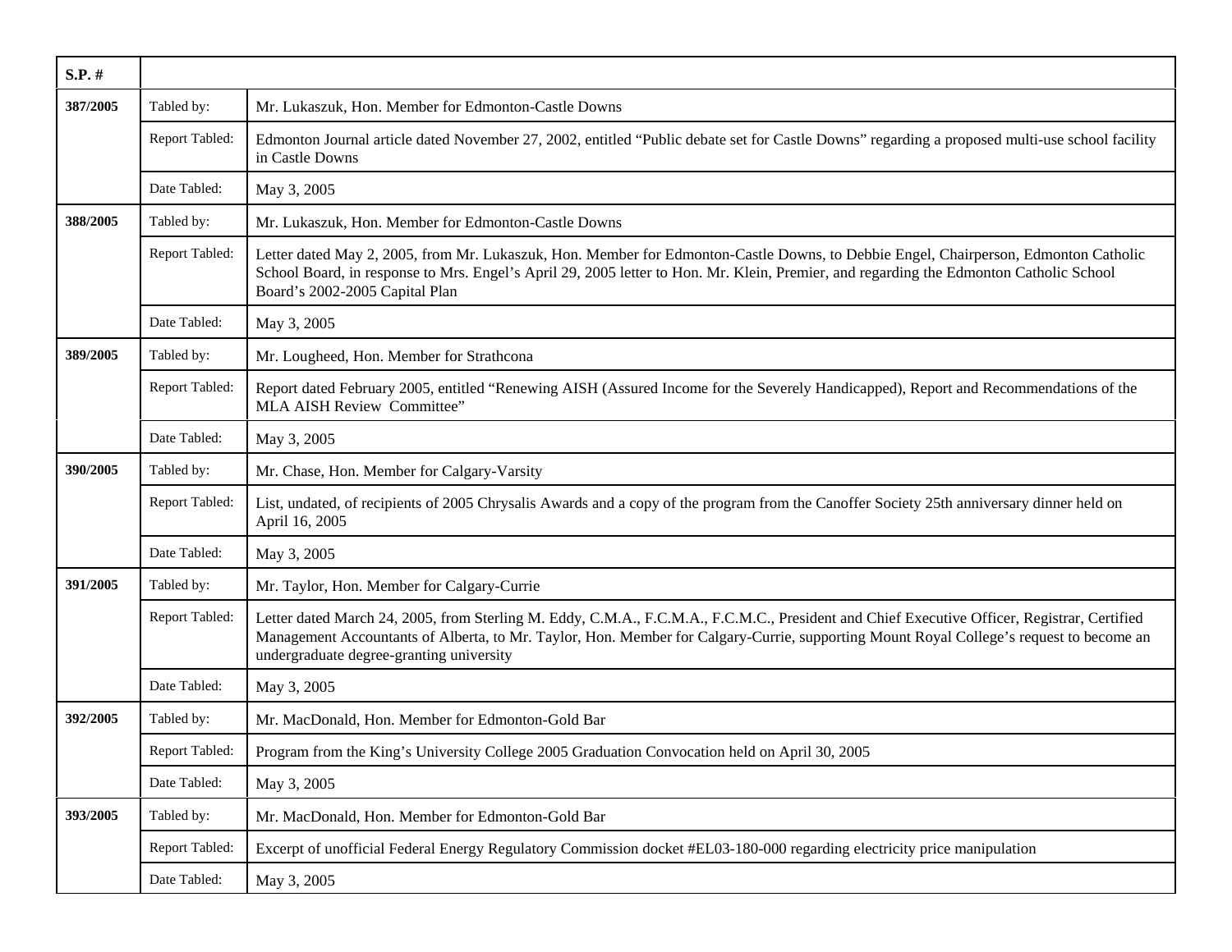| S.P. # | | |
|---|---|---|
| 387/2005 | Tabled by: | Mr. Lukaszuk, Hon. Member for Edmonton-Castle Downs |
| | Report Tabled: | Edmonton Journal article dated November 27, 2002, entitled “Public debate set for Castle Downs” regarding a proposed multi-use school facility in Castle Downs |
| | Date Tabled: | May 3, 2005 |
| 388/2005 | Tabled by: | Mr. Lukaszuk, Hon. Member for Edmonton-Castle Downs |
| | Report Tabled: | Letter dated May 2, 2005, from Mr. Lukaszuk, Hon. Member for Edmonton-Castle Downs, to Debbie Engel, Chairperson, Edmonton Catholic School Board, in response to Mrs. Engel’s April 29, 2005 letter to Hon. Mr. Klein, Premier, and regarding the Edmonton Catholic School Board’s 2002-2005 Capital Plan |
| | Date Tabled: | May 3, 2005 |
| 389/2005 | Tabled by: | Mr. Lougheed, Hon. Member for Strathcona |
| | Report Tabled: | Report dated February 2005, entitled “Renewing AISH (Assured Income for the Severely Handicapped), Report and Recommendations of the MLA AISH Review Committee” |
| | Date Tabled: | May 3, 2005 |
| 390/2005 | Tabled by: | Mr. Chase, Hon. Member for Calgary-Varsity |
| | Report Tabled: | List, undated, of recipients of 2005 Chrysalis Awards and a copy of the program from the Canoffer Society 25th anniversary dinner held on April 16, 2005 |
| | Date Tabled: | May 3, 2005 |
| 391/2005 | Tabled by: | Mr. Taylor, Hon. Member for Calgary-Currie |
| | Report Tabled: | Letter dated March 24, 2005, from Sterling M. Eddy, C.M.A., F.C.M.A., F.C.M.C., President and Chief Executive Officer, Registrar, Certified Management Accountants of Alberta, to Mr. Taylor, Hon. Member for Calgary-Currie, supporting Mount Royal College’s request to become an undergraduate degree-granting university |
| | Date Tabled: | May 3, 2005 |
| 392/2005 | Tabled by: | Mr. MacDonald, Hon. Member for Edmonton-Gold Bar |
| | Report Tabled: | Program from the King’s University College 2005 Graduation Convocation held on April 30, 2005 |
| | Date Tabled: | May 3, 2005 |
| 393/2005 | Tabled by: | Mr. MacDonald, Hon. Member for Edmonton-Gold Bar |
| | Report Tabled: | Excerpt of unofficial Federal Energy Regulatory Commission docket #EL03-180-000 regarding electricity price manipulation |
| | Date Tabled: | May 3, 2005 |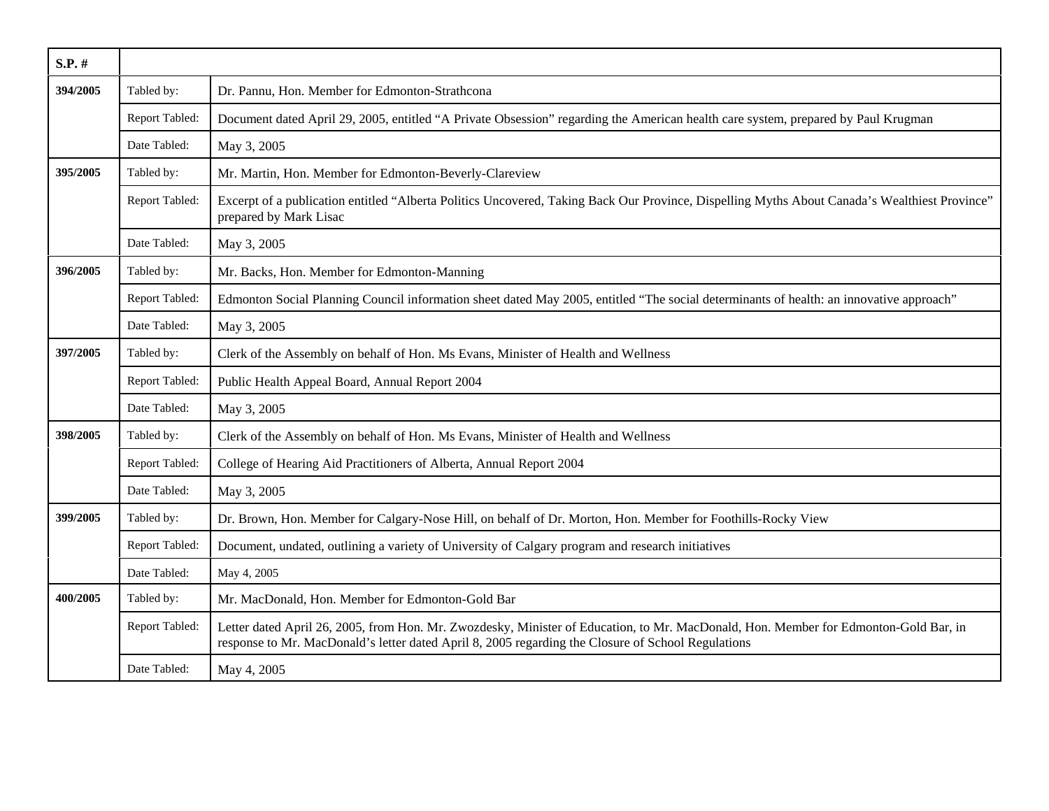| S.P. # | | |
|---|---|---|
| 394/2005 | Tabled by: | Dr. Pannu, Hon. Member for Edmonton-Strathcona |
| | Report Tabled: | Document dated April 29, 2005, entitled “A Private Obsession” regarding the American health care system, prepared by Paul Krugman |
| | Date Tabled: | May 3, 2005 |
| 395/2005 | Tabled by: | Mr. Martin, Hon. Member for Edmonton-Beverly-Clareview |
| | Report Tabled: | Excerpt of a publication entitled “Alberta Politics Uncovered, Taking Back Our Province, Dispelling Myths About Canada’s Wealthiest Province” prepared by Mark Lisac |
| | Date Tabled: | May 3, 2005 |
| 396/2005 | Tabled by: | Mr. Backs, Hon. Member for Edmonton-Manning |
| | Report Tabled: | Edmonton Social Planning Council information sheet dated May 2005, entitled “The social determinants of health: an innovative approach” |
| | Date Tabled: | May 3, 2005 |
| 397/2005 | Tabled by: | Clerk of the Assembly on behalf of Hon. Ms Evans, Minister of Health and Wellness |
| | Report Tabled: | Public Health Appeal Board, Annual Report 2004 |
| | Date Tabled: | May 3, 2005 |
| 398/2005 | Tabled by: | Clerk of the Assembly on behalf of Hon. Ms Evans, Minister of Health and Wellness |
| | Report Tabled: | College of Hearing Aid Practitioners of Alberta, Annual Report 2004 |
| | Date Tabled: | May 3, 2005 |
| 399/2005 | Tabled by: | Dr. Brown, Hon. Member for Calgary-Nose Hill, on behalf of Dr. Morton, Hon. Member for Foothills-Rocky View |
| | Report Tabled: | Document, undated, outlining a variety of University of Calgary program and research initiatives |
| | Date Tabled: | May 4, 2005 |
| 400/2005 | Tabled by: | Mr. MacDonald, Hon. Member for Edmonton-Gold Bar |
| | Report Tabled: | Letter dated April 26, 2005, from Hon. Mr. Zwozdesky, Minister of Education, to Mr. MacDonald, Hon. Member for Edmonton-Gold Bar, in response to Mr. MacDonald’s letter dated April 8, 2005 regarding the Closure of School Regulations |
| | Date Tabled: | May 4, 2005 |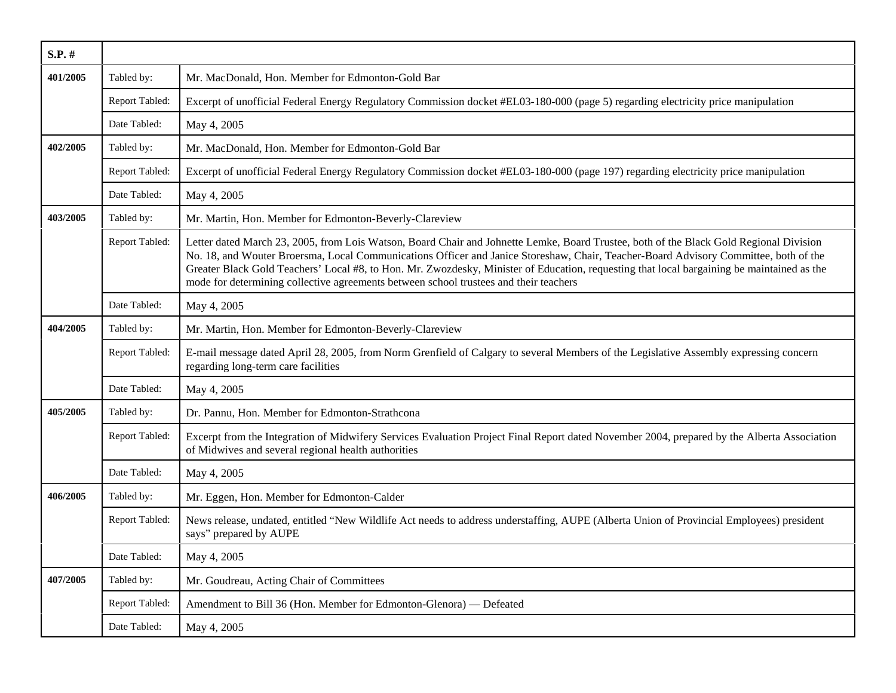| S.P. # | | |
|---|---|---|
| 401/2005 | Tabled by: | Mr. MacDonald, Hon. Member for Edmonton-Gold Bar |
| | Report Tabled: | Excerpt of unofficial Federal Energy Regulatory Commission docket #EL03-180-000 (page 5) regarding electricity price manipulation |
| | Date Tabled: | May 4, 2005 |
| 402/2005 | Tabled by: | Mr. MacDonald, Hon. Member for Edmonton-Gold Bar |
| | Report Tabled: | Excerpt of unofficial Federal Energy Regulatory Commission docket #EL03-180-000 (page 197) regarding electricity price manipulation |
| | Date Tabled: | May 4, 2005 |
| 403/2005 | Tabled by: | Mr. Martin, Hon. Member for Edmonton-Beverly-Clareview |
| | Report Tabled: | Letter dated March 23, 2005, from Lois Watson, Board Chair and Johnette Lemke, Board Trustee, both of the Black Gold Regional Division No. 18, and Wouter Broersma, Local Communications Officer and Janice Storeshaw, Chair, Teacher-Board Advisory Committee, both of the Greater Black Gold Teachers' Local #8, to Hon. Mr. Zwozdesky, Minister of Education, requesting that local bargaining be maintained as the mode for determining collective agreements between school trustees and their teachers |
| | Date Tabled: | May 4, 2005 |
| 404/2005 | Tabled by: | Mr. Martin, Hon. Member for Edmonton-Beverly-Clareview |
| | Report Tabled: | E-mail message dated April 28, 2005, from Norm Grenfield of Calgary to several Members of the Legislative Assembly expressing concern regarding long-term care facilities |
| | Date Tabled: | May 4, 2005 |
| 405/2005 | Tabled by: | Dr. Pannu, Hon. Member for Edmonton-Strathcona |
| | Report Tabled: | Excerpt from the Integration of Midwifery Services Evaluation Project Final Report dated November 2004, prepared by the Alberta Association of Midwives and several regional health authorities |
| | Date Tabled: | May 4, 2005 |
| 406/2005 | Tabled by: | Mr. Eggen, Hon. Member for Edmonton-Calder |
| | Report Tabled: | News release, undated, entitled "New Wildlife Act needs to address understaffing, AUPE (Alberta Union of Provincial Employees) president says" prepared by AUPE |
| | Date Tabled: | May 4, 2005 |
| 407/2005 | Tabled by: | Mr. Goudreau, Acting Chair of Committees |
| | Report Tabled: | Amendment to Bill 36 (Hon. Member for Edmonton-Glenora) — Defeated |
| | Date Tabled: | May 4, 2005 |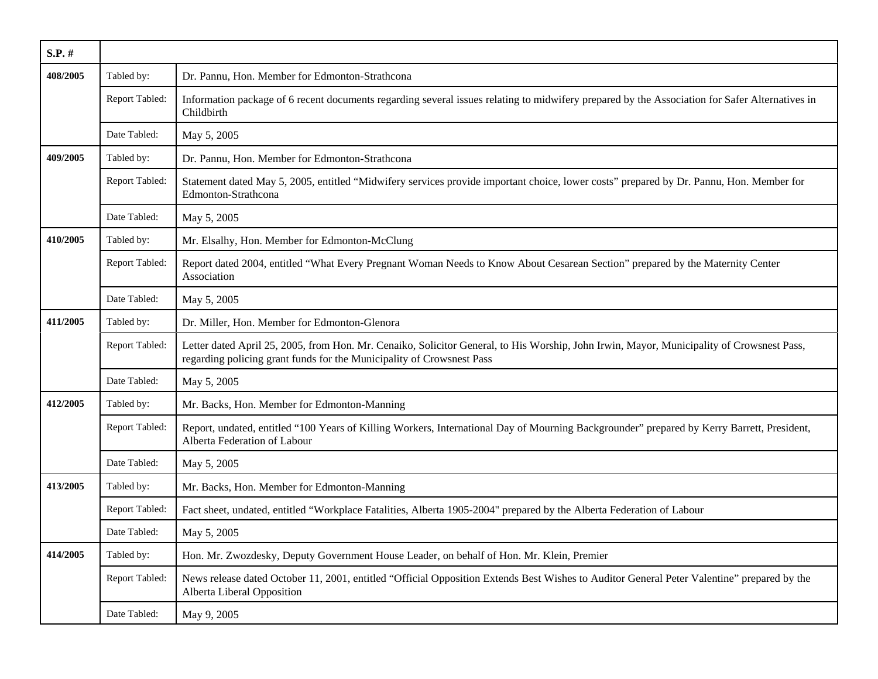| S.P. # | | |
|---|---|---|
| 408/2005 | Tabled by: | Dr. Pannu, Hon. Member for Edmonton-Strathcona |
| | Report Tabled: | Information package of 6 recent documents regarding several issues relating to midwifery prepared by the Association for Safer Alternatives in Childbirth |
| | Date Tabled: | May 5, 2005 |
| 409/2005 | Tabled by: | Dr. Pannu, Hon. Member for Edmonton-Strathcona |
| | Report Tabled: | Statement dated May 5, 2005, entitled “Midwifery services provide important choice, lower costs” prepared by Dr. Pannu, Hon. Member for Edmonton-Strathcona |
| | Date Tabled: | May 5, 2005 |
| 410/2005 | Tabled by: | Mr. Elsalhy, Hon. Member for Edmonton-McClung |
| | Report Tabled: | Report dated 2004, entitled “What Every Pregnant Woman Needs to Know About Cesarean Section” prepared by the Maternity Center Association |
| | Date Tabled: | May 5, 2005 |
| 411/2005 | Tabled by: | Dr. Miller, Hon. Member for Edmonton-Glenora |
| | Report Tabled: | Letter dated April 25, 2005, from Hon. Mr. Cenaiko, Solicitor General, to His Worship, John Irwin, Mayor, Municipality of Crowsnest Pass, regarding policing grant funds for the Municipality of Crowsnest Pass |
| | Date Tabled: | May 5, 2005 |
| 412/2005 | Tabled by: | Mr. Backs, Hon. Member for Edmonton-Manning |
| | Report Tabled: | Report, undated, entitled “100 Years of Killing Workers, International Day of Mourning Backgrounder” prepared by Kerry Barrett, President, Alberta Federation of Labour |
| | Date Tabled: | May 5, 2005 |
| 413/2005 | Tabled by: | Mr. Backs, Hon. Member for Edmonton-Manning |
| | Report Tabled: | Fact sheet, undated, entitled “Workplace Fatalities, Alberta 1905-2004" prepared by the Alberta Federation of Labour |
| | Date Tabled: | May 5, 2005 |
| 414/2005 | Tabled by: | Hon. Mr. Zwozdesky, Deputy Government House Leader, on behalf of Hon. Mr. Klein, Premier |
| | Report Tabled: | News release dated October 11, 2001, entitled “Official Opposition Extends Best Wishes to Auditor General Peter Valentine” prepared by the Alberta Liberal Opposition |
| | Date Tabled: | May 9, 2005 |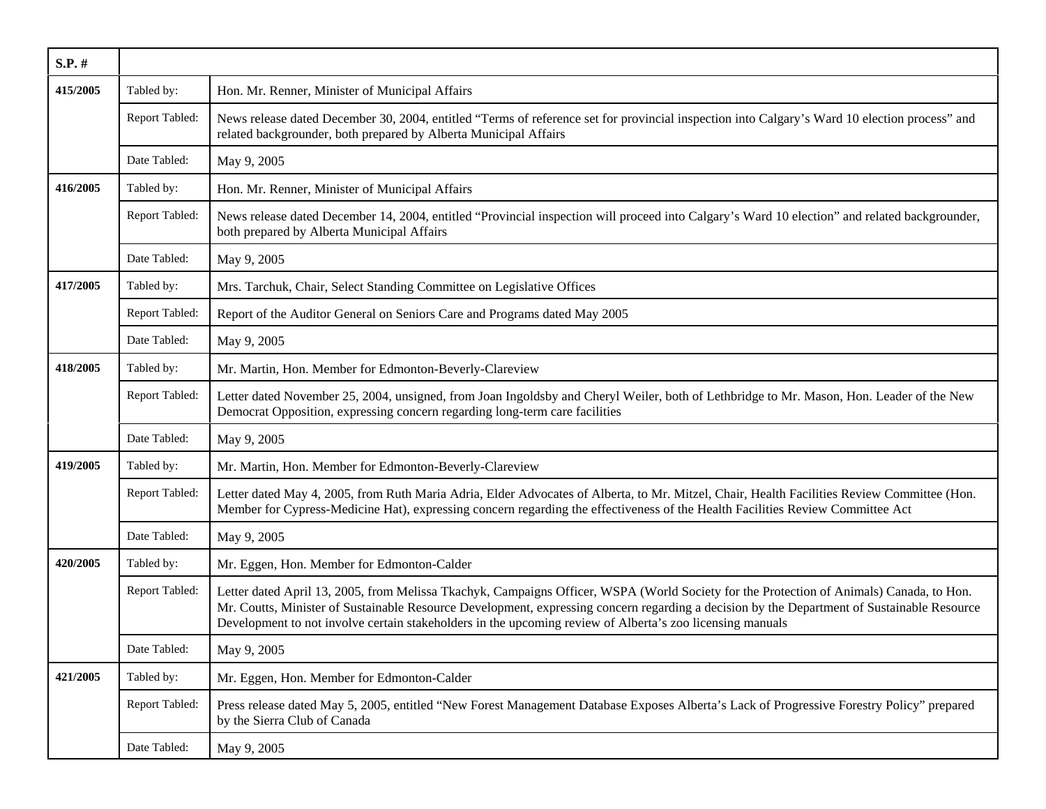| S.P. # | | |
|---|---|---|
| **415/2005** | Tabled by: | Hon. Mr. Renner, Minister of Municipal Affairs |
| | Report Tabled: | News release dated December 30, 2004, entitled “Terms of reference set for provincial inspection into Calgary’s Ward 10 election process” and related backgrounder, both prepared by Alberta Municipal Affairs |
| | Date Tabled: | May 9, 2005 |
| **416/2005** | Tabled by: | Hon. Mr. Renner, Minister of Municipal Affairs |
| | Report Tabled: | News release dated December 14, 2004, entitled “Provincial inspection will proceed into Calgary’s Ward 10 election” and related backgrounder, both prepared by Alberta Municipal Affairs |
| | Date Tabled: | May 9, 2005 |
| **417/2005** | Tabled by: | Mrs. Tarchuk, Chair, Select Standing Committee on Legislative Offices |
| | Report Tabled: | Report of the Auditor General on Seniors Care and Programs dated May 2005 |
| | Date Tabled: | May 9, 2005 |
| **418/2005** | Tabled by: | Mr. Martin, Hon. Member for Edmonton-Beverly-Clareview |
| | Report Tabled: | Letter dated November 25, 2004, unsigned, from Joan Ingoldsby and Cheryl Weiler, both of Lethbridge to Mr. Mason, Hon. Leader of the New Democrat Opposition, expressing concern regarding long-term care facilities |
| | Date Tabled: | May 9, 2005 |
| **419/2005** | Tabled by: | Mr. Martin, Hon. Member for Edmonton-Beverly-Clareview |
| | Report Tabled: | Letter dated May 4, 2005, from Ruth Maria Adria, Elder Advocates of Alberta, to Mr. Mitzel, Chair, Health Facilities Review Committee (Hon. Member for Cypress-Medicine Hat), expressing concern regarding the effectiveness of the Health Facilities Review Committee Act |
| | Date Tabled: | May 9, 2005 |
| **420/2005** | Tabled by: | Mr. Eggen, Hon. Member for Edmonton-Calder |
| | Report Tabled: | Letter dated April 13, 2005, from Melissa Tkachyk, Campaigns Officer, WSPA (World Society for the Protection of Animals) Canada, to Hon. Mr. Coutts, Minister of Sustainable Resource Development, expressing concern regarding a decision by the Department of Sustainable Resource Development to not involve certain stakeholders in the upcoming review of Alberta’s zoo licensing manuals |
| | Date Tabled: | May 9, 2005 |
| **421/2005** | Tabled by: | Mr. Eggen, Hon. Member for Edmonton-Calder |
| | Report Tabled: | Press release dated May 5, 2005, entitled “New Forest Management Database Exposes Alberta’s Lack of Progressive Forestry Policy” prepared by the Sierra Club of Canada |
| | Date Tabled: | May 9, 2005 |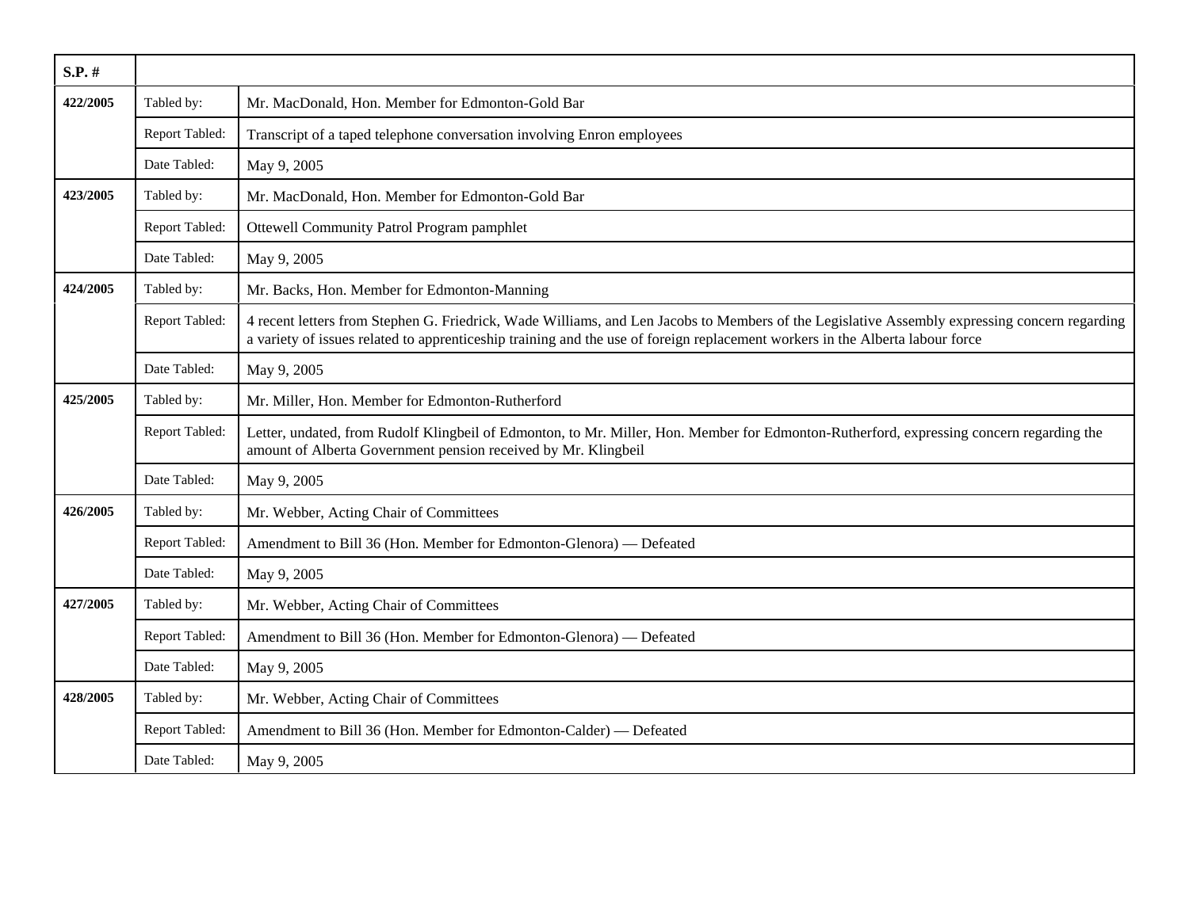| S.P. # | | |
|---|---|---|
| 422/2005 | Tabled by: | Mr. MacDonald, Hon. Member for Edmonton-Gold Bar |
| | Report Tabled: | Transcript of a taped telephone conversation involving Enron employees |
| | Date Tabled: | May 9, 2005 |
| 423/2005 | Tabled by: | Mr. MacDonald, Hon. Member for Edmonton-Gold Bar |
| | Report Tabled: | Ottewell Community Patrol Program pamphlet |
| | Date Tabled: | May 9, 2005 |
| 424/2005 | Tabled by: | Mr. Backs, Hon. Member for Edmonton-Manning |
| | Report Tabled: | 4 recent letters from Stephen G. Friedrick, Wade Williams, and Len Jacobs to Members of the Legislative Assembly expressing concern regarding a variety of issues related to apprenticeship training and the use of foreign replacement workers in the Alberta labour force |
| | Date Tabled: | May 9, 2005 |
| 425/2005 | Tabled by: | Mr. Miller, Hon. Member for Edmonton-Rutherford |
| | Report Tabled: | Letter, undated, from Rudolf Klingbeil of Edmonton, to Mr. Miller, Hon. Member for Edmonton-Rutherford, expressing concern regarding the amount of Alberta Government pension received by Mr. Klingbeil |
| | Date Tabled: | May 9, 2005 |
| 426/2005 | Tabled by: | Mr. Webber, Acting Chair of Committees |
| | Report Tabled: | Amendment to Bill 36 (Hon. Member for Edmonton-Glenora) — Defeated |
| | Date Tabled: | May 9, 2005 |
| 427/2005 | Tabled by: | Mr. Webber, Acting Chair of Committees |
| | Report Tabled: | Amendment to Bill 36 (Hon. Member for Edmonton-Glenora) — Defeated |
| | Date Tabled: | May 9, 2005 |
| 428/2005 | Tabled by: | Mr. Webber, Acting Chair of Committees |
| | Report Tabled: | Amendment to Bill 36 (Hon. Member for Edmonton-Calder) — Defeated |
| | Date Tabled: | May 9, 2005 |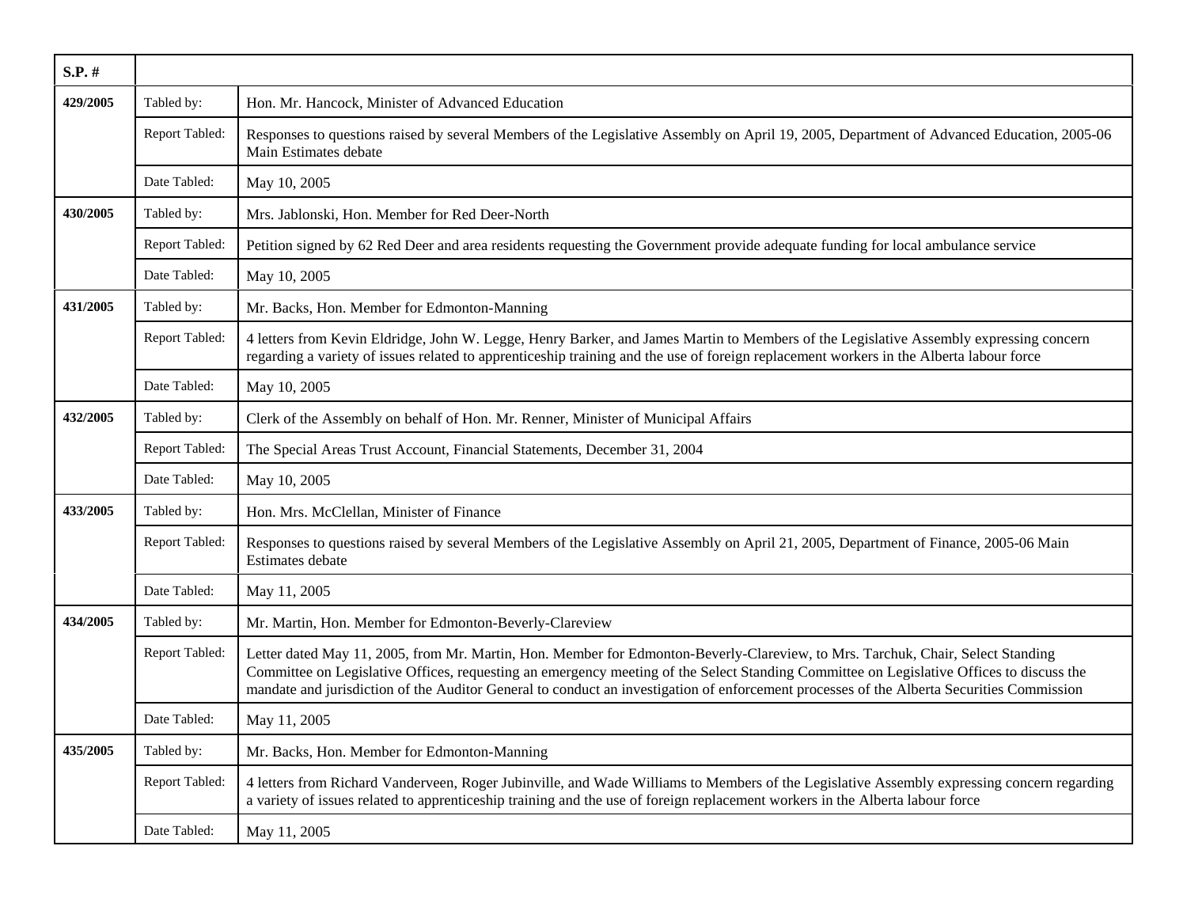| S.P. # | | |
|---|---|---|
| 429/2005 | Tabled by: | Hon. Mr. Hancock, Minister of Advanced Education |
| | Report Tabled: | Responses to questions raised by several Members of the Legislative Assembly on April 19, 2005, Department of Advanced Education, 2005-06 Main Estimates debate |
| | Date Tabled: | May 10, 2005 |
| 430/2005 | Tabled by: | Mrs. Jablonski, Hon. Member for Red Deer-North |
| | Report Tabled: | Petition signed by 62 Red Deer and area residents requesting the Government provide adequate funding for local ambulance service |
| | Date Tabled: | May 10, 2005 |
| 431/2005 | Tabled by: | Mr. Backs, Hon. Member for Edmonton-Manning |
| | Report Tabled: | 4 letters from Kevin Eldridge, John W. Legge, Henry Barker, and James Martin to Members of the Legislative Assembly expressing concern regarding a variety of issues related to apprenticeship training and the use of foreign replacement workers in the Alberta labour force |
| | Date Tabled: | May 10, 2005 |
| 432/2005 | Tabled by: | Clerk of the Assembly on behalf of Hon. Mr. Renner, Minister of Municipal Affairs |
| | Report Tabled: | The Special Areas Trust Account, Financial Statements, December 31, 2004 |
| | Date Tabled: | May 10, 2005 |
| 433/2005 | Tabled by: | Hon. Mrs. McClellan, Minister of Finance |
| | Report Tabled: | Responses to questions raised by several Members of the Legislative Assembly on April 21, 2005, Department of Finance, 2005-06 Main Estimates debate |
| | Date Tabled: | May 11, 2005 |
| 434/2005 | Tabled by: | Mr. Martin, Hon. Member for Edmonton-Beverly-Clareview |
| | Report Tabled: | Letter dated May 11, 2005, from Mr. Martin, Hon. Member for Edmonton-Beverly-Clareview, to Mrs. Tarchuk, Chair, Select Standing Committee on Legislative Offices, requesting an emergency meeting of the Select Standing Committee on Legislative Offices to discuss the mandate and jurisdiction of the Auditor General to conduct an investigation of enforcement processes of the Alberta Securities Commission |
| | Date Tabled: | May 11, 2005 |
| 435/2005 | Tabled by: | Mr. Backs, Hon. Member for Edmonton-Manning |
| | Report Tabled: | 4 letters from Richard Vanderveen, Roger Jubinville, and Wade Williams to Members of the Legislative Assembly expressing concern regarding a variety of issues related to apprenticeship training and the use of foreign replacement workers in the Alberta labour force |
| | Date Tabled: | May 11, 2005 |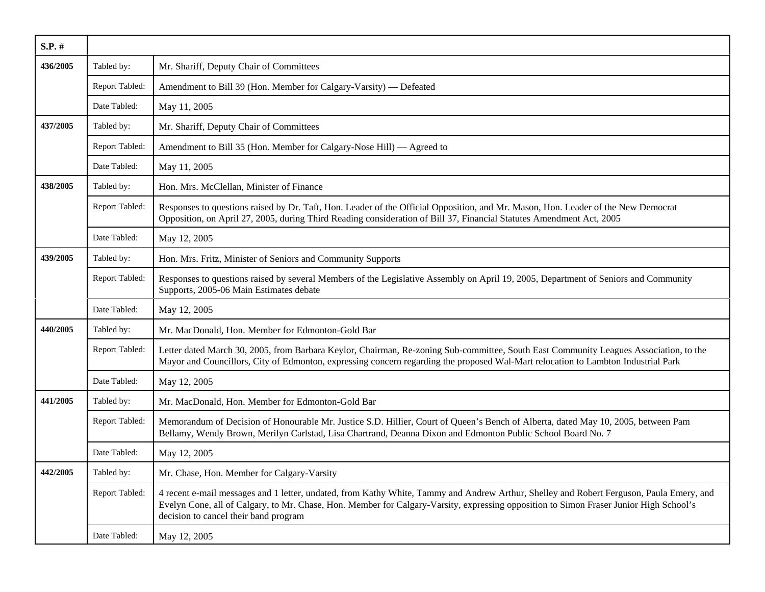| S.P. # | | |
|---|---|---|
| **436/2005** | Tabled by: | Mr. Shariff, Deputy Chair of Committees |
| | Report Tabled: | Amendment to Bill 39 (Hon. Member for Calgary-Varsity) — Defeated |
| | Date Tabled: | May 11, 2005 |
| **437/2005** | Tabled by: | Mr. Shariff, Deputy Chair of Committees |
| | Report Tabled: | Amendment to Bill 35 (Hon. Member for Calgary-Nose Hill) — Agreed to |
| | Date Tabled: | May 11, 2005 |
| **438/2005** | Tabled by: | Hon. Mrs. McClellan, Minister of Finance |
| | Report Tabled: | Responses to questions raised by Dr. Taft, Hon. Leader of the Official Opposition, and Mr. Mason, Hon. Leader of the New Democrat Opposition, on April 27, 2005, during Third Reading consideration of Bill 37, Financial Statutes Amendment Act, 2005 |
| | Date Tabled: | May 12, 2005 |
| **439/2005** | Tabled by: | Hon. Mrs. Fritz, Minister of Seniors and Community Supports |
| | Report Tabled: | Responses to questions raised by several Members of the Legislative Assembly on April 19, 2005, Department of Seniors and Community Supports, 2005-06 Main Estimates debate |
| | Date Tabled: | May 12, 2005 |
| **440/2005** | Tabled by: | Mr. MacDonald, Hon. Member for Edmonton-Gold Bar |
| | Report Tabled: | Letter dated March 30, 2005, from Barbara Keylor, Chairman, Re-zoning Sub-committee, South East Community Leagues Association, to the Mayor and Councillors, City of Edmonton, expressing concern regarding the proposed Wal-Mart relocation to Lambton Industrial Park |
| | Date Tabled: | May 12, 2005 |
| **441/2005** | Tabled by: | Mr. MacDonald, Hon. Member for Edmonton-Gold Bar |
| | Report Tabled: | Memorandum of Decision of Honourable Mr. Justice S.D. Hillier, Court of Queen's Bench of Alberta, dated May 10, 2005, between Pam Bellamy, Wendy Brown, Merilyn Carlstad, Lisa Chartrand, Deanna Dixon and Edmonton Public School Board No. 7 |
| | Date Tabled: | May 12, 2005 |
| **442/2005** | Tabled by: | Mr. Chase, Hon. Member for Calgary-Varsity |
| | Report Tabled: | 4 recent e-mail messages and 1 letter, undated, from Kathy White, Tammy and Andrew Arthur, Shelley and Robert Ferguson, Paula Emery, and Evelyn Cone, all of Calgary, to Mr. Chase, Hon. Member for Calgary-Varsity, expressing opposition to Simon Fraser Junior High School's decision to cancel their band program |
| | Date Tabled: | May 12, 2005 |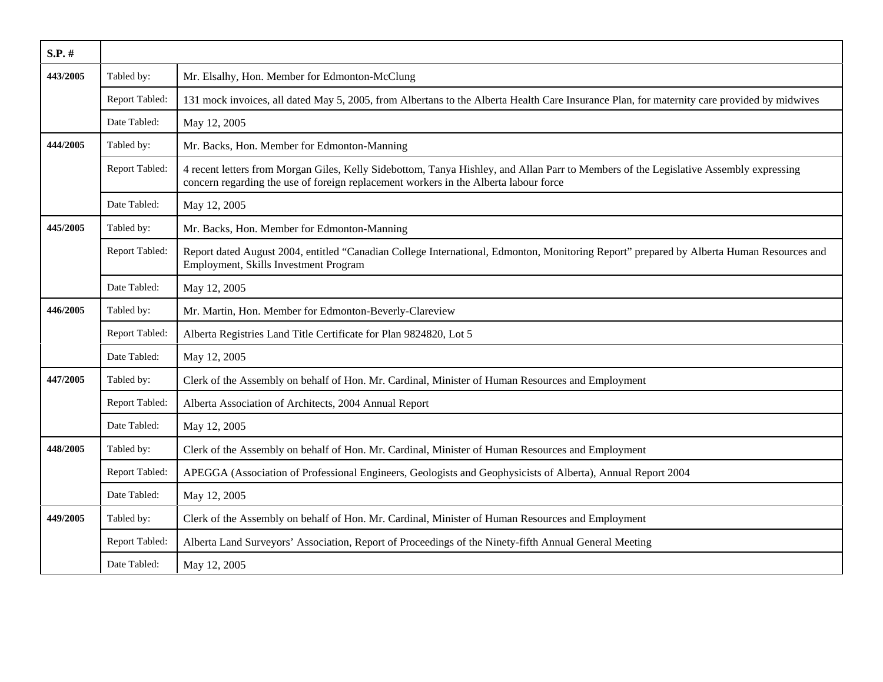| S.P. # | | |
|---|---|---|
| **443/2005** | Tabled by: | Mr. Elsalhy, Hon. Member for Edmonton-McClung |
| | Report Tabled: | 131 mock invoices, all dated May 5, 2005, from Albertans to the Alberta Health Care Insurance Plan, for maternity care provided by midwives |
| | Date Tabled: | May 12, 2005 |
| **444/2005** | Tabled by: | Mr. Backs, Hon. Member for Edmonton-Manning |
| | Report Tabled: | 4 recent letters from Morgan Giles, Kelly Sidebottom, Tanya Hishley, and Allan Parr to Members of the Legislative Assembly expressing concern regarding the use of foreign replacement workers in the Alberta labour force |
| | Date Tabled: | May 12, 2005 |
| **445/2005** | Tabled by: | Mr. Backs, Hon. Member for Edmonton-Manning |
| | Report Tabled: | Report dated August 2004, entitled "Canadian College International, Edmonton, Monitoring Report" prepared by Alberta Human Resources and Employment, Skills Investment Program |
| | Date Tabled: | May 12, 2005 |
| **446/2005** | Tabled by: | Mr. Martin, Hon. Member for Edmonton-Beverly-Clareview |
| | Report Tabled: | Alberta Registries Land Title Certificate for Plan 9824820, Lot 5 |
| | Date Tabled: | May 12, 2005 |
| **447/2005** | Tabled by: | Clerk of the Assembly on behalf of Hon. Mr. Cardinal, Minister of Human Resources and Employment |
| | Report Tabled: | Alberta Association of Architects, 2004 Annual Report |
| | Date Tabled: | May 12, 2005 |
| **448/2005** | Tabled by: | Clerk of the Assembly on behalf of Hon. Mr. Cardinal, Minister of Human Resources and Employment |
| | Report Tabled: | APEGGA (Association of Professional Engineers, Geologists and Geophysicists of Alberta), Annual Report 2004 |
| | Date Tabled: | May 12, 2005 |
| **449/2005** | Tabled by: | Clerk of the Assembly on behalf of Hon. Mr. Cardinal, Minister of Human Resources and Employment |
| | Report Tabled: | Alberta Land Surveyors' Association, Report of Proceedings of the Ninety-fifth Annual General Meeting |
| | Date Tabled: | May 12, 2005 |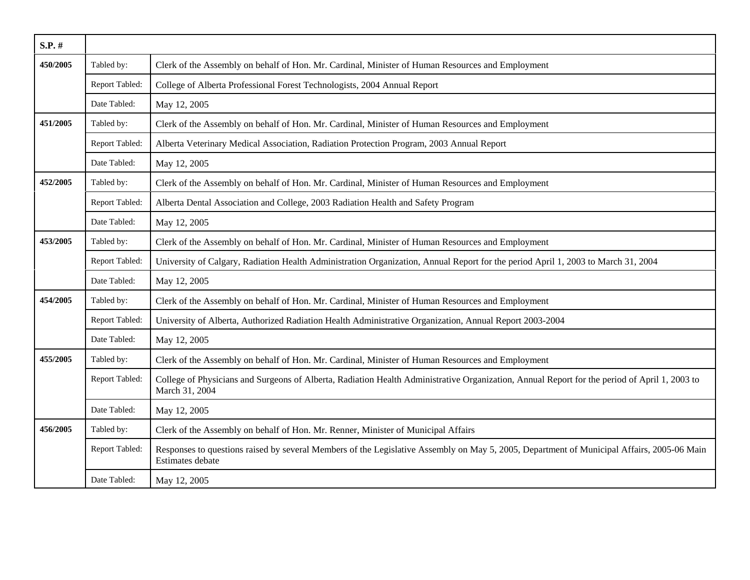| S.P. # | | |
|---|---|---|
| 450/2005 | Tabled by: | Clerk of the Assembly on behalf of Hon. Mr. Cardinal, Minister of Human Resources and Employment |
| | Report Tabled: | College of Alberta Professional Forest Technologists, 2004 Annual Report |
| | Date Tabled: | May 12, 2005 |
| 451/2005 | Tabled by: | Clerk of the Assembly on behalf of Hon. Mr. Cardinal, Minister of Human Resources and Employment |
| | Report Tabled: | Alberta Veterinary Medical Association, Radiation Protection Program, 2003 Annual Report |
| | Date Tabled: | May 12, 2005 |
| 452/2005 | Tabled by: | Clerk of the Assembly on behalf of Hon. Mr. Cardinal, Minister of Human Resources and Employment |
| | Report Tabled: | Alberta Dental Association and College, 2003 Radiation Health and Safety Program |
| | Date Tabled: | May 12, 2005 |
| 453/2005 | Tabled by: | Clerk of the Assembly on behalf of Hon. Mr. Cardinal, Minister of Human Resources and Employment |
| | Report Tabled: | University of Calgary, Radiation Health Administration Organization, Annual Report for the period April 1, 2003 to March 31, 2004 |
| | Date Tabled: | May 12, 2005 |
| 454/2005 | Tabled by: | Clerk of the Assembly on behalf of Hon. Mr. Cardinal, Minister of Human Resources and Employment |
| | Report Tabled: | University of Alberta, Authorized Radiation Health Administrative Organization, Annual Report 2003-2004 |
| | Date Tabled: | May 12, 2005 |
| 455/2005 | Tabled by: | Clerk of the Assembly on behalf of Hon. Mr. Cardinal, Minister of Human Resources and Employment |
| | Report Tabled: | College of Physicians and Surgeons of Alberta, Radiation Health Administrative Organization, Annual Report for the period of April 1, 2003 to March 31, 2004 |
| | Date Tabled: | May 12, 2005 |
| 456/2005 | Tabled by: | Clerk of the Assembly on behalf of Hon. Mr. Renner, Minister of Municipal Affairs |
| | Report Tabled: | Responses to questions raised by several Members of the Legislative Assembly on May 5, 2005, Department of Municipal Affairs, 2005-06 Main Estimates debate |
| | Date Tabled: | May 12, 2005 |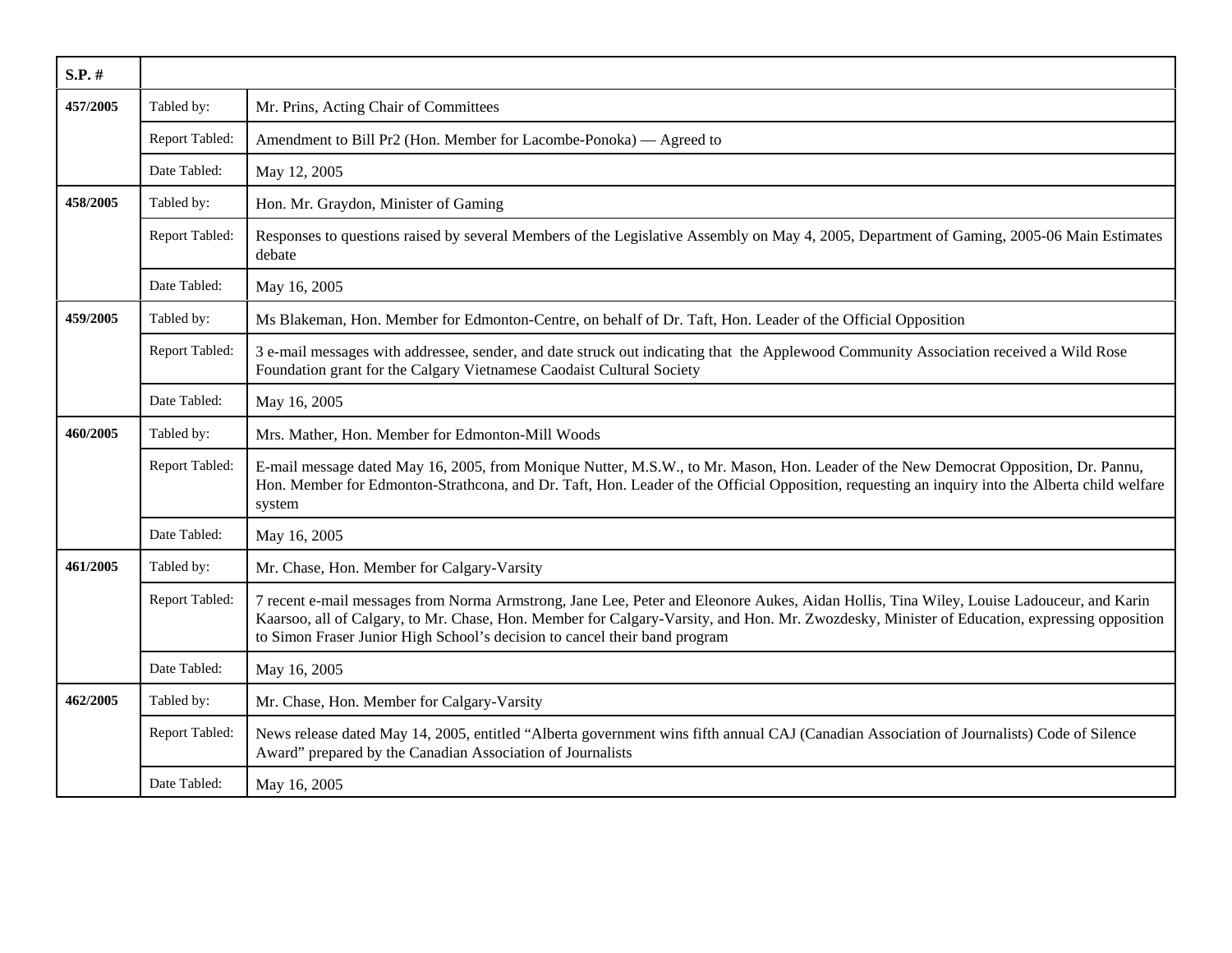| S.P. # | | |
|---|---|---|
| **457/2005** | Tabled by: | Mr. Prins, Acting Chair of Committees |
| | Report Tabled: | Amendment to Bill Pr2 (Hon. Member for Lacombe-Ponoka) — Agreed to |
| | Date Tabled: | May 12, 2005 |
| **458/2005** | Tabled by: | Hon. Mr. Graydon, Minister of Gaming |
| | Report Tabled: | Responses to questions raised by several Members of the Legislative Assembly on May 4, 2005, Department of Gaming, 2005-06 Main Estimates debate |
| | Date Tabled: | May 16, 2005 |
| **459/2005** | Tabled by: | Ms Blakeman, Hon. Member for Edmonton-Centre, on behalf of Dr. Taft, Hon. Leader of the Official Opposition |
| | Report Tabled: | 3 e-mail messages with addressee, sender, and date struck out indicating that the Applewood Community Association received a Wild Rose Foundation grant for the Calgary Vietnamese Caodaist Cultural Society |
| | Date Tabled: | May 16, 2005 |
| **460/2005** | Tabled by: | Mrs. Mather, Hon. Member for Edmonton-Mill Woods |
| | Report Tabled: | E-mail message dated May 16, 2005, from Monique Nutter, M.S.W., to Mr. Mason, Hon. Leader of the New Democrat Opposition, Dr. Pannu, Hon. Member for Edmonton-Strathcona, and Dr. Taft, Hon. Leader of the Official Opposition, requesting an inquiry into the Alberta child welfare system |
| | Date Tabled: | May 16, 2005 |
| **461/2005** | Tabled by: | Mr. Chase, Hon. Member for Calgary-Varsity |
| | Report Tabled: | 7 recent e-mail messages from Norma Armstrong, Jane Lee, Peter and Eleonore Aukes, Aidan Hollis, Tina Wiley, Louise Ladouceur, and Karin Kaarsoo, all of Calgary, to Mr. Chase, Hon. Member for Calgary-Varsity, and Hon. Mr. Zwozdesky, Minister of Education, expressing opposition to Simon Fraser Junior High School's decision to cancel their band program |
| | Date Tabled: | May 16, 2005 |
| **462/2005** | Tabled by: | Mr. Chase, Hon. Member for Calgary-Varsity |
| | Report Tabled: | News release dated May 14, 2005, entitled "Alberta government wins fifth annual CAJ (Canadian Association of Journalists) Code of Silence Award" prepared by the Canadian Association of Journalists |
| | Date Tabled: | May 16, 2005 |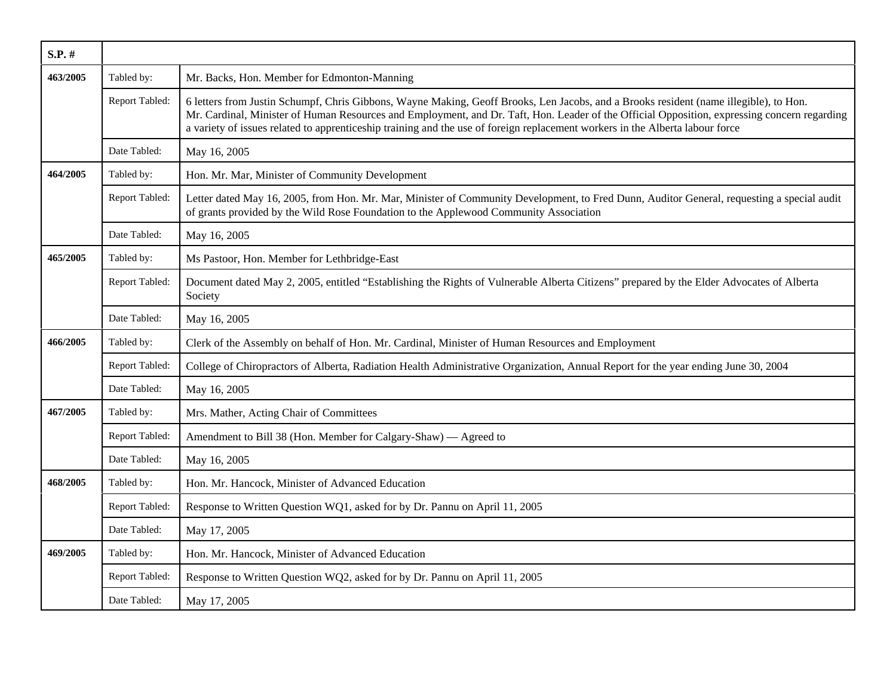| S.P. # | | |
|---|---|---|
| 463/2005 | Tabled by: | Mr. Backs, Hon. Member for Edmonton-Manning |
| | Report Tabled: | 6 letters from Justin Schumpf, Chris Gibbons, Wayne Making, Geoff Brooks, Len Jacobs, and a Brooks resident (name illegible), to Hon. Mr. Cardinal, Minister of Human Resources and Employment, and Dr. Taft, Hon. Leader of the Official Opposition, expressing concern regarding a variety of issues related to apprenticeship training and the use of foreign replacement workers in the Alberta labour force |
| | Date Tabled: | May 16, 2005 |
| 464/2005 | Tabled by: | Hon. Mr. Mar, Minister of Community Development |
| | Report Tabled: | Letter dated May 16, 2005, from Hon. Mr. Mar, Minister of Community Development, to Fred Dunn, Auditor General, requesting a special audit of grants provided by the Wild Rose Foundation to the Applewood Community Association |
| | Date Tabled: | May 16, 2005 |
| 465/2005 | Tabled by: | Ms Pastoor, Hon. Member for Lethbridge-East |
| | Report Tabled: | Document dated May 2, 2005, entitled "Establishing the Rights of Vulnerable Alberta Citizens" prepared by the Elder Advocates of Alberta Society |
| | Date Tabled: | May 16, 2005 |
| 466/2005 | Tabled by: | Clerk of the Assembly on behalf of Hon. Mr. Cardinal, Minister of Human Resources and Employment |
| | Report Tabled: | College of Chiropractors of Alberta, Radiation Health Administrative Organization, Annual Report for the year ending June 30, 2004 |
| | Date Tabled: | May 16, 2005 |
| 467/2005 | Tabled by: | Mrs. Mather, Acting Chair of Committees |
| | Report Tabled: | Amendment to Bill 38 (Hon. Member for Calgary-Shaw) — Agreed to |
| | Date Tabled: | May 16, 2005 |
| 468/2005 | Tabled by: | Hon. Mr. Hancock, Minister of Advanced Education |
| | Report Tabled: | Response to Written Question WQ1, asked for by Dr. Pannu on April 11, 2005 |
| | Date Tabled: | May 17, 2005 |
| 469/2005 | Tabled by: | Hon. Mr. Hancock, Minister of Advanced Education |
| | Report Tabled: | Response to Written Question WQ2, asked for by Dr. Pannu on April 11, 2005 |
| | Date Tabled: | May 17, 2005 |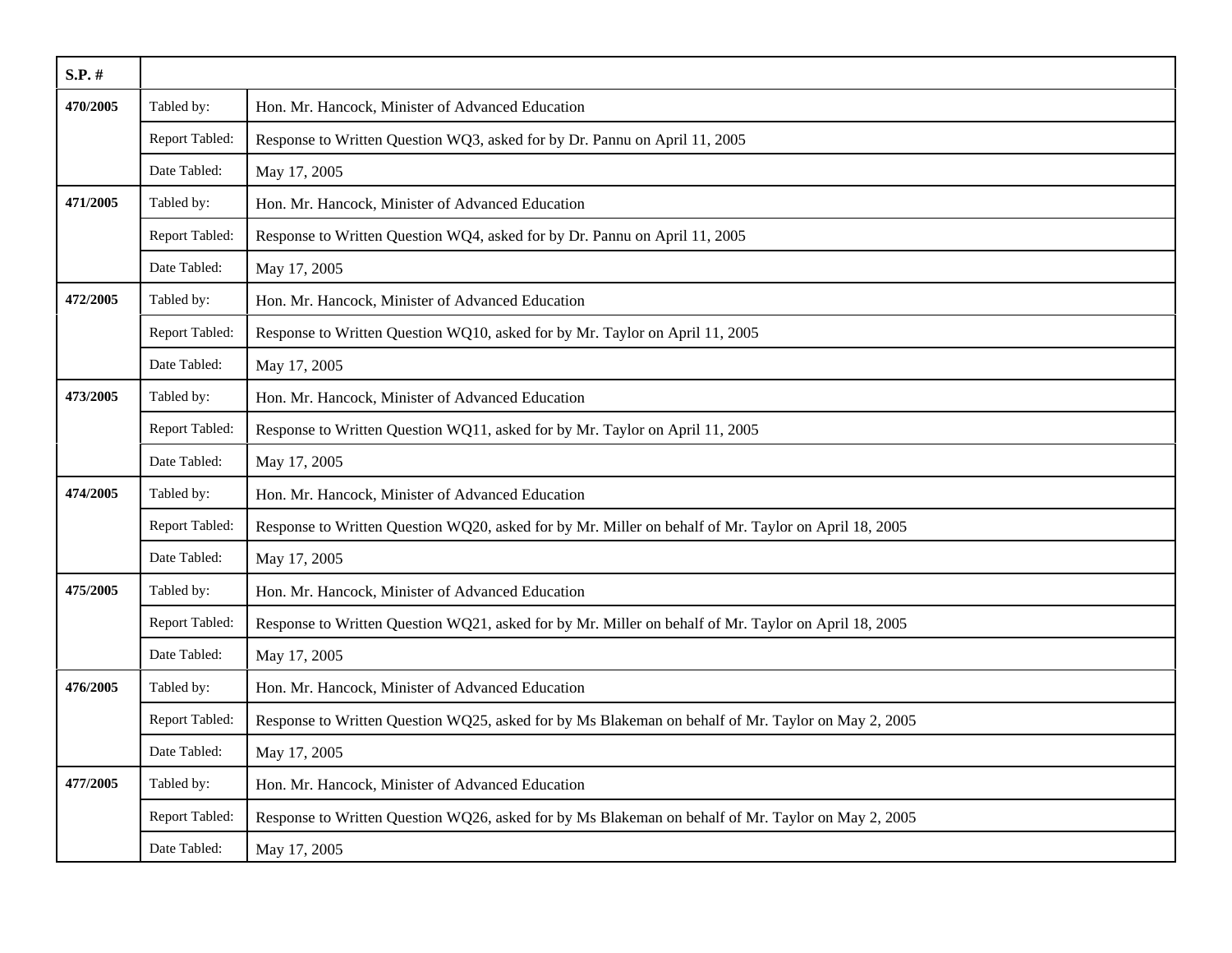| S.P. # | | |
|---|---|---|
| 470/2005 | Tabled by: | Hon. Mr. Hancock, Minister of Advanced Education |
| | Report Tabled: | Response to Written Question WQ3, asked for by Dr. Pannu on April 11, 2005 |
| | Date Tabled: | May 17, 2005 |
| 471/2005 | Tabled by: | Hon. Mr. Hancock, Minister of Advanced Education |
| | Report Tabled: | Response to Written Question WQ4, asked for by Dr. Pannu on April 11, 2005 |
| | Date Tabled: | May 17, 2005 |
| 472/2005 | Tabled by: | Hon. Mr. Hancock, Minister of Advanced Education |
| | Report Tabled: | Response to Written Question WQ10, asked for by Mr. Taylor on April 11, 2005 |
| | Date Tabled: | May 17, 2005 |
| 473/2005 | Tabled by: | Hon. Mr. Hancock, Minister of Advanced Education |
| | Report Tabled: | Response to Written Question WQ11, asked for by Mr. Taylor on April 11, 2005 |
| | Date Tabled: | May 17, 2005 |
| 474/2005 | Tabled by: | Hon. Mr. Hancock, Minister of Advanced Education |
| | Report Tabled: | Response to Written Question WQ20, asked for by Mr. Miller on behalf of Mr. Taylor on April 18, 2005 |
| | Date Tabled: | May 17, 2005 |
| 475/2005 | Tabled by: | Hon. Mr. Hancock, Minister of Advanced Education |
| | Report Tabled: | Response to Written Question WQ21, asked for by Mr. Miller on behalf of Mr. Taylor on April 18, 2005 |
| | Date Tabled: | May 17, 2005 |
| 476/2005 | Tabled by: | Hon. Mr. Hancock, Minister of Advanced Education |
| | Report Tabled: | Response to Written Question WQ25, asked for by Ms Blakeman on behalf of Mr. Taylor on May 2, 2005 |
| | Date Tabled: | May 17, 2005 |
| 477/2005 | Tabled by: | Hon. Mr. Hancock, Minister of Advanced Education |
| | Report Tabled: | Response to Written Question WQ26, asked for by Ms Blakeman on behalf of Mr. Taylor on May 2, 2005 |
| | Date Tabled: | May 17, 2005 |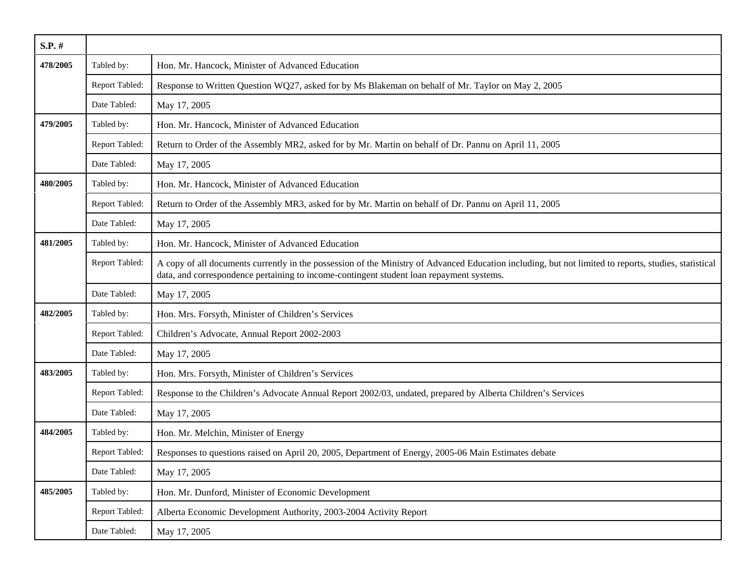| S.P. # | | |
|---|---|---|
| **478/2005** | Tabled by: | Hon. Mr. Hancock, Minister of Advanced Education |
| | Report Tabled: | Response to Written Question WQ27, asked for by Ms Blakeman on behalf of Mr. Taylor on May 2, 2005 |
| | Date Tabled: | May 17, 2005 |
| **479/2005** | Tabled by: | Hon. Mr. Hancock, Minister of Advanced Education |
| | Report Tabled: | Return to Order of the Assembly MR2, asked for by Mr. Martin on behalf of Dr. Pannu on April 11, 2005 |
| | Date Tabled: | May 17, 2005 |
| **480/2005** | Tabled by: | Hon. Mr. Hancock, Minister of Advanced Education |
| | Report Tabled: | Return to Order of the Assembly MR3, asked for by Mr. Martin on behalf of Dr. Pannu on April 11, 2005 |
| | Date Tabled: | May 17, 2005 |
| **481/2005** | Tabled by: | Hon. Mr. Hancock, Minister of Advanced Education |
| | Report Tabled: | A copy of all documents currently in the possession of the Ministry of Advanced Education including, but not limited to reports, studies, statistical data, and correspondence pertaining to income-contingent student loan repayment systems. |
| | Date Tabled: | May 17, 2005 |
| **482/2005** | Tabled by: | Hon. Mrs. Forsyth, Minister of Children's Services |
| | Report Tabled: | Children's Advocate, Annual Report 2002-2003 |
| | Date Tabled: | May 17, 2005 |
| **483/2005** | Tabled by: | Hon. Mrs. Forsyth, Minister of Children's Services |
| | Report Tabled: | Response to the Children's Advocate Annual Report 2002/03, undated, prepared by Alberta Children's Services |
| | Date Tabled: | May 17, 2005 |
| **484/2005** | Tabled by: | Hon. Mr. Melchin, Minister of Energy |
| | Report Tabled: | Responses to questions raised on April 20, 2005, Department of Energy, 2005-06 Main Estimates debate |
| | Date Tabled: | May 17, 2005 |
| **485/2005** | Tabled by: | Hon. Mr. Dunford, Minister of Economic Development |
| | Report Tabled: | Alberta Economic Development Authority, 2003-2004 Activity Report |
| | Date Tabled: | May 17, 2005 |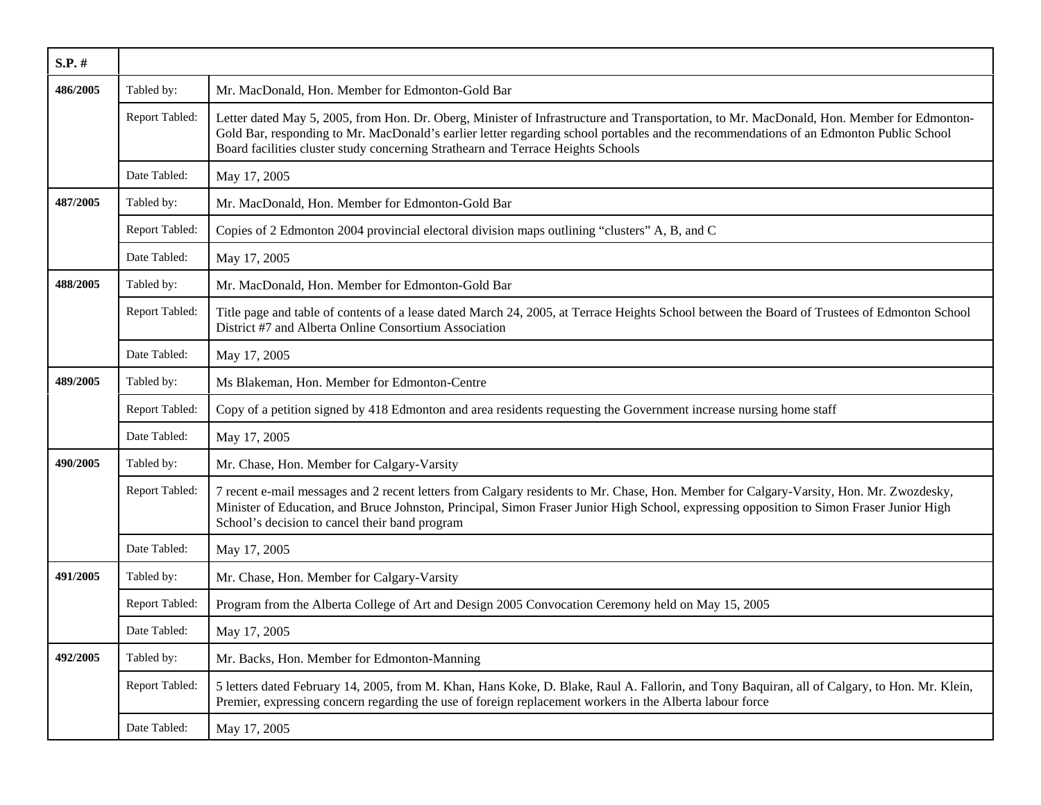| S.P. # | | |
|---|---|---|
| 486/2005 | Tabled by: | Mr. MacDonald, Hon. Member for Edmonton-Gold Bar |
| | Report Tabled: | Letter dated May 5, 2005, from Hon. Dr. Oberg, Minister of Infrastructure and Transportation, to Mr. MacDonald, Hon. Member for Edmonton-Gold Bar, responding to Mr. MacDonald's earlier letter regarding school portables and the recommendations of an Edmonton Public School Board facilities cluster study concerning Strathearn and Terrace Heights Schools |
| | Date Tabled: | May 17, 2005 |
| 487/2005 | Tabled by: | Mr. MacDonald, Hon. Member for Edmonton-Gold Bar |
| | Report Tabled: | Copies of 2 Edmonton 2004 provincial electoral division maps outlining "clusters" A, B, and C |
| | Date Tabled: | May 17, 2005 |
| 488/2005 | Tabled by: | Mr. MacDonald, Hon. Member for Edmonton-Gold Bar |
| | Report Tabled: | Title page and table of contents of a lease dated March 24, 2005, at Terrace Heights School between the Board of Trustees of Edmonton School District #7 and Alberta Online Consortium Association |
| | Date Tabled: | May 17, 2005 |
| 489/2005 | Tabled by: | Ms Blakeman, Hon. Member for Edmonton-Centre |
| | Report Tabled: | Copy of a petition signed by 418 Edmonton and area residents requesting the Government increase nursing home staff |
| | Date Tabled: | May 17, 2005 |
| 490/2005 | Tabled by: | Mr. Chase, Hon. Member for Calgary-Varsity |
| | Report Tabled: | 7 recent e-mail messages and 2 recent letters from Calgary residents to Mr. Chase, Hon. Member for Calgary-Varsity, Hon. Mr. Zwozdesky, Minister of Education, and Bruce Johnston, Principal, Simon Fraser Junior High School, expressing opposition to Simon Fraser Junior High School's decision to cancel their band program |
| | Date Tabled: | May 17, 2005 |
| 491/2005 | Tabled by: | Mr. Chase, Hon. Member for Calgary-Varsity |
| | Report Tabled: | Program from the Alberta College of Art and Design 2005 Convocation Ceremony held on May 15, 2005 |
| | Date Tabled: | May 17, 2005 |
| 492/2005 | Tabled by: | Mr. Backs, Hon. Member for Edmonton-Manning |
| | Report Tabled: | 5 letters dated February 14, 2005, from M. Khan, Hans Koke, D. Blake, Raul A. Fallorin, and Tony Baquiran, all of Calgary, to Hon. Mr. Klein, Premier, expressing concern regarding the use of foreign replacement workers in the Alberta labour force |
| | Date Tabled: | May 17, 2005 |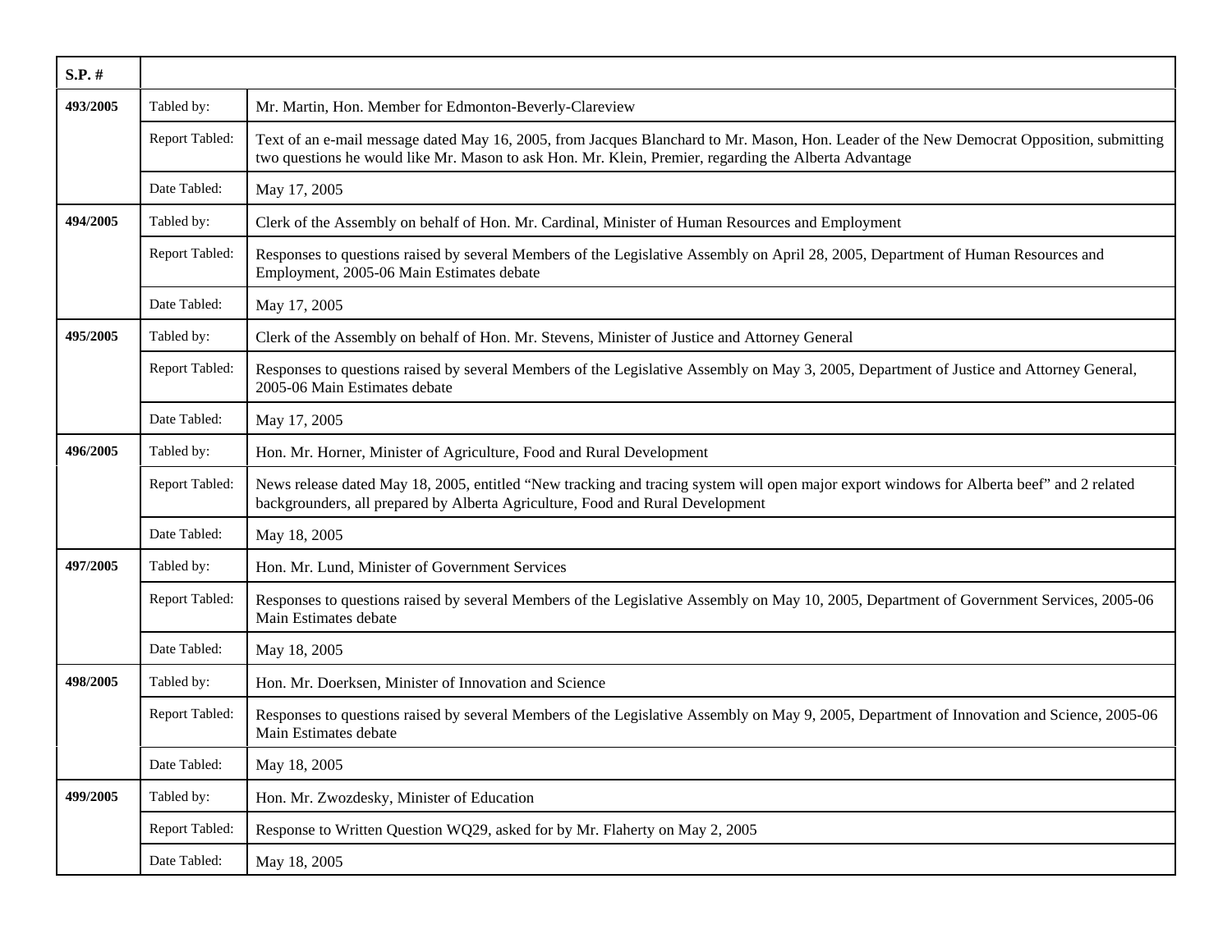| S.P. # | | |
|---|---|---|
| 493/2005 | Tabled by: | Mr. Martin, Hon. Member for Edmonton-Beverly-Clareview |
| | Report Tabled: | Text of an e-mail message dated May 16, 2005, from Jacques Blanchard to Mr. Mason, Hon. Leader of the New Democrat Opposition, submitting two questions he would like Mr. Mason to ask Hon. Mr. Klein, Premier, regarding the Alberta Advantage |
| | Date Tabled: | May 17, 2005 |
| 494/2005 | Tabled by: | Clerk of the Assembly on behalf of Hon. Mr. Cardinal, Minister of Human Resources and Employment |
| | Report Tabled: | Responses to questions raised by several Members of the Legislative Assembly on April 28, 2005, Department of Human Resources and Employment, 2005-06 Main Estimates debate |
| | Date Tabled: | May 17, 2005 |
| 495/2005 | Tabled by: | Clerk of the Assembly on behalf of Hon. Mr. Stevens, Minister of Justice and Attorney General |
| | Report Tabled: | Responses to questions raised by several Members of the Legislative Assembly on May 3, 2005, Department of Justice and Attorney General, 2005-06 Main Estimates debate |
| | Date Tabled: | May 17, 2005 |
| 496/2005 | Tabled by: | Hon. Mr. Horner, Minister of Agriculture, Food and Rural Development |
| | Report Tabled: | News release dated May 18, 2005, entitled “New tracking and tracing system will open major export windows for Alberta beef” and 2 related backgrounders, all prepared by Alberta Agriculture, Food and Rural Development |
| | Date Tabled: | May 18, 2005 |
| 497/2005 | Tabled by: | Hon. Mr. Lund, Minister of Government Services |
| | Report Tabled: | Responses to questions raised by several Members of the Legislative Assembly on May 10, 2005, Department of Government Services, 2005-06 Main Estimates debate |
| | Date Tabled: | May 18, 2005 |
| 498/2005 | Tabled by: | Hon. Mr. Doerksen, Minister of Innovation and Science |
| | Report Tabled: | Responses to questions raised by several Members of the Legislative Assembly on May 9, 2005, Department of Innovation and Science, 2005-06 Main Estimates debate |
| | Date Tabled: | May 18, 2005 |
| 499/2005 | Tabled by: | Hon. Mr. Zwozdesky, Minister of Education |
| | Report Tabled: | Response to Written Question WQ29, asked for by Mr. Flaherty on May 2, 2005 |
| | Date Tabled: | May 18, 2005 |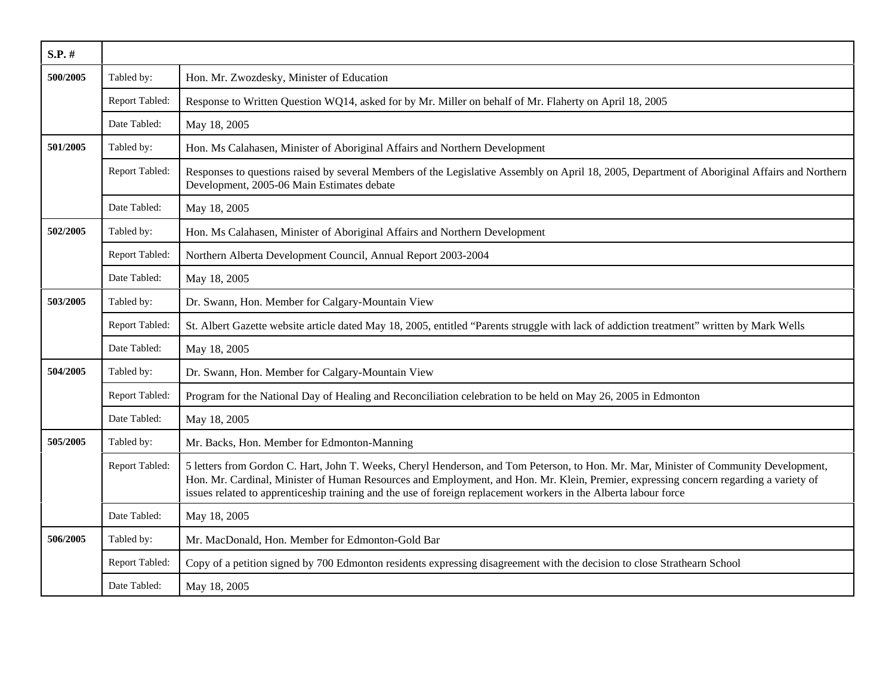| S.P. # | | |
|---|---|---|
| 500/2005 | Tabled by: | Hon. Mr. Zwozdesky, Minister of Education |
| | Report Tabled: | Response to Written Question WQ14, asked for by Mr. Miller on behalf of Mr. Flaherty on April 18, 2005 |
| | Date Tabled: | May 18, 2005 |
| 501/2005 | Tabled by: | Hon. Ms Calahasen, Minister of Aboriginal Affairs and Northern Development |
| | Report Tabled: | Responses to questions raised by several Members of the Legislative Assembly on April 18, 2005, Department of Aboriginal Affairs and Northern Development, 2005-06 Main Estimates debate |
| | Date Tabled: | May 18, 2005 |
| 502/2005 | Tabled by: | Hon. Ms Calahasen, Minister of Aboriginal Affairs and Northern Development |
| | Report Tabled: | Northern Alberta Development Council, Annual Report 2003-2004 |
| | Date Tabled: | May 18, 2005 |
| 503/2005 | Tabled by: | Dr. Swann, Hon. Member for Calgary-Mountain View |
| | Report Tabled: | St. Albert Gazette website article dated May 18, 2005, entitled "Parents struggle with lack of addiction treatment" written by Mark Wells |
| | Date Tabled: | May 18, 2005 |
| 504/2005 | Tabled by: | Dr. Swann, Hon. Member for Calgary-Mountain View |
| | Report Tabled: | Program for the National Day of Healing and Reconciliation celebration to be held on May 26, 2005 in Edmonton |
| | Date Tabled: | May 18, 2005 |
| 505/2005 | Tabled by: | Mr. Backs, Hon. Member for Edmonton-Manning |
| | Report Tabled: | 5 letters from Gordon C. Hart, John T. Weeks, Cheryl Henderson, and Tom Peterson, to Hon. Mr. Mar, Minister of Community Development, Hon. Mr. Cardinal, Minister of Human Resources and Employment, and Hon. Mr. Klein, Premier, expressing concern regarding a variety of issues related to apprenticeship training and the use of foreign replacement workers in the Alberta labour force |
| | Date Tabled: | May 18, 2005 |
| 506/2005 | Tabled by: | Mr. MacDonald, Hon. Member for Edmonton-Gold Bar |
| | Report Tabled: | Copy of a petition signed by 700 Edmonton residents expressing disagreement with the decision to close Strathearn School |
| | Date Tabled: | May 18, 2005 |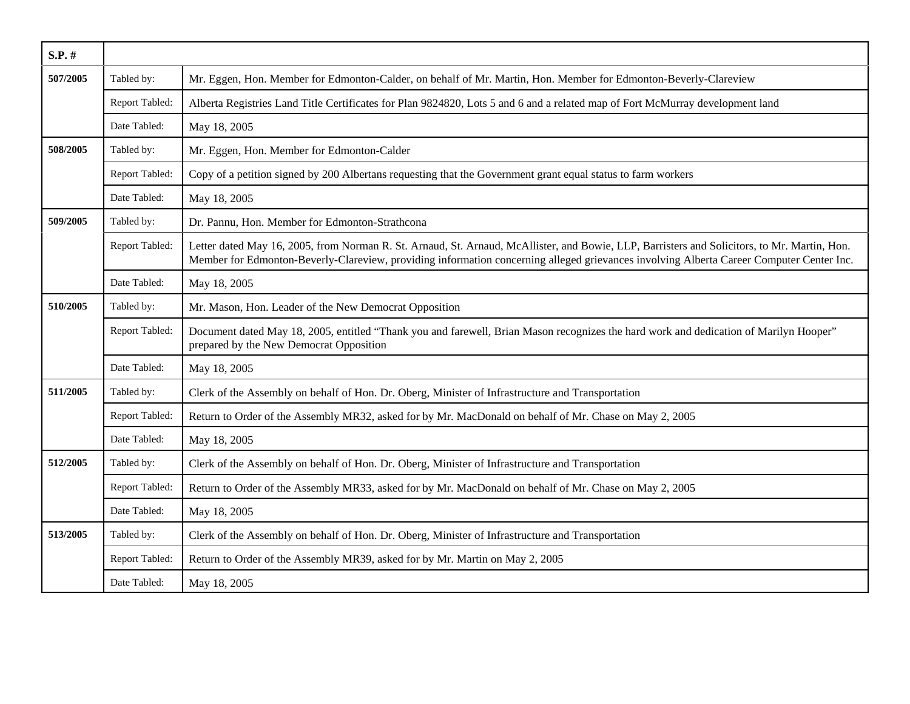| S.P. # | | |
|---|---|---|
| **507/2005** | Tabled by: | Mr. Eggen, Hon. Member for Edmonton-Calder, on behalf of Mr. Martin, Hon. Member for Edmonton-Beverly-Clareview |
| | Report Tabled: | Alberta Registries Land Title Certificates for Plan 9824820, Lots 5 and 6 and a related map of Fort McMurray development land |
| | Date Tabled: | May 18, 2005 |
| **508/2005** | Tabled by: | Mr. Eggen, Hon. Member for Edmonton-Calder |
| | Report Tabled: | Copy of a petition signed by 200 Albertans requesting that the Government grant equal status to farm workers |
| | Date Tabled: | May 18, 2005 |
| **509/2005** | Tabled by: | Dr. Pannu, Hon. Member for Edmonton-Strathcona |
| | Report Tabled: | Letter dated May 16, 2005, from Norman R. St. Arnaud, St. Arnaud, McAllister, and Bowie, LLP, Barristers and Solicitors, to Mr. Martin, Hon. Member for Edmonton-Beverly-Clareview, providing information concerning alleged grievances involving Alberta Career Computer Center Inc. |
| | Date Tabled: | May 18, 2005 |
| **510/2005** | Tabled by: | Mr. Mason, Hon. Leader of the New Democrat Opposition |
| | Report Tabled: | Document dated May 18, 2005, entitled "Thank you and farewell, Brian Mason recognizes the hard work and dedication of Marilyn Hooper" prepared by the New Democrat Opposition |
| | Date Tabled: | May 18, 2005 |
| **511/2005** | Tabled by: | Clerk of the Assembly on behalf of Hon. Dr. Oberg, Minister of Infrastructure and Transportation |
| | Report Tabled: | Return to Order of the Assembly MR32, asked for by Mr. MacDonald on behalf of Mr. Chase on May 2, 2005 |
| | Date Tabled: | May 18, 2005 |
| **512/2005** | Tabled by: | Clerk of the Assembly on behalf of Hon. Dr. Oberg, Minister of Infrastructure and Transportation |
| | Report Tabled: | Return to Order of the Assembly MR33, asked for by Mr. MacDonald on behalf of Mr. Chase on May 2, 2005 |
| | Date Tabled: | May 18, 2005 |
| **513/2005** | Tabled by: | Clerk of the Assembly on behalf of Hon. Dr. Oberg, Minister of Infrastructure and Transportation |
| | Report Tabled: | Return to Order of the Assembly MR39, asked for by Mr. Martin on May 2, 2005 |
| | Date Tabled: | May 18, 2005 |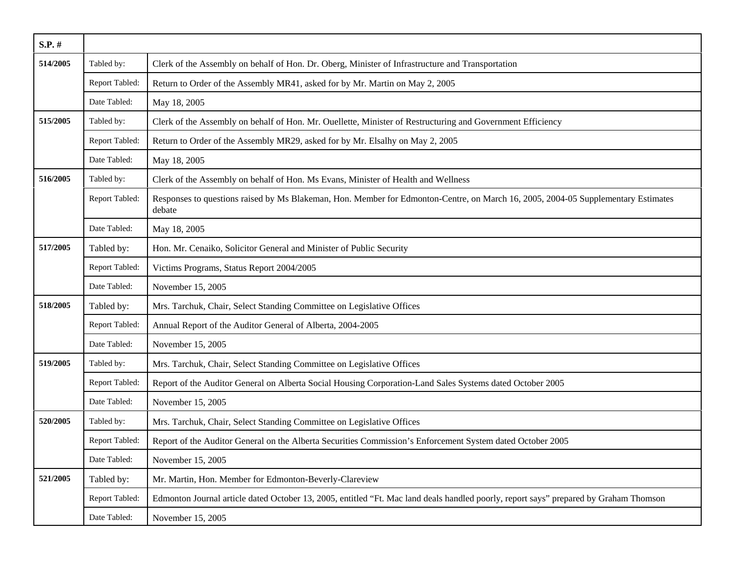| S.P. # | | |
|---|---|---|
| **514/2005** | Tabled by: | Clerk of the Assembly on behalf of Hon. Dr. Oberg, Minister of Infrastructure and Transportation |
| | Report Tabled: | Return to Order of the Assembly MR41, asked for by Mr. Martin on May 2, 2005 |
| | Date Tabled: | May 18, 2005 |
| **515/2005** | Tabled by: | Clerk of the Assembly on behalf of Hon. Mr. Ouellette, Minister of Restructuring and Government Efficiency |
| | Report Tabled: | Return to Order of the Assembly MR29, asked for by Mr. Elsalhy on May 2, 2005 |
| | Date Tabled: | May 18, 2005 |
| **516/2005** | Tabled by: | Clerk of the Assembly on behalf of Hon. Ms Evans, Minister of Health and Wellness |
| | Report Tabled: | Responses to questions raised by Ms Blakeman, Hon. Member for Edmonton-Centre, on March 16, 2005, 2004-05 Supplementary Estimates debate |
| | Date Tabled: | May 18, 2005 |
| **517/2005** | Tabled by: | Hon. Mr. Cenaiko, Solicitor General and Minister of Public Security |
| | Report Tabled: | Victims Programs, Status Report 2004/2005 |
| | Date Tabled: | November 15, 2005 |
| **518/2005** | Tabled by: | Mrs. Tarchuk, Chair, Select Standing Committee on Legislative Offices |
| | Report Tabled: | Annual Report of the Auditor General of Alberta, 2004-2005 |
| | Date Tabled: | November 15, 2005 |
| **519/2005** | Tabled by: | Mrs. Tarchuk, Chair, Select Standing Committee on Legislative Offices |
| | Report Tabled: | Report of the Auditor General on Alberta Social Housing Corporation-Land Sales Systems dated October 2005 |
| | Date Tabled: | November 15, 2005 |
| **520/2005** | Tabled by: | Mrs. Tarchuk, Chair, Select Standing Committee on Legislative Offices |
| | Report Tabled: | Report of the Auditor General on the Alberta Securities Commission's Enforcement System dated October 2005 |
| | Date Tabled: | November 15, 2005 |
| **521/2005** | Tabled by: | Mr. Martin, Hon. Member for Edmonton-Beverly-Clareview |
| | Report Tabled: | Edmonton Journal article dated October 13, 2005, entitled "Ft. Mac land deals handled poorly, report says" prepared by Graham Thomson |
| | Date Tabled: | November 15, 2005 |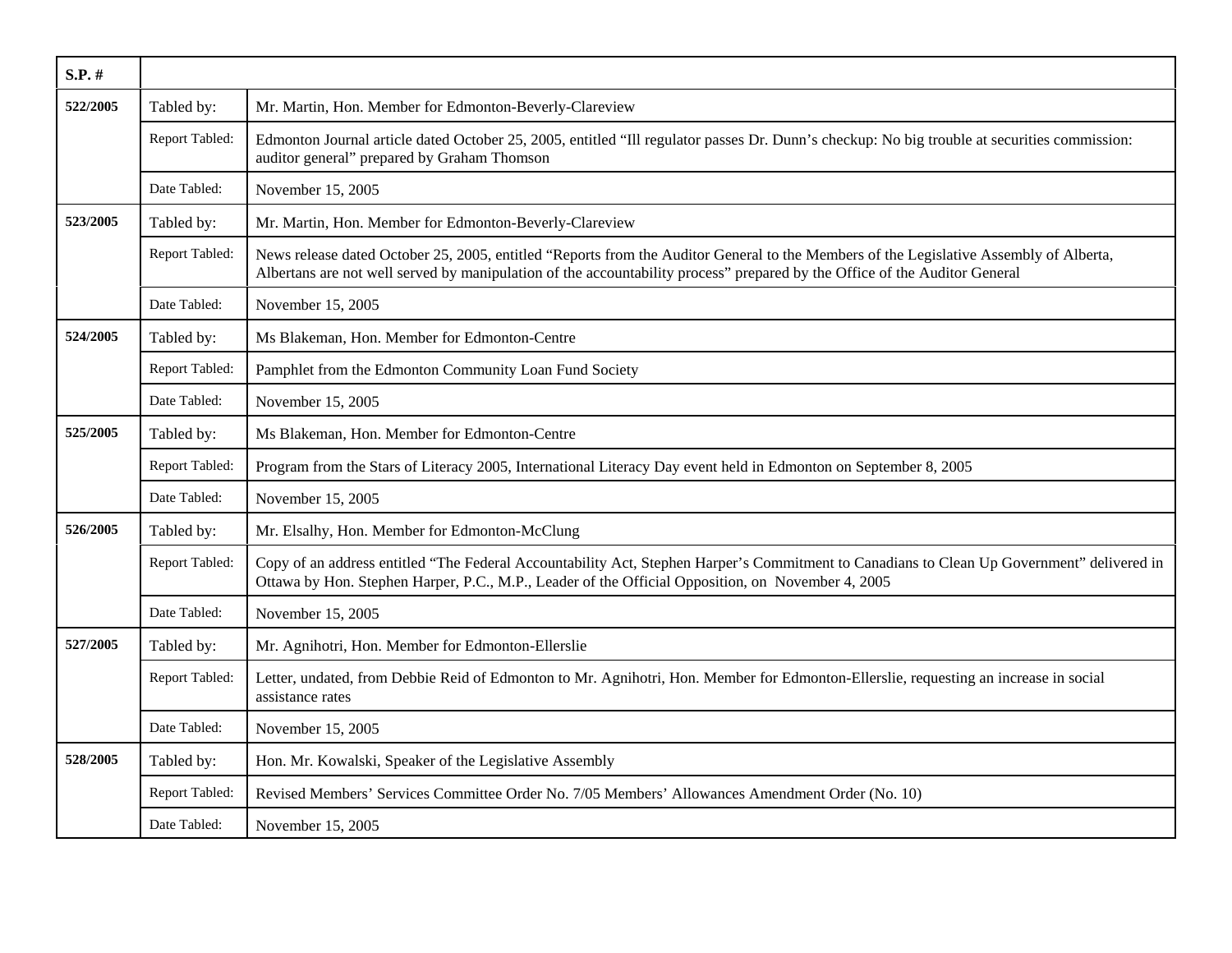| S.P. # | | |
|---|---|---|
| 522/2005 | Tabled by: | Mr. Martin, Hon. Member for Edmonton-Beverly-Clareview |
| | Report Tabled: | Edmonton Journal article dated October 25, 2005, entitled “Ill regulator passes Dr. Dunn’s checkup: No big trouble at securities commission: auditor general” prepared by Graham Thomson |
| | Date Tabled: | November 15, 2005 |
| 523/2005 | Tabled by: | Mr. Martin, Hon. Member for Edmonton-Beverly-Clareview |
| | Report Tabled: | News release dated October 25, 2005, entitled “Reports from the Auditor General to the Members of the Legislative Assembly of Alberta, Albertans are not well served by manipulation of the accountability process” prepared by the Office of the Auditor General |
| | Date Tabled: | November 15, 2005 |
| 524/2005 | Tabled by: | Ms Blakeman, Hon. Member for Edmonton-Centre |
| | Report Tabled: | Pamphlet from the Edmonton Community Loan Fund Society |
| | Date Tabled: | November 15, 2005 |
| 525/2005 | Tabled by: | Ms Blakeman, Hon. Member for Edmonton-Centre |
| | Report Tabled: | Program from the Stars of Literacy 2005, International Literacy Day event held in Edmonton on September 8, 2005 |
| | Date Tabled: | November 15, 2005 |
| 526/2005 | Tabled by: | Mr. Elsalhy, Hon. Member for Edmonton-McClung |
| | Report Tabled: | Copy of an address entitled “The Federal Accountability Act, Stephen Harper’s Commitment to Canadians to Clean Up Government” delivered in Ottawa by Hon. Stephen Harper, P.C., M.P., Leader of the Official Opposition, on November 4, 2005 |
| | Date Tabled: | November 15, 2005 |
| 527/2005 | Tabled by: | Mr. Agnihotri, Hon. Member for Edmonton-Ellerslie |
| | Report Tabled: | Letter, undated, from Debbie Reid of Edmonton to Mr. Agnihotri, Hon. Member for Edmonton-Ellerslie, requesting an increase in social assistance rates |
| | Date Tabled: | November 15, 2005 |
| 528/2005 | Tabled by: | Hon. Mr. Kowalski, Speaker of the Legislative Assembly |
| | Report Tabled: | Revised Members’ Services Committee Order No. 7/05 Members’ Allowances Amendment Order (No. 10) |
| | Date Tabled: | November 15, 2005 |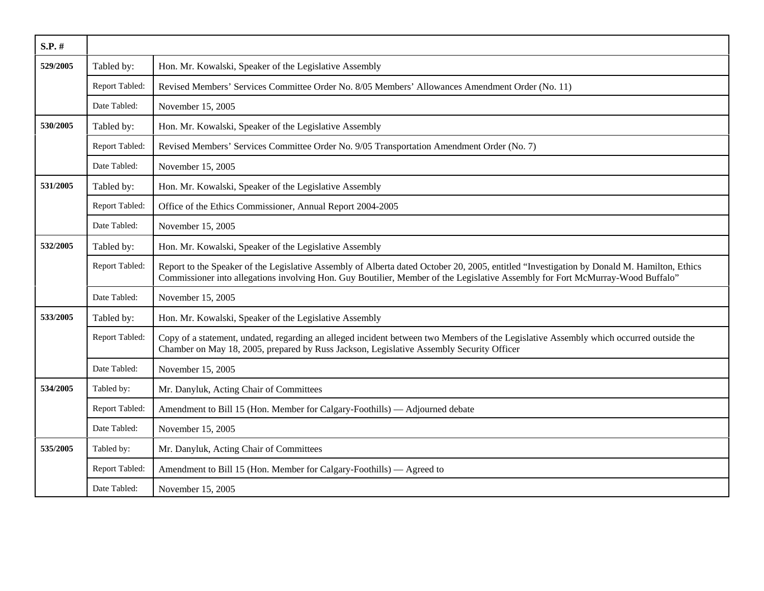| S.P. # | | |
|---|---|---|
| 529/2005 | Tabled by: | Hon. Mr. Kowalski, Speaker of the Legislative Assembly |
| | Report Tabled: | Revised Members' Services Committee Order No. 8/05 Members' Allowances Amendment Order (No. 11) |
| | Date Tabled: | November 15, 2005 |
| 530/2005 | Tabled by: | Hon. Mr. Kowalski, Speaker of the Legislative Assembly |
| | Report Tabled: | Revised Members' Services Committee Order No. 9/05 Transportation Amendment Order (No. 7) |
| | Date Tabled: | November 15, 2005 |
| 531/2005 | Tabled by: | Hon. Mr. Kowalski, Speaker of the Legislative Assembly |
| | Report Tabled: | Office of the Ethics Commissioner, Annual Report 2004-2005 |
| | Date Tabled: | November 15, 2005 |
| 532/2005 | Tabled by: | Hon. Mr. Kowalski, Speaker of the Legislative Assembly |
| | Report Tabled: | Report to the Speaker of the Legislative Assembly of Alberta dated October 20, 2005, entitled "Investigation by Donald M. Hamilton, Ethics Commissioner into allegations involving Hon. Guy Boutilier, Member of the Legislative Assembly for Fort McMurray-Wood Buffalo" |
| | Date Tabled: | November 15, 2005 |
| 533/2005 | Tabled by: | Hon. Mr. Kowalski, Speaker of the Legislative Assembly |
| | Report Tabled: | Copy of a statement, undated, regarding an alleged incident between two Members of the Legislative Assembly which occurred outside the Chamber on May 18, 2005, prepared by Russ Jackson, Legislative Assembly Security Officer |
| | Date Tabled: | November 15, 2005 |
| 534/2005 | Tabled by: | Mr. Danyluk, Acting Chair of Committees |
| | Report Tabled: | Amendment to Bill 15 (Hon. Member for Calgary-Foothills) — Adjourned debate |
| | Date Tabled: | November 15, 2005 |
| 535/2005 | Tabled by: | Mr. Danyluk, Acting Chair of Committees |
| | Report Tabled: | Amendment to Bill 15 (Hon. Member for Calgary-Foothills) — Agreed to |
| | Date Tabled: | November 15, 2005 |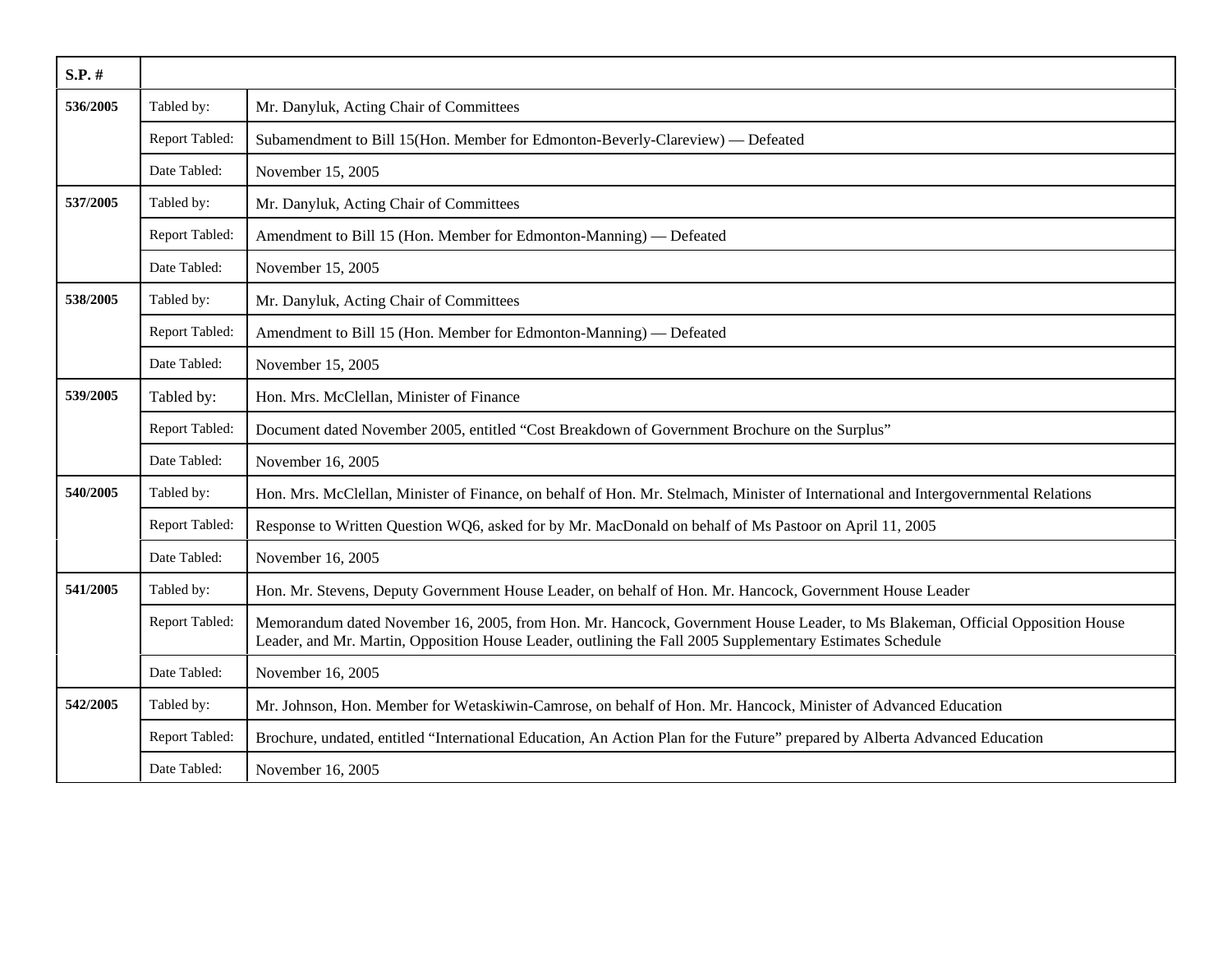| S.P. # | | |
|---|---|---|
| **536/2005** | Tabled by: | Mr. Danyluk, Acting Chair of Committees |
| | Report Tabled: | Subamendment to Bill 15(Hon. Member for Edmonton-Beverly-Clareview) — Defeated |
| | Date Tabled: | November 15, 2005 |
| **537/2005** | Tabled by: | Mr. Danyluk, Acting Chair of Committees |
| | Report Tabled: | Amendment to Bill 15 (Hon. Member for Edmonton-Manning) — Defeated |
| | Date Tabled: | November 15, 2005 |
| **538/2005** | Tabled by: | Mr. Danyluk, Acting Chair of Committees |
| | Report Tabled: | Amendment to Bill 15 (Hon. Member for Edmonton-Manning) — Defeated |
| | Date Tabled: | November 15, 2005 |
| **539/2005** | Tabled by: | Hon. Mrs. McClellan, Minister of Finance |
| | Report Tabled: | Document dated November 2005, entitled "Cost Breakdown of Government Brochure on the Surplus" |
| | Date Tabled: | November 16, 2005 |
| **540/2005** | Tabled by: | Hon. Mrs. McClellan, Minister of Finance, on behalf of Hon. Mr. Stelmach, Minister of International and Intergovernmental Relations |
| | Report Tabled: | Response to Written Question WQ6, asked for by Mr. MacDonald on behalf of Ms Pastoor on April 11, 2005 |
| | Date Tabled: | November 16, 2005 |
| **541/2005** | Tabled by: | Hon. Mr. Stevens, Deputy Government House Leader, on behalf of Hon. Mr. Hancock, Government House Leader |
| | Report Tabled: | Memorandum dated November 16, 2005, from Hon. Mr. Hancock, Government House Leader, to Ms Blakeman, Official Opposition House Leader, and Mr. Martin, Opposition House Leader, outlining the Fall 2005 Supplementary Estimates Schedule |
| | Date Tabled: | November 16, 2005 |
| **542/2005** | Tabled by: | Mr. Johnson, Hon. Member for Wetaskiwin-Camrose, on behalf of Hon. Mr. Hancock, Minister of Advanced Education |
| | Report Tabled: | Brochure, undated, entitled "International Education, An Action Plan for the Future" prepared by Alberta Advanced Education |
| | Date Tabled: | November 16, 2005 |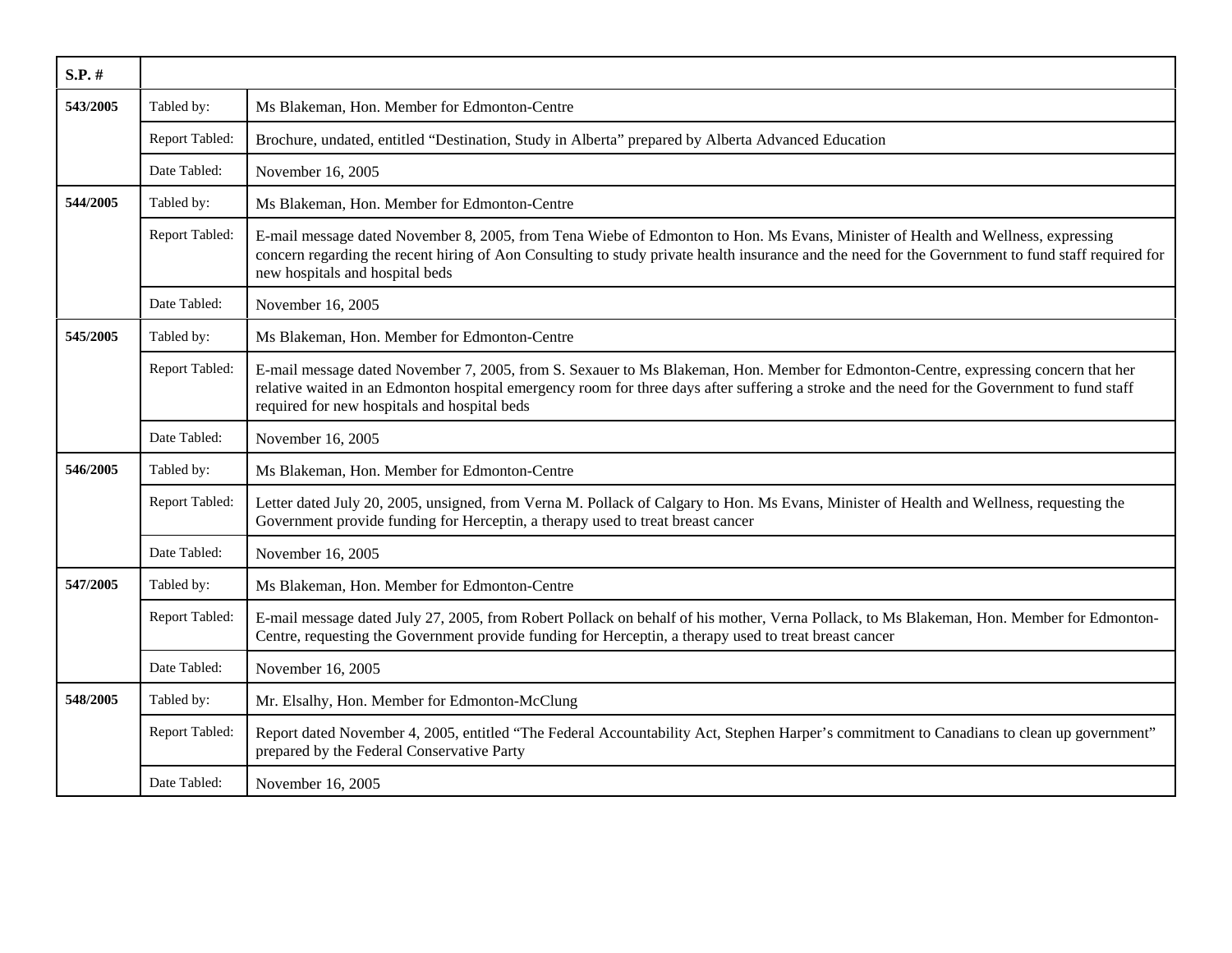| S.P. # | | |
|---|---|---|
| 543/2005 | Tabled by: | Ms Blakeman, Hon. Member for Edmonton-Centre |
| | Report Tabled: | Brochure, undated, entitled “Destination, Study in Alberta” prepared by Alberta Advanced Education |
| | Date Tabled: | November 16, 2005 |
| 544/2005 | Tabled by: | Ms Blakeman, Hon. Member for Edmonton-Centre |
| | Report Tabled: | E-mail message dated November 8, 2005, from Tena Wiebe of Edmonton to Hon. Ms Evans, Minister of Health and Wellness, expressing concern regarding the recent hiring of Aon Consulting to study private health insurance and the need for the Government to fund staff required for new hospitals and hospital beds |
| | Date Tabled: | November 16, 2005 |
| 545/2005 | Tabled by: | Ms Blakeman, Hon. Member for Edmonton-Centre |
| | Report Tabled: | E-mail message dated November 7, 2005, from S. Sexauer to Ms Blakeman, Hon. Member for Edmonton-Centre, expressing concern that her relative waited in an Edmonton hospital emergency room for three days after suffering a stroke and the need for the Government to fund staff required for new hospitals and hospital beds |
| | Date Tabled: | November 16, 2005 |
| 546/2005 | Tabled by: | Ms Blakeman, Hon. Member for Edmonton-Centre |
| | Report Tabled: | Letter dated July 20, 2005, unsigned, from Verna M. Pollack of Calgary to Hon. Ms Evans, Minister of Health and Wellness, requesting the Government provide funding for Herceptin, a therapy used to treat breast cancer |
| | Date Tabled: | November 16, 2005 |
| 547/2005 | Tabled by: | Ms Blakeman, Hon. Member for Edmonton-Centre |
| | Report Tabled: | E-mail message dated July 27, 2005, from Robert Pollack on behalf of his mother, Verna Pollack, to Ms Blakeman, Hon. Member for Edmonton-Centre, requesting the Government provide funding for Herceptin, a therapy used to treat breast cancer |
| | Date Tabled: | November 16, 2005 |
| 548/2005 | Tabled by: | Mr. Elsalhy, Hon. Member for Edmonton-McClung |
| | Report Tabled: | Report dated November 4, 2005, entitled “The Federal Accountability Act, Stephen Harper’s commitment to Canadians to clean up government” prepared by the Federal Conservative Party |
| | Date Tabled: | November 16, 2005 |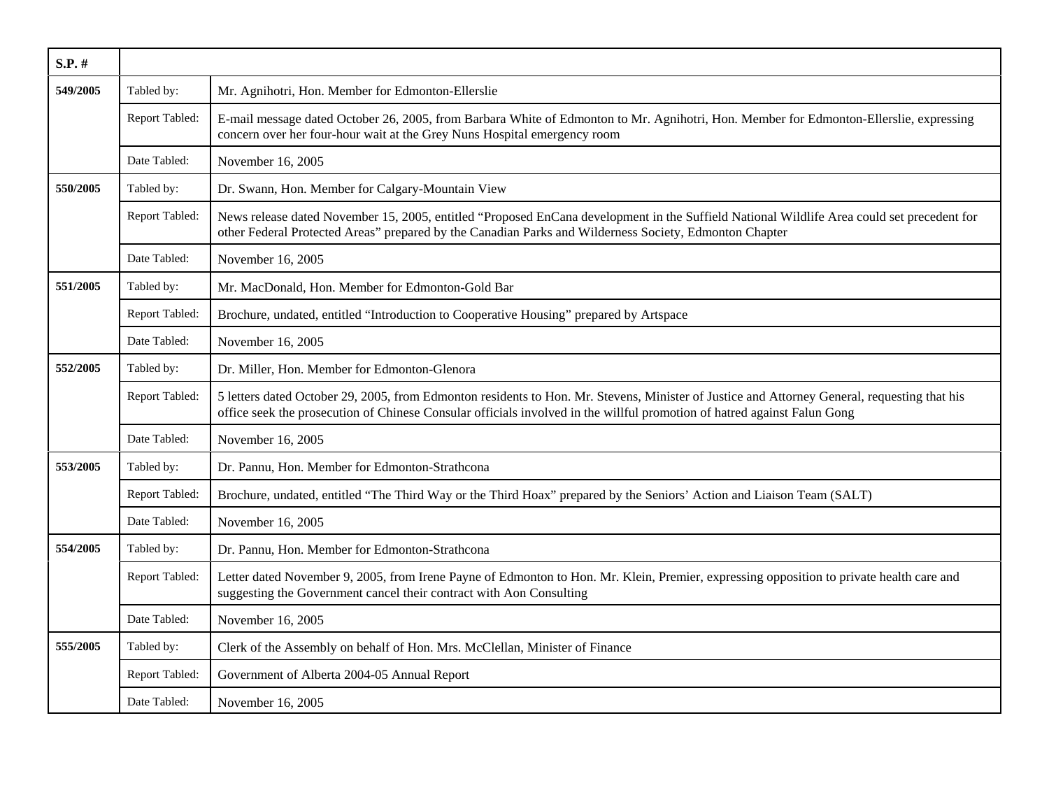| S.P. # | | |
|---|---|---|
| 549/2005 | Tabled by: | Mr. Agnihotri, Hon. Member for Edmonton-Ellerslie |
| | Report Tabled: | E-mail message dated October 26, 2005, from Barbara White of Edmonton to Mr. Agnihotri, Hon. Member for Edmonton-Ellerslie, expressing concern over her four-hour wait at the Grey Nuns Hospital emergency room |
| | Date Tabled: | November 16, 2005 |
| 550/2005 | Tabled by: | Dr. Swann, Hon. Member for Calgary-Mountain View |
| | Report Tabled: | News release dated November 15, 2005, entitled "Proposed EnCana development in the Suffield National Wildlife Area could set precedent for other Federal Protected Areas" prepared by the Canadian Parks and Wilderness Society, Edmonton Chapter |
| | Date Tabled: | November 16, 2005 |
| 551/2005 | Tabled by: | Mr. MacDonald, Hon. Member for Edmonton-Gold Bar |
| | Report Tabled: | Brochure, undated, entitled "Introduction to Cooperative Housing" prepared by Artspace |
| | Date Tabled: | November 16, 2005 |
| 552/2005 | Tabled by: | Dr. Miller, Hon. Member for Edmonton-Glenora |
| | Report Tabled: | 5 letters dated October 29, 2005, from Edmonton residents to Hon. Mr. Stevens, Minister of Justice and Attorney General, requesting that his office seek the prosecution of Chinese Consular officials involved in the willful promotion of hatred against Falun Gong |
| | Date Tabled: | November 16, 2005 |
| 553/2005 | Tabled by: | Dr. Pannu, Hon. Member for Edmonton-Strathcona |
| | Report Tabled: | Brochure, undated, entitled "The Third Way or the Third Hoax" prepared by the Seniors' Action and Liaison Team (SALT) |
| | Date Tabled: | November 16, 2005 |
| 554/2005 | Tabled by: | Dr. Pannu, Hon. Member for Edmonton-Strathcona |
| | Report Tabled: | Letter dated November 9, 2005, from Irene Payne of Edmonton to Hon. Mr. Klein, Premier, expressing opposition to private health care and suggesting the Government cancel their contract with Aon Consulting |
| | Date Tabled: | November 16, 2005 |
| 555/2005 | Tabled by: | Clerk of the Assembly on behalf of Hon. Mrs. McClellan, Minister of Finance |
| | Report Tabled: | Government of Alberta 2004-05 Annual Report |
| | Date Tabled: | November 16, 2005 |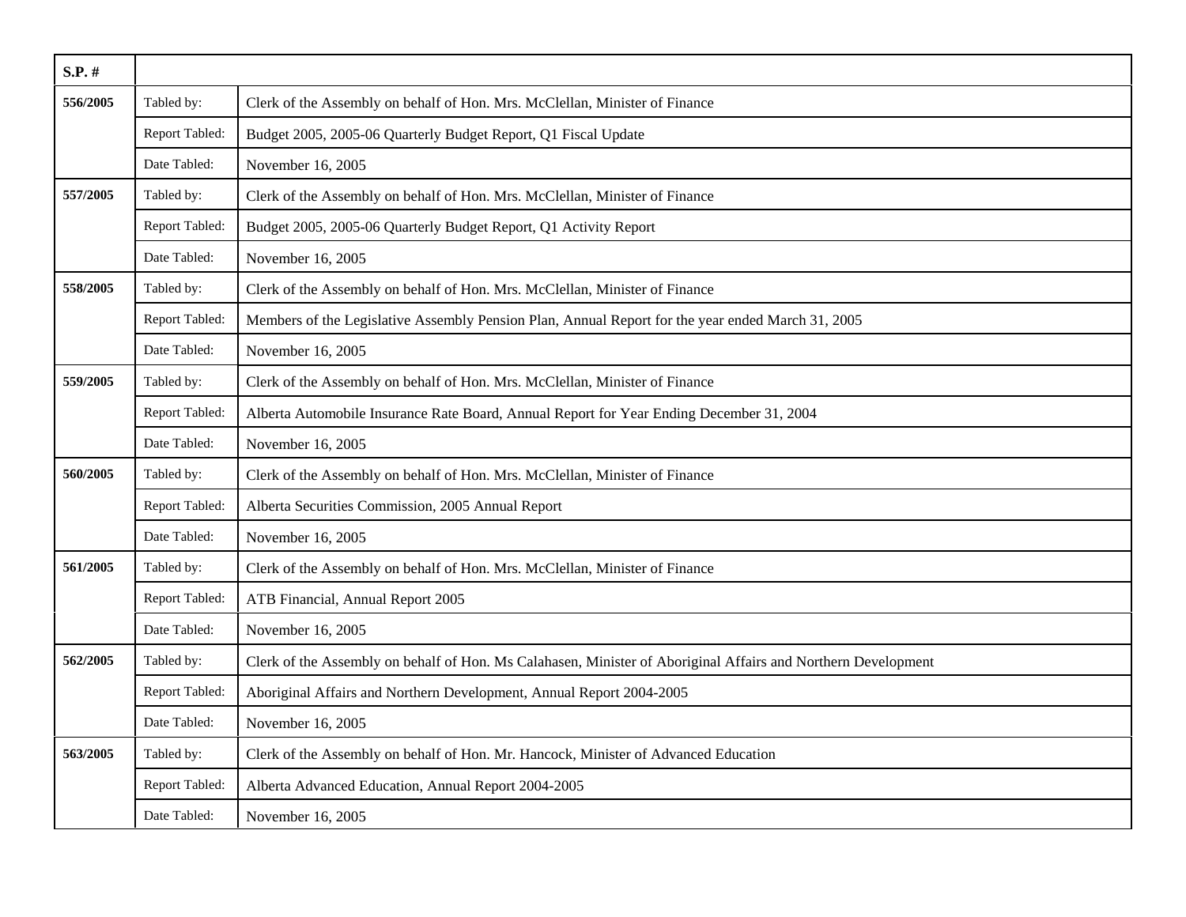| S.P. # | | |
|---|---|---|
| **556/2005** | Tabled by: | Clerk of the Assembly on behalf of Hon. Mrs. McClellan, Minister of Finance |
| | Report Tabled: | Budget 2005, 2005-06 Quarterly Budget Report, Q1 Fiscal Update |
| | Date Tabled: | November 16, 2005 |
| **557/2005** | Tabled by: | Clerk of the Assembly on behalf of Hon. Mrs. McClellan, Minister of Finance |
| | Report Tabled: | Budget 2005, 2005-06 Quarterly Budget Report, Q1 Activity Report |
| | Date Tabled: | November 16, 2005 |
| **558/2005** | Tabled by: | Clerk of the Assembly on behalf of Hon. Mrs. McClellan, Minister of Finance |
| | Report Tabled: | Members of the Legislative Assembly Pension Plan, Annual Report for the year ended March 31, 2005 |
| | Date Tabled: | November 16, 2005 |
| **559/2005** | Tabled by: | Clerk of the Assembly on behalf of Hon. Mrs. McClellan, Minister of Finance |
| | Report Tabled: | Alberta Automobile Insurance Rate Board, Annual Report for Year Ending December 31, 2004 |
| | Date Tabled: | November 16, 2005 |
| **560/2005** | Tabled by: | Clerk of the Assembly on behalf of Hon. Mrs. McClellan, Minister of Finance |
| | Report Tabled: | Alberta Securities Commission, 2005 Annual Report |
| | Date Tabled: | November 16, 2005 |
| **561/2005** | Tabled by: | Clerk of the Assembly on behalf of Hon. Mrs. McClellan, Minister of Finance |
| | Report Tabled: | ATB Financial, Annual Report 2005 |
| | Date Tabled: | November 16, 2005 |
| **562/2005** | Tabled by: | Clerk of the Assembly on behalf of Hon. Ms Calahasen, Minister of Aboriginal Affairs and Northern Development |
| | Report Tabled: | Aboriginal Affairs and Northern Development, Annual Report 2004-2005 |
| | Date Tabled: | November 16, 2005 |
| **563/2005** | Tabled by: | Clerk of the Assembly on behalf of Hon. Mr. Hancock, Minister of Advanced Education |
| | Report Tabled: | Alberta Advanced Education, Annual Report 2004-2005 |
| | Date Tabled: | November 16, 2005 |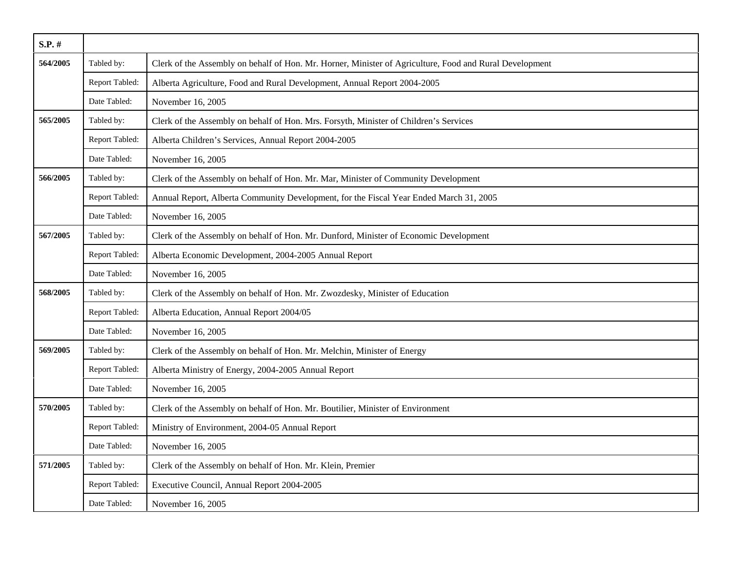| S.P. # | | |
|---|---|---|
| 564/2005 | Tabled by: | Clerk of the Assembly on behalf of Hon. Mr. Horner, Minister of Agriculture, Food and Rural Development |
| | Report Tabled: | Alberta Agriculture, Food and Rural Development, Annual Report 2004-2005 |
| | Date Tabled: | November 16, 2005 |
| 565/2005 | Tabled by: | Clerk of the Assembly on behalf of Hon. Mrs. Forsyth, Minister of Children's Services |
| | Report Tabled: | Alberta Children's Services, Annual Report 2004-2005 |
| | Date Tabled: | November 16, 2005 |
| 566/2005 | Tabled by: | Clerk of the Assembly on behalf of Hon. Mr. Mar, Minister of Community Development |
| | Report Tabled: | Annual Report, Alberta Community Development, for the Fiscal Year Ended March 31, 2005 |
| | Date Tabled: | November 16, 2005 |
| 567/2005 | Tabled by: | Clerk of the Assembly on behalf of Hon. Mr. Dunford, Minister of Economic Development |
| | Report Tabled: | Alberta Economic Development, 2004-2005 Annual Report |
| | Date Tabled: | November 16, 2005 |
| 568/2005 | Tabled by: | Clerk of the Assembly on behalf of Hon. Mr. Zwozdesky, Minister of Education |
| | Report Tabled: | Alberta Education, Annual Report 2004/05 |
| | Date Tabled: | November 16, 2005 |
| 569/2005 | Tabled by: | Clerk of the Assembly on behalf of Hon. Mr. Melchin, Minister of Energy |
| | Report Tabled: | Alberta Ministry of Energy, 2004-2005 Annual Report |
| | Date Tabled: | November 16, 2005 |
| 570/2005 | Tabled by: | Clerk of the Assembly on behalf of Hon. Mr. Boutilier, Minister of Environment |
| | Report Tabled: | Ministry of Environment, 2004-05 Annual Report |
| | Date Tabled: | November 16, 2005 |
| 571/2005 | Tabled by: | Clerk of the Assembly on behalf of Hon. Mr. Klein, Premier |
| | Report Tabled: | Executive Council, Annual Report 2004-2005 |
| | Date Tabled: | November 16, 2005 |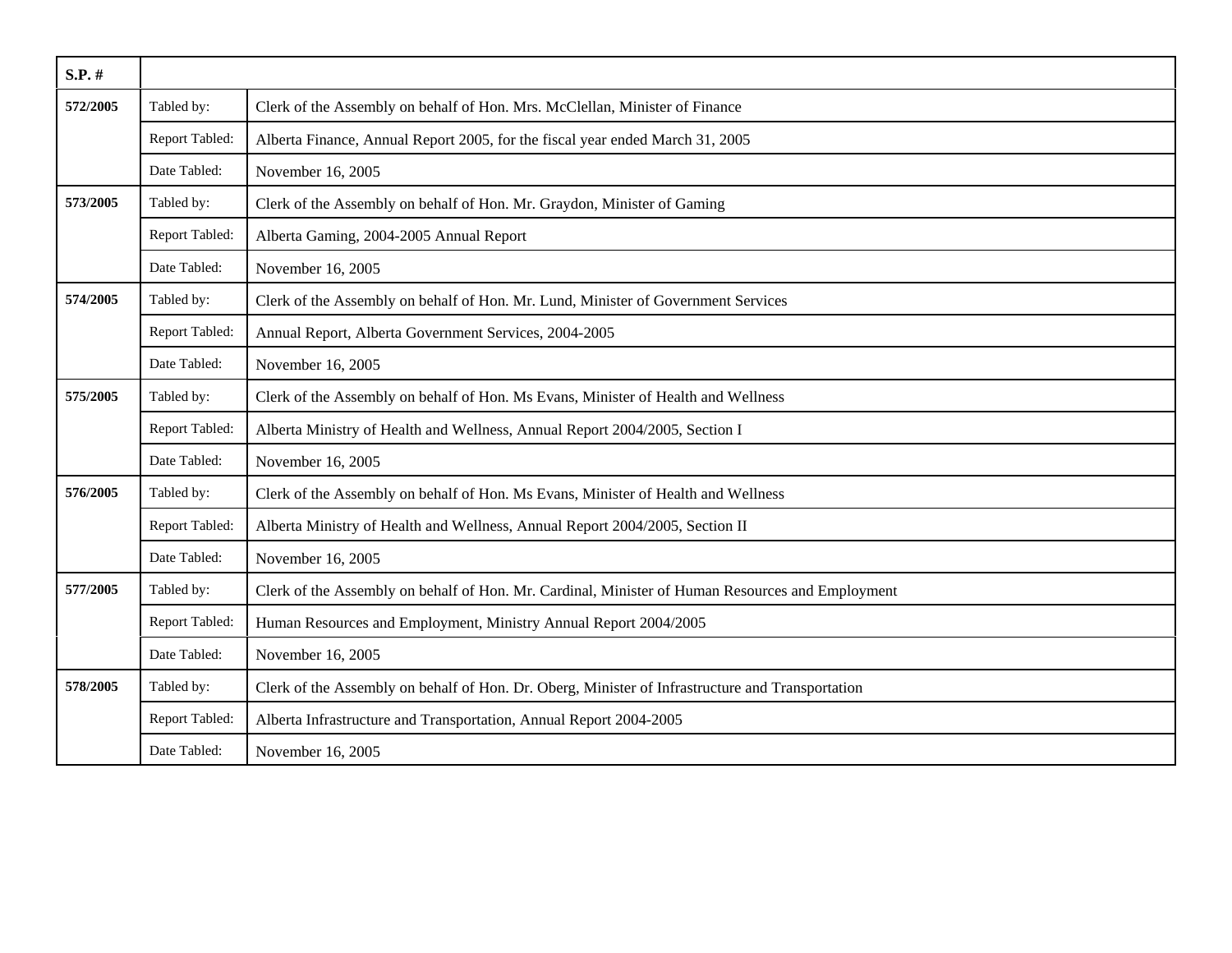| S.P. # | | |
|---|---|---|
| **572/2005** | Tabled by: | Clerk of the Assembly on behalf of Hon. Mrs. McClellan, Minister of Finance |
| | Report Tabled: | Alberta Finance, Annual Report 2005, for the fiscal year ended March 31, 2005 |
| | Date Tabled: | November 16, 2005 |
| **573/2005** | Tabled by: | Clerk of the Assembly on behalf of Hon. Mr. Graydon, Minister of Gaming |
| | Report Tabled: | Alberta Gaming, 2004-2005 Annual Report |
| | Date Tabled: | November 16, 2005 |
| **574/2005** | Tabled by: | Clerk of the Assembly on behalf of Hon. Mr. Lund, Minister of Government Services |
| | Report Tabled: | Annual Report, Alberta Government Services, 2004-2005 |
| | Date Tabled: | November 16, 2005 |
| **575/2005** | Tabled by: | Clerk of the Assembly on behalf of Hon. Ms Evans, Minister of Health and Wellness |
| | Report Tabled: | Alberta Ministry of Health and Wellness, Annual Report 2004/2005, Section I |
| | Date Tabled: | November 16, 2005 |
| **576/2005** | Tabled by: | Clerk of the Assembly on behalf of Hon. Ms Evans, Minister of Health and Wellness |
| | Report Tabled: | Alberta Ministry of Health and Wellness, Annual Report 2004/2005, Section II |
| | Date Tabled: | November 16, 2005 |
| **577/2005** | Tabled by: | Clerk of the Assembly on behalf of Hon. Mr. Cardinal, Minister of Human Resources and Employment |
| | Report Tabled: | Human Resources and Employment, Ministry Annual Report 2004/2005 |
| | Date Tabled: | November 16, 2005 |
| **578/2005** | Tabled by: | Clerk of the Assembly on behalf of Hon. Dr. Oberg, Minister of Infrastructure and Transportation |
| | Report Tabled: | Alberta Infrastructure and Transportation, Annual Report 2004-2005 |
| | Date Tabled: | November 16, 2005 |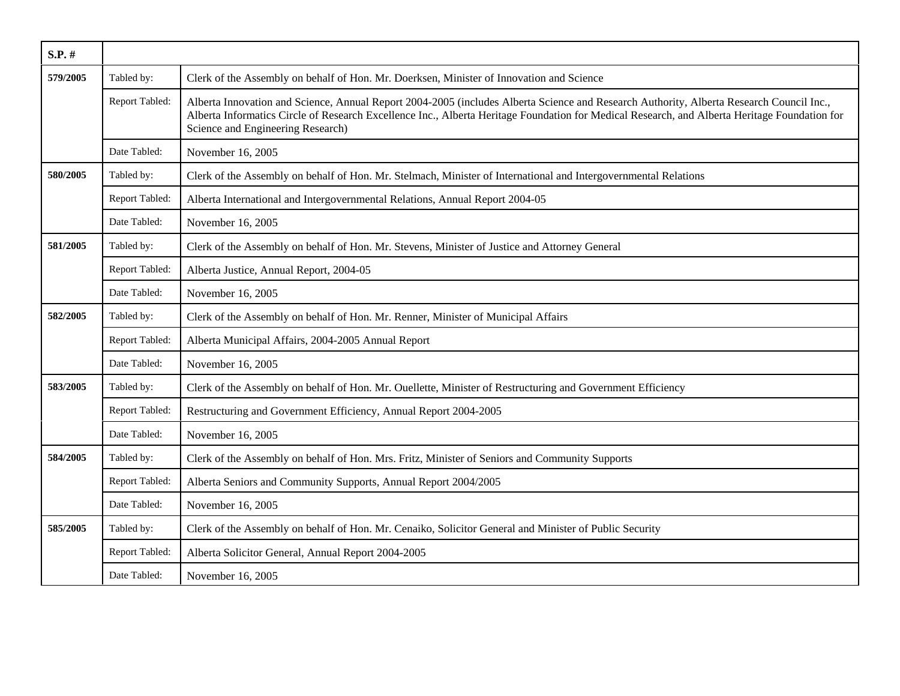| S.P. # | | |
|---|---|---|
| 579/2005 | Tabled by: | Clerk of the Assembly on behalf of Hon. Mr. Doerksen, Minister of Innovation and Science |
| | Report Tabled: | Alberta Innovation and Science, Annual Report 2004-2005 (includes Alberta Science and Research Authority, Alberta Research Council Inc., Alberta Informatics Circle of Research Excellence Inc., Alberta Heritage Foundation for Medical Research, and Alberta Heritage Foundation for Science and Engineering Research) |
| | Date Tabled: | November 16, 2005 |
| 580/2005 | Tabled by: | Clerk of the Assembly on behalf of Hon. Mr. Stelmach, Minister of International and Intergovernmental Relations |
| | Report Tabled: | Alberta International and Intergovernmental Relations, Annual Report 2004-05 |
| | Date Tabled: | November 16, 2005 |
| 581/2005 | Tabled by: | Clerk of the Assembly on behalf of Hon. Mr. Stevens, Minister of Justice and Attorney General |
| | Report Tabled: | Alberta Justice, Annual Report, 2004-05 |
| | Date Tabled: | November 16, 2005 |
| 582/2005 | Tabled by: | Clerk of the Assembly on behalf of Hon. Mr. Renner, Minister of Municipal Affairs |
| | Report Tabled: | Alberta Municipal Affairs, 2004-2005 Annual Report |
| | Date Tabled: | November 16, 2005 |
| 583/2005 | Tabled by: | Clerk of the Assembly on behalf of Hon. Mr. Ouellette, Minister of Restructuring and Government Efficiency |
| | Report Tabled: | Restructuring and Government Efficiency, Annual Report 2004-2005 |
| | Date Tabled: | November 16, 2005 |
| 584/2005 | Tabled by: | Clerk of the Assembly on behalf of Hon. Mrs. Fritz, Minister of Seniors and Community Supports |
| | Report Tabled: | Alberta Seniors and Community Supports, Annual Report 2004/2005 |
| | Date Tabled: | November 16, 2005 |
| 585/2005 | Tabled by: | Clerk of the Assembly on behalf of Hon. Mr. Cenaiko, Solicitor General and Minister of Public Security |
| | Report Tabled: | Alberta Solicitor General, Annual Report 2004-2005 |
| | Date Tabled: | November 16, 2005 |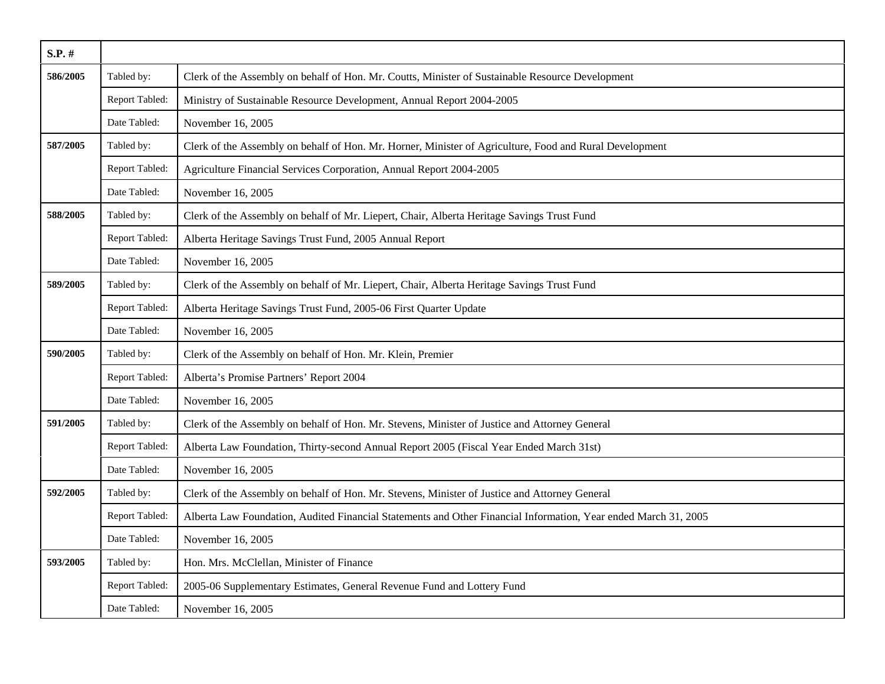| S.P. # | | |
|---|---|---|
| 586/2005 | Tabled by: | Clerk of the Assembly on behalf of Hon. Mr. Coutts, Minister of Sustainable Resource Development |
| | Report Tabled: | Ministry of Sustainable Resource Development, Annual Report 2004-2005 |
| | Date Tabled: | November 16, 2005 |
| 587/2005 | Tabled by: | Clerk of the Assembly on behalf of Hon. Mr. Horner, Minister of Agriculture, Food and Rural Development |
| | Report Tabled: | Agriculture Financial Services Corporation, Annual Report 2004-2005 |
| | Date Tabled: | November 16, 2005 |
| 588/2005 | Tabled by: | Clerk of the Assembly on behalf of Mr. Liepert, Chair, Alberta Heritage Savings Trust Fund |
| | Report Tabled: | Alberta Heritage Savings Trust Fund, 2005 Annual Report |
| | Date Tabled: | November 16, 2005 |
| 589/2005 | Tabled by: | Clerk of the Assembly on behalf of Mr. Liepert, Chair, Alberta Heritage Savings Trust Fund |
| | Report Tabled: | Alberta Heritage Savings Trust Fund, 2005-06 First Quarter Update |
| | Date Tabled: | November 16, 2005 |
| 590/2005 | Tabled by: | Clerk of the Assembly on behalf of Hon. Mr. Klein, Premier |
| | Report Tabled: | Alberta's Promise Partners' Report 2004 |
| | Date Tabled: | November 16, 2005 |
| 591/2005 | Tabled by: | Clerk of the Assembly on behalf of Hon. Mr. Stevens, Minister of Justice and Attorney General |
| | Report Tabled: | Alberta Law Foundation, Thirty-second Annual Report 2005 (Fiscal Year Ended March 31st) |
| | Date Tabled: | November 16, 2005 |
| 592/2005 | Tabled by: | Clerk of the Assembly on behalf of Hon. Mr. Stevens, Minister of Justice and Attorney General |
| | Report Tabled: | Alberta Law Foundation, Audited Financial Statements and Other Financial Information, Year ended March 31, 2005 |
| | Date Tabled: | November 16, 2005 |
| 593/2005 | Tabled by: | Hon. Mrs. McClellan, Minister of Finance |
| | Report Tabled: | 2005-06 Supplementary Estimates, General Revenue Fund and Lottery Fund |
| | Date Tabled: | November 16, 2005 |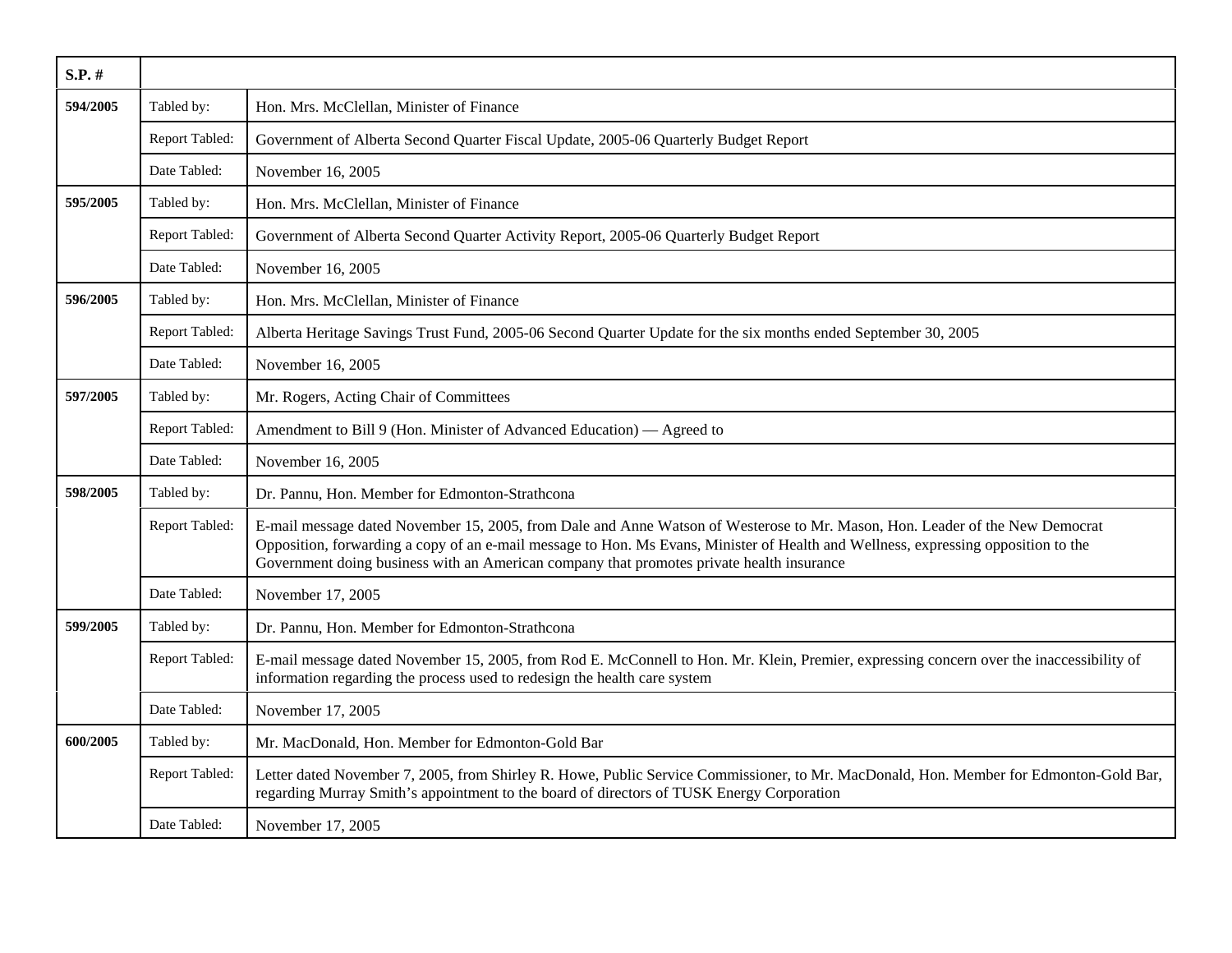| S.P. # | | |
|---|---|---|
| 594/2005 | Tabled by: | Hon. Mrs. McClellan, Minister of Finance |
| | Report Tabled: | Government of Alberta Second Quarter Fiscal Update, 2005-06 Quarterly Budget Report |
| | Date Tabled: | November 16, 2005 |
| 595/2005 | Tabled by: | Hon. Mrs. McClellan, Minister of Finance |
| | Report Tabled: | Government of Alberta Second Quarter Activity Report, 2005-06 Quarterly Budget Report |
| | Date Tabled: | November 16, 2005 |
| 596/2005 | Tabled by: | Hon. Mrs. McClellan, Minister of Finance |
| | Report Tabled: | Alberta Heritage Savings Trust Fund, 2005-06 Second Quarter Update for the six months ended September 30, 2005 |
| | Date Tabled: | November 16, 2005 |
| 597/2005 | Tabled by: | Mr. Rogers, Acting Chair of Committees |
| | Report Tabled: | Amendment to Bill 9 (Hon. Minister of Advanced Education) — Agreed to |
| | Date Tabled: | November 16, 2005 |
| 598/2005 | Tabled by: | Dr. Pannu, Hon. Member for Edmonton-Strathcona |
| | Report Tabled: | E-mail message dated November 15, 2005, from Dale and Anne Watson of Westerose to Mr. Mason, Hon. Leader of the New Democrat Opposition, forwarding a copy of an e-mail message to Hon. Ms Evans, Minister of Health and Wellness, expressing opposition to the Government doing business with an American company that promotes private health insurance |
| | Date Tabled: | November 17, 2005 |
| 599/2005 | Tabled by: | Dr. Pannu, Hon. Member for Edmonton-Strathcona |
| | Report Tabled: | E-mail message dated November 15, 2005, from Rod E. McConnell to Hon. Mr. Klein, Premier, expressing concern over the inaccessibility of information regarding the process used to redesign the health care system |
| | Date Tabled: | November 17, 2005 |
| 600/2005 | Tabled by: | Mr. MacDonald, Hon. Member for Edmonton-Gold Bar |
| | Report Tabled: | Letter dated November 7, 2005, from Shirley R. Howe, Public Service Commissioner, to Mr. MacDonald, Hon. Member for Edmonton-Gold Bar, regarding Murray Smith's appointment to the board of directors of TUSK Energy Corporation |
| | Date Tabled: | November 17, 2005 |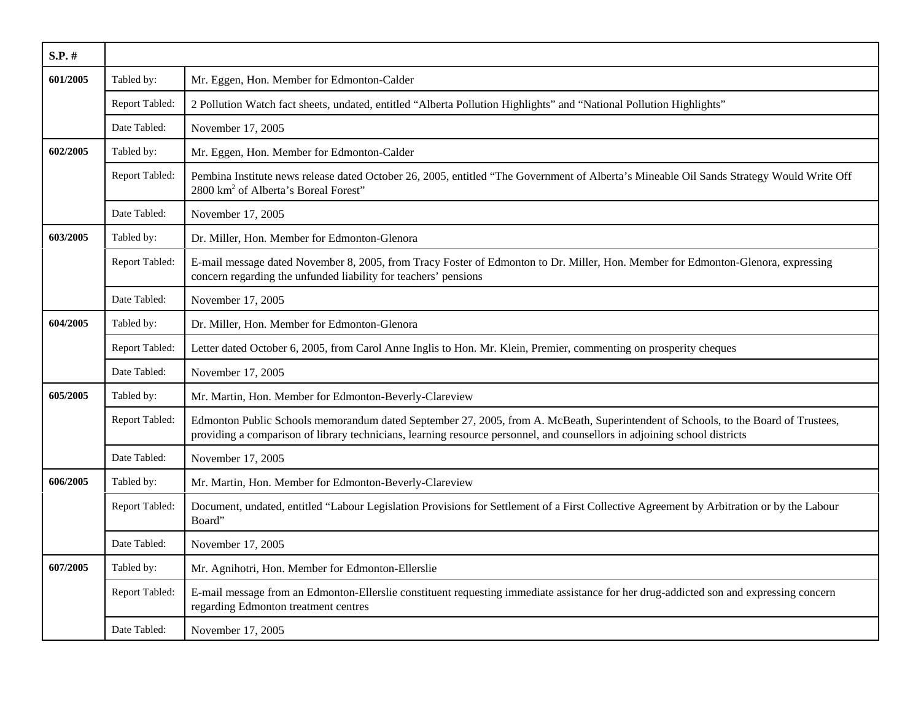| S.P. # | | |
|---|---|---|
| **601/2005** | Tabled by: | Mr. Eggen, Hon. Member for Edmonton-Calder |
| | Report Tabled: | 2 Pollution Watch fact sheets, undated, entitled “Alberta Pollution Highlights” and “National Pollution Highlights” |
| | Date Tabled: | November 17, 2005 |
| **602/2005** | Tabled by: | Mr. Eggen, Hon. Member for Edmonton-Calder |
| | Report Tabled: | Pembina Institute news release dated October 26, 2005, entitled “The Government of Alberta’s Mineable Oil Sands Strategy Would Write Off 2800 $km^2$ of Alberta’s Boreal Forest” |
| | Date Tabled: | November 17, 2005 |
| **603/2005** | Tabled by: | Dr. Miller, Hon. Member for Edmonton-Glenora |
| | Report Tabled: | E-mail message dated November 8, 2005, from Tracy Foster of Edmonton to Dr. Miller, Hon. Member for Edmonton-Glenora, expressing concern regarding the unfunded liability for teachers’ pensions |
| | Date Tabled: | November 17, 2005 |
| **604/2005** | Tabled by: | Dr. Miller, Hon. Member for Edmonton-Glenora |
| | Report Tabled: | Letter dated October 6, 2005, from Carol Anne Inglis to Hon. Mr. Klein, Premier, commenting on prosperity cheques |
| | Date Tabled: | November 17, 2005 |
| **605/2005** | Tabled by: | Mr. Martin, Hon. Member for Edmonton-Beverly-Clareview |
| | Report Tabled: | Edmonton Public Schools memorandum dated September 27, 2005, from A. McBeath, Superintendent of Schools, to the Board of Trustees, providing a comparison of library technicians, learning resource personnel, and counsellors in adjoining school districts |
| | Date Tabled: | November 17, 2005 |
| **606/2005** | Tabled by: | Mr. Martin, Hon. Member for Edmonton-Beverly-Clareview |
| | Report Tabled: | Document, undated, entitled “Labour Legislation Provisions for Settlement of a First Collective Agreement by Arbitration or by the Labour Board” |
| | Date Tabled: | November 17, 2005 |
| **607/2005** | Tabled by: | Mr. Agnihotri, Hon. Member for Edmonton-Ellerslie |
| | Report Tabled: | E-mail message from an Edmonton-Ellerslie constituent requesting immediate assistance for her drug-addicted son and expressing concern regarding Edmonton treatment centres |
| | Date Tabled: | November 17, 2005 |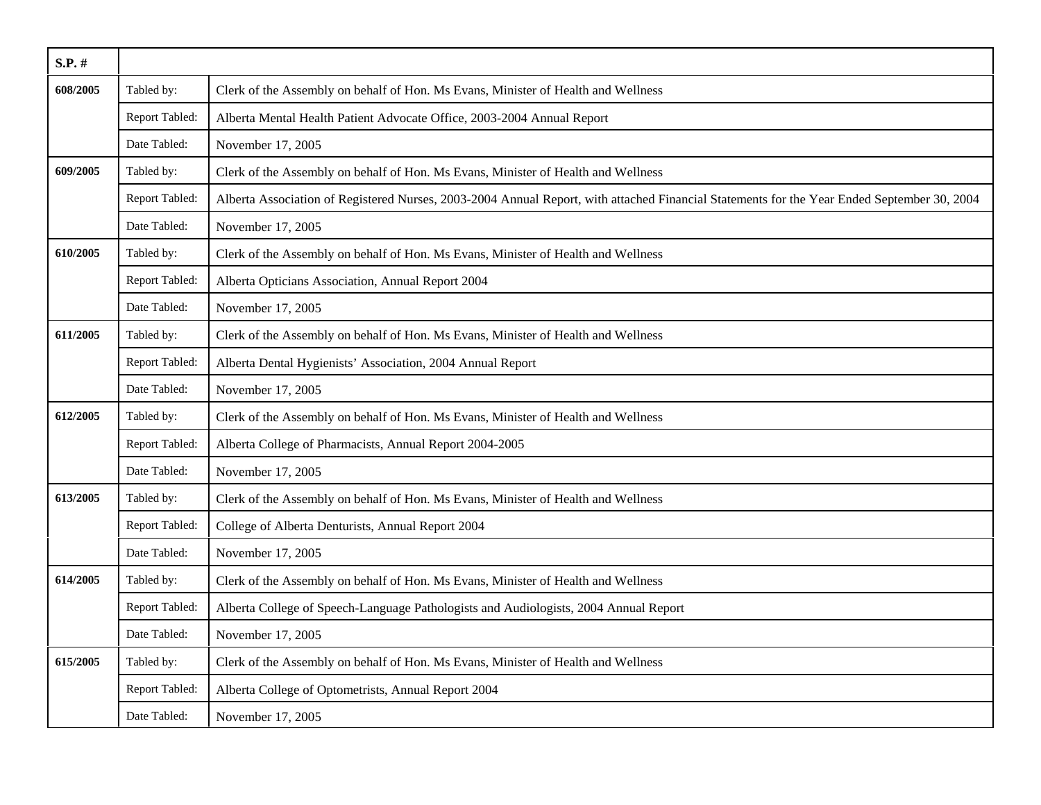| S.P. # | | |
|---|---|---|
| 608/2005 | Tabled by: | Clerk of the Assembly on behalf of Hon. Ms Evans, Minister of Health and Wellness |
| | Report Tabled: | Alberta Mental Health Patient Advocate Office, 2003-2004 Annual Report |
| | Date Tabled: | November 17, 2005 |
| 609/2005 | Tabled by: | Clerk of the Assembly on behalf of Hon. Ms Evans, Minister of Health and Wellness |
| | Report Tabled: | Alberta Association of Registered Nurses, 2003-2004 Annual Report, with attached Financial Statements for the Year Ended September 30, 2004 |
| | Date Tabled: | November 17, 2005 |
| 610/2005 | Tabled by: | Clerk of the Assembly on behalf of Hon. Ms Evans, Minister of Health and Wellness |
| | Report Tabled: | Alberta Opticians Association, Annual Report 2004 |
| | Date Tabled: | November 17, 2005 |
| 611/2005 | Tabled by: | Clerk of the Assembly on behalf of Hon. Ms Evans, Minister of Health and Wellness |
| | Report Tabled: | Alberta Dental Hygienists' Association, 2004 Annual Report |
| | Date Tabled: | November 17, 2005 |
| 612/2005 | Tabled by: | Clerk of the Assembly on behalf of Hon. Ms Evans, Minister of Health and Wellness |
| | Report Tabled: | Alberta College of Pharmacists, Annual Report 2004-2005 |
| | Date Tabled: | November 17, 2005 |
| 613/2005 | Tabled by: | Clerk of the Assembly on behalf of Hon. Ms Evans, Minister of Health and Wellness |
| | Report Tabled: | College of Alberta Denturists, Annual Report 2004 |
| | Date Tabled: | November 17, 2005 |
| 614/2005 | Tabled by: | Clerk of the Assembly on behalf of Hon. Ms Evans, Minister of Health and Wellness |
| | Report Tabled: | Alberta College of Speech-Language Pathologists and Audiologists, 2004 Annual Report |
| | Date Tabled: | November 17, 2005 |
| 615/2005 | Tabled by: | Clerk of the Assembly on behalf of Hon. Ms Evans, Minister of Health and Wellness |
| | Report Tabled: | Alberta College of Optometrists, Annual Report 2004 |
| | Date Tabled: | November 17, 2005 |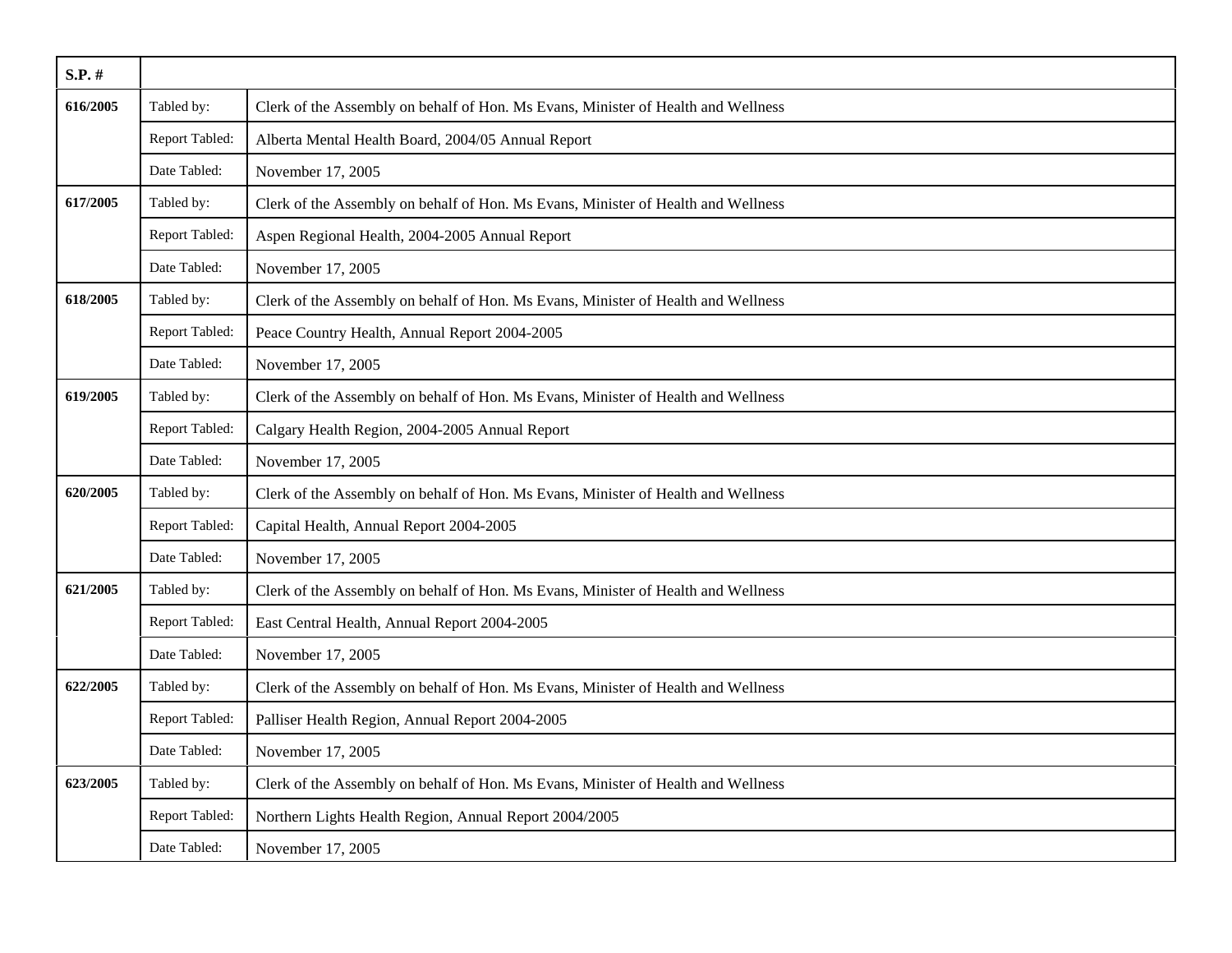| S.P. # | | |
|---|---|---|
| 616/2005 | Tabled by: | Clerk of the Assembly on behalf of Hon. Ms Evans, Minister of Health and Wellness |
| | Report Tabled: | Alberta Mental Health Board, 2004/05 Annual Report |
| | Date Tabled: | November 17, 2005 |
| 617/2005 | Tabled by: | Clerk of the Assembly on behalf of Hon. Ms Evans, Minister of Health and Wellness |
| | Report Tabled: | Aspen Regional Health, 2004-2005 Annual Report |
| | Date Tabled: | November 17, 2005 |
| 618/2005 | Tabled by: | Clerk of the Assembly on behalf of Hon. Ms Evans, Minister of Health and Wellness |
| | Report Tabled: | Peace Country Health, Annual Report 2004-2005 |
| | Date Tabled: | November 17, 2005 |
| 619/2005 | Tabled by: | Clerk of the Assembly on behalf of Hon. Ms Evans, Minister of Health and Wellness |
| | Report Tabled: | Calgary Health Region, 2004-2005 Annual Report |
| | Date Tabled: | November 17, 2005 |
| 620/2005 | Tabled by: | Clerk of the Assembly on behalf of Hon. Ms Evans, Minister of Health and Wellness |
| | Report Tabled: | Capital Health, Annual Report 2004-2005 |
| | Date Tabled: | November 17, 2005 |
| 621/2005 | Tabled by: | Clerk of the Assembly on behalf of Hon. Ms Evans, Minister of Health and Wellness |
| | Report Tabled: | East Central Health, Annual Report 2004-2005 |
| | Date Tabled: | November 17, 2005 |
| 622/2005 | Tabled by: | Clerk of the Assembly on behalf of Hon. Ms Evans, Minister of Health and Wellness |
| | Report Tabled: | Palliser Health Region, Annual Report 2004-2005 |
| | Date Tabled: | November 17, 2005 |
| 623/2005 | Tabled by: | Clerk of the Assembly on behalf of Hon. Ms Evans, Minister of Health and Wellness |
| | Report Tabled: | Northern Lights Health Region, Annual Report 2004/2005 |
| | Date Tabled: | November 17, 2005 |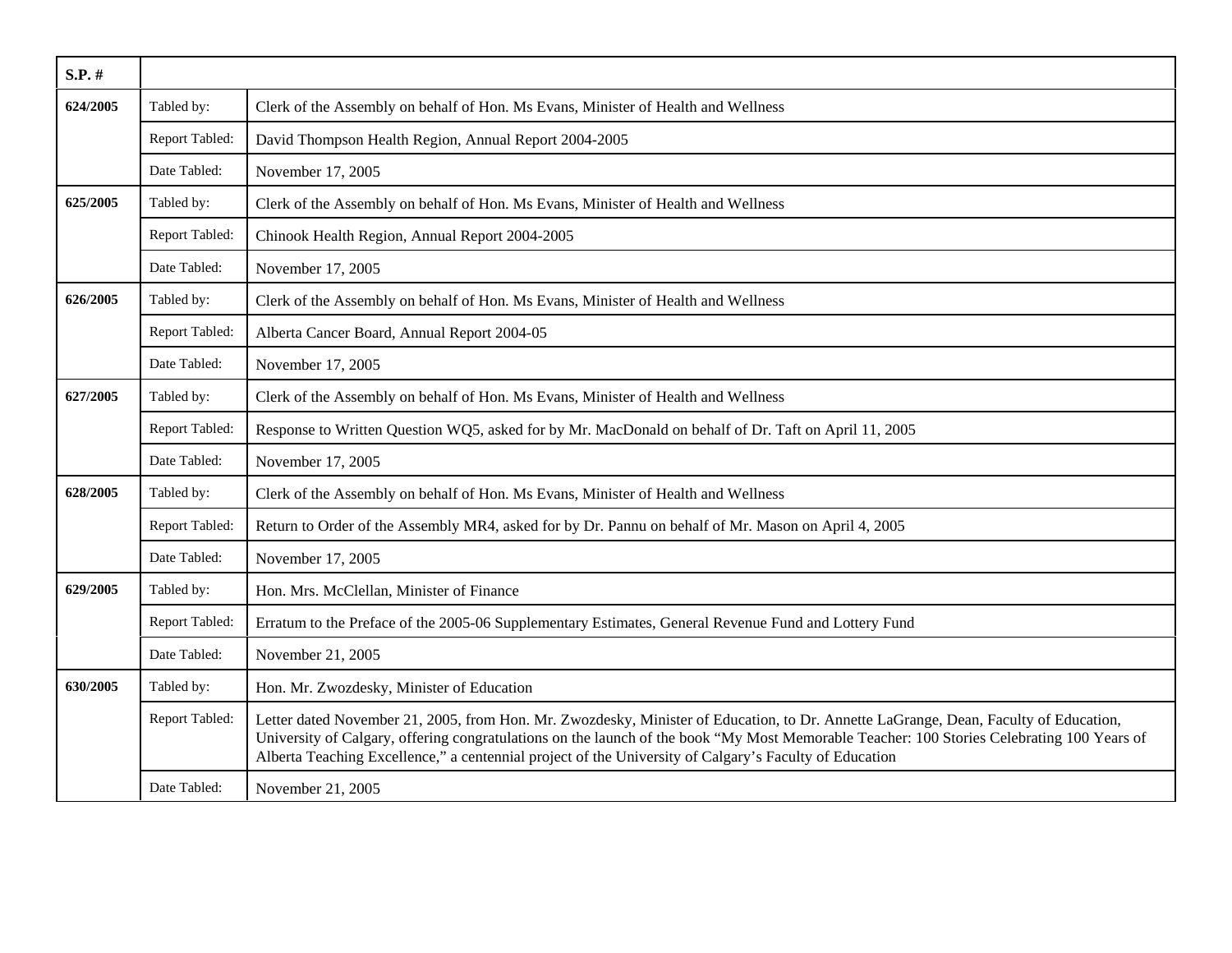| S.P. # | | |
|---|---|---|
| 624/2005 | Tabled by: | Clerk of the Assembly on behalf of Hon. Ms Evans, Minister of Health and Wellness |
| | Report Tabled: | David Thompson Health Region, Annual Report 2004-2005 |
| | Date Tabled: | November 17, 2005 |
| 625/2005 | Tabled by: | Clerk of the Assembly on behalf of Hon. Ms Evans, Minister of Health and Wellness |
| | Report Tabled: | Chinook Health Region, Annual Report 2004-2005 |
| | Date Tabled: | November 17, 2005 |
| 626/2005 | Tabled by: | Clerk of the Assembly on behalf of Hon. Ms Evans, Minister of Health and Wellness |
| | Report Tabled: | Alberta Cancer Board, Annual Report 2004-05 |
| | Date Tabled: | November 17, 2005 |
| 627/2005 | Tabled by: | Clerk of the Assembly on behalf of Hon. Ms Evans, Minister of Health and Wellness |
| | Report Tabled: | Response to Written Question WQ5, asked for by Mr. MacDonald on behalf of Dr. Taft on April 11, 2005 |
| | Date Tabled: | November 17, 2005 |
| 628/2005 | Tabled by: | Clerk of the Assembly on behalf of Hon. Ms Evans, Minister of Health and Wellness |
| | Report Tabled: | Return to Order of the Assembly MR4, asked for by Dr. Pannu on behalf of Mr. Mason on April 4, 2005 |
| | Date Tabled: | November 17, 2005 |
| 629/2005 | Tabled by: | Hon. Mrs. McClellan, Minister of Finance |
| | Report Tabled: | Erratum to the Preface of the 2005-06 Supplementary Estimates, General Revenue Fund and Lottery Fund |
| | Date Tabled: | November 21, 2005 |
| 630/2005 | Tabled by: | Hon. Mr. Zwozdesky, Minister of Education |
| | Report Tabled: | Letter dated November 21, 2005, from Hon. Mr. Zwozdesky, Minister of Education, to Dr. Annette LaGrange, Dean, Faculty of Education, University of Calgary, offering congratulations on the launch of the book "My Most Memorable Teacher: 100 Stories Celebrating 100 Years of Alberta Teaching Excellence," a centennial project of the University of Calgary's Faculty of Education |
| | Date Tabled: | November 21, 2005 |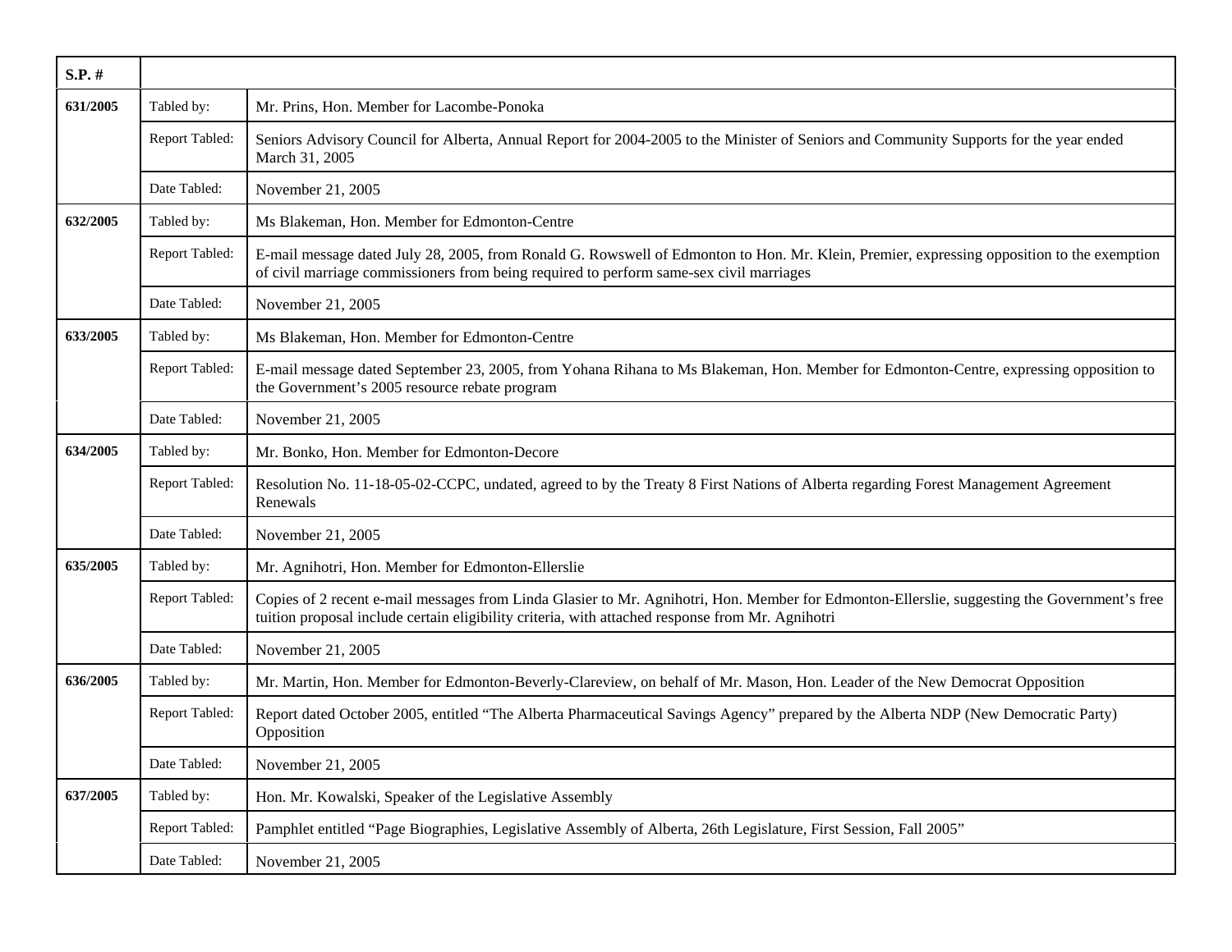| S.P. # | | |
|---|---|---|
| 631/2005 | Tabled by: | Mr. Prins, Hon. Member for Lacombe-Ponoka |
| | Report Tabled: | Seniors Advisory Council for Alberta, Annual Report for 2004-2005 to the Minister of Seniors and Community Supports for the year ended March 31, 2005 |
| | Date Tabled: | November 21, 2005 |
| 632/2005 | Tabled by: | Ms Blakeman, Hon. Member for Edmonton-Centre |
| | Report Tabled: | E-mail message dated July 28, 2005, from Ronald G. Rowswell of Edmonton to Hon. Mr. Klein, Premier, expressing opposition to the exemption of civil marriage commissioners from being required to perform same-sex civil marriages |
| | Date Tabled: | November 21, 2005 |
| 633/2005 | Tabled by: | Ms Blakeman, Hon. Member for Edmonton-Centre |
| | Report Tabled: | E-mail message dated September 23, 2005, from Yohana Rihana to Ms Blakeman, Hon. Member for Edmonton-Centre, expressing opposition to the Government's 2005 resource rebate program |
| | Date Tabled: | November 21, 2005 |
| 634/2005 | Tabled by: | Mr. Bonko, Hon. Member for Edmonton-Decore |
| | Report Tabled: | Resolution No. 11-18-05-02-CCPC, undated, agreed to by the Treaty 8 First Nations of Alberta regarding Forest Management Agreement Renewals |
| | Date Tabled: | November 21, 2005 |
| 635/2005 | Tabled by: | Mr. Agnihotri, Hon. Member for Edmonton-Ellerslie |
| | Report Tabled: | Copies of 2 recent e-mail messages from Linda Glasier to Mr. Agnihotri, Hon. Member for Edmonton-Ellerslie, suggesting the Government's free tuition proposal include certain eligibility criteria, with attached response from Mr. Agnihotri |
| | Date Tabled: | November 21, 2005 |
| 636/2005 | Tabled by: | Mr. Martin, Hon. Member for Edmonton-Beverly-Clareview, on behalf of Mr. Mason, Hon. Leader of the New Democrat Opposition |
| | Report Tabled: | Report dated October 2005, entitled "The Alberta Pharmaceutical Savings Agency" prepared by the Alberta NDP (New Democratic Party) Opposition |
| | Date Tabled: | November 21, 2005 |
| 637/2005 | Tabled by: | Hon. Mr. Kowalski, Speaker of the Legislative Assembly |
| | Report Tabled: | Pamphlet entitled "Page Biographies, Legislative Assembly of Alberta, 26th Legislature, First Session, Fall 2005" |
| | Date Tabled: | November 21, 2005 |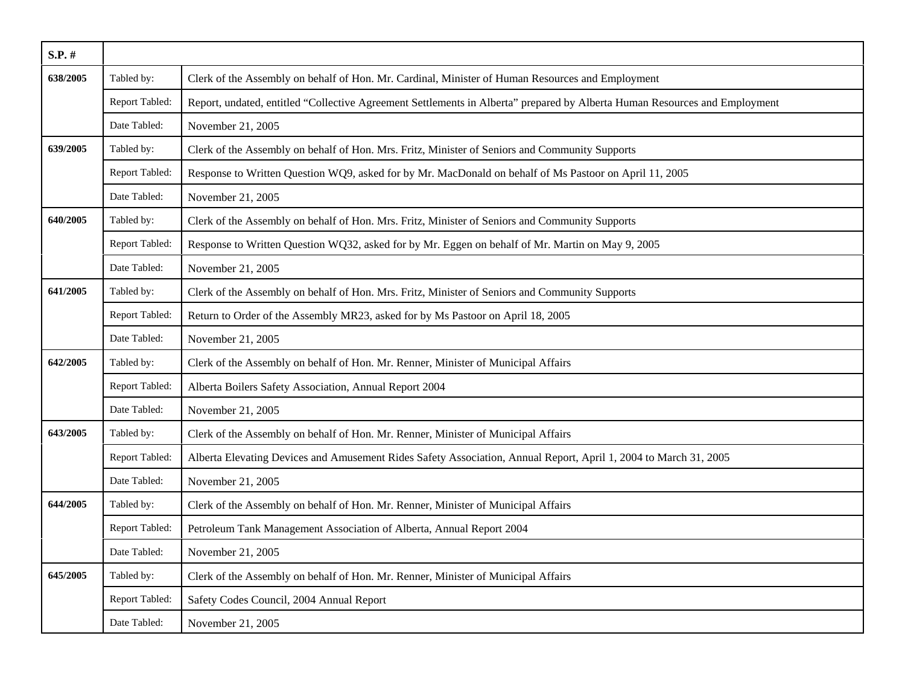| S.P. # | | |
|---|---|---|
| 638/2005 | Tabled by: | Clerk of the Assembly on behalf of Hon. Mr. Cardinal, Minister of Human Resources and Employment |
| | Report Tabled: | Report, undated, entitled “Collective Agreement Settlements in Alberta” prepared by Alberta Human Resources and Employment |
| | Date Tabled: | November 21, 2005 |
| 639/2005 | Tabled by: | Clerk of the Assembly on behalf of Hon. Mrs. Fritz, Minister of Seniors and Community Supports |
| | Report Tabled: | Response to Written Question WQ9, asked for by Mr. MacDonald on behalf of Ms Pastoor on April 11, 2005 |
| | Date Tabled: | November 21, 2005 |
| 640/2005 | Tabled by: | Clerk of the Assembly on behalf of Hon. Mrs. Fritz, Minister of Seniors and Community Supports |
| | Report Tabled: | Response to Written Question WQ32, asked for by Mr. Eggen on behalf of Mr. Martin on May 9, 2005 |
| | Date Tabled: | November 21, 2005 |
| 641/2005 | Tabled by: | Clerk of the Assembly on behalf of Hon. Mrs. Fritz, Minister of Seniors and Community Supports |
| | Report Tabled: | Return to Order of the Assembly MR23, asked for by Ms Pastoor on April 18, 2005 |
| | Date Tabled: | November 21, 2005 |
| 642/2005 | Tabled by: | Clerk of the Assembly on behalf of Hon. Mr. Renner, Minister of Municipal Affairs |
| | Report Tabled: | Alberta Boilers Safety Association, Annual Report 2004 |
| | Date Tabled: | November 21, 2005 |
| 643/2005 | Tabled by: | Clerk of the Assembly on behalf of Hon. Mr. Renner, Minister of Municipal Affairs |
| | Report Tabled: | Alberta Elevating Devices and Amusement Rides Safety Association, Annual Report, April 1, 2004 to March 31, 2005 |
| | Date Tabled: | November 21, 2005 |
| 644/2005 | Tabled by: | Clerk of the Assembly on behalf of Hon. Mr. Renner, Minister of Municipal Affairs |
| | Report Tabled: | Petroleum Tank Management Association of Alberta, Annual Report 2004 |
| | Date Tabled: | November 21, 2005 |
| 645/2005 | Tabled by: | Clerk of the Assembly on behalf of Hon. Mr. Renner, Minister of Municipal Affairs |
| | Report Tabled: | Safety Codes Council, 2004 Annual Report |
| | Date Tabled: | November 21, 2005 |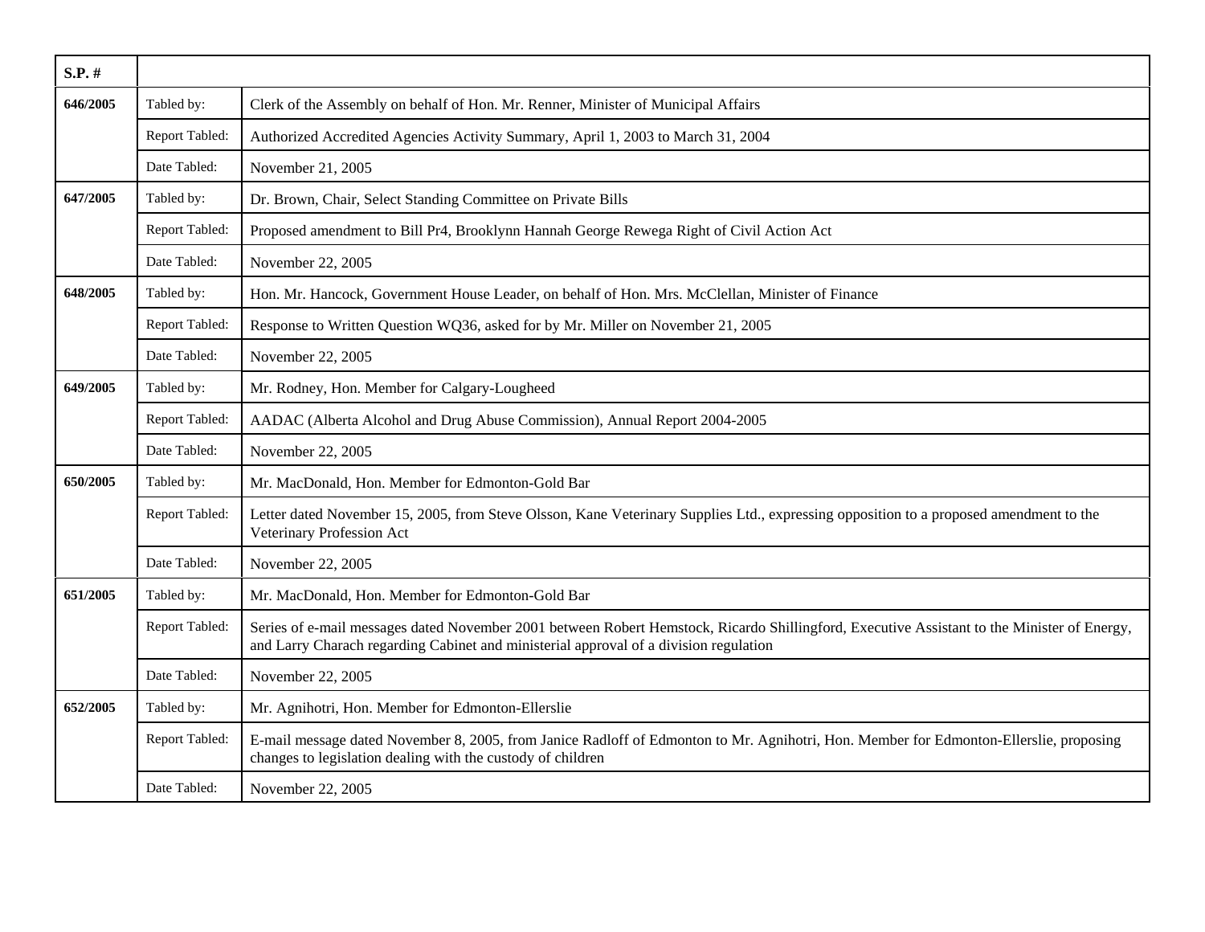| S.P. # | | |
|---|---|---|
| **646/2005** | Tabled by: | Clerk of the Assembly on behalf of Hon. Mr. Renner, Minister of Municipal Affairs |
| | Report Tabled: | Authorized Accredited Agencies Activity Summary, April 1, 2003 to March 31, 2004 |
| | Date Tabled: | November 21, 2005 |
| **647/2005** | Tabled by: | Dr. Brown, Chair, Select Standing Committee on Private Bills |
| | Report Tabled: | Proposed amendment to Bill Pr4, Brooklynn Hannah George Rewega Right of Civil Action Act |
| | Date Tabled: | November 22, 2005 |
| **648/2005** | Tabled by: | Hon. Mr. Hancock, Government House Leader, on behalf of Hon. Mrs. McClellan, Minister of Finance |
| | Report Tabled: | Response to Written Question WQ36, asked for by Mr. Miller on November 21, 2005 |
| | Date Tabled: | November 22, 2005 |
| **649/2005** | Tabled by: | Mr. Rodney, Hon. Member for Calgary-Lougheed |
| | Report Tabled: | AADAC (Alberta Alcohol and Drug Abuse Commission), Annual Report 2004-2005 |
| | Date Tabled: | November 22, 2005 |
| **650/2005** | Tabled by: | Mr. MacDonald, Hon. Member for Edmonton-Gold Bar |
| | Report Tabled: | Letter dated November 15, 2005, from Steve Olsson, Kane Veterinary Supplies Ltd., expressing opposition to a proposed amendment to the Veterinary Profession Act |
| | Date Tabled: | November 22, 2005 |
| **651/2005** | Tabled by: | Mr. MacDonald, Hon. Member for Edmonton-Gold Bar |
| | Report Tabled: | Series of e-mail messages dated November 2001 between Robert Hemstock, Ricardo Shillingford, Executive Assistant to the Minister of Energy, and Larry Charach regarding Cabinet and ministerial approval of a division regulation |
| | Date Tabled: | November 22, 2005 |
| **652/2005** | Tabled by: | Mr. Agnihotri, Hon. Member for Edmonton-Ellerslie |
| | Report Tabled: | E-mail message dated November 8, 2005, from Janice Radloff of Edmonton to Mr. Agnihotri, Hon. Member for Edmonton-Ellerslie, proposing changes to legislation dealing with the custody of children |
| | Date Tabled: | November 22, 2005 |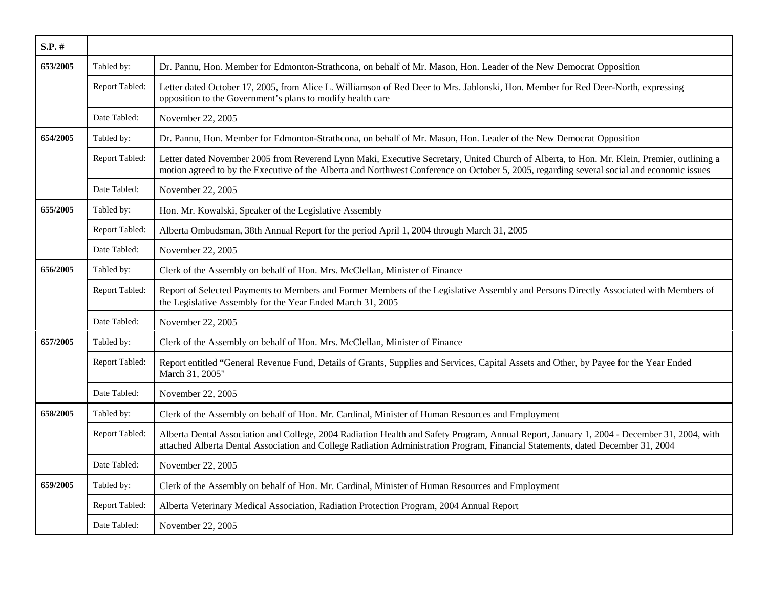| S.P. # | | |
|---|---|---|
| 653/2005 | Tabled by: | Dr. Pannu, Hon. Member for Edmonton-Strathcona, on behalf of Mr. Mason, Hon. Leader of the New Democrat Opposition |
| | Report Tabled: | Letter dated October 17, 2005, from Alice L. Williamson of Red Deer to Mrs. Jablonski, Hon. Member for Red Deer-North, expressing opposition to the Government's plans to modify health care |
| | Date Tabled: | November 22, 2005 |
| 654/2005 | Tabled by: | Dr. Pannu, Hon. Member for Edmonton-Strathcona, on behalf of Mr. Mason, Hon. Leader of the New Democrat Opposition |
| | Report Tabled: | Letter dated November 2005 from Reverend Lynn Maki, Executive Secretary, United Church of Alberta, to Hon. Mr. Klein, Premier, outlining a motion agreed to by the Executive of the Alberta and Northwest Conference on October 5, 2005, regarding several social and economic issues |
| | Date Tabled: | November 22, 2005 |
| 655/2005 | Tabled by: | Hon. Mr. Kowalski, Speaker of the Legislative Assembly |
| | Report Tabled: | Alberta Ombudsman, 38th Annual Report for the period April 1, 2004 through March 31, 2005 |
| | Date Tabled: | November 22, 2005 |
| 656/2005 | Tabled by: | Clerk of the Assembly on behalf of Hon. Mrs. McClellan, Minister of Finance |
| | Report Tabled: | Report of Selected Payments to Members and Former Members of the Legislative Assembly and Persons Directly Associated with Members of the Legislative Assembly for the Year Ended March 31, 2005 |
| | Date Tabled: | November 22, 2005 |
| 657/2005 | Tabled by: | Clerk of the Assembly on behalf of Hon. Mrs. McClellan, Minister of Finance |
| | Report Tabled: | Report entitled "General Revenue Fund, Details of Grants, Supplies and Services, Capital Assets and Other, by Payee for the Year Ended March 31, 2005" |
| | Date Tabled: | November 22, 2005 |
| 658/2005 | Tabled by: | Clerk of the Assembly on behalf of Hon. Mr. Cardinal, Minister of Human Resources and Employment |
| | Report Tabled: | Alberta Dental Association and College, 2004 Radiation Health and Safety Program, Annual Report, January 1, 2004 - December 31, 2004, with attached Alberta Dental Association and College Radiation Administration Program, Financial Statements, dated December 31, 2004 |
| | Date Tabled: | November 22, 2005 |
| 659/2005 | Tabled by: | Clerk of the Assembly on behalf of Hon. Mr. Cardinal, Minister of Human Resources and Employment |
| | Report Tabled: | Alberta Veterinary Medical Association, Radiation Protection Program, 2004 Annual Report |
| | Date Tabled: | November 22, 2005 |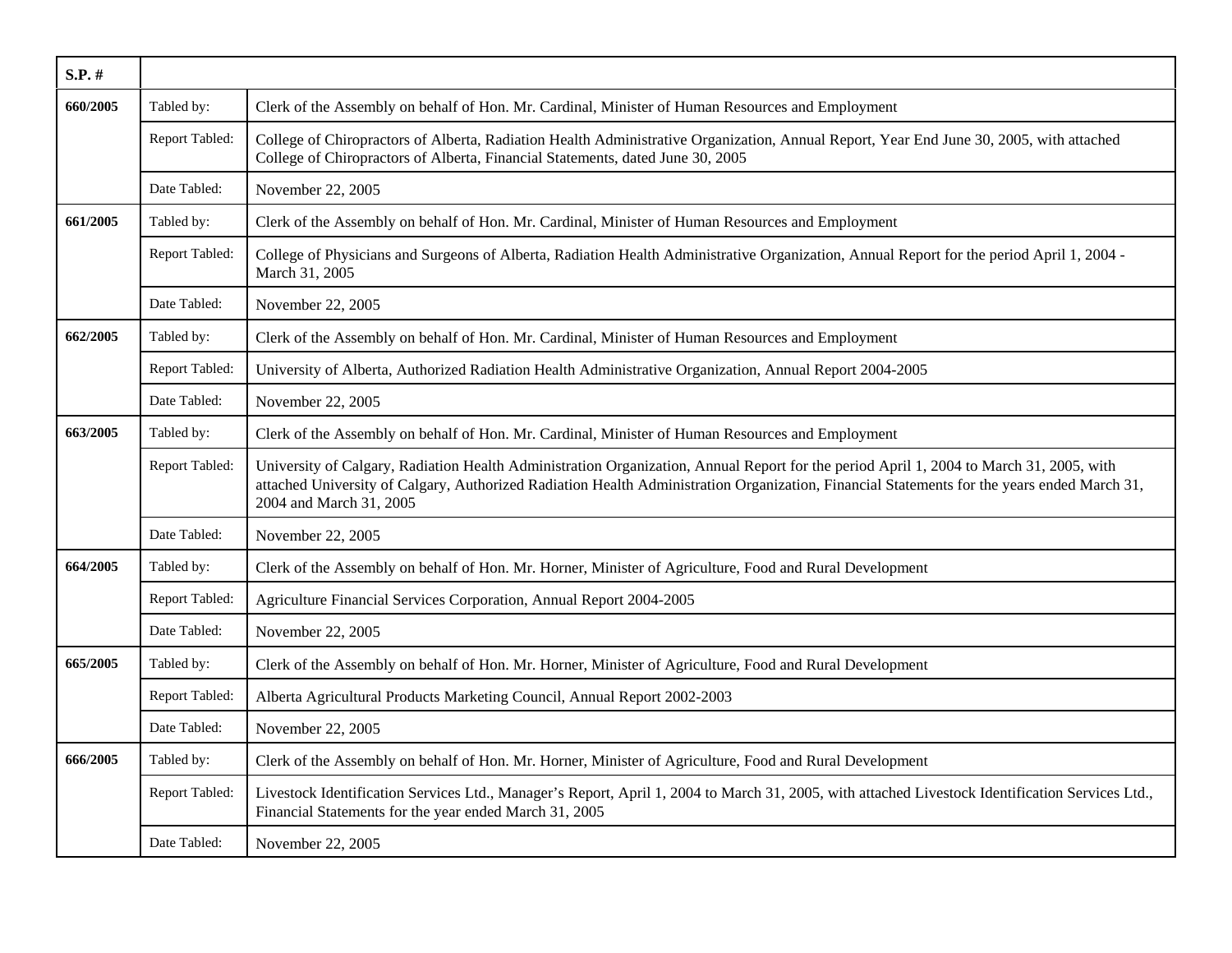| S.P. # | | |
|---|---|---|
| 660/2005 | Tabled by: | Clerk of the Assembly on behalf of Hon. Mr. Cardinal, Minister of Human Resources and Employment |
| | Report Tabled: | College of Chiropractors of Alberta, Radiation Health Administrative Organization, Annual Report, Year End June 30, 2005, with attached College of Chiropractors of Alberta, Financial Statements, dated June 30, 2005 |
| | Date Tabled: | November 22, 2005 |
| 661/2005 | Tabled by: | Clerk of the Assembly on behalf of Hon. Mr. Cardinal, Minister of Human Resources and Employment |
| | Report Tabled: | College of Physicians and Surgeons of Alberta, Radiation Health Administrative Organization, Annual Report for the period April 1, 2004 - March 31, 2005 |
| | Date Tabled: | November 22, 2005 |
| 662/2005 | Tabled by: | Clerk of the Assembly on behalf of Hon. Mr. Cardinal, Minister of Human Resources and Employment |
| | Report Tabled: | University of Alberta, Authorized Radiation Health Administrative Organization, Annual Report 2004-2005 |
| | Date Tabled: | November 22, 2005 |
| 663/2005 | Tabled by: | Clerk of the Assembly on behalf of Hon. Mr. Cardinal, Minister of Human Resources and Employment |
| | Report Tabled: | University of Calgary, Radiation Health Administration Organization, Annual Report for the period April 1, 2004 to March 31, 2005, with attached University of Calgary, Authorized Radiation Health Administration Organization, Financial Statements for the years ended March 31, 2004 and March 31, 2005 |
| | Date Tabled: | November 22, 2005 |
| 664/2005 | Tabled by: | Clerk of the Assembly on behalf of Hon. Mr. Horner, Minister of Agriculture, Food and Rural Development |
| | Report Tabled: | Agriculture Financial Services Corporation, Annual Report 2004-2005 |
| | Date Tabled: | November 22, 2005 |
| 665/2005 | Tabled by: | Clerk of the Assembly on behalf of Hon. Mr. Horner, Minister of Agriculture, Food and Rural Development |
| | Report Tabled: | Alberta Agricultural Products Marketing Council, Annual Report 2002-2003 |
| | Date Tabled: | November 22, 2005 |
| 666/2005 | Tabled by: | Clerk of the Assembly on behalf of Hon. Mr. Horner, Minister of Agriculture, Food and Rural Development |
| | Report Tabled: | Livestock Identification Services Ltd., Manager's Report, April 1, 2004 to March 31, 2005, with attached Livestock Identification Services Ltd., Financial Statements for the year ended March 31, 2005 |
| | Date Tabled: | November 22, 2005 |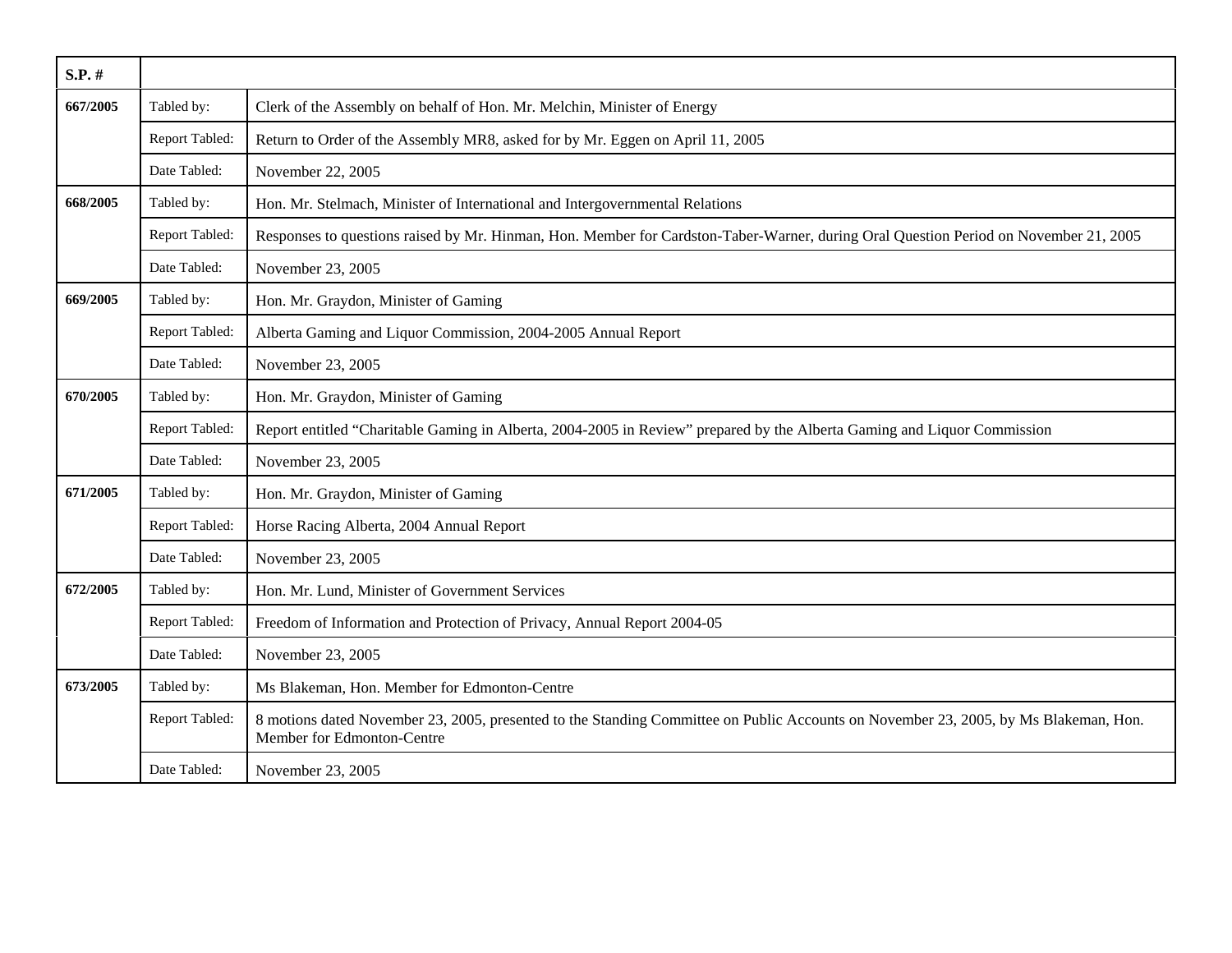| S.P. # | | |
|---|---|---|
| 667/2005 | Tabled by: | Clerk of the Assembly on behalf of Hon. Mr. Melchin, Minister of Energy |
| | Report Tabled: | Return to Order of the Assembly MR8, asked for by Mr. Eggen on April 11, 2005 |
| | Date Tabled: | November 22, 2005 |
| 668/2005 | Tabled by: | Hon. Mr. Stelmach, Minister of International and Intergovernmental Relations |
| | Report Tabled: | Responses to questions raised by Mr. Hinman, Hon. Member for Cardston-Taber-Warner, during Oral Question Period on November 21, 2005 |
| | Date Tabled: | November 23, 2005 |
| 669/2005 | Tabled by: | Hon. Mr. Graydon, Minister of Gaming |
| | Report Tabled: | Alberta Gaming and Liquor Commission, 2004-2005 Annual Report |
| | Date Tabled: | November 23, 2005 |
| 670/2005 | Tabled by: | Hon. Mr. Graydon, Minister of Gaming |
| | Report Tabled: | Report entitled "Charitable Gaming in Alberta, 2004-2005 in Review" prepared by the Alberta Gaming and Liquor Commission |
| | Date Tabled: | November 23, 2005 |
| 671/2005 | Tabled by: | Hon. Mr. Graydon, Minister of Gaming |
| | Report Tabled: | Horse Racing Alberta, 2004 Annual Report |
| | Date Tabled: | November 23, 2005 |
| 672/2005 | Tabled by: | Hon. Mr. Lund, Minister of Government Services |
| | Report Tabled: | Freedom of Information and Protection of Privacy, Annual Report 2004-05 |
| | Date Tabled: | November 23, 2005 |
| 673/2005 | Tabled by: | Ms Blakeman, Hon. Member for Edmonton-Centre |
| | Report Tabled: | 8 motions dated November 23, 2005, presented to the Standing Committee on Public Accounts on November 23, 2005, by Ms Blakeman, Hon. Member for Edmonton-Centre |
| | Date Tabled: | November 23, 2005 |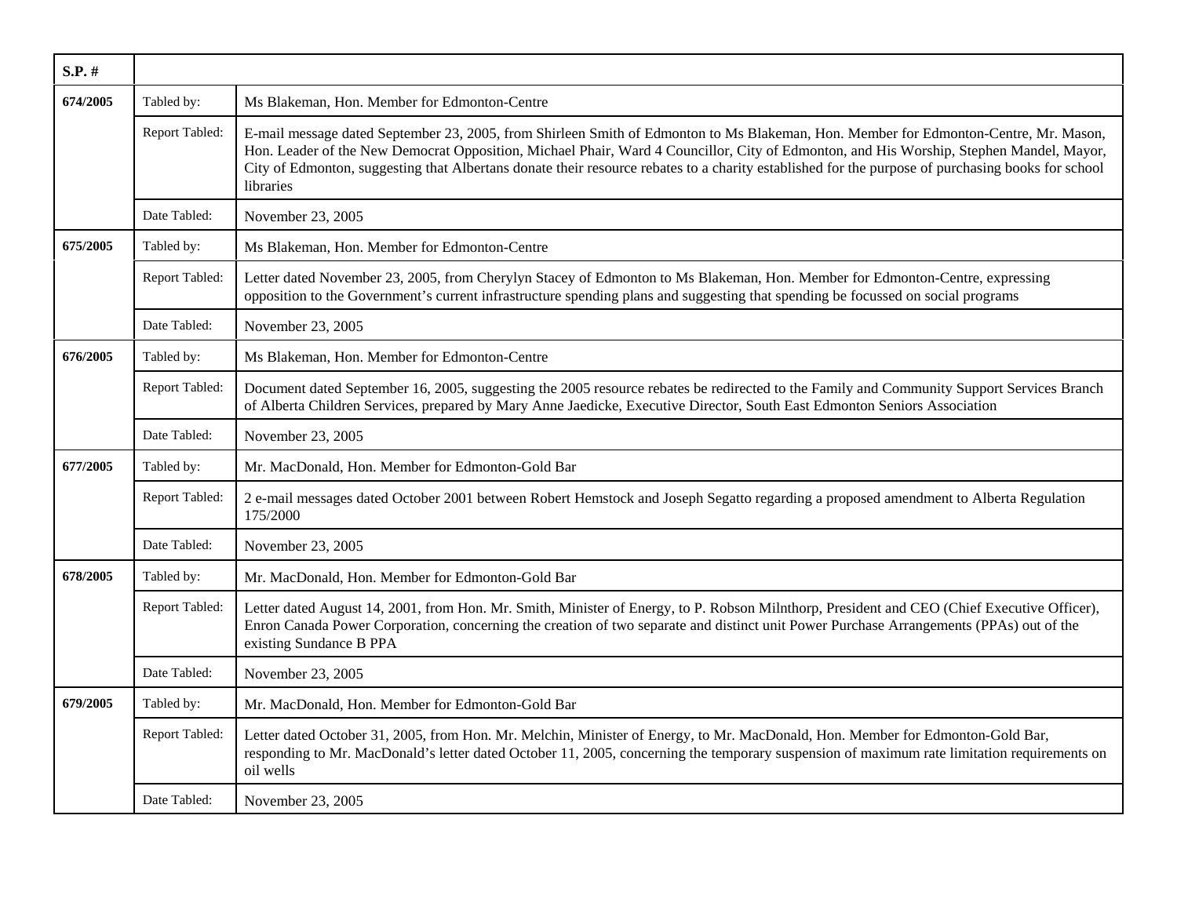| S.P. # | | |
|---|---|---|
| 674/2005 | Tabled by: | Ms Blakeman, Hon. Member for Edmonton-Centre |
| | Report Tabled: | E-mail message dated September 23, 2005, from Shirleen Smith of Edmonton to Ms Blakeman, Hon. Member for Edmonton-Centre, Mr. Mason, Hon. Leader of the New Democrat Opposition, Michael Phair, Ward 4 Councillor, City of Edmonton, and His Worship, Stephen Mandel, Mayor, City of Edmonton, suggesting that Albertans donate their resource rebates to a charity established for the purpose of purchasing books for school libraries |
| | Date Tabled: | November 23, 2005 |
| 675/2005 | Tabled by: | Ms Blakeman, Hon. Member for Edmonton-Centre |
| | Report Tabled: | Letter dated November 23, 2005, from Cherylyn Stacey of Edmonton to Ms Blakeman, Hon. Member for Edmonton-Centre, expressing opposition to the Government's current infrastructure spending plans and suggesting that spending be focussed on social programs |
| | Date Tabled: | November 23, 2005 |
| 676/2005 | Tabled by: | Ms Blakeman, Hon. Member for Edmonton-Centre |
| | Report Tabled: | Document dated September 16, 2005, suggesting the 2005 resource rebates be redirected to the Family and Community Support Services Branch of Alberta Children Services, prepared by Mary Anne Jaedicke, Executive Director, South East Edmonton Seniors Association |
| | Date Tabled: | November 23, 2005 |
| 677/2005 | Tabled by: | Mr. MacDonald, Hon. Member for Edmonton-Gold Bar |
| | Report Tabled: | 2 e-mail messages dated October 2001 between Robert Hemstock and Joseph Segatto regarding a proposed amendment to Alberta Regulation 175/2000 |
| | Date Tabled: | November 23, 2005 |
| 678/2005 | Tabled by: | Mr. MacDonald, Hon. Member for Edmonton-Gold Bar |
| | Report Tabled: | Letter dated August 14, 2001, from Hon. Mr. Smith, Minister of Energy, to P. Robson Milnthorp, President and CEO (Chief Executive Officer), Enron Canada Power Corporation, concerning the creation of two separate and distinct unit Power Purchase Arrangements (PPAs) out of the existing Sundance B PPA |
| | Date Tabled: | November 23, 2005 |
| 679/2005 | Tabled by: | Mr. MacDonald, Hon. Member for Edmonton-Gold Bar |
| | Report Tabled: | Letter dated October 31, 2005, from Hon. Mr. Melchin, Minister of Energy, to Mr. MacDonald, Hon. Member for Edmonton-Gold Bar, responding to Mr. MacDonald's letter dated October 11, 2005, concerning the temporary suspension of maximum rate limitation requirements on oil wells |
| | Date Tabled: | November 23, 2005 |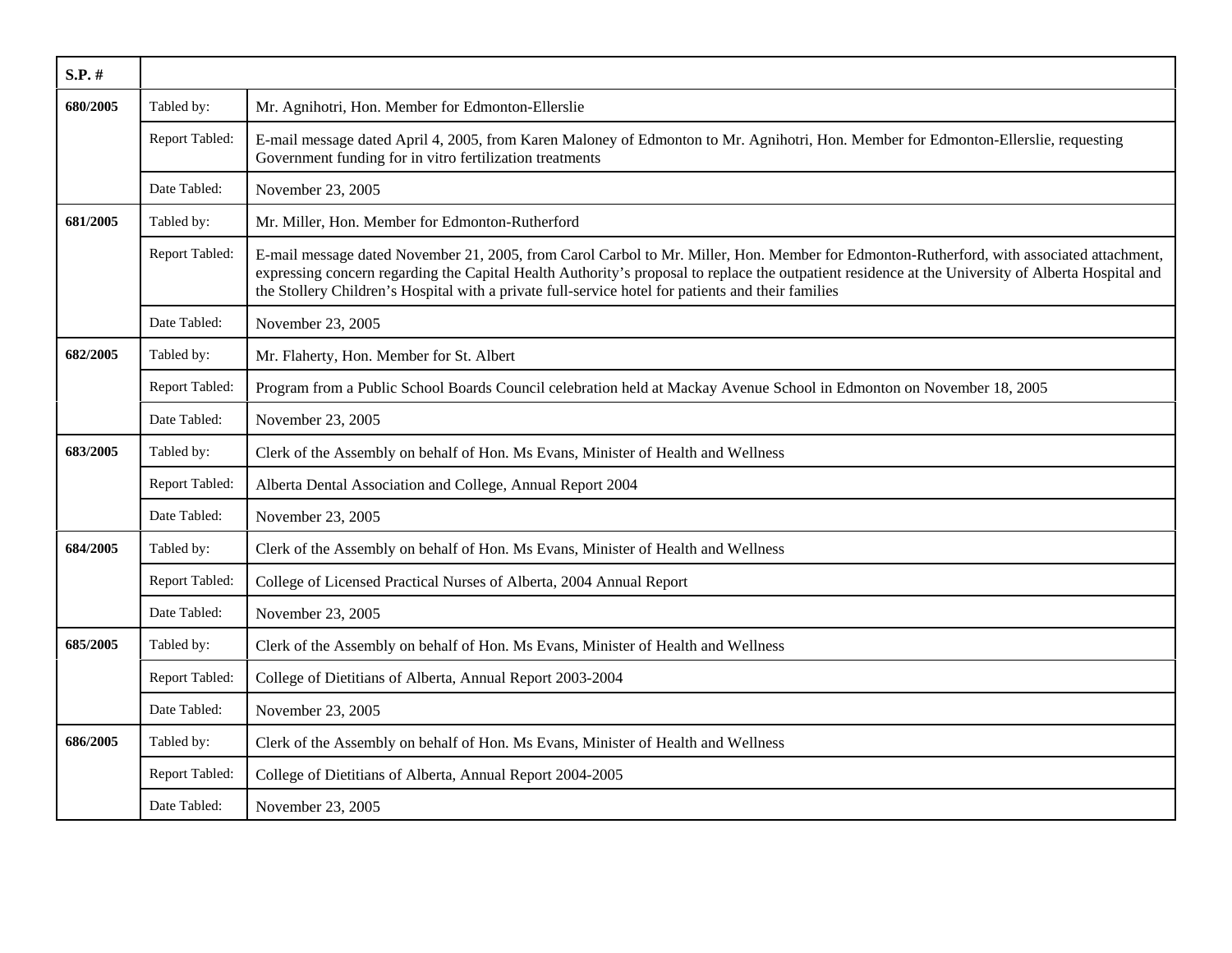| S.P. # | | |
|---|---|---|
| **680/2005** | Tabled by: | Mr. Agnihotri, Hon. Member for Edmonton-Ellerslie |
| | Report Tabled: | E-mail message dated April 4, 2005, from Karen Maloney of Edmonton to Mr. Agnihotri, Hon. Member for Edmonton-Ellerslie, requesting Government funding for in vitro fertilization treatments |
| | Date Tabled: | November 23, 2005 |
| **681/2005** | Tabled by: | Mr. Miller, Hon. Member for Edmonton-Rutherford |
| | Report Tabled: | E-mail message dated November 21, 2005, from Carol Carbol to Mr. Miller, Hon. Member for Edmonton-Rutherford, with associated attachment, expressing concern regarding the Capital Health Authority's proposal to replace the outpatient residence at the University of Alberta Hospital and the Stollery Children's Hospital with a private full-service hotel for patients and their families |
| | Date Tabled: | November 23, 2005 |
| **682/2005** | Tabled by: | Mr. Flaherty, Hon. Member for St. Albert |
| | Report Tabled: | Program from a Public School Boards Council celebration held at Mackay Avenue School in Edmonton on November 18, 2005 |
| | Date Tabled: | November 23, 2005 |
| **683/2005** | Tabled by: | Clerk of the Assembly on behalf of Hon. Ms Evans, Minister of Health and Wellness |
| | Report Tabled: | Alberta Dental Association and College, Annual Report 2004 |
| | Date Tabled: | November 23, 2005 |
| **684/2005** | Tabled by: | Clerk of the Assembly on behalf of Hon. Ms Evans, Minister of Health and Wellness |
| | Report Tabled: | College of Licensed Practical Nurses of Alberta, 2004 Annual Report |
| | Date Tabled: | November 23, 2005 |
| **685/2005** | Tabled by: | Clerk of the Assembly on behalf of Hon. Ms Evans, Minister of Health and Wellness |
| | Report Tabled: | College of Dietitians of Alberta, Annual Report 2003-2004 |
| | Date Tabled: | November 23, 2005 |
| **686/2005** | Tabled by: | Clerk of the Assembly on behalf of Hon. Ms Evans, Minister of Health and Wellness |
| | Report Tabled: | College of Dietitians of Alberta, Annual Report 2004-2005 |
| | Date Tabled: | November 23, 2005 |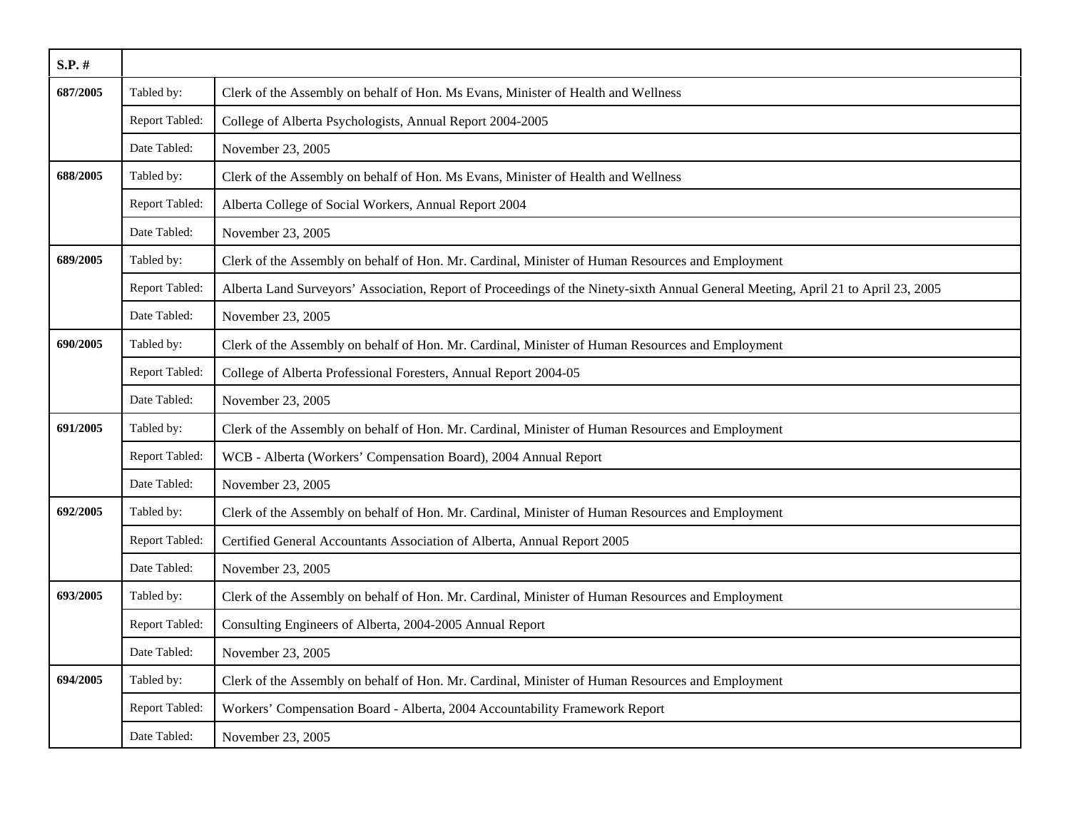| S.P. # | | |
|---|---|---|
| 687/2005 | Tabled by: | Clerk of the Assembly on behalf of Hon. Ms Evans, Minister of Health and Wellness |
| | Report Tabled: | College of Alberta Psychologists, Annual Report 2004-2005 |
| | Date Tabled: | November 23, 2005 |
| 688/2005 | Tabled by: | Clerk of the Assembly on behalf of Hon. Ms Evans, Minister of Health and Wellness |
| | Report Tabled: | Alberta College of Social Workers, Annual Report 2004 |
| | Date Tabled: | November 23, 2005 |
| 689/2005 | Tabled by: | Clerk of the Assembly on behalf of Hon. Mr. Cardinal, Minister of Human Resources and Employment |
| | Report Tabled: | Alberta Land Surveyors' Association, Report of Proceedings of the Ninety-sixth Annual General Meeting, April 21 to April 23, 2005 |
| | Date Tabled: | November 23, 2005 |
| 690/2005 | Tabled by: | Clerk of the Assembly on behalf of Hon. Mr. Cardinal, Minister of Human Resources and Employment |
| | Report Tabled: | College of Alberta Professional Foresters, Annual Report 2004-05 |
| | Date Tabled: | November 23, 2005 |
| 691/2005 | Tabled by: | Clerk of the Assembly on behalf of Hon. Mr. Cardinal, Minister of Human Resources and Employment |
| | Report Tabled: | WCB - Alberta (Workers' Compensation Board), 2004 Annual Report |
| | Date Tabled: | November 23, 2005 |
| 692/2005 | Tabled by: | Clerk of the Assembly on behalf of Hon. Mr. Cardinal, Minister of Human Resources and Employment |
| | Report Tabled: | Certified General Accountants Association of Alberta, Annual Report 2005 |
| | Date Tabled: | November 23, 2005 |
| 693/2005 | Tabled by: | Clerk of the Assembly on behalf of Hon. Mr. Cardinal, Minister of Human Resources and Employment |
| | Report Tabled: | Consulting Engineers of Alberta, 2004-2005 Annual Report |
| | Date Tabled: | November 23, 2005 |
| 694/2005 | Tabled by: | Clerk of the Assembly on behalf of Hon. Mr. Cardinal, Minister of Human Resources and Employment |
| | Report Tabled: | Workers' Compensation Board - Alberta, 2004 Accountability Framework Report |
| | Date Tabled: | November 23, 2005 |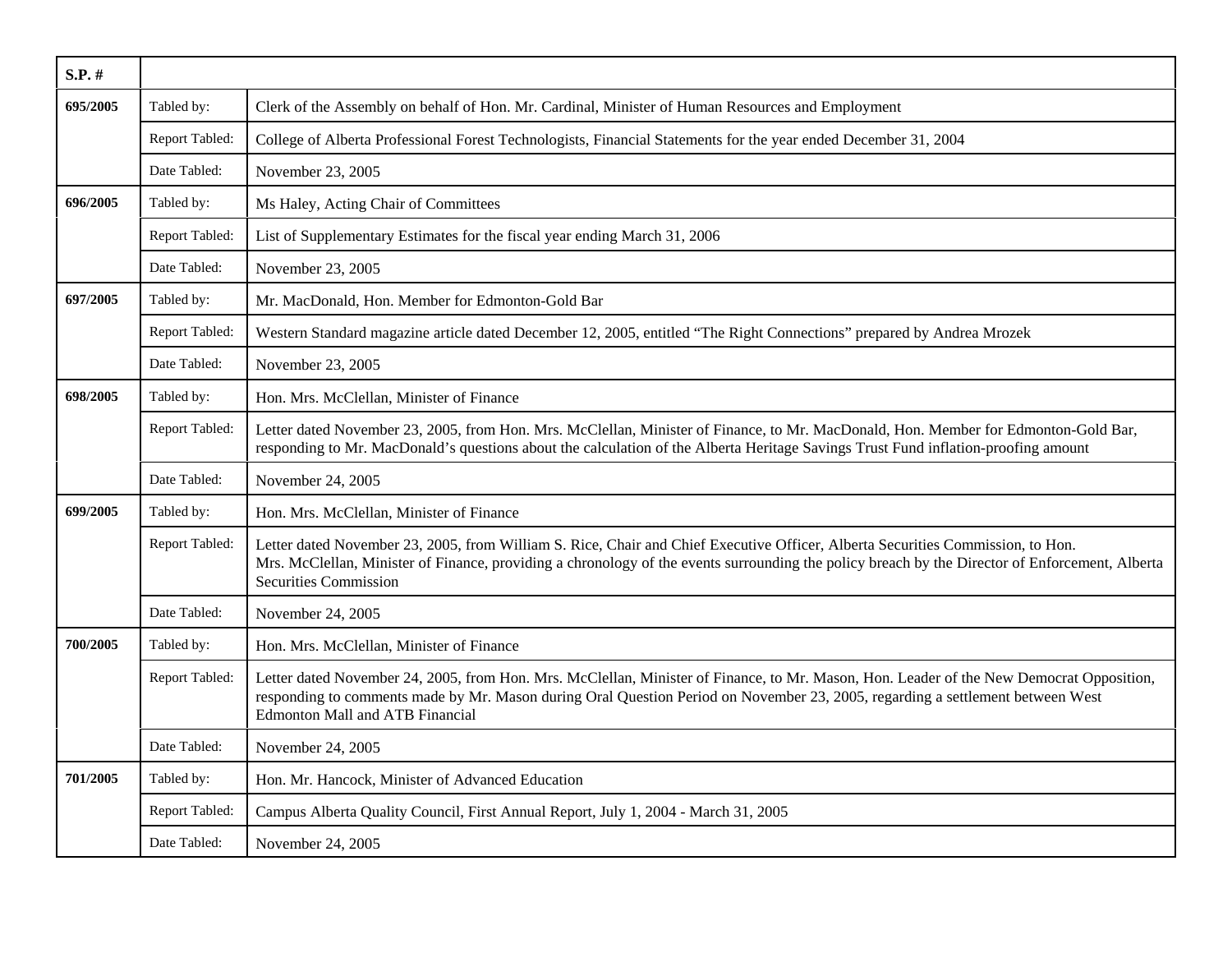| S.P. # | | |
|---|---|---|
| 695/2005 | Tabled by: | Clerk of the Assembly on behalf of Hon. Mr. Cardinal, Minister of Human Resources and Employment |
| | Report Tabled: | College of Alberta Professional Forest Technologists, Financial Statements for the year ended December 31, 2004 |
| | Date Tabled: | November 23, 2005 |
| 696/2005 | Tabled by: | Ms Haley, Acting Chair of Committees |
| | Report Tabled: | List of Supplementary Estimates for the fiscal year ending March 31, 2006 |
| | Date Tabled: | November 23, 2005 |
| 697/2005 | Tabled by: | Mr. MacDonald, Hon. Member for Edmonton-Gold Bar |
| | Report Tabled: | Western Standard magazine article dated December 12, 2005, entitled “The Right Connections” prepared by Andrea Mrozek |
| | Date Tabled: | November 23, 2005 |
| 698/2005 | Tabled by: | Hon. Mrs. McClellan, Minister of Finance |
| | Report Tabled: | Letter dated November 23, 2005, from Hon. Mrs. McClellan, Minister of Finance, to Mr. MacDonald, Hon. Member for Edmonton-Gold Bar, responding to Mr. MacDonald’s questions about the calculation of the Alberta Heritage Savings Trust Fund inflation-proofing amount |
| | Date Tabled: | November 24, 2005 |
| 699/2005 | Tabled by: | Hon. Mrs. McClellan, Minister of Finance |
| | Report Tabled: | Letter dated November 23, 2005, from William S. Rice, Chair and Chief Executive Officer, Alberta Securities Commission, to Hon. Mrs. McClellan, Minister of Finance, providing a chronology of the events surrounding the policy breach by the Director of Enforcement, Alberta Securities Commission |
| | Date Tabled: | November 24, 2005 |
| 700/2005 | Tabled by: | Hon. Mrs. McClellan, Minister of Finance |
| | Report Tabled: | Letter dated November 24, 2005, from Hon. Mrs. McClellan, Minister of Finance, to Mr. Mason, Hon. Leader of the New Democrat Opposition, responding to comments made by Mr. Mason during Oral Question Period on November 23, 2005, regarding a settlement between West Edmonton Mall and ATB Financial |
| | Date Tabled: | November 24, 2005 |
| 701/2005 | Tabled by: | Hon. Mr. Hancock, Minister of Advanced Education |
| | Report Tabled: | Campus Alberta Quality Council, First Annual Report, July 1, 2004 - March 31, 2005 |
| | Date Tabled: | November 24, 2005 |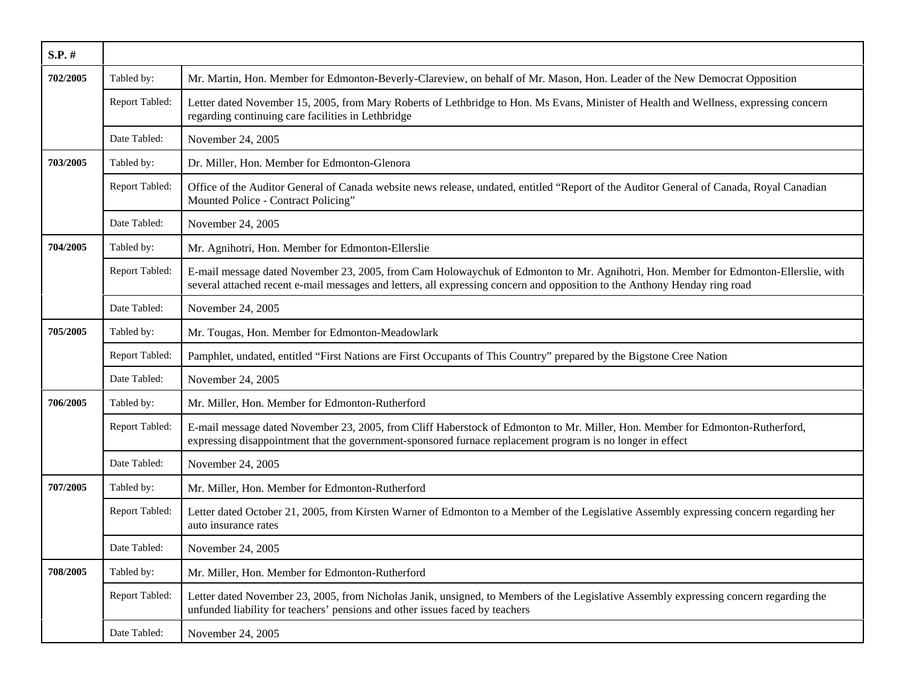| S.P. # | | |
|---|---|---|
| 702/2005 | Tabled by: | Mr. Martin, Hon. Member for Edmonton-Beverly-Clareview, on behalf of Mr. Mason, Hon. Leader of the New Democrat Opposition |
| | Report Tabled: | Letter dated November 15, 2005, from Mary Roberts of Lethbridge to Hon. Ms Evans, Minister of Health and Wellness, expressing concern regarding continuing care facilities in Lethbridge |
| | Date Tabled: | November 24, 2005 |
| 703/2005 | Tabled by: | Dr. Miller, Hon. Member for Edmonton-Glenora |
| | Report Tabled: | Office of the Auditor General of Canada website news release, undated, entitled “Report of the Auditor General of Canada, Royal Canadian Mounted Police - Contract Policing” |
| | Date Tabled: | November 24, 2005 |
| 704/2005 | Tabled by: | Mr. Agnihotri, Hon. Member for Edmonton-Ellerslie |
| | Report Tabled: | E-mail message dated November 23, 2005, from Cam Holowaychuk of Edmonton to Mr. Agnihotri, Hon. Member for Edmonton-Ellerslie, with several attached recent e-mail messages and letters, all expressing concern and opposition to the Anthony Henday ring road |
| | Date Tabled: | November 24, 2005 |
| 705/2005 | Tabled by: | Mr. Tougas, Hon. Member for Edmonton-Meadowlark |
| | Report Tabled: | Pamphlet, undated, entitled “First Nations are First Occupants of This Country” prepared by the Bigstone Cree Nation |
| | Date Tabled: | November 24, 2005 |
| 706/2005 | Tabled by: | Mr. Miller, Hon. Member for Edmonton-Rutherford |
| | Report Tabled: | E-mail message dated November 23, 2005, from Cliff Haberstock of Edmonton to Mr. Miller, Hon. Member for Edmonton-Rutherford, expressing disappointment that the government-sponsored furnace replacement program is no longer in effect |
| | Date Tabled: | November 24, 2005 |
| 707/2005 | Tabled by: | Mr. Miller, Hon. Member for Edmonton-Rutherford |
| | Report Tabled: | Letter dated October 21, 2005, from Kirsten Warner of Edmonton to a Member of the Legislative Assembly expressing concern regarding her auto insurance rates |
| | Date Tabled: | November 24, 2005 |
| 708/2005 | Tabled by: | Mr. Miller, Hon. Member for Edmonton-Rutherford |
| | Report Tabled: | Letter dated November 23, 2005, from Nicholas Janik, unsigned, to Members of the Legislative Assembly expressing concern regarding the unfunded liability for teachers’ pensions and other issues faced by teachers |
| | Date Tabled: | November 24, 2005 |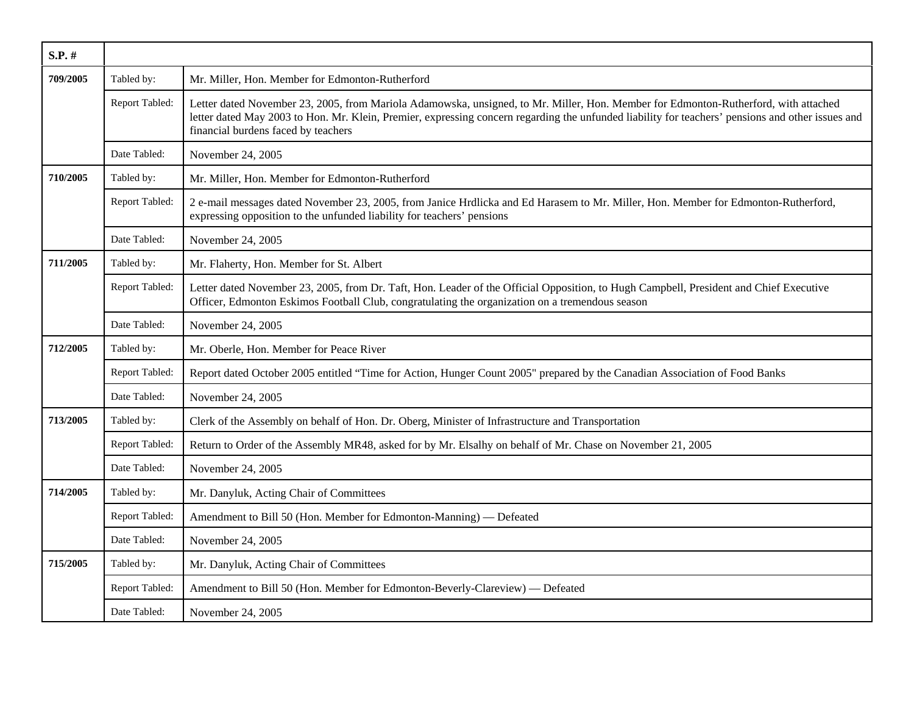| S.P. # | | |
|---|---|---|
| 709/2005 | Tabled by: | Mr. Miller, Hon. Member for Edmonton-Rutherford |
| | Report Tabled: | Letter dated November 23, 2005, from Mariola Adamowska, unsigned, to Mr. Miller, Hon. Member for Edmonton-Rutherford, with attached letter dated May 2003 to Hon. Mr. Klein, Premier, expressing concern regarding the unfunded liability for teachers' pensions and other issues and financial burdens faced by teachers |
| | Date Tabled: | November 24, 2005 |
| 710/2005 | Tabled by: | Mr. Miller, Hon. Member for Edmonton-Rutherford |
| | Report Tabled: | 2 e-mail messages dated November 23, 2005, from Janice Hrdlicka and Ed Harasem to Mr. Miller, Hon. Member for Edmonton-Rutherford, expressing opposition to the unfunded liability for teachers' pensions |
| | Date Tabled: | November 24, 2005 |
| 711/2005 | Tabled by: | Mr. Flaherty, Hon. Member for St. Albert |
| | Report Tabled: | Letter dated November 23, 2005, from Dr. Taft, Hon. Leader of the Official Opposition, to Hugh Campbell, President and Chief Executive Officer, Edmonton Eskimos Football Club, congratulating the organization on a tremendous season |
| | Date Tabled: | November 24, 2005 |
| 712/2005 | Tabled by: | Mr. Oberle, Hon. Member for Peace River |
| | Report Tabled: | Report dated October 2005 entitled "Time for Action, Hunger Count 2005" prepared by the Canadian Association of Food Banks |
| | Date Tabled: | November 24, 2005 |
| 713/2005 | Tabled by: | Clerk of the Assembly on behalf of Hon. Dr. Oberg, Minister of Infrastructure and Transportation |
| | Report Tabled: | Return to Order of the Assembly MR48, asked for by Mr. Elsalhy on behalf of Mr. Chase on November 21, 2005 |
| | Date Tabled: | November 24, 2005 |
| 714/2005 | Tabled by: | Mr. Danyluk, Acting Chair of Committees |
| | Report Tabled: | Amendment to Bill 50 (Hon. Member for Edmonton-Manning) — Defeated |
| | Date Tabled: | November 24, 2005 |
| 715/2005 | Tabled by: | Mr. Danyluk, Acting Chair of Committees |
| | Report Tabled: | Amendment to Bill 50 (Hon. Member for Edmonton-Beverly-Clareview) — Defeated |
| | Date Tabled: | November 24, 2005 |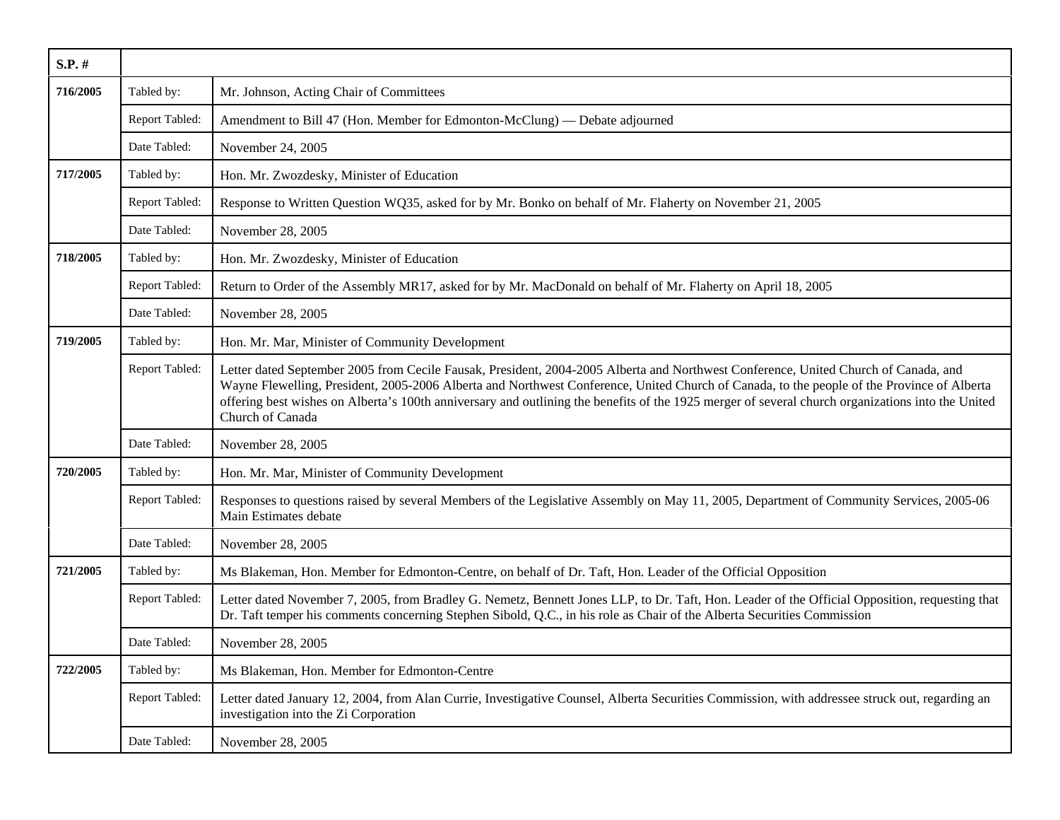| S.P. # | | |
|---|---|---|
| 716/2005 | Tabled by: | Mr. Johnson, Acting Chair of Committees |
| | Report Tabled: | Amendment to Bill 47 (Hon. Member for Edmonton-McClung) — Debate adjourned |
| | Date Tabled: | November 24, 2005 |
| 717/2005 | Tabled by: | Hon. Mr. Zwozdesky, Minister of Education |
| | Report Tabled: | Response to Written Question WQ35, asked for by Mr. Bonko on behalf of Mr. Flaherty on November 21, 2005 |
| | Date Tabled: | November 28, 2005 |
| 718/2005 | Tabled by: | Hon. Mr. Zwozdesky, Minister of Education |
| | Report Tabled: | Return to Order of the Assembly MR17, asked for by Mr. MacDonald on behalf of Mr. Flaherty on April 18, 2005 |
| | Date Tabled: | November 28, 2005 |
| 719/2005 | Tabled by: | Hon. Mr. Mar, Minister of Community Development |
| | Report Tabled: | Letter dated September 2005 from Cecile Fausak, President, 2004-2005 Alberta and Northwest Conference, United Church of Canada, and Wayne Flewelling, President, 2005-2006 Alberta and Northwest Conference, United Church of Canada, to the people of the Province of Alberta offering best wishes on Alberta's 100th anniversary and outlining the benefits of the 1925 merger of several church organizations into the United Church of Canada |
| | Date Tabled: | November 28, 2005 |
| 720/2005 | Tabled by: | Hon. Mr. Mar, Minister of Community Development |
| | Report Tabled: | Responses to questions raised by several Members of the Legislative Assembly on May 11, 2005, Department of Community Services, 2005-06 Main Estimates debate |
| | Date Tabled: | November 28, 2005 |
| 721/2005 | Tabled by: | Ms Blakeman, Hon. Member for Edmonton-Centre, on behalf of Dr. Taft, Hon. Leader of the Official Opposition |
| | Report Tabled: | Letter dated November 7, 2005, from Bradley G. Nemetz, Bennett Jones LLP, to Dr. Taft, Hon. Leader of the Official Opposition, requesting that Dr. Taft temper his comments concerning Stephen Sibold, Q.C., in his role as Chair of the Alberta Securities Commission |
| | Date Tabled: | November 28, 2005 |
| 722/2005 | Tabled by: | Ms Blakeman, Hon. Member for Edmonton-Centre |
| | Report Tabled: | Letter dated January 12, 2004, from Alan Currie, Investigative Counsel, Alberta Securities Commission, with addressee struck out, regarding an investigation into the Zi Corporation |
| | Date Tabled: | November 28, 2005 |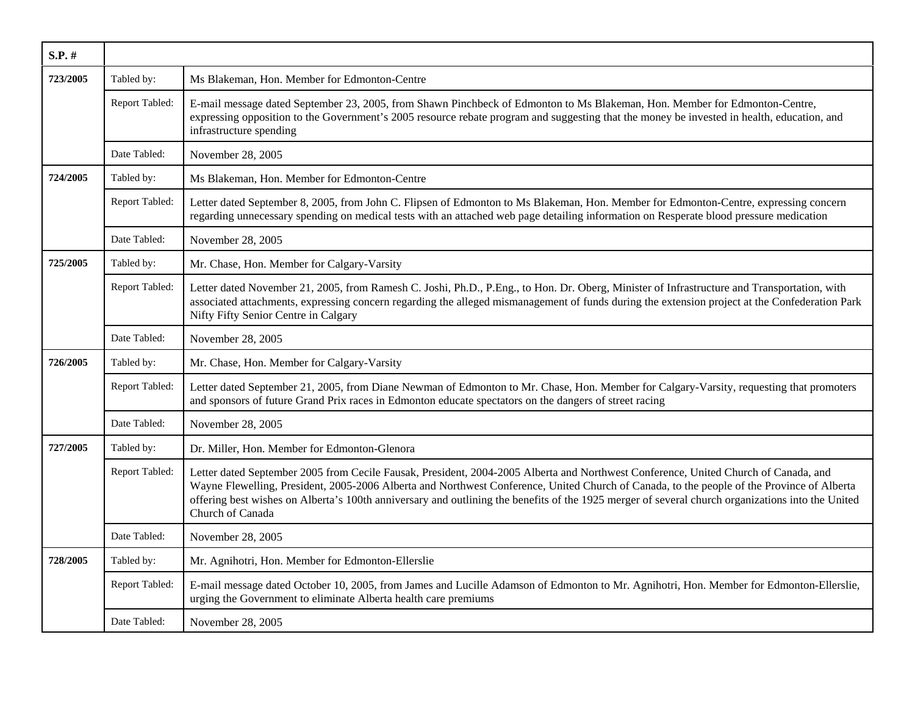| S.P. # | | |
|---|---|---|
| 723/2005 | Tabled by: | Ms Blakeman, Hon. Member for Edmonton-Centre |
| | Report Tabled: | E-mail message dated September 23, 2005, from Shawn Pinchbeck of Edmonton to Ms Blakeman, Hon. Member for Edmonton-Centre, expressing opposition to the Government's 2005 resource rebate program and suggesting that the money be invested in health, education, and infrastructure spending |
| | Date Tabled: | November 28, 2005 |
| 724/2005 | Tabled by: | Ms Blakeman, Hon. Member for Edmonton-Centre |
| | Report Tabled: | Letter dated September 8, 2005, from John C. Flipsen of Edmonton to Ms Blakeman, Hon. Member for Edmonton-Centre, expressing concern regarding unnecessary spending on medical tests with an attached web page detailing information on Resperate blood pressure medication |
| | Date Tabled: | November 28, 2005 |
| 725/2005 | Tabled by: | Mr. Chase, Hon. Member for Calgary-Varsity |
| | Report Tabled: | Letter dated November 21, 2005, from Ramesh C. Joshi, Ph.D., P.Eng., to Hon. Dr. Oberg, Minister of Infrastructure and Transportation, with associated attachments, expressing concern regarding the alleged mismanagement of funds during the extension project at the Confederation Park Nifty Fifty Senior Centre in Calgary |
| | Date Tabled: | November 28, 2005 |
| 726/2005 | Tabled by: | Mr. Chase, Hon. Member for Calgary-Varsity |
| | Report Tabled: | Letter dated September 21, 2005, from Diane Newman of Edmonton to Mr. Chase, Hon. Member for Calgary-Varsity, requesting that promoters and sponsors of future Grand Prix races in Edmonton educate spectators on the dangers of street racing |
| | Date Tabled: | November 28, 2005 |
| 727/2005 | Tabled by: | Dr. Miller, Hon. Member for Edmonton-Glenora |
| | Report Tabled: | Letter dated September 2005 from Cecile Fausak, President, 2004-2005 Alberta and Northwest Conference, United Church of Canada, and Wayne Flewelling, President, 2005-2006 Alberta and Northwest Conference, United Church of Canada, to the people of the Province of Alberta offering best wishes on Alberta's 100th anniversary and outlining the benefits of the 1925 merger of several church organizations into the United Church of Canada |
| | Date Tabled: | November 28, 2005 |
| 728/2005 | Tabled by: | Mr. Agnihotri, Hon. Member for Edmonton-Ellerslie |
| | Report Tabled: | E-mail message dated October 10, 2005, from James and Lucille Adamson of Edmonton to Mr. Agnihotri, Hon. Member for Edmonton-Ellerslie, urging the Government to eliminate Alberta health care premiums |
| | Date Tabled: | November 28, 2005 |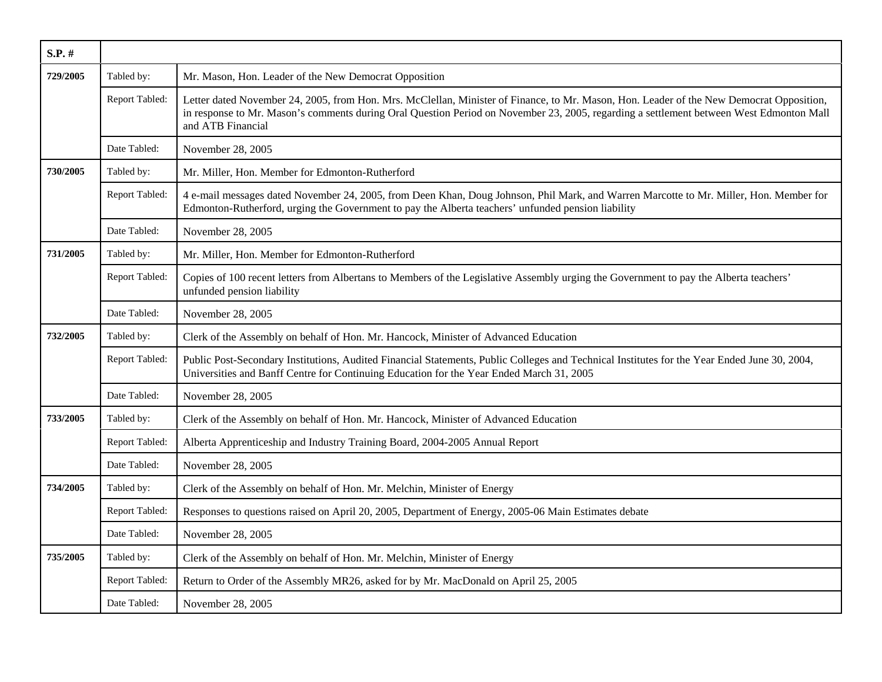| S.P. # | | |
|---|---|---|
| 729/2005 | Tabled by: | Mr. Mason, Hon. Leader of the New Democrat Opposition |
| | Report Tabled: | Letter dated November 24, 2005, from Hon. Mrs. McClellan, Minister of Finance, to Mr. Mason, Hon. Leader of the New Democrat Opposition, in response to Mr. Mason's comments during Oral Question Period on November 23, 2005, regarding a settlement between West Edmonton Mall and ATB Financial |
| | Date Tabled: | November 28, 2005 |
| 730/2005 | Tabled by: | Mr. Miller, Hon. Member for Edmonton-Rutherford |
| | Report Tabled: | 4 e-mail messages dated November 24, 2005, from Deen Khan, Doug Johnson, Phil Mark, and Warren Marcotte to Mr. Miller, Hon. Member for Edmonton-Rutherford, urging the Government to pay the Alberta teachers' unfunded pension liability |
| | Date Tabled: | November 28, 2005 |
| 731/2005 | Tabled by: | Mr. Miller, Hon. Member for Edmonton-Rutherford |
| | Report Tabled: | Copies of 100 recent letters from Albertans to Members of the Legislative Assembly urging the Government to pay the Alberta teachers' unfunded pension liability |
| | Date Tabled: | November 28, 2005 |
| 732/2005 | Tabled by: | Clerk of the Assembly on behalf of Hon. Mr. Hancock, Minister of Advanced Education |
| | Report Tabled: | Public Post-Secondary Institutions, Audited Financial Statements, Public Colleges and Technical Institutes for the Year Ended June 30, 2004, Universities and Banff Centre for Continuing Education for the Year Ended March 31, 2005 |
| | Date Tabled: | November 28, 2005 |
| 733/2005 | Tabled by: | Clerk of the Assembly on behalf of Hon. Mr. Hancock, Minister of Advanced Education |
| | Report Tabled: | Alberta Apprenticeship and Industry Training Board, 2004-2005 Annual Report |
| | Date Tabled: | November 28, 2005 |
| 734/2005 | Tabled by: | Clerk of the Assembly on behalf of Hon. Mr. Melchin, Minister of Energy |
| | Report Tabled: | Responses to questions raised on April 20, 2005, Department of Energy, 2005-06 Main Estimates debate |
| | Date Tabled: | November 28, 2005 |
| 735/2005 | Tabled by: | Clerk of the Assembly on behalf of Hon. Mr. Melchin, Minister of Energy |
| | Report Tabled: | Return to Order of the Assembly MR26, asked for by Mr. MacDonald on April 25, 2005 |
| | Date Tabled: | November 28, 2005 |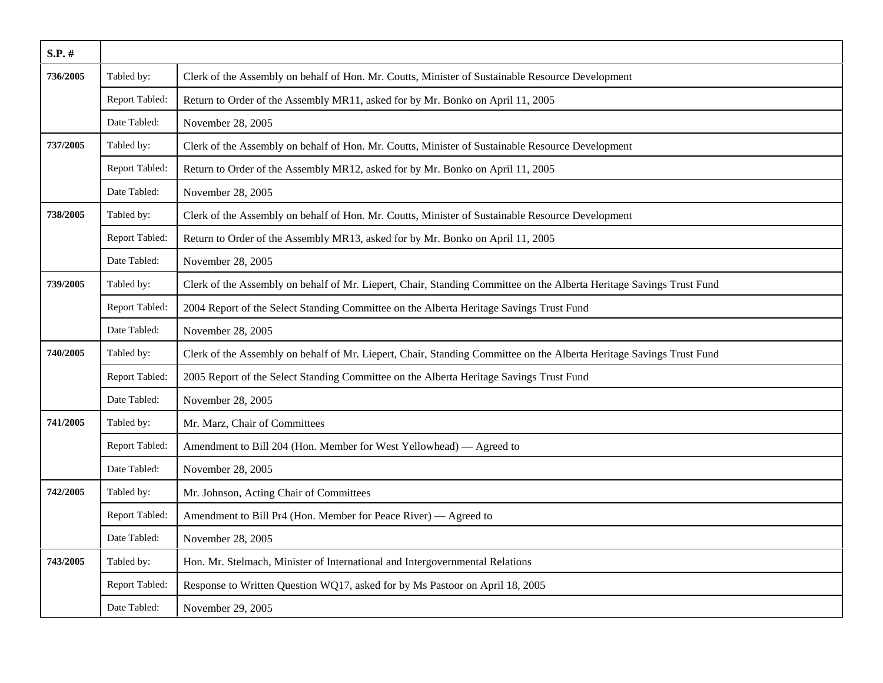| S.P. # | | |
|---|---|---|
| 736/2005 | Tabled by: | Clerk of the Assembly on behalf of Hon. Mr. Coutts, Minister of Sustainable Resource Development |
| | Report Tabled: | Return to Order of the Assembly MR11, asked for by Mr. Bonko on April 11, 2005 |
| | Date Tabled: | November 28, 2005 |
| 737/2005 | Tabled by: | Clerk of the Assembly on behalf of Hon. Mr. Coutts, Minister of Sustainable Resource Development |
| | Report Tabled: | Return to Order of the Assembly MR12, asked for by Mr. Bonko on April 11, 2005 |
| | Date Tabled: | November 28, 2005 |
| 738/2005 | Tabled by: | Clerk of the Assembly on behalf of Hon. Mr. Coutts, Minister of Sustainable Resource Development |
| | Report Tabled: | Return to Order of the Assembly MR13, asked for by Mr. Bonko on April 11, 2005 |
| | Date Tabled: | November 28, 2005 |
| 739/2005 | Tabled by: | Clerk of the Assembly on behalf of Mr. Liepert, Chair, Standing Committee on the Alberta Heritage Savings Trust Fund |
| | Report Tabled: | 2004 Report of the Select Standing Committee on the Alberta Heritage Savings Trust Fund |
| | Date Tabled: | November 28, 2005 |
| 740/2005 | Tabled by: | Clerk of the Assembly on behalf of Mr. Liepert, Chair, Standing Committee on the Alberta Heritage Savings Trust Fund |
| | Report Tabled: | 2005 Report of the Select Standing Committee on the Alberta Heritage Savings Trust Fund |
| | Date Tabled: | November 28, 2005 |
| 741/2005 | Tabled by: | Mr. Marz, Chair of Committees |
| | Report Tabled: | Amendment to Bill 204 (Hon. Member for West Yellowhead) — Agreed to |
| | Date Tabled: | November 28, 2005 |
| 742/2005 | Tabled by: | Mr. Johnson, Acting Chair of Committees |
| | Report Tabled: | Amendment to Bill Pr4 (Hon. Member for Peace River) — Agreed to |
| | Date Tabled: | November 28, 2005 |
| 743/2005 | Tabled by: | Hon. Mr. Stelmach, Minister of International and Intergovernmental Relations |
| | Report Tabled: | Response to Written Question WQ17, asked for by Ms Pastoor on April 18, 2005 |
| | Date Tabled: | November 29, 2005 |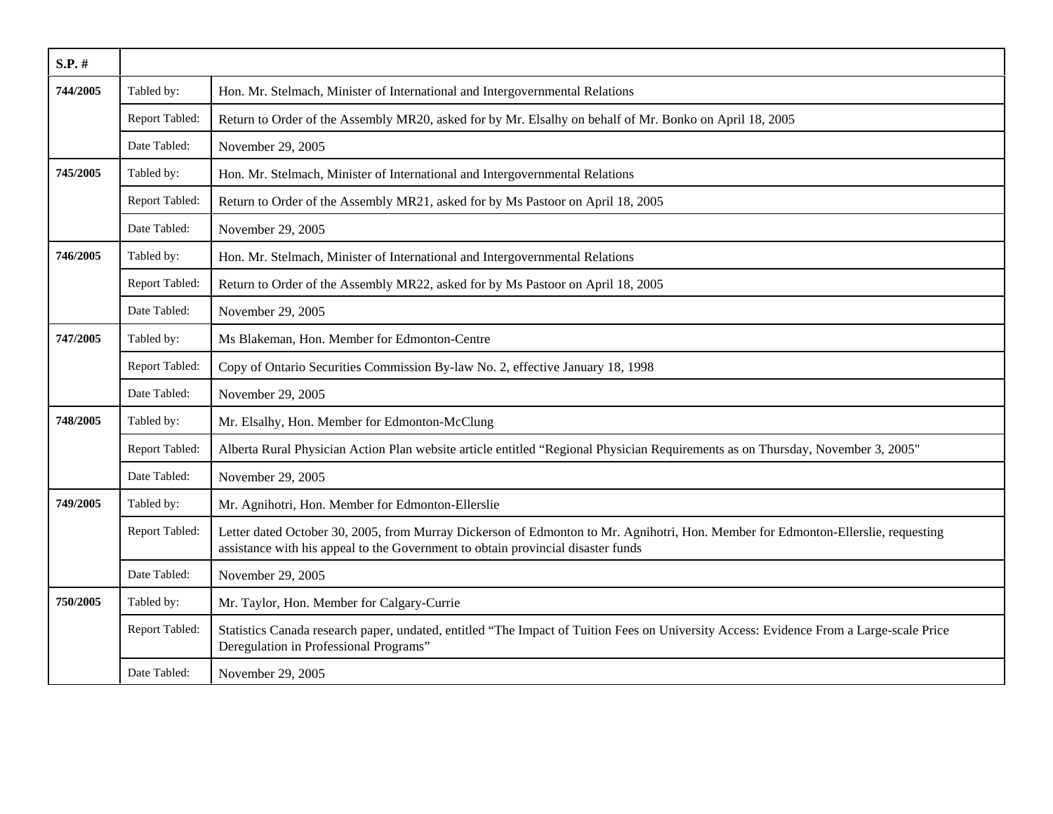| S.P. # | | |
|---|---|---|
| 744/2005 | Tabled by: | Hon. Mr. Stelmach, Minister of International and Intergovernmental Relations |
| | Report Tabled: | Return to Order of the Assembly MR20, asked for by Mr. Elsalhy on behalf of Mr. Bonko on April 18, 2005 |
| | Date Tabled: | November 29, 2005 |
| 745/2005 | Tabled by: | Hon. Mr. Stelmach, Minister of International and Intergovernmental Relations |
| | Report Tabled: | Return to Order of the Assembly MR21, asked for by Ms Pastoor on April 18, 2005 |
| | Date Tabled: | November 29, 2005 |
| 746/2005 | Tabled by: | Hon. Mr. Stelmach, Minister of International and Intergovernmental Relations |
| | Report Tabled: | Return to Order of the Assembly MR22, asked for by Ms Pastoor on April 18, 2005 |
| | Date Tabled: | November 29, 2005 |
| 747/2005 | Tabled by: | Ms Blakeman, Hon. Member for Edmonton-Centre |
| | Report Tabled: | Copy of Ontario Securities Commission By-law No. 2, effective January 18, 1998 |
| | Date Tabled: | November 29, 2005 |
| 748/2005 | Tabled by: | Mr. Elsalhy, Hon. Member for Edmonton-McClung |
| | Report Tabled: | Alberta Rural Physician Action Plan website article entitled “Regional Physician Requirements as on Thursday, November 3, 2005" |
| | Date Tabled: | November 29, 2005 |
| 749/2005 | Tabled by: | Mr. Agnihotri, Hon. Member for Edmonton-Ellerslie |
| | Report Tabled: | Letter dated October 30, 2005, from Murray Dickerson of Edmonton to Mr. Agnihotri, Hon. Member for Edmonton-Ellerslie, requesting assistance with his appeal to the Government to obtain provincial disaster funds |
| | Date Tabled: | November 29, 2005 |
| 750/2005 | Tabled by: | Mr. Taylor, Hon. Member for Calgary-Currie |
| | Report Tabled: | Statistics Canada research paper, undated, entitled “The Impact of Tuition Fees on University Access: Evidence From a Large-scale Price Deregulation in Professional Programs” |
| | Date Tabled: | November 29, 2005 |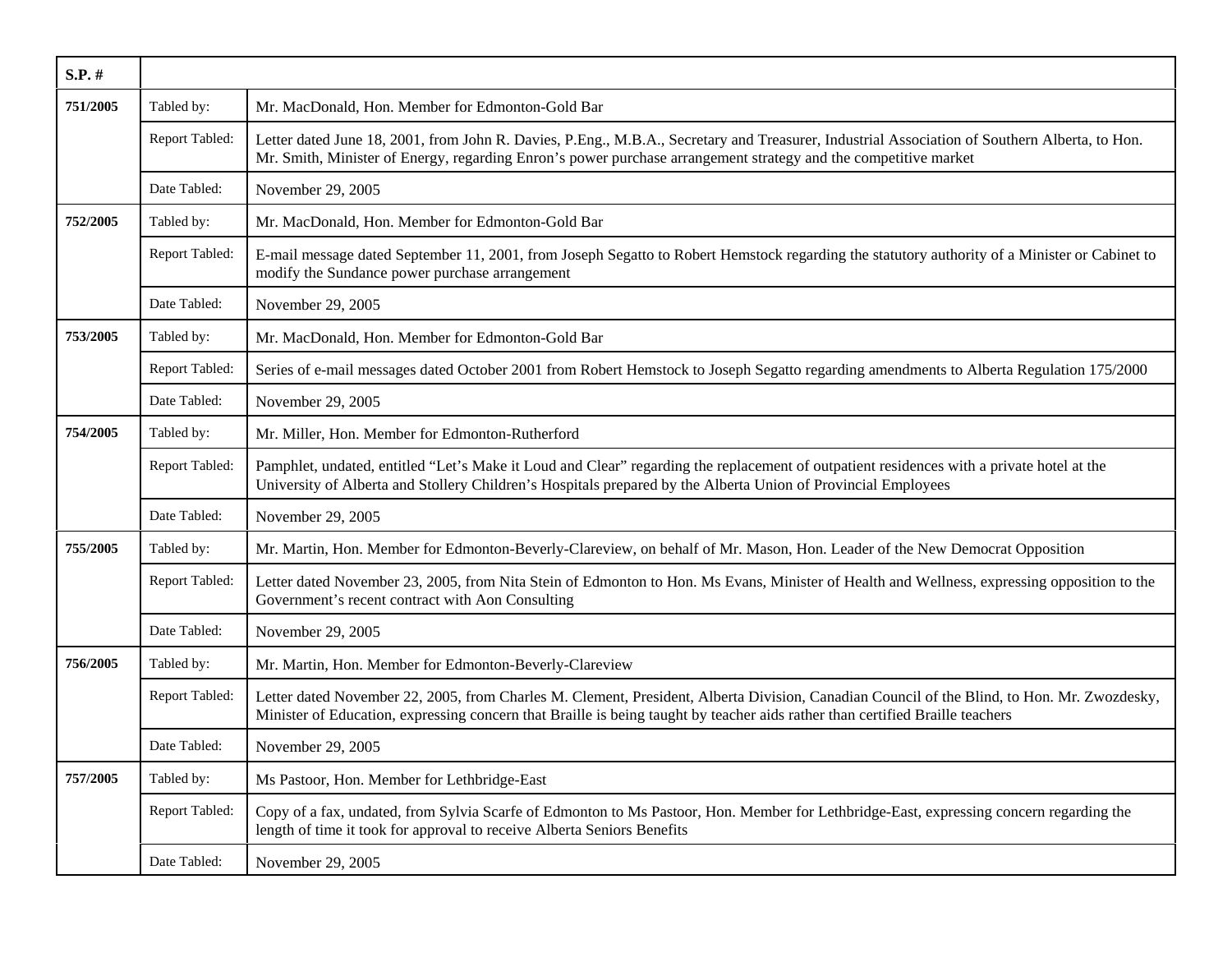| S.P. # | | |
|---|---|---|
| 751/2005 | Tabled by: | Mr. MacDonald, Hon. Member for Edmonton-Gold Bar |
| | Report Tabled: | Letter dated June 18, 2001, from John R. Davies, P.Eng., M.B.A., Secretary and Treasurer, Industrial Association of Southern Alberta, to Hon. Mr. Smith, Minister of Energy, regarding Enron's power purchase arrangement strategy and the competitive market |
| | Date Tabled: | November 29, 2005 |
| 752/2005 | Tabled by: | Mr. MacDonald, Hon. Member for Edmonton-Gold Bar |
| | Report Tabled: | E-mail message dated September 11, 2001, from Joseph Segatto to Robert Hemstock regarding the statutory authority of a Minister or Cabinet to modify the Sundance power purchase arrangement |
| | Date Tabled: | November 29, 2005 |
| 753/2005 | Tabled by: | Mr. MacDonald, Hon. Member for Edmonton-Gold Bar |
| | Report Tabled: | Series of e-mail messages dated October 2001 from Robert Hemstock to Joseph Segatto regarding amendments to Alberta Regulation 175/2000 |
| | Date Tabled: | November 29, 2005 |
| 754/2005 | Tabled by: | Mr. Miller, Hon. Member for Edmonton-Rutherford |
| | Report Tabled: | Pamphlet, undated, entitled "Let's Make it Loud and Clear" regarding the replacement of outpatient residences with a private hotel at the University of Alberta and Stollery Children's Hospitals prepared by the Alberta Union of Provincial Employees |
| | Date Tabled: | November 29, 2005 |
| 755/2005 | Tabled by: | Mr. Martin, Hon. Member for Edmonton-Beverly-Clareview, on behalf of Mr. Mason, Hon. Leader of the New Democrat Opposition |
| | Report Tabled: | Letter dated November 23, 2005, from Nita Stein of Edmonton to Hon. Ms Evans, Minister of Health and Wellness, expressing opposition to the Government's recent contract with Aon Consulting |
| | Date Tabled: | November 29, 2005 |
| 756/2005 | Tabled by: | Mr. Martin, Hon. Member for Edmonton-Beverly-Clareview |
| | Report Tabled: | Letter dated November 22, 2005, from Charles M. Clement, President, Alberta Division, Canadian Council of the Blind, to Hon. Mr. Zwozdesky, Minister of Education, expressing concern that Braille is being taught by teacher aids rather than certified Braille teachers |
| | Date Tabled: | November 29, 2005 |
| 757/2005 | Tabled by: | Ms Pastoor, Hon. Member for Lethbridge-East |
| | Report Tabled: | Copy of a fax, undated, from Sylvia Scarfe of Edmonton to Ms Pastoor, Hon. Member for Lethbridge-East, expressing concern regarding the length of time it took for approval to receive Alberta Seniors Benefits |
| | Date Tabled: | November 29, 2005 |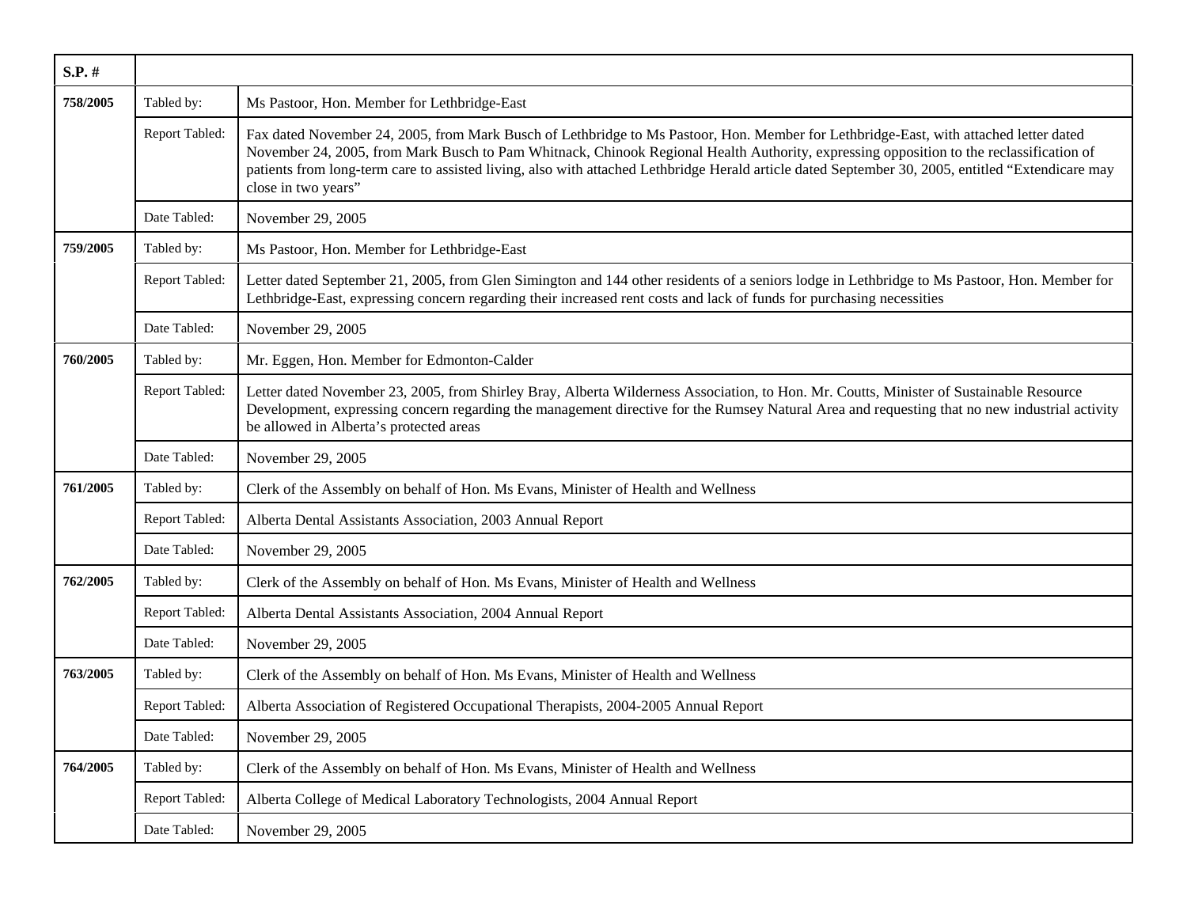| S.P. # | | |
|---|---|---|
| 758/2005 | Tabled by: | Ms Pastoor, Hon. Member for Lethbridge-East |
| | Report Tabled: | Fax dated November 24, 2005, from Mark Busch of Lethbridge to Ms Pastoor, Hon. Member for Lethbridge-East, with attached letter dated November 24, 2005, from Mark Busch to Pam Whitnack, Chinook Regional Health Authority, expressing opposition to the reclassification of patients from long-term care to assisted living, also with attached Lethbridge Herald article dated September 30, 2005, entitled "Extendicare may close in two years" |
| | Date Tabled: | November 29, 2005 |
| 759/2005 | Tabled by: | Ms Pastoor, Hon. Member for Lethbridge-East |
| | Report Tabled: | Letter dated September 21, 2005, from Glen Simington and 144 other residents of a seniors lodge in Lethbridge to Ms Pastoor, Hon. Member for Lethbridge-East, expressing concern regarding their increased rent costs and lack of funds for purchasing necessities |
| | Date Tabled: | November 29, 2005 |
| 760/2005 | Tabled by: | Mr. Eggen, Hon. Member for Edmonton-Calder |
| | Report Tabled: | Letter dated November 23, 2005, from Shirley Bray, Alberta Wilderness Association, to Hon. Mr. Coutts, Minister of Sustainable Resource Development, expressing concern regarding the management directive for the Rumsey Natural Area and requesting that no new industrial activity be allowed in Alberta's protected areas |
| | Date Tabled: | November 29, 2005 |
| 761/2005 | Tabled by: | Clerk of the Assembly on behalf of Hon. Ms Evans, Minister of Health and Wellness |
| | Report Tabled: | Alberta Dental Assistants Association, 2003 Annual Report |
| | Date Tabled: | November 29, 2005 |
| 762/2005 | Tabled by: | Clerk of the Assembly on behalf of Hon. Ms Evans, Minister of Health and Wellness |
| | Report Tabled: | Alberta Dental Assistants Association, 2004 Annual Report |
| | Date Tabled: | November 29, 2005 |
| 763/2005 | Tabled by: | Clerk of the Assembly on behalf of Hon. Ms Evans, Minister of Health and Wellness |
| | Report Tabled: | Alberta Association of Registered Occupational Therapists, 2004-2005 Annual Report |
| | Date Tabled: | November 29, 2005 |
| 764/2005 | Tabled by: | Clerk of the Assembly on behalf of Hon. Ms Evans, Minister of Health and Wellness |
| | Report Tabled: | Alberta College of Medical Laboratory Technologists, 2004 Annual Report |
| | Date Tabled: | November 29, 2005 |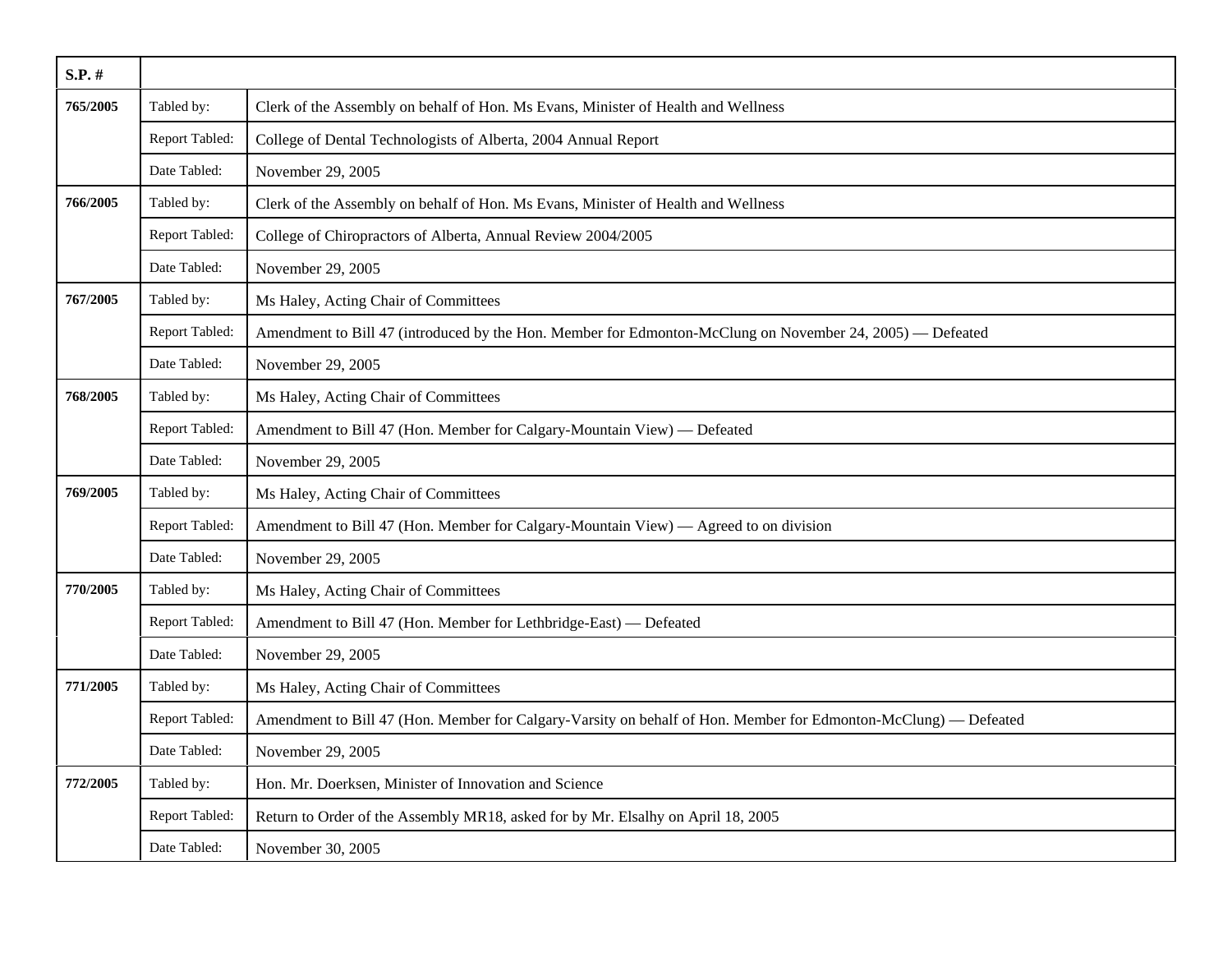| S.P. # | | |
|---|---|---|
| 765/2005 | Tabled by: | Clerk of the Assembly on behalf of Hon. Ms Evans, Minister of Health and Wellness |
| | Report Tabled: | College of Dental Technologists of Alberta, 2004 Annual Report |
| | Date Tabled: | November 29, 2005 |
| 766/2005 | Tabled by: | Clerk of the Assembly on behalf of Hon. Ms Evans, Minister of Health and Wellness |
| | Report Tabled: | College of Chiropractors of Alberta, Annual Review 2004/2005 |
| | Date Tabled: | November 29, 2005 |
| 767/2005 | Tabled by: | Ms Haley, Acting Chair of Committees |
| | Report Tabled: | Amendment to Bill 47 (introduced by the Hon. Member for Edmonton-McClung on November 24, 2005) — Defeated |
| | Date Tabled: | November 29, 2005 |
| 768/2005 | Tabled by: | Ms Haley, Acting Chair of Committees |
| | Report Tabled: | Amendment to Bill 47 (Hon. Member for Calgary-Mountain View) — Defeated |
| | Date Tabled: | November 29, 2005 |
| 769/2005 | Tabled by: | Ms Haley, Acting Chair of Committees |
| | Report Tabled: | Amendment to Bill 47 (Hon. Member for Calgary-Mountain View) — Agreed to on division |
| | Date Tabled: | November 29, 2005 |
| 770/2005 | Tabled by: | Ms Haley, Acting Chair of Committees |
| | Report Tabled: | Amendment to Bill 47 (Hon. Member for Lethbridge-East) — Defeated |
| | Date Tabled: | November 29, 2005 |
| 771/2005 | Tabled by: | Ms Haley, Acting Chair of Committees |
| | Report Tabled: | Amendment to Bill 47 (Hon. Member for Calgary-Varsity on behalf of Hon. Member for Edmonton-McClung) — Defeated |
| | Date Tabled: | November 29, 2005 |
| 772/2005 | Tabled by: | Hon. Mr. Doerksen, Minister of Innovation and Science |
| | Report Tabled: | Return to Order of the Assembly MR18, asked for by Mr. Elsalhy on April 18, 2005 |
| | Date Tabled: | November 30, 2005 |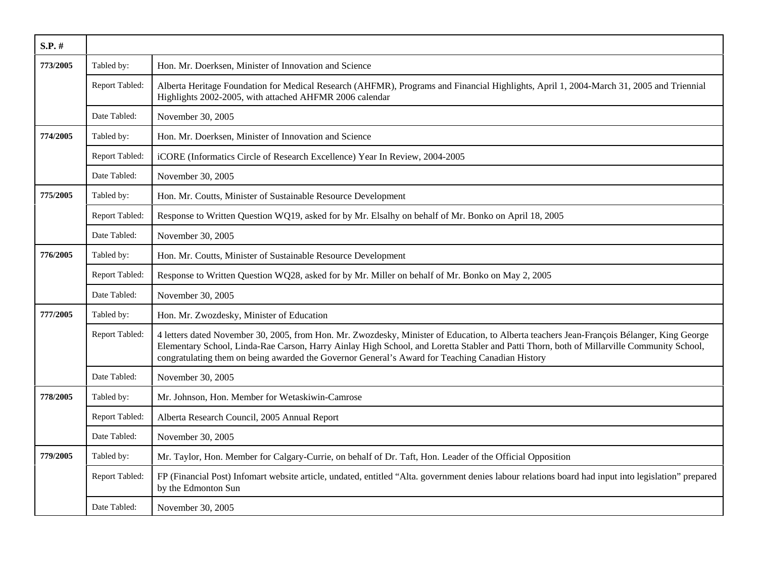| S.P. # | | |
|---|---|---|
| 773/2005 | Tabled by: | Hon. Mr. Doerksen, Minister of Innovation and Science |
| | Report Tabled: | Alberta Heritage Foundation for Medical Research (AHFMR), Programs and Financial Highlights, April 1, 2004-March 31, 2005 and Triennial Highlights 2002-2005, with attached AHFMR 2006 calendar |
| | Date Tabled: | November 30, 2005 |
| 774/2005 | Tabled by: | Hon. Mr. Doerksen, Minister of Innovation and Science |
| | Report Tabled: | iCORE (Informatics Circle of Research Excellence) Year In Review, 2004-2005 |
| | Date Tabled: | November 30, 2005 |
| 775/2005 | Tabled by: | Hon. Mr. Coutts, Minister of Sustainable Resource Development |
| | Report Tabled: | Response to Written Question WQ19, asked for by Mr. Elsalhy on behalf of Mr. Bonko on April 18, 2005 |
| | Date Tabled: | November 30, 2005 |
| 776/2005 | Tabled by: | Hon. Mr. Coutts, Minister of Sustainable Resource Development |
| | Report Tabled: | Response to Written Question WQ28, asked for by Mr. Miller on behalf of Mr. Bonko on May 2, 2005 |
| | Date Tabled: | November 30, 2005 |
| 777/2005 | Tabled by: | Hon. Mr. Zwozdesky, Minister of Education |
| | Report Tabled: | 4 letters dated November 30, 2005, from Hon. Mr. Zwozdesky, Minister of Education, to Alberta teachers Jean-François Bélanger, King George Elementary School, Linda-Rae Carson, Harry Ainlay High School, and Loretta Stabler and Patti Thorn, both of Millarville Community School, congratulating them on being awarded the Governor General's Award for Teaching Canadian History |
| | Date Tabled: | November 30, 2005 |
| 778/2005 | Tabled by: | Mr. Johnson, Hon. Member for Wetaskiwin-Camrose |
| | Report Tabled: | Alberta Research Council, 2005 Annual Report |
| | Date Tabled: | November 30, 2005 |
| 779/2005 | Tabled by: | Mr. Taylor, Hon. Member for Calgary-Currie, on behalf of Dr. Taft, Hon. Leader of the Official Opposition |
| | Report Tabled: | FP (Financial Post) Infomart website article, undated, entitled "Alta. government denies labour relations board had input into legislation" prepared by the Edmonton Sun |
| | Date Tabled: | November 30, 2005 |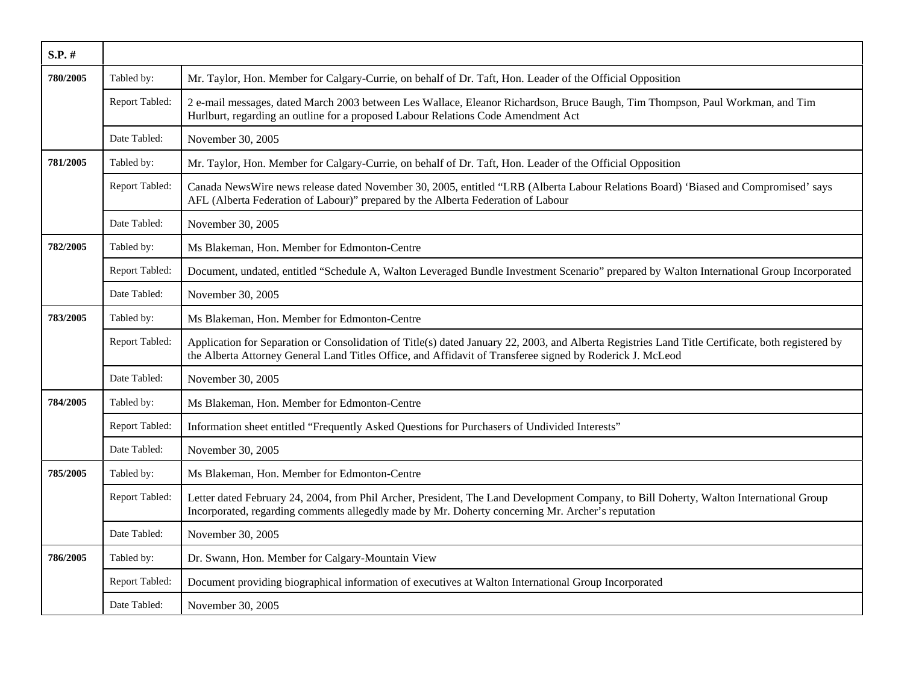| S.P. # | | |
|---|---|---|
| 780/2005 | Tabled by: | Mr. Taylor, Hon. Member for Calgary-Currie, on behalf of Dr. Taft, Hon. Leader of the Official Opposition |
| | Report Tabled: | 2 e-mail messages, dated March 2003 between Les Wallace, Eleanor Richardson, Bruce Baugh, Tim Thompson, Paul Workman, and Tim Hurlburt, regarding an outline for a proposed Labour Relations Code Amendment Act |
| | Date Tabled: | November 30, 2005 |
| 781/2005 | Tabled by: | Mr. Taylor, Hon. Member for Calgary-Currie, on behalf of Dr. Taft, Hon. Leader of the Official Opposition |
| | Report Tabled: | Canada NewsWire news release dated November 30, 2005, entitled "LRB (Alberta Labour Relations Board) 'Biased and Compromised' says AFL (Alberta Federation of Labour)" prepared by the Alberta Federation of Labour |
| | Date Tabled: | November 30, 2005 |
| 782/2005 | Tabled by: | Ms Blakeman, Hon. Member for Edmonton-Centre |
| | Report Tabled: | Document, undated, entitled "Schedule A, Walton Leveraged Bundle Investment Scenario" prepared by Walton International Group Incorporated |
| | Date Tabled: | November 30, 2005 |
| 783/2005 | Tabled by: | Ms Blakeman, Hon. Member for Edmonton-Centre |
| | Report Tabled: | Application for Separation or Consolidation of Title(s) dated January 22, 2003, and Alberta Registries Land Title Certificate, both registered by the Alberta Attorney General Land Titles Office, and Affidavit of Transferee signed by Roderick J. McLeod |
| | Date Tabled: | November 30, 2005 |
| 784/2005 | Tabled by: | Ms Blakeman, Hon. Member for Edmonton-Centre |
| | Report Tabled: | Information sheet entitled "Frequently Asked Questions for Purchasers of Undivided Interests" |
| | Date Tabled: | November 30, 2005 |
| 785/2005 | Tabled by: | Ms Blakeman, Hon. Member for Edmonton-Centre |
| | Report Tabled: | Letter dated February 24, 2004, from Phil Archer, President, The Land Development Company, to Bill Doherty, Walton International Group Incorporated, regarding comments allegedly made by Mr. Doherty concerning Mr. Archer's reputation |
| | Date Tabled: | November 30, 2005 |
| 786/2005 | Tabled by: | Dr. Swann, Hon. Member for Calgary-Mountain View |
| | Report Tabled: | Document providing biographical information of executives at Walton International Group Incorporated |
| | Date Tabled: | November 30, 2005 |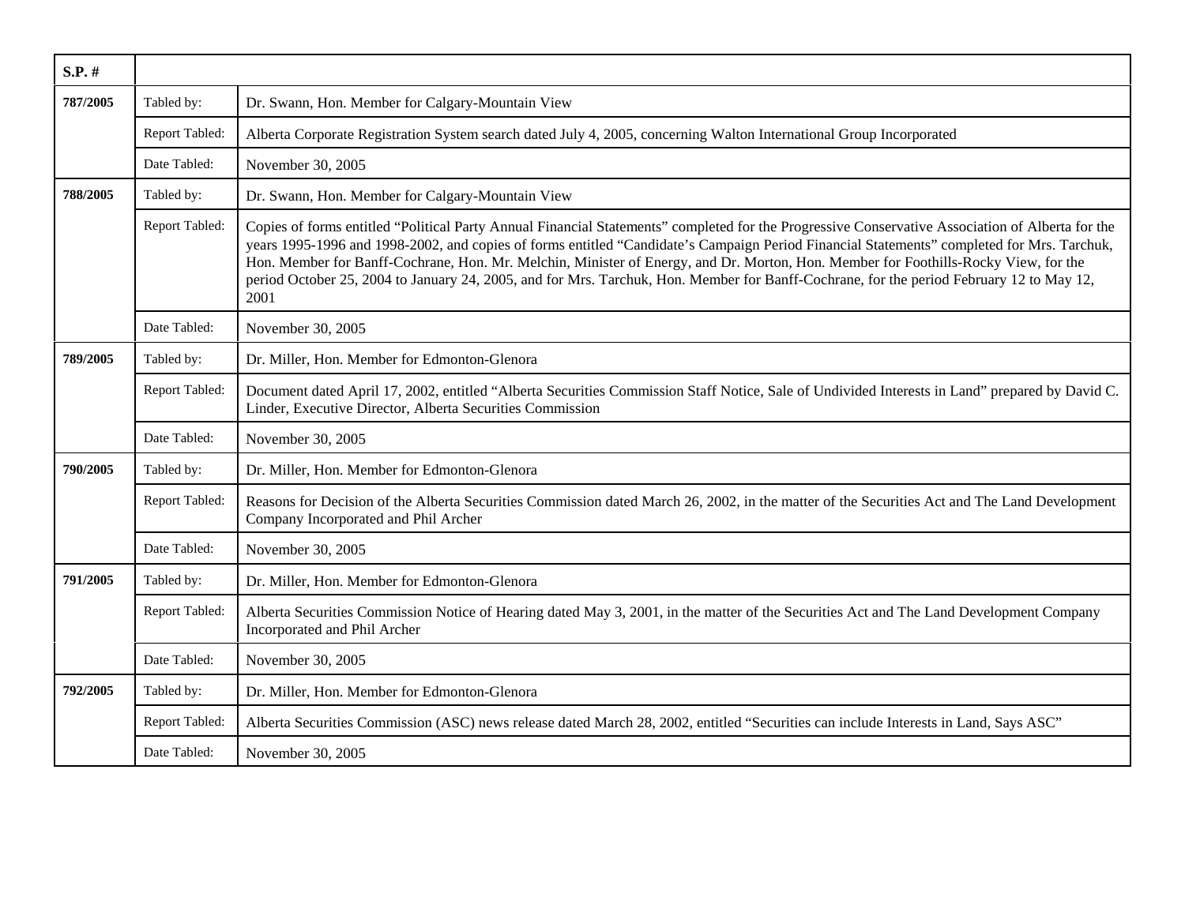| S.P. # | | |
|---|---|---|
| **787/2005** | Tabled by: | Dr. Swann, Hon. Member for Calgary-Mountain View |
| | Report Tabled: | Alberta Corporate Registration System search dated July 4, 2005, concerning Walton International Group Incorporated |
| | Date Tabled: | November 30, 2005 |
| **788/2005** | Tabled by: | Dr. Swann, Hon. Member for Calgary-Mountain View |
| | Report Tabled: | Copies of forms entitled "Political Party Annual Financial Statements" completed for the Progressive Conservative Association of Alberta for the years 1995-1996 and 1998-2002, and copies of forms entitled "Candidate's Campaign Period Financial Statements" completed for Mrs. Tarchuk, Hon. Member for Banff-Cochrane, Hon. Mr. Melchin, Minister of Energy, and Dr. Morton, Hon. Member for Foothills-Rocky View, for the period October 25, 2004 to January 24, 2005, and for Mrs. Tarchuk, Hon. Member for Banff-Cochrane, for the period February 12 to May 12, 2001 |
| | Date Tabled: | November 30, 2005 |
| **789/2005** | Tabled by: | Dr. Miller, Hon. Member for Edmonton-Glenora |
| | Report Tabled: | Document dated April 17, 2002, entitled "Alberta Securities Commission Staff Notice, Sale of Undivided Interests in Land" prepared by David C. Linder, Executive Director, Alberta Securities Commission |
| | Date Tabled: | November 30, 2005 |
| **790/2005** | Tabled by: | Dr. Miller, Hon. Member for Edmonton-Glenora |
| | Report Tabled: | Reasons for Decision of the Alberta Securities Commission dated March 26, 2002, in the matter of the Securities Act and The Land Development Company Incorporated and Phil Archer |
| | Date Tabled: | November 30, 2005 |
| **791/2005** | Tabled by: | Dr. Miller, Hon. Member for Edmonton-Glenora |
| | Report Tabled: | Alberta Securities Commission Notice of Hearing dated May 3, 2001, in the matter of the Securities Act and The Land Development Company Incorporated and Phil Archer |
| | Date Tabled: | November 30, 2005 |
| **792/2005** | Tabled by: | Dr. Miller, Hon. Member for Edmonton-Glenora |
| | Report Tabled: | Alberta Securities Commission (ASC) news release dated March 28, 2002, entitled "Securities can include Interests in Land, Says ASC" |
| | Date Tabled: | November 30, 2005 |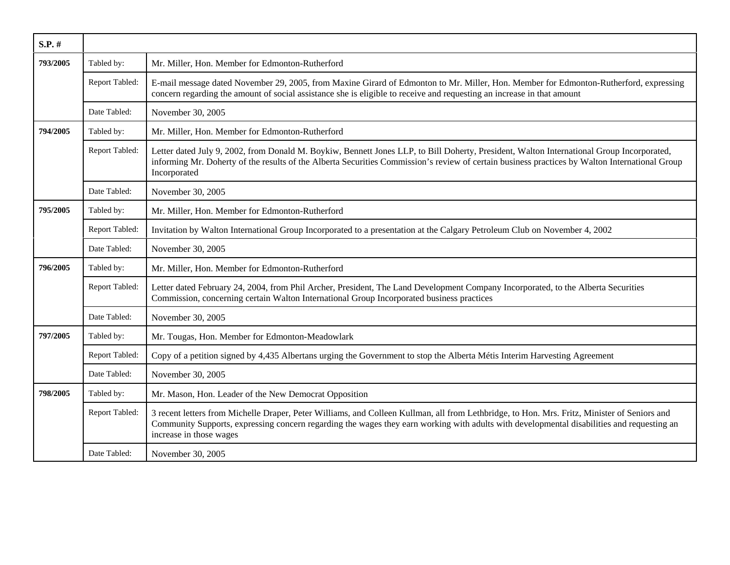| S.P. # | | |
|---|---|---|
| **793/2005** | Tabled by: | Mr. Miller, Hon. Member for Edmonton-Rutherford |
| | Report Tabled: | E-mail message dated November 29, 2005, from Maxine Girard of Edmonton to Mr. Miller, Hon. Member for Edmonton-Rutherford, expressing concern regarding the amount of social assistance she is eligible to receive and requesting an increase in that amount |
| | Date Tabled: | November 30, 2005 |
| **794/2005** | Tabled by: | Mr. Miller, Hon. Member for Edmonton-Rutherford |
| | Report Tabled: | Letter dated July 9, 2002, from Donald M. Boykiw, Bennett Jones LLP, to Bill Doherty, President, Walton International Group Incorporated, informing Mr. Doherty of the results of the Alberta Securities Commission's review of certain business practices by Walton International Group Incorporated |
| | Date Tabled: | November 30, 2005 |
| **795/2005** | Tabled by: | Mr. Miller, Hon. Member for Edmonton-Rutherford |
| | Report Tabled: | Invitation by Walton International Group Incorporated to a presentation at the Calgary Petroleum Club on November 4, 2002 |
| | Date Tabled: | November 30, 2005 |
| **796/2005** | Tabled by: | Mr. Miller, Hon. Member for Edmonton-Rutherford |
| | Report Tabled: | Letter dated February 24, 2004, from Phil Archer, President, The Land Development Company Incorporated, to the Alberta Securities Commission, concerning certain Walton International Group Incorporated business practices |
| | Date Tabled: | November 30, 2005 |
| **797/2005** | Tabled by: | Mr. Tougas, Hon. Member for Edmonton-Meadowlark |
| | Report Tabled: | Copy of a petition signed by 4,435 Albertans urging the Government to stop the Alberta Métis Interim Harvesting Agreement |
| | Date Tabled: | November 30, 2005 |
| **798/2005** | Tabled by: | Mr. Mason, Hon. Leader of the New Democrat Opposition |
| | Report Tabled: | 3 recent letters from Michelle Draper, Peter Williams, and Colleen Kullman, all from Lethbridge, to Hon. Mrs. Fritz, Minister of Seniors and Community Supports, expressing concern regarding the wages they earn working with adults with developmental disabilities and requesting an increase in those wages |
| | Date Tabled: | November 30, 2005 |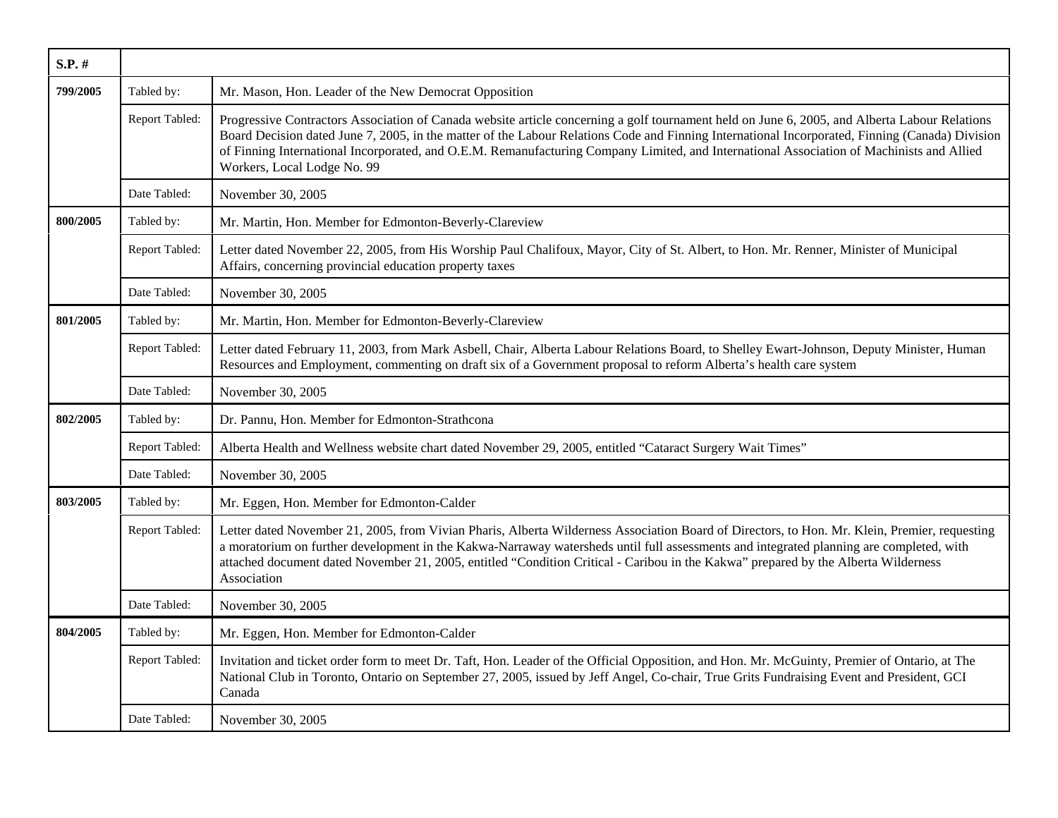| S.P. # | | |
|---|---|---|
| 799/2005 | Tabled by: | Mr. Mason, Hon. Leader of the New Democrat Opposition |
| | Report Tabled: | Progressive Contractors Association of Canada website article concerning a golf tournament held on June 6, 2005, and Alberta Labour Relations Board Decision dated June 7, 2005, in the matter of the Labour Relations Code and Finning International Incorporated, Finning (Canada) Division of Finning International Incorporated, and O.E.M. Remanufacturing Company Limited, and International Association of Machinists and Allied Workers, Local Lodge No. 99 |
| | Date Tabled: | November 30, 2005 |
| 800/2005 | Tabled by: | Mr. Martin, Hon. Member for Edmonton-Beverly-Clareview |
| | Report Tabled: | Letter dated November 22, 2005, from His Worship Paul Chalifoux, Mayor, City of St. Albert, to Hon. Mr. Renner, Minister of Municipal Affairs, concerning provincial education property taxes |
| | Date Tabled: | November 30, 2005 |
| 801/2005 | Tabled by: | Mr. Martin, Hon. Member for Edmonton-Beverly-Clareview |
| | Report Tabled: | Letter dated February 11, 2003, from Mark Asbell, Chair, Alberta Labour Relations Board, to Shelley Ewart-Johnson, Deputy Minister, Human Resources and Employment, commenting on draft six of a Government proposal to reform Alberta's health care system |
| | Date Tabled: | November 30, 2005 |
| 802/2005 | Tabled by: | Dr. Pannu, Hon. Member for Edmonton-Strathcona |
| | Report Tabled: | Alberta Health and Wellness website chart dated November 29, 2005, entitled "Cataract Surgery Wait Times" |
| | Date Tabled: | November 30, 2005 |
| 803/2005 | Tabled by: | Mr. Eggen, Hon. Member for Edmonton-Calder |
| | Report Tabled: | Letter dated November 21, 2005, from Vivian Pharis, Alberta Wilderness Association Board of Directors, to Hon. Mr. Klein, Premier, requesting a moratorium on further development in the Kakwa-Narraway watersheds until full assessments and integrated planning are completed, with attached document dated November 21, 2005, entitled "Condition Critical - Caribou in the Kakwa" prepared by the Alberta Wilderness Association |
| | Date Tabled: | November 30, 2005 |
| 804/2005 | Tabled by: | Mr. Eggen, Hon. Member for Edmonton-Calder |
| | Report Tabled: | Invitation and ticket order form to meet Dr. Taft, Hon. Leader of the Official Opposition, and Hon. Mr. McGuinty, Premier of Ontario, at The National Club in Toronto, Ontario on September 27, 2005, issued by Jeff Angel, Co-chair, True Grits Fundraising Event and President, GCI Canada |
| | Date Tabled: | November 30, 2005 |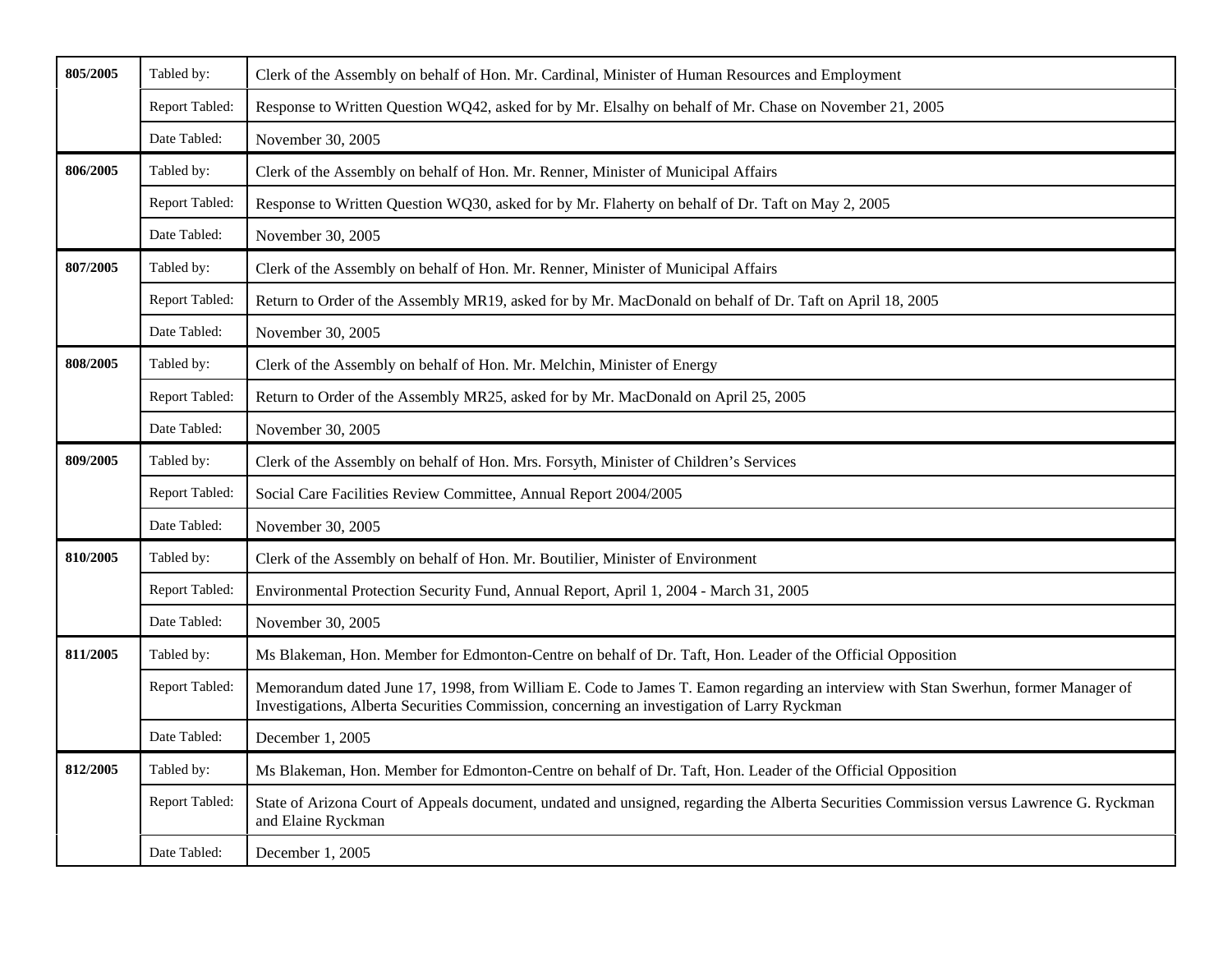| | | |
|---|---|---|
| **805/2005** | Tabled by: | Clerk of the Assembly on behalf of Hon. Mr. Cardinal, Minister of Human Resources and Employment |
| | Report Tabled: | Response to Written Question WQ42, asked for by Mr. Elsalhy on behalf of Mr. Chase on November 21, 2005 |
| | Date Tabled: | November 30, 2005 |
| **806/2005** | Tabled by: | Clerk of the Assembly on behalf of Hon. Mr. Renner, Minister of Municipal Affairs |
| | Report Tabled: | Response to Written Question WQ30, asked for by Mr. Flaherty on behalf of Dr. Taft on May 2, 2005 |
| | Date Tabled: | November 30, 2005 |
| **807/2005** | Tabled by: | Clerk of the Assembly on behalf of Hon. Mr. Renner, Minister of Municipal Affairs |
| | Report Tabled: | Return to Order of the Assembly MR19, asked for by Mr. MacDonald on behalf of Dr. Taft on April 18, 2005 |
| | Date Tabled: | November 30, 2005 |
| **808/2005** | Tabled by: | Clerk of the Assembly on behalf of Hon. Mr. Melchin, Minister of Energy |
| | Report Tabled: | Return to Order of the Assembly MR25, asked for by Mr. MacDonald on April 25, 2005 |
| | Date Tabled: | November 30, 2005 |
| **809/2005** | Tabled by: | Clerk of the Assembly on behalf of Hon. Mrs. Forsyth, Minister of Children's Services |
| | Report Tabled: | Social Care Facilities Review Committee, Annual Report 2004/2005 |
| | Date Tabled: | November 30, 2005 |
| **810/2005** | Tabled by: | Clerk of the Assembly on behalf of Hon. Mr. Boutilier, Minister of Environment |
| | Report Tabled: | Environmental Protection Security Fund, Annual Report, April 1, 2004 - March 31, 2005 |
| | Date Tabled: | November 30, 2005 |
| **811/2005** | Tabled by: | Ms Blakeman, Hon. Member for Edmonton-Centre on behalf of Dr. Taft, Hon. Leader of the Official Opposition |
| | Report Tabled: | Memorandum dated June 17, 1998, from William E. Code to James T. Eamon regarding an interview with Stan Swerhun, former Manager of Investigations, Alberta Securities Commission, concerning an investigation of Larry Ryckman |
| | Date Tabled: | December 1, 2005 |
| **812/2005** | Tabled by: | Ms Blakeman, Hon. Member for Edmonton-Centre on behalf of Dr. Taft, Hon. Leader of the Official Opposition |
| | Report Tabled: | State of Arizona Court of Appeals document, undated and unsigned, regarding the Alberta Securities Commission versus Lawrence G. Ryckman and Elaine Ryckman |
| | Date Tabled: | December 1, 2005 |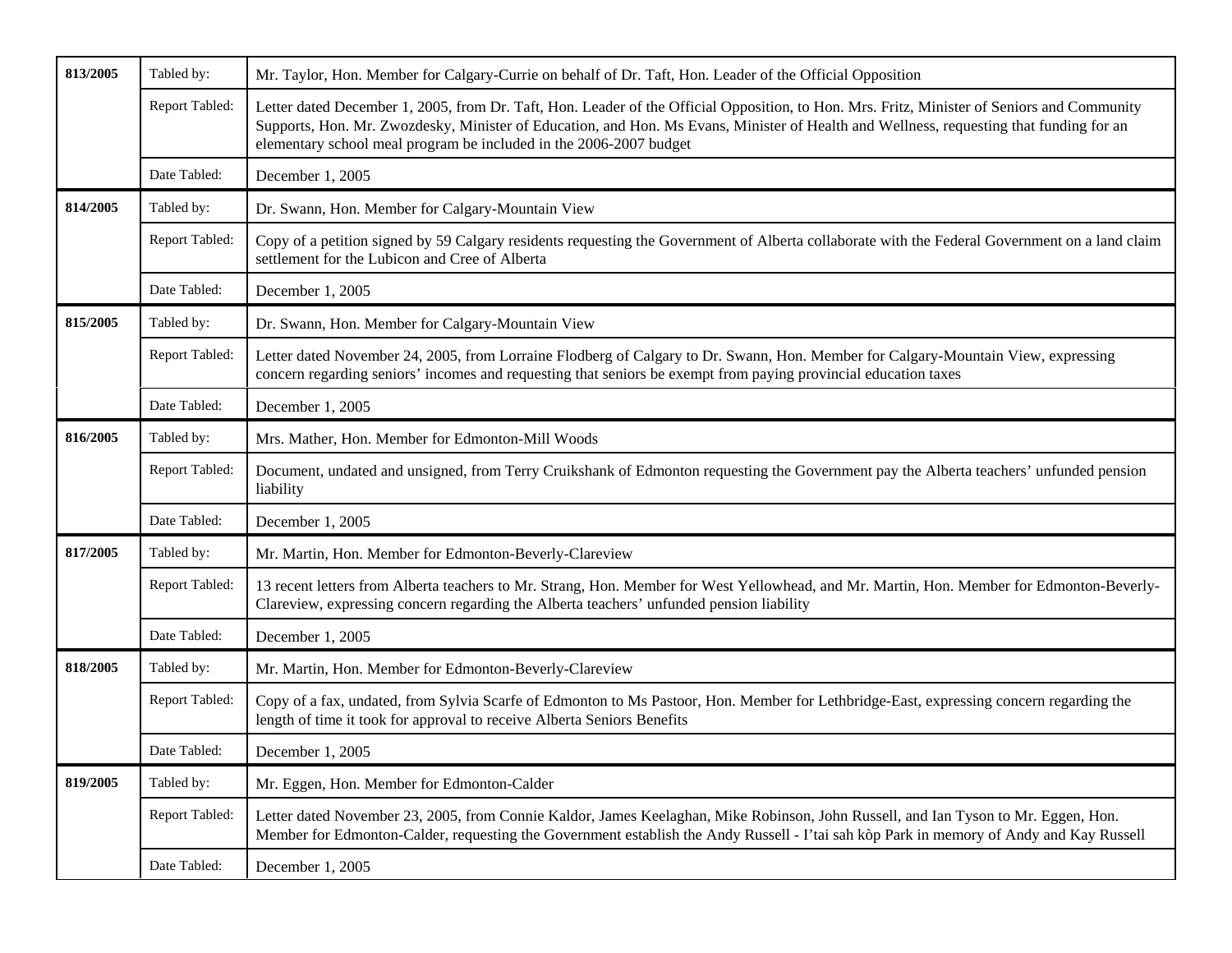| | | |
|---|---|---|
| **813/2005** | Tabled by: | Mr. Taylor, Hon. Member for Calgary-Currie on behalf of Dr. Taft, Hon. Leader of the Official Opposition |
| | Report Tabled: | Letter dated December 1, 2005, from Dr. Taft, Hon. Leader of the Official Opposition, to Hon. Mrs. Fritz, Minister of Seniors and Community Supports, Hon. Mr. Zwozdesky, Minister of Education, and Hon. Ms Evans, Minister of Health and Wellness, requesting that funding for an elementary school meal program be included in the 2006-2007 budget |
| | Date Tabled: | December 1, 2005 |
| **814/2005** | Tabled by: | Dr. Swann, Hon. Member for Calgary-Mountain View |
| | Report Tabled: | Copy of a petition signed by 59 Calgary residents requesting the Government of Alberta collaborate with the Federal Government on a land claim settlement for the Lubicon and Cree of Alberta |
| | Date Tabled: | December 1, 2005 |
| **815/2005** | Tabled by: | Dr. Swann, Hon. Member for Calgary-Mountain View |
| | Report Tabled: | Letter dated November 24, 2005, from Lorraine Flodberg of Calgary to Dr. Swann, Hon. Member for Calgary-Mountain View, expressing concern regarding seniors' incomes and requesting that seniors be exempt from paying provincial education taxes |
| | Date Tabled: | December 1, 2005 |
| **816/2005** | Tabled by: | Mrs. Mather, Hon. Member for Edmonton-Mill Woods |
| | Report Tabled: | Document, undated and unsigned, from Terry Cruikshank of Edmonton requesting the Government pay the Alberta teachers' unfunded pension liability |
| | Date Tabled: | December 1, 2005 |
| **817/2005** | Tabled by: | Mr. Martin, Hon. Member for Edmonton-Beverly-Clareview |
| | Report Tabled: | 13 recent letters from Alberta teachers to Mr. Strang, Hon. Member for West Yellowhead, and Mr. Martin, Hon. Member for Edmonton-Beverly-Clareview, expressing concern regarding the Alberta teachers' unfunded pension liability |
| | Date Tabled: | December 1, 2005 |
| **818/2005** | Tabled by: | Mr. Martin, Hon. Member for Edmonton-Beverly-Clareview |
| | Report Tabled: | Copy of a fax, undated, from Sylvia Scarfe of Edmonton to Ms Pastoor, Hon. Member for Lethbridge-East, expressing concern regarding the length of time it took for approval to receive Alberta Seniors Benefits |
| | Date Tabled: | December 1, 2005 |
| **819/2005** | Tabled by: | Mr. Eggen, Hon. Member for Edmonton-Calder |
| | Report Tabled: | Letter dated November 23, 2005, from Connie Kaldor, James Keelaghan, Mike Robinson, John Russell, and Ian Tyson to Mr. Eggen, Hon. Member for Edmonton-Calder, requesting the Government establish the Andy Russell - I'tai sah kòp Park in memory of Andy and Kay Russell |
| | Date Tabled: | December 1, 2005 |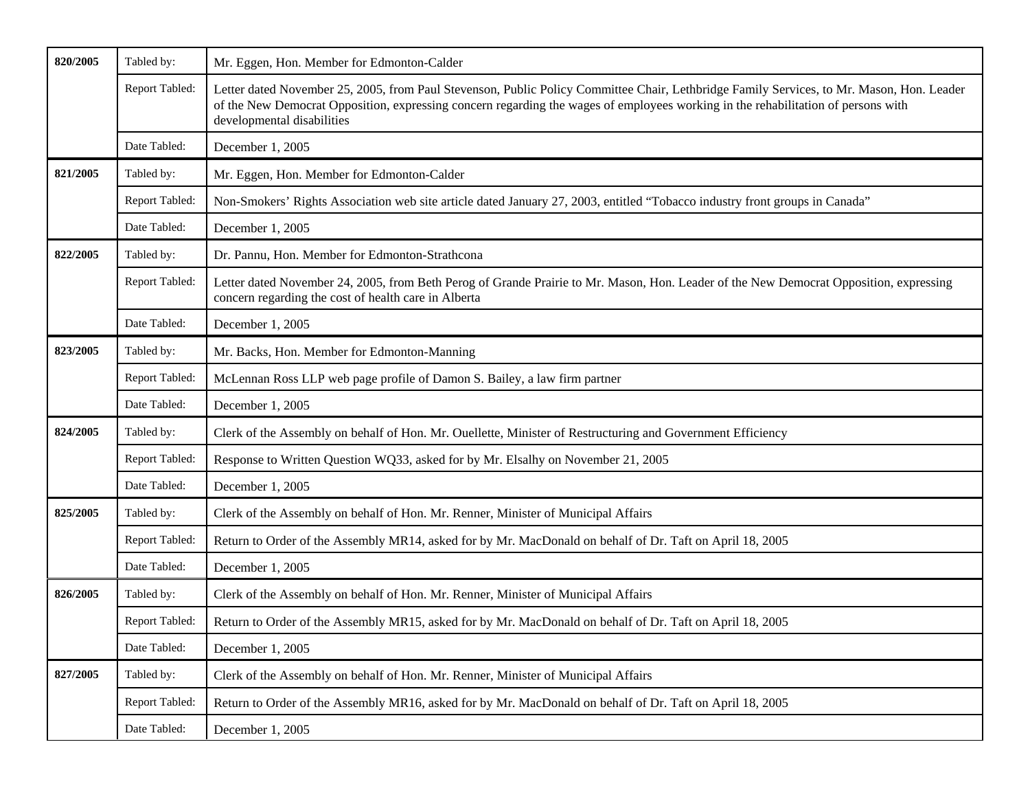| | | |
|---|---|---|
| **820/2005** | Tabled by: | Mr. Eggen, Hon. Member for Edmonton-Calder |
| | Report Tabled: | Letter dated November 25, 2005, from Paul Stevenson, Public Policy Committee Chair, Lethbridge Family Services, to Mr. Mason, Hon. Leader of the New Democrat Opposition, expressing concern regarding the wages of employees working in the rehabilitation of persons with developmental disabilities |
| | Date Tabled: | December 1, 2005 |
| **821/2005** | Tabled by: | Mr. Eggen, Hon. Member for Edmonton-Calder |
| | Report Tabled: | Non-Smokers' Rights Association web site article dated January 27, 2003, entitled "Tobacco industry front groups in Canada" |
| | Date Tabled: | December 1, 2005 |
| **822/2005** | Tabled by: | Dr. Pannu, Hon. Member for Edmonton-Strathcona |
| | Report Tabled: | Letter dated November 24, 2005, from Beth Perog of Grande Prairie to Mr. Mason, Hon. Leader of the New Democrat Opposition, expressing concern regarding the cost of health care in Alberta |
| | Date Tabled: | December 1, 2005 |
| **823/2005** | Tabled by: | Mr. Backs, Hon. Member for Edmonton-Manning |
| | Report Tabled: | McLennan Ross LLP web page profile of Damon S. Bailey, a law firm partner |
| | Date Tabled: | December 1, 2005 |
| **824/2005** | Tabled by: | Clerk of the Assembly on behalf of Hon. Mr. Ouellette, Minister of Restructuring and Government Efficiency |
| | Report Tabled: | Response to Written Question WQ33, asked for by Mr. Elsalhy on November 21, 2005 |
| | Date Tabled: | December 1, 2005 |
| **825/2005** | Tabled by: | Clerk of the Assembly on behalf of Hon. Mr. Renner, Minister of Municipal Affairs |
| | Report Tabled: | Return to Order of the Assembly MR14, asked for by Mr. MacDonald on behalf of Dr. Taft on April 18, 2005 |
| | Date Tabled: | December 1, 2005 |
| **826/2005** | Tabled by: | Clerk of the Assembly on behalf of Hon. Mr. Renner, Minister of Municipal Affairs |
| | Report Tabled: | Return to Order of the Assembly MR15, asked for by Mr. MacDonald on behalf of Dr. Taft on April 18, 2005 |
| | Date Tabled: | December 1, 2005 |
| **827/2005** | Tabled by: | Clerk of the Assembly on behalf of Hon. Mr. Renner, Minister of Municipal Affairs |
| | Report Tabled: | Return to Order of the Assembly MR16, asked for by Mr. MacDonald on behalf of Dr. Taft on April 18, 2005 |
| | Date Tabled: | December 1, 2005 |